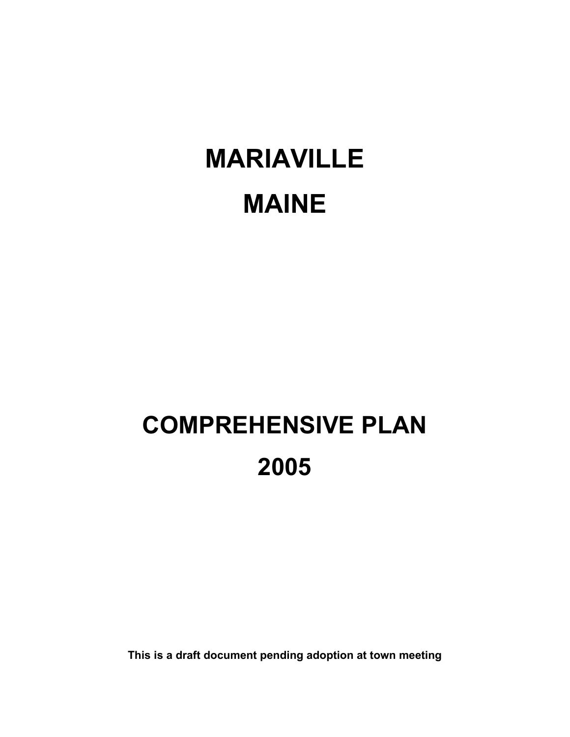# MARIAVILLE

# MAINE

# COMPREHENSIVE PLAN

# 2005

**This is a draft document pending adoption at town meeting**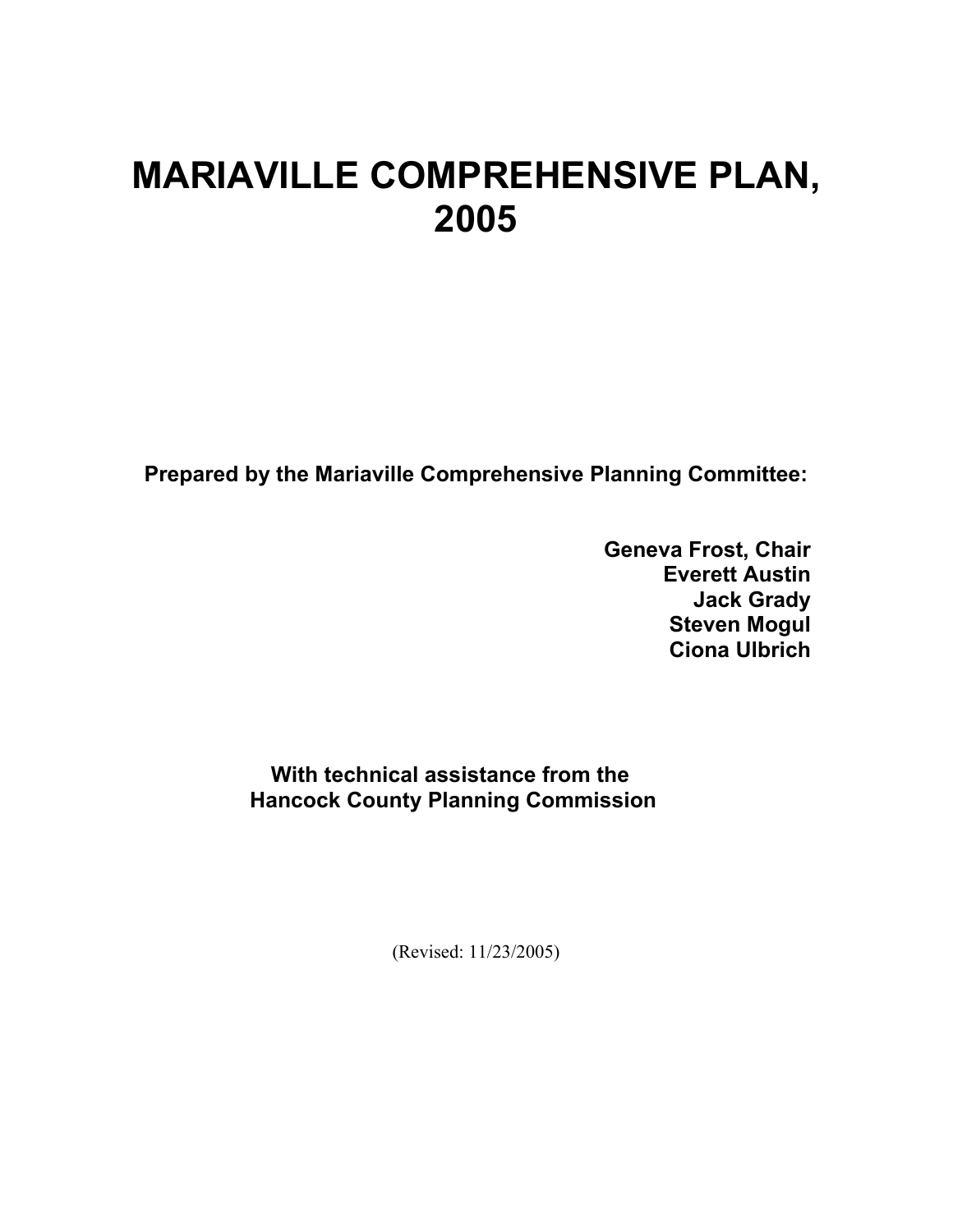# MARIAVILLE COMPREHENSIVE PLAN, 2005

**Prepared by the Mariaville Comprehensive Planning Committee:**

**Geneva Frost, Chair**
**Everett Austin**
**Jack Grady**
**Steven Mogul**
**Ciona Ulbrich**

**With technical assistance from the Hancock County Planning Commission**

(Revised: 11/23/2005)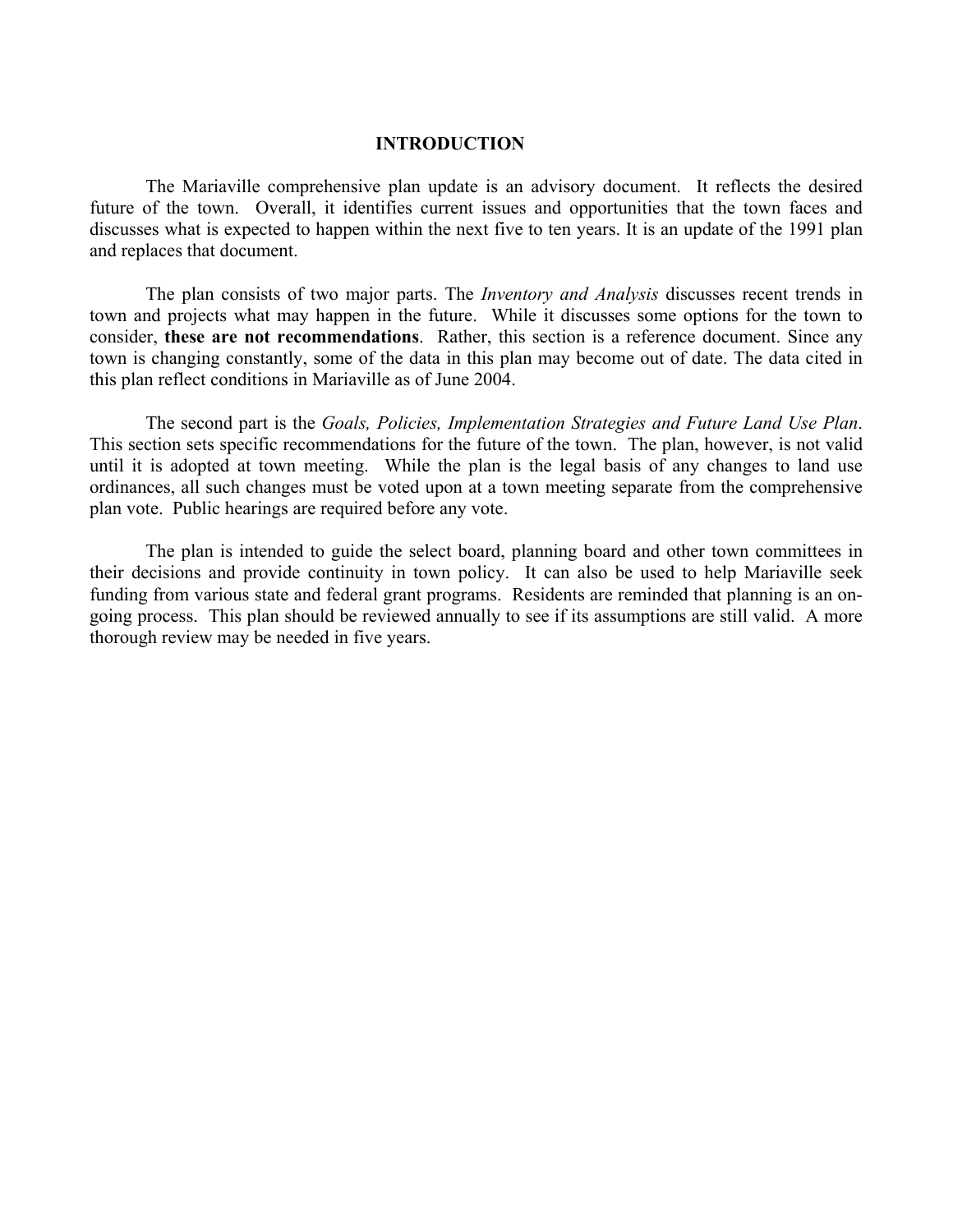# INTRODUCTION

The Mariaville comprehensive plan update is an advisory document. It reflects the desired future of the town. Overall, it identifies current issues and opportunities that the town faces and discusses what is expected to happen within the next five to ten years. It is an update of the 1991 plan and replaces that document.

The plan consists of two major parts. The *Inventory and Analysis* discusses recent trends in town and projects what may happen in the future. While it discusses some options for the town to consider, **these are not recommendations**. Rather, this section is a reference document. Since any town is changing constantly, some of the data in this plan may become out of date. The data cited in this plan reflect conditions in Mariaville as of June 2004.

The second part is the *Goals, Policies, Implementation Strategies and Future Land Use Plan*. This section sets specific recommendations for the future of the town. The plan, however, is not valid until it is adopted at town meeting. While the plan is the legal basis of any changes to land use ordinances, all such changes must be voted upon at a town meeting separate from the comprehensive plan vote. Public hearings are required before any vote.

The plan is intended to guide the select board, planning board and other town committees in their decisions and provide continuity in town policy. It can also be used to help Mariaville seek funding from various state and federal grant programs. Residents are reminded that planning is an on-going process. This plan should be reviewed annually to see if its assumptions are still valid. A more thorough review may be needed in five years.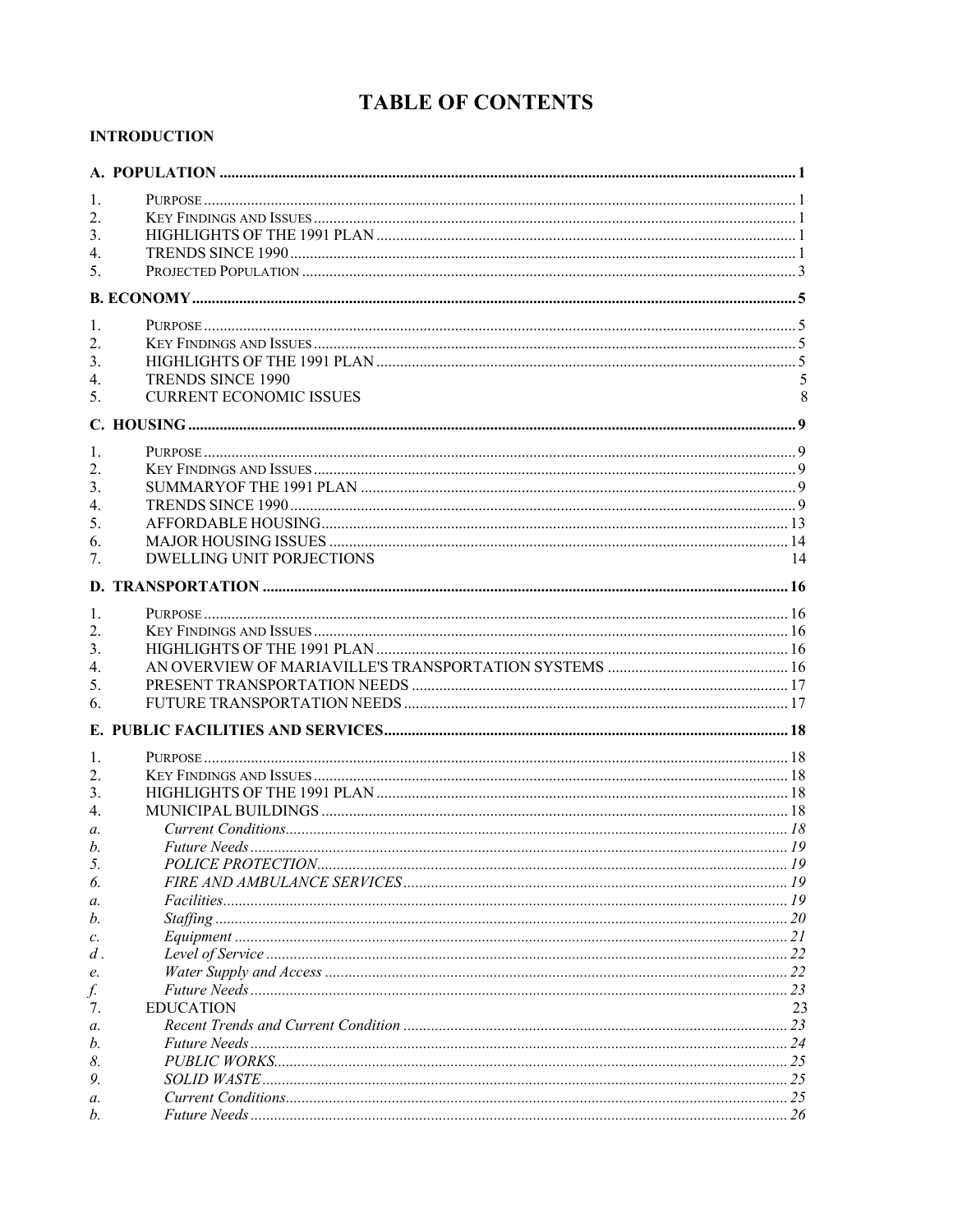# TABLE OF CONTENTS

**INTRODUCTION**

**A. POPULATION** .......... 1

1. Purpose .......... 1
2. Key Findings and Issues .......... 1
3. HIGHLIGHTS OF THE 1991 PLAN .......... 1
4. TRENDS SINCE 1990 .......... 1
5. Projected Population .......... 3

**B. ECONOMY** .......... 5

1. Purpose .......... 5
2. Key Findings and Issues .......... 5
3. HIGHLIGHTS OF THE 1991 PLAN .......... 5
4. TRENDS SINCE 1990 .......... 5
5. CURRENT ECONOMIC ISSUES .......... 8

**C. HOUSING** .......... 9

1. Purpose .......... 9
2. Key Findings and Issues .......... 9
3. SUMMARYOF THE 1991 PLAN .......... 9
4. TRENDS SINCE 1990 .......... 9
5. AFFORDABLE HOUSING .......... 13
6. MAJOR HOUSING ISSUES .......... 14
7. DWELLING UNIT PORJECTIONS .......... 14

**D. TRANSPORTATION** .......... 16

1. Purpose .......... 16
2. Key Findings and Issues .......... 16
3. HIGHLIGHTS OF THE 1991 PLAN .......... 16
4. AN OVERVIEW OF MARIAVILLE'S TRANSPORTATION SYSTEMS .......... 16
5. PRESENT TRANSPORTATION NEEDS .......... 17
6. FUTURE TRANSPORTATION NEEDS .......... 17

**E. PUBLIC FACILITIES AND SERVICES** .......... 18

1. Purpose .......... 18
2. Key Findings and Issues .......... 18
3. HIGHLIGHTS OF THE 1991 PLAN .......... 18
4. MUNICIPAL BUILDINGS .......... 18
   - a. *Current Conditions* .......... 18
   - b. *Future Needs* .......... 19
5. *POLICE PROTECTION* .......... 19
6. *FIRE AND AMBULANCE SERVICES* .......... 19
   - a. *Facilities* .......... 19
   - b. *Staffing* .......... 20
   - c. *Equipment* .......... 21
   - d. *Level of Service* .......... 22
   - e. *Water Supply and Access* .......... 22
   - f. *Future Needs* .......... 23
7. EDUCATION .......... 23
   - a. *Recent Trends and Current Condition* .......... 23
   - b. *Future Needs* .......... 24
8. *PUBLIC WORKS* .......... 25
9. *SOLID WASTE* .......... 25
   - a. *Current Conditions* .......... 25
   - b. *Future Needs* .......... 26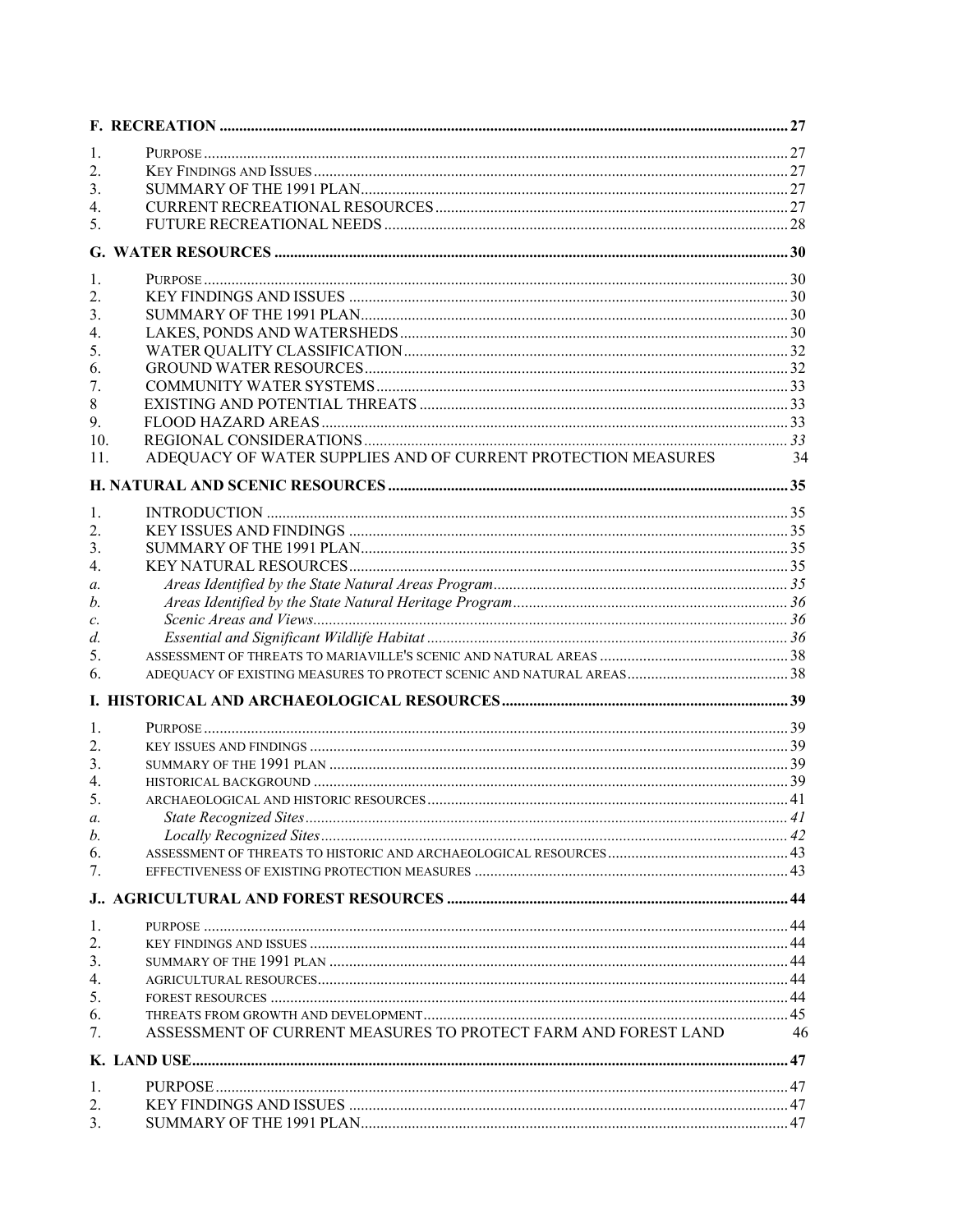**F. RECREATION** .......... 27

1. PURPOSE .......... 27
2. KEY FINDINGS AND ISSUES .......... 27
3. SUMMARY OF THE 1991 PLAN .......... 27
4. CURRENT RECREATIONAL RESOURCES .......... 27
5. FUTURE RECREATIONAL NEEDS .......... 28

**G. WATER RESOURCES** .......... 30

1. PURPOSE .......... 30
2. KEY FINDINGS AND ISSUES .......... 30
3. SUMMARY OF THE 1991 PLAN .......... 30
4. LAKES, PONDS AND WATERSHEDS .......... 30
5. WATER QUALITY CLASSIFICATION .......... 32
6. GROUND WATER RESOURCES .......... 32
7. COMMUNITY WATER SYSTEMS .......... 33
8. EXISTING AND POTENTIAL THREATS .......... 33
9. FLOOD HAZARD AREAS .......... 33
10. REGIONAL CONSIDERATIONS .......... *33*
11. ADEQUACY OF WATER SUPPLIES AND OF CURRENT PROTECTION MEASURES 34

**H. NATURAL AND SCENIC RESOURCES** .......... 35

1. INTRODUCTION .......... 35
2. KEY ISSUES AND FINDINGS .......... 35
3. SUMMARY OF THE 1991 PLAN .......... 35
4. KEY NATURAL RESOURCES .......... 35
   - *a. Areas Identified by the State Natural Areas Program* .......... *35*
   - *b. Areas Identified by the State Natural Heritage Program* .......... *36*
   - *c. Scenic Areas and Views* .......... *36*
   - *d. Essential and Significant Wildlife Habitat* .......... *36*
5. ASSESSMENT OF THREATS TO MARIAVILLE'S SCENIC AND NATURAL AREAS .......... 38
6. ADEQUACY OF EXISTING MEASURES TO PROTECT SCENIC AND NATURAL AREAS .......... 38

**I. HISTORICAL AND ARCHAEOLOGICAL RESOURCES** .......... 39

1. PURPOSE .......... 39
2. KEY ISSUES AND FINDINGS .......... 39
3. SUMMARY OF THE 1991 PLAN .......... 39
4. HISTORICAL BACKGROUND .......... 39
5. ARCHAEOLOGICAL AND HISTORIC RESOURCES .......... 41
   - *a. State Recognized Sites* .......... *41*
   - *b. Locally Recognized Sites* .......... *42*
6. ASSESSMENT OF THREATS TO HISTORIC AND ARCHAEOLOGICAL RESOURCES .......... 43
7. EFFECTIVENESS OF EXISTING PROTECTION MEASURES .......... 43

**J.. AGRICULTURAL AND FOREST RESOURCES** .......... 44

1. PURPOSE .......... 44
2. KEY FINDINGS AND ISSUES .......... 44
3. SUMMARY OF THE 1991 PLAN .......... 44
4. AGRICULTURAL RESOURCES .......... 44
5. FOREST RESOURCES .......... 44
6. THREATS FROM GROWTH AND DEVELOPMENT .......... 45
7. ASSESSMENT OF CURRENT MEASURES TO PROTECT FARM AND FOREST LAND 46

**K. LAND USE** .......... 47

1. PURPOSE .......... 47
2. KEY FINDINGS AND ISSUES .......... 47
3. SUMMARY OF THE 1991 PLAN .......... 47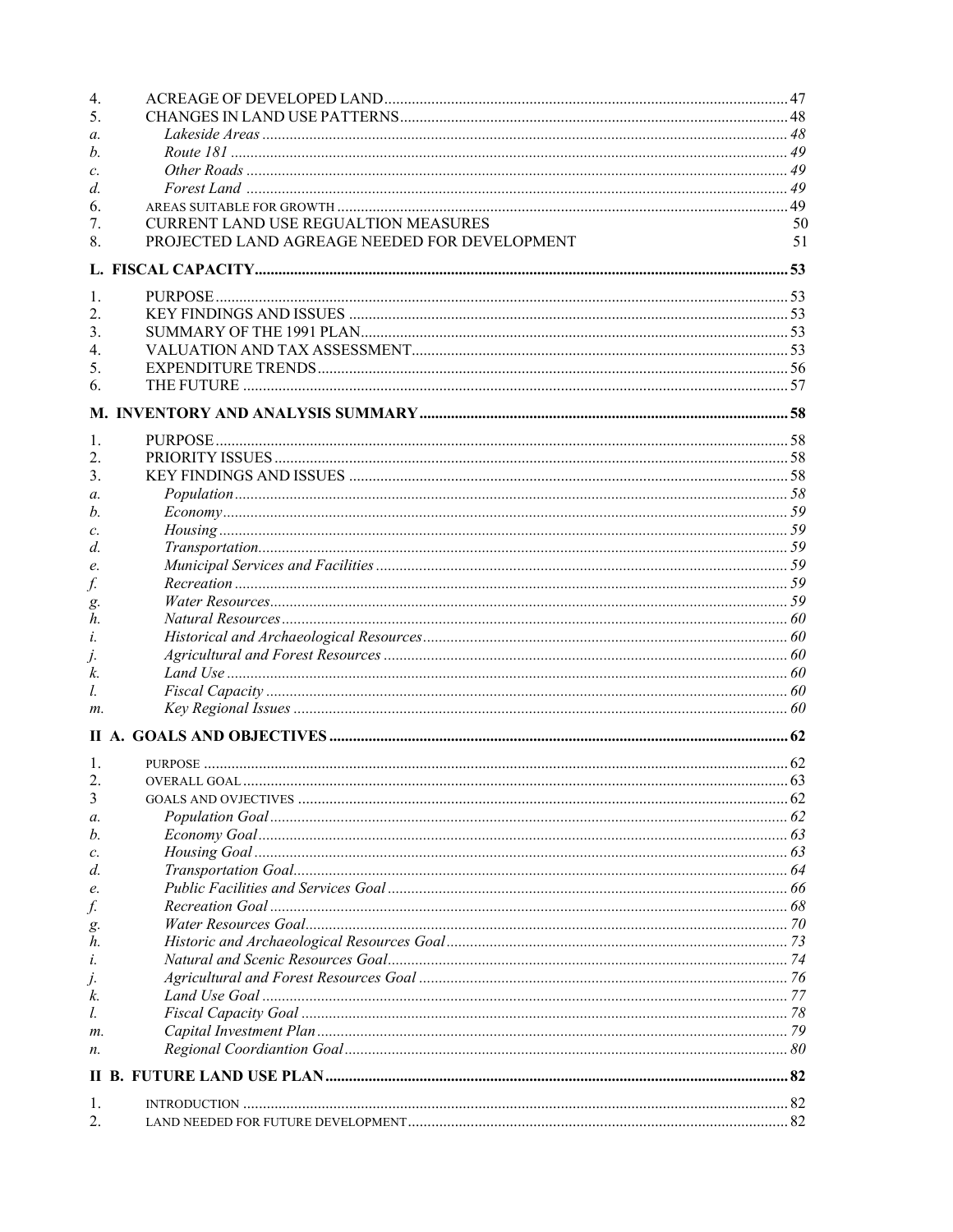| | | |
|---|---|---|
| 4. | ACREAGE OF DEVELOPED LAND | 47 |
| 5. | CHANGES IN LAND USE PATTERNS | 48 |
| *a.* | *Lakeside Areas* | *48* |
| *b.* | *Route 181* | *49* |
| *c.* | *Other Roads* | *49* |
| *d.* | *Forest Land* | *49* |
| 6. | AREAS SUITABLE FOR GROWTH | 49 |
| 7. | CURRENT LAND USE REGUALTION MEASURES | 50 |
| 8. | PROJECTED LAND AGREAGE NEEDED FOR DEVELOPMENT | 51 |

**L. FISCAL CAPACITY ...... 53**

| | | |
|---|---|---|
| 1. | PURPOSE | 53 |
| 2. | KEY FINDINGS AND ISSUES | 53 |
| 3. | SUMMARY OF THE 1991 PLAN | 53 |
| 4. | VALUATION AND TAX ASSESSMENT | 53 |
| 5. | EXPENDITURE TRENDS | 56 |
| 6. | THE FUTURE | 57 |

**M. INVENTORY AND ANALYSIS SUMMARY ...... 58**

| | | |
|---|---|---|
| 1. | PURPOSE | 58 |
| 2. | PRIORITY ISSUES | 58 |
| 3. | KEY FINDINGS AND ISSUES | 58 |
| *a.* | *Population* | *58* |
| *b.* | *Economy* | *59* |
| *c.* | *Housing* | *59* |
| *d.* | *Transportation* | *59* |
| *e.* | *Municipal Services and Facilities* | *59* |
| *f.* | *Recreation* | *59* |
| *g.* | *Water Resources* | *59* |
| *h.* | *Natural Resources* | *60* |
| *i.* | *Historical and Archaeological Resources* | *60* |
| *j.* | *Agricultural and Forest Resources* | *60* |
| *k.* | *Land Use* | *60* |
| *l.* | *Fiscal Capacity* | *60* |
| *m.* | *Key Regional Issues* | *60* |

**II A. GOALS AND OBJECTIVES ...... 62**

| | | |
|---|---|---|
| 1. | PURPOSE | 62 |
| 2. | OVERALL GOAL | 63 |
| 3 | GOALS AND OVJECTIVES | 62 |
| *a.* | *Population Goal* | *62* |
| *b.* | *Economy Goal* | *63* |
| *c.* | *Housing Goal* | *63* |
| *d.* | *Transportation Goal* | *64* |
| *e.* | *Public Facilities and Services Goal* | *66* |
| *f.* | *Recreation Goal* | *68* |
| *g.* | *Water Resources Goal* | *70* |
| *h.* | *Historic and Archaeological Resources Goal* | *73* |
| *i.* | *Natural and Scenic Resources Goal* | *74* |
| *j.* | *Agricultural and Forest Resources Goal* | *76* |
| *k.* | *Land Use Goal* | *77* |
| *l.* | *Fiscal Capacity Goal* | *78* |
| *m.* | *Capital Investment Plan* | *79* |
| *n.* | *Regional Coordiantion Goal* | *80* |

**II B. FUTURE LAND USE PLAN ...... 82**

| | | |
|---|---|---|
| 1. | INTRODUCTION | 82 |
| 2. | LAND NEEDED FOR FUTURE DEVELOPMENT | 82 |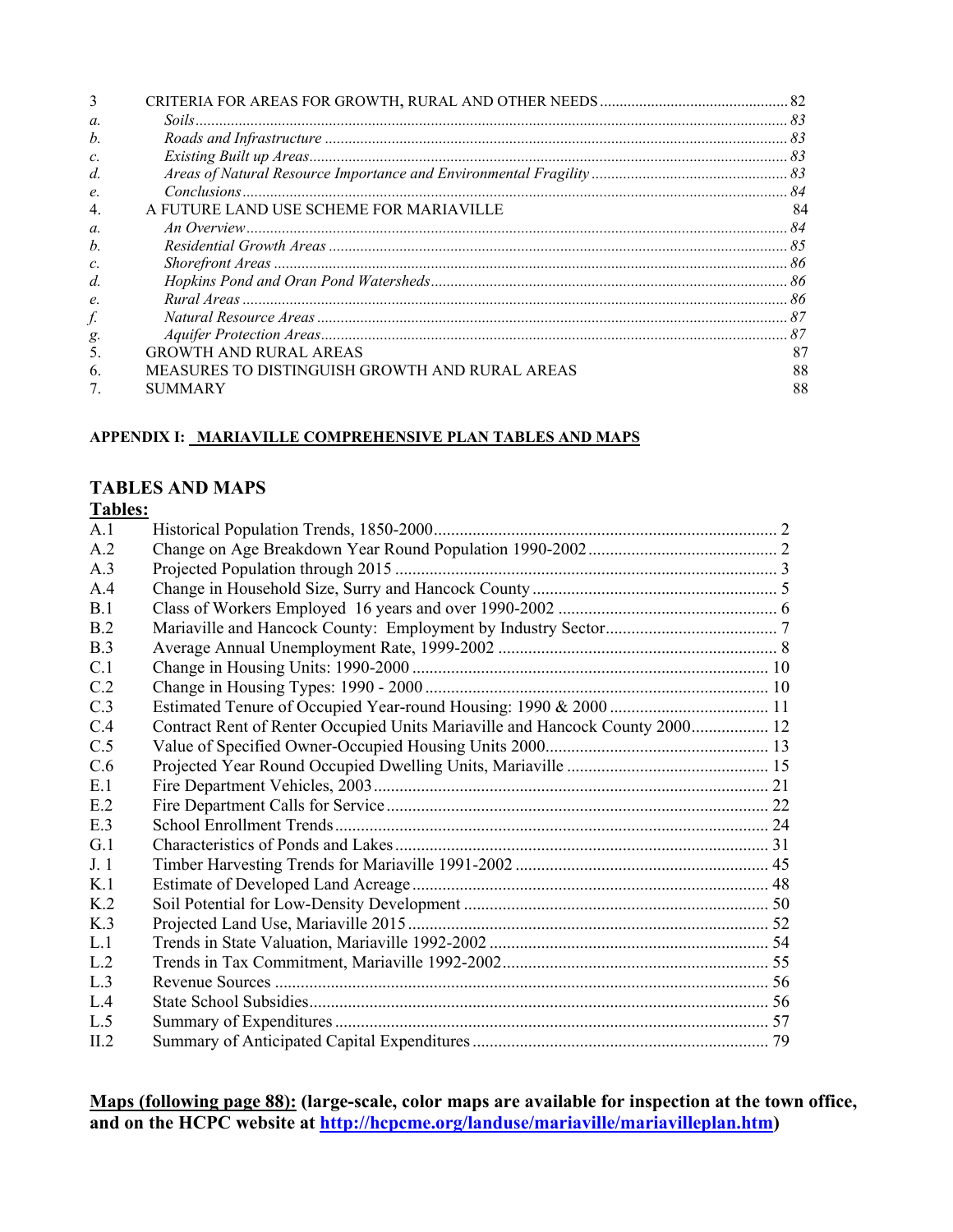| | | |
|---|---|---|
| 3 | CRITERIA FOR AREAS FOR GROWTH, RURAL AND OTHER NEEDS | 82 |
| *a.* | *Soils* | *83* |
| *b.* | *Roads and Infrastructure* | *83* |
| *c.* | *Existing Built up Areas* | *83* |
| *d.* | *Areas of Natural Resource Importance and Environmental Fragility* | *83* |
| *e.* | *Conclusions* | *84* |
| 4. | A FUTURE LAND USE SCHEME FOR MARIAVILLE | 84 |
| *a.* | *An Overview* | *84* |
| *b.* | *Residential Growth Areas* | *85* |
| *c.* | *Shorefront Areas* | *86* |
| *d.* | *Hopkins Pond and Oran Pond Watersheds* | *86* |
| *e.* | *Rural Areas* | *86* |
| *f.* | *Natural Resource Areas* | *87* |
| *g.* | *Aquifer Protection Areas* | *87* |
| 5. | GROWTH AND RURAL AREAS | 87 |
| 6. | MEASURES TO DISTINGUISH GROWTH AND RURAL AREAS | 88 |
| 7. | SUMMARY | 88 |

**APPENDIX I: MARIAVILLE COMPREHENSIVE PLAN TABLES AND MAPS**

## TABLES AND MAPS

**Tables:**

| | | |
|---|---|---|
| A.1 | Historical Population Trends, 1850-2000 | 2 |
| A.2 | Change on Age Breakdown Year Round Population 1990-2002 | 2 |
| A.3 | Projected Population through 2015 | 3 |
| A.4 | Change in Household Size, Surry and Hancock County | 5 |
| B.1 | Class of Workers Employed 16 years and over 1990-2002 | 6 |
| B.2 | Mariaville and Hancock County: Employment by Industry Sector | 7 |
| B.3 | Average Annual Unemployment Rate, 1999-2002 | 8 |
| C.1 | Change in Housing Units: 1990-2000 | 10 |
| C.2 | Change in Housing Types: 1990 - 2000 | 10 |
| C.3 | Estimated Tenure of Occupied Year-round Housing: 1990 & 2000 | 11 |
| C.4 | Contract Rent of Renter Occupied Units Mariaville and Hancock County 2000 | 12 |
| C.5 | Value of Specified Owner-Occupied Housing Units 2000 | 13 |
| C.6 | Projected Year Round Occupied Dwelling Units, Mariaville | 15 |
| E.1 | Fire Department Vehicles, 2003 | 21 |
| E.2 | Fire Department Calls for Service | 22 |
| E.3 | School Enrollment Trends | 24 |
| G.1 | Characteristics of Ponds and Lakes | 31 |
| J. 1 | Timber Harvesting Trends for Mariaville 1991-2002 | 45 |
| K.1 | Estimate of Developed Land Acreage | 48 |
| K.2 | Soil Potential for Low-Density Development | 50 |
| K.3 | Projected Land Use, Mariaville 2015 | 52 |
| L.1 | Trends in State Valuation, Mariaville 1992-2002 | 54 |
| L.2 | Trends in Tax Commitment, Mariaville 1992-2002 | 55 |
| L.3 | Revenue Sources | 56 |
| L.4 | State School Subsidies | 56 |
| L.5 | Summary of Expenditures | 57 |
| II.2 | Summary of Anticipated Capital Expenditures | 79 |

**Maps (following page 88): (large-scale, color maps are available for inspection at the town office, and on the HCPC website at http://hcpcme.org/landuse/mariaville/mariavilleplan.htm)**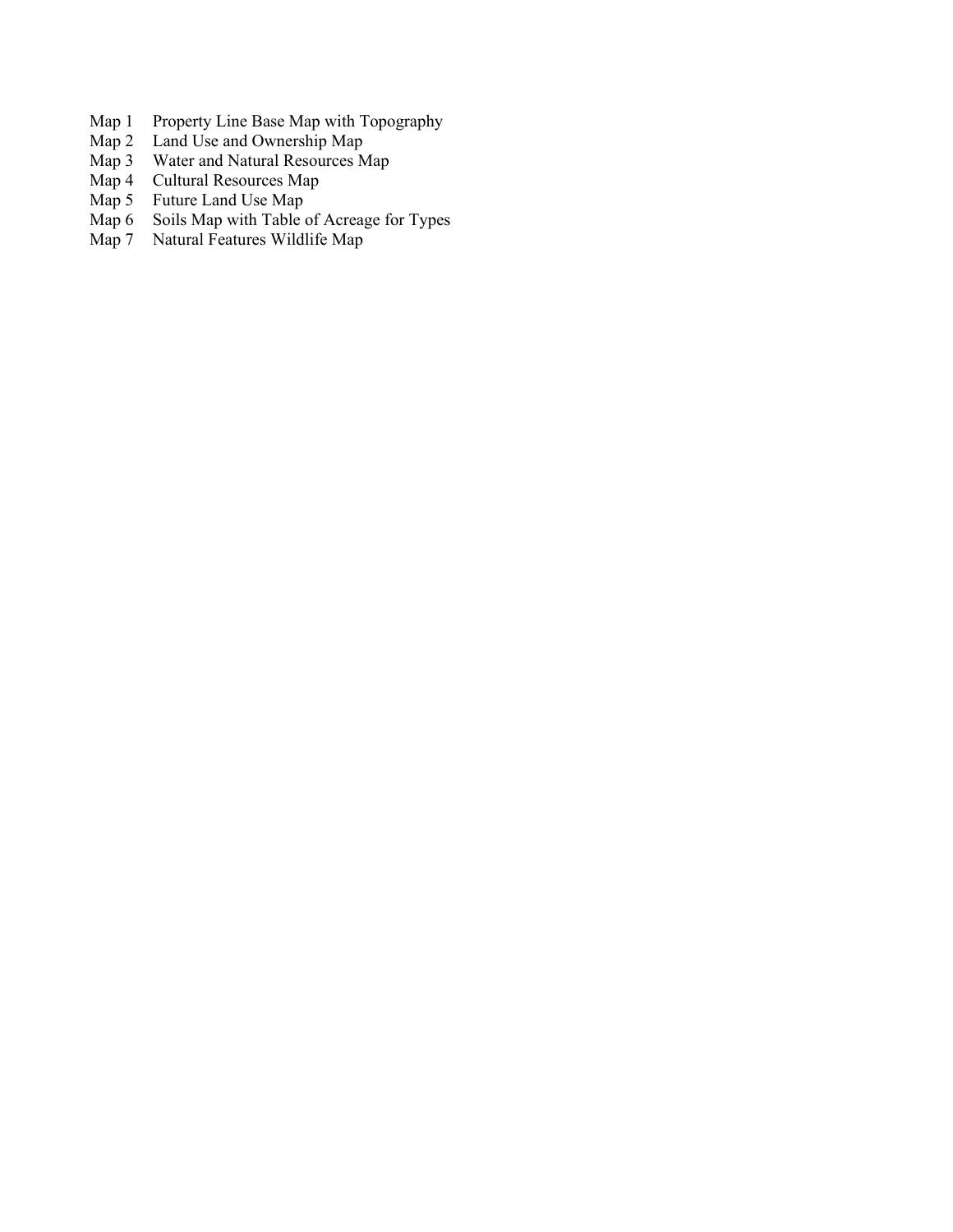Map 1 Property Line Base Map with Topography
Map 2 Land Use and Ownership Map
Map 3 Water and Natural Resources Map
Map 4 Cultural Resources Map
Map 5 Future Land Use Map
Map 6 Soils Map with Table of Acreage for Types
Map 7 Natural Features Wildlife Map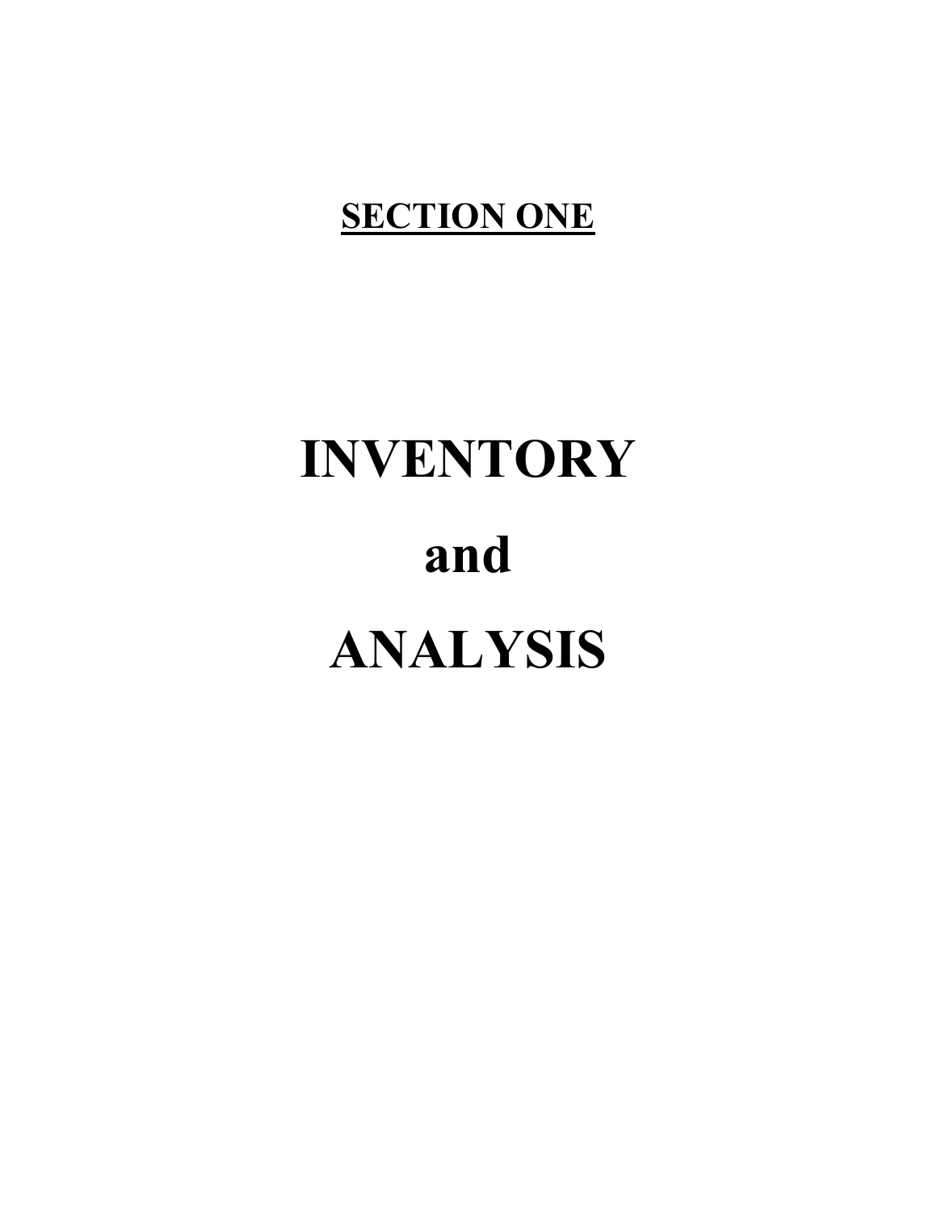**SECTION ONE**

# INVENTORY

# and

# ANALYSIS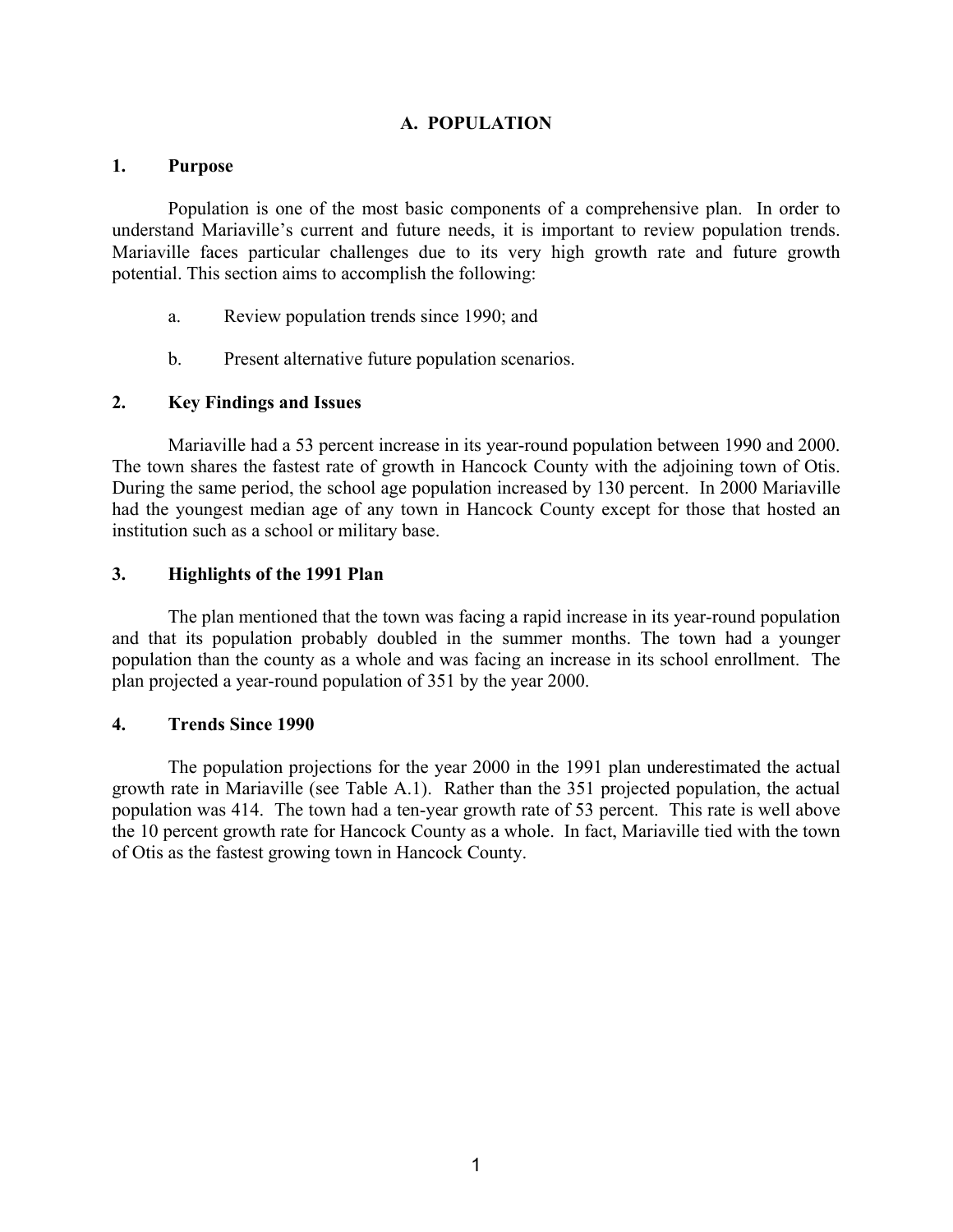## A. POPULATION

### 1. Purpose

Population is one of the most basic components of a comprehensive plan. In order to understand Mariaville's current and future needs, it is important to review population trends. Mariaville faces particular challenges due to its very high growth rate and future growth potential. This section aims to accomplish the following:

a. Review population trends since 1990; and

b. Present alternative future population scenarios.

### 2. Key Findings and Issues

Mariaville had a 53 percent increase in its year-round population between 1990 and 2000. The town shares the fastest rate of growth in Hancock County with the adjoining town of Otis. During the same period, the school age population increased by 130 percent. In 2000 Mariaville had the youngest median age of any town in Hancock County except for those that hosted an institution such as a school or military base.

### 3. Highlights of the 1991 Plan

The plan mentioned that the town was facing a rapid increase in its year-round population and that its population probably doubled in the summer months. The town had a younger population than the county as a whole and was facing an increase in its school enrollment. The plan projected a year-round population of 351 by the year 2000.

### 4. Trends Since 1990

The population projections for the year 2000 in the 1991 plan underestimated the actual growth rate in Mariaville (see Table A.1). Rather than the 351 projected population, the actual population was 414. The town had a ten-year growth rate of 53 percent. This rate is well above the 10 percent growth rate for Hancock County as a whole. In fact, Mariaville tied with the town of Otis as the fastest growing town in Hancock County.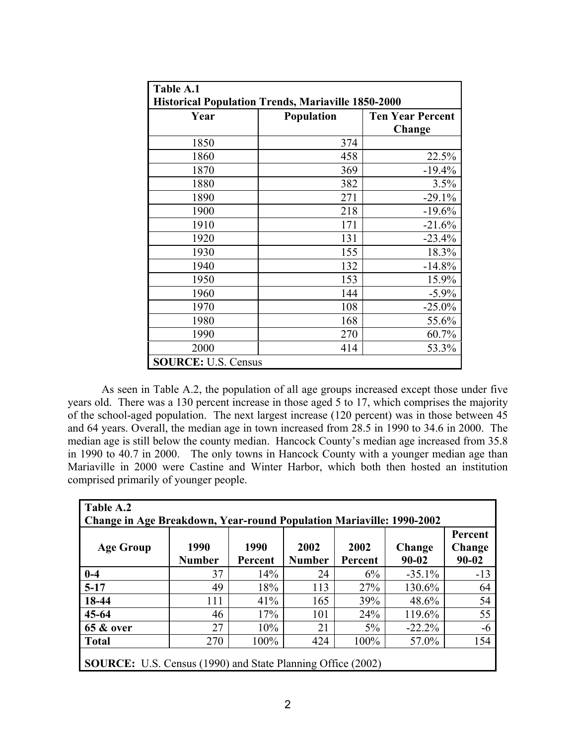| Table A.1 Historical Population Trends, Mariaville 1850-2000 | | |
|---|---|---|
| **Year** | **Population** | **Ten Year Percent Change** |
| 1850 | 374 | |
| 1860 | 458 | 22.5% |
| 1870 | 369 | -19.4% |
| 1880 | 382 | 3.5% |
| 1890 | 271 | -29.1% |
| 1900 | 218 | -19.6% |
| 1910 | 171 | -21.6% |
| 1920 | 131 | -23.4% |
| 1930 | 155 | 18.3% |
| 1940 | 132 | -14.8% |
| 1950 | 153 | 15.9% |
| 1960 | 144 | -5.9% |
| 1970 | 108 | -25.0% |
| 1980 | 168 | 55.6% |
| 1990 | 270 | 60.7% |
| 2000 | 414 | 53.3% |
| **SOURCE:** U.S. Census | | |

As seen in Table A.2, the population of all age groups increased except those under five years old. There was a 130 percent increase in those aged 5 to 17, which comprises the majority of the school-aged population. The next largest increase (120 percent) was in those between 45 and 64 years. Overall, the median age in town increased from 28.5 in 1990 to 34.6 in 2000. The median age is still below the county median. Hancock County's median age increased from 35.8 in 1990 to 40.7 in 2000. The only towns in Hancock County with a younger median age than Mariaville in 2000 were Castine and Winter Harbor, which both then hosted an institution comprised primarily of younger people.

| Table A.2 Change in Age Breakdown, Year-round Population Mariaville: 1990-2002 | | | | | | |
|---|---|---|---|---|---|---|
| **Age Group** | **1990 Number** | **1990 Percent** | **2002 Number** | **2002 Percent** | **Change 90-02** | **Percent Change 90-02** |
| **0-4** | 37 | 14% | 24 | 6% | -35.1% | -13 |
| **5-17** | 49 | 18% | 113 | 27% | 130.6% | 64 |
| **18-44** | 111 | 41% | 165 | 39% | 48.6% | 54 |
| **45-64** | 46 | 17% | 101 | 24% | 119.6% | 55 |
| **65 & over** | 27 | 10% | 21 | 5% | -22.2% | -6 |
| **Total** | 270 | 100% | 424 | 100% | 57.0% | 154 |
| **SOURCE:** U.S. Census (1990) and State Planning Office (2002) | | | | | | |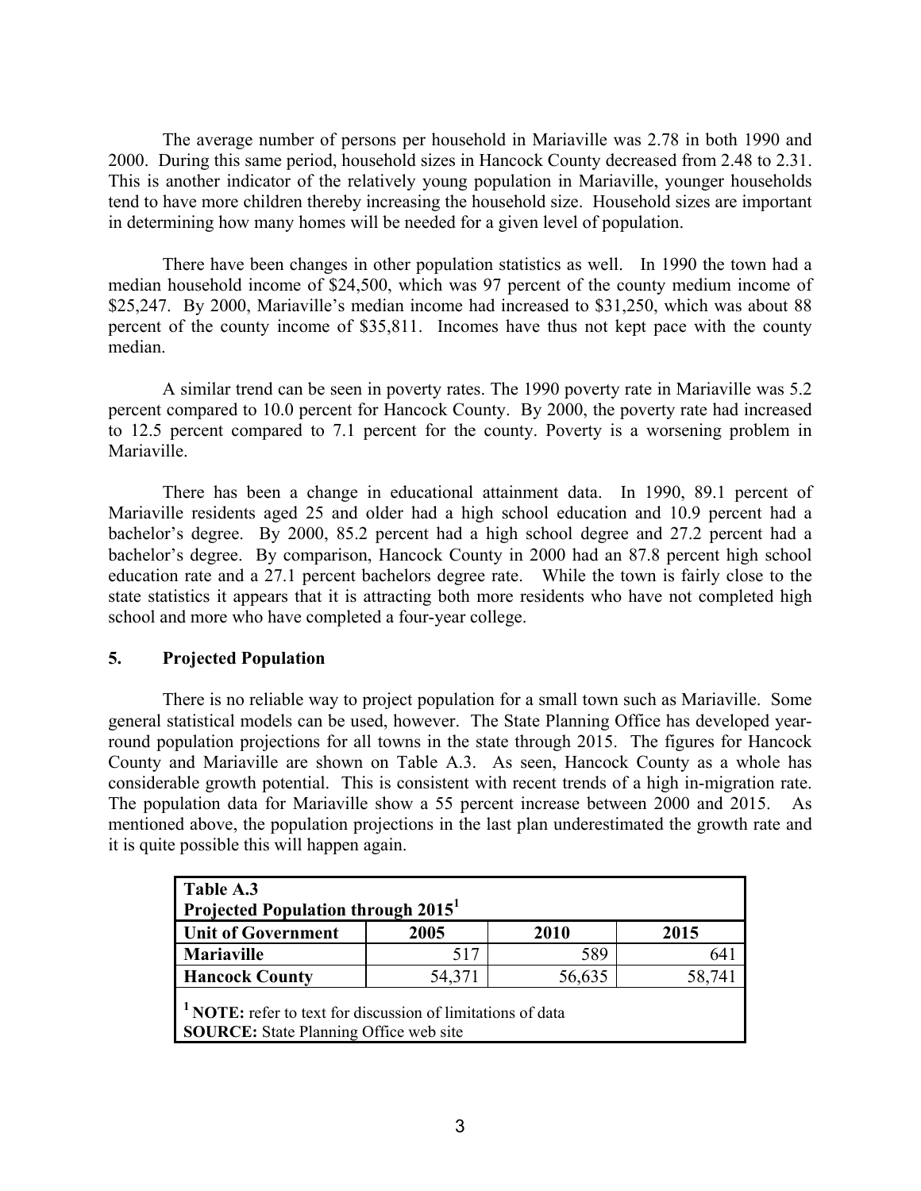The average number of persons per household in Mariaville was 2.78 in both 1990 and 2000. During this same period, household sizes in Hancock County decreased from 2.48 to 2.31. This is another indicator of the relatively young population in Mariaville, younger households tend to have more children thereby increasing the household size. Household sizes are important in determining how many homes will be needed for a given level of population.

There have been changes in other population statistics as well. In 1990 the town had a median household income of $24,500, which was 97 percent of the county medium income of $25,247. By 2000, Mariaville's median income had increased to $31,250, which was about 88 percent of the county income of $35,811. Incomes have thus not kept pace with the county median.

A similar trend can be seen in poverty rates. The 1990 poverty rate in Mariaville was 5.2 percent compared to 10.0 percent for Hancock County. By 2000, the poverty rate had increased to 12.5 percent compared to 7.1 percent for the county. Poverty is a worsening problem in Mariaville.

There has been a change in educational attainment data. In 1990, 89.1 percent of Mariaville residents aged 25 and older had a high school education and 10.9 percent had a bachelor's degree. By 2000, 85.2 percent had a high school degree and 27.2 percent had a bachelor's degree. By comparison, Hancock County in 2000 had an 87.8 percent high school education rate and a 27.1 percent bachelors degree rate. While the town is fairly close to the state statistics it appears that it is attracting both more residents who have not completed high school and more who have completed a four-year college.

## 5. Projected Population

There is no reliable way to project population for a small town such as Mariaville. Some general statistical models can be used, however. The State Planning Office has developed year-round population projections for all towns in the state through 2015. The figures for Hancock County and Mariaville are shown on Table A.3. As seen, Hancock County as a whole has considerable growth potential. This is consistent with recent trends of a high in-migration rate. The population data for Mariaville show a 55 percent increase between 2000 and 2015. As mentioned above, the population projections in the last plan underestimated the growth rate and it is quite possible this will happen again.

**Table A.3**
**Projected Population through 2015[1]**

| Unit of Government | 2005 | 2010 | 2015 |
|---|---|---|---|
| **Mariaville** | 517 | 589 | 641 |
| **Hancock County** | 54,371 | 56,635 | 58,741 |

[1] **NOTE:** refer to text for discussion of limitations of data
**SOURCE:** State Planning Office web site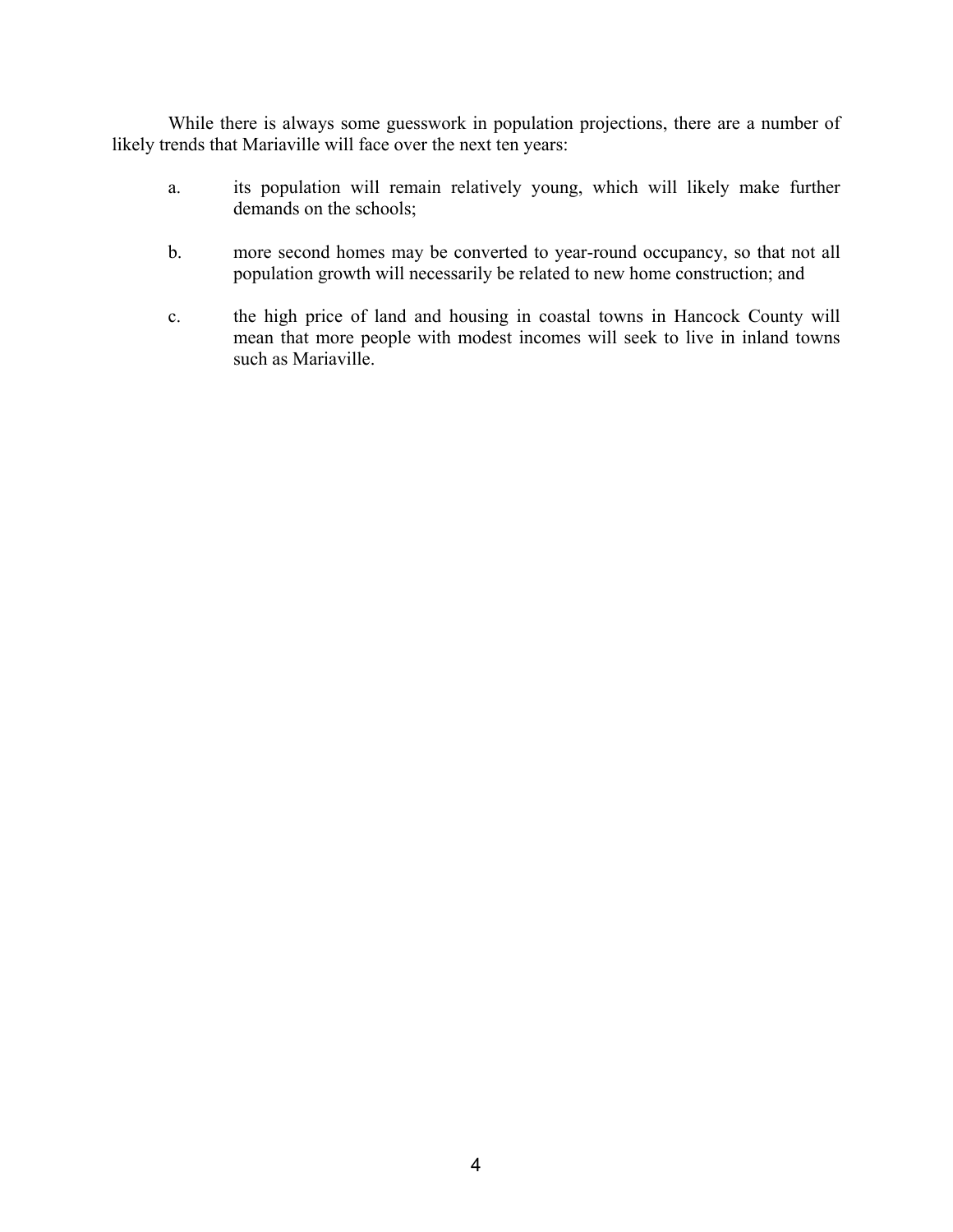While there is always some guesswork in population projections, there are a number of likely trends that Mariaville will face over the next ten years:

a. its population will remain relatively young, which will likely make further demands on the schools;

b. more second homes may be converted to year-round occupancy, so that not all population growth will necessarily be related to new home construction; and

c. the high price of land and housing in coastal towns in Hancock County will mean that more people with modest incomes will seek to live in inland towns such as Mariaville.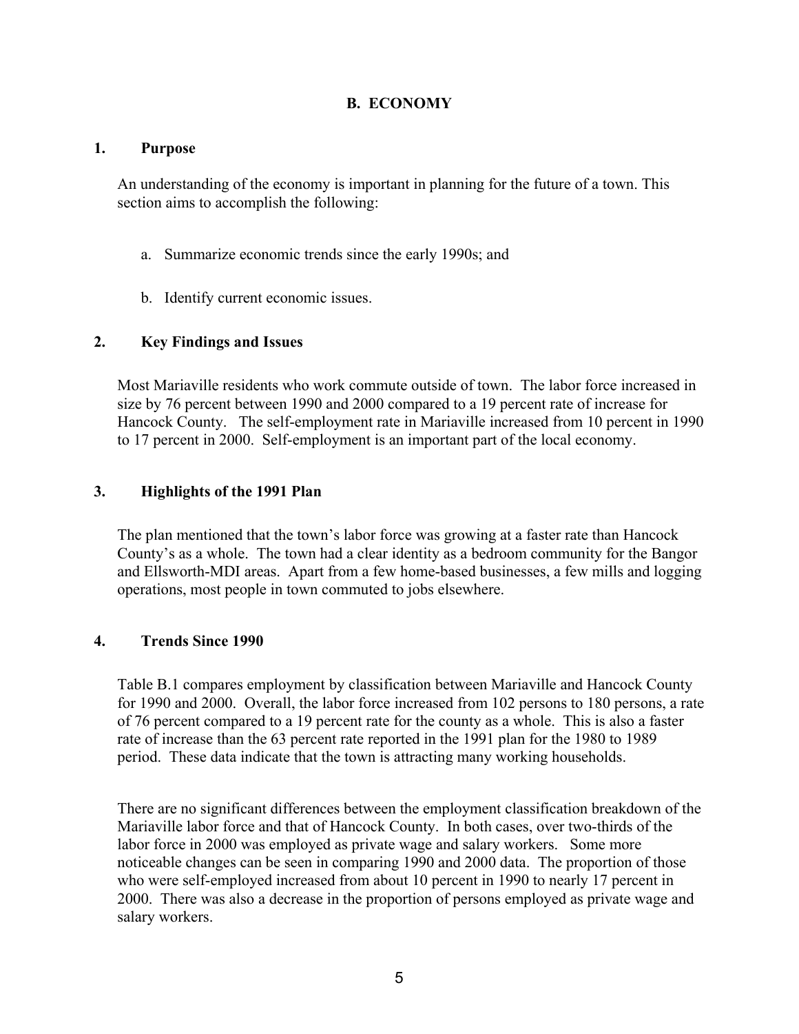## B. ECONOMY

### 1. Purpose

An understanding of the economy is important in planning for the future of a town. This section aims to accomplish the following:

a. Summarize economic trends since the early 1990s; and

b. Identify current economic issues.

### 2. Key Findings and Issues

Most Mariaville residents who work commute outside of town. The labor force increased in size by 76 percent between 1990 and 2000 compared to a 19 percent rate of increase for Hancock County. The self-employment rate in Mariaville increased from 10 percent in 1990 to 17 percent in 2000. Self-employment is an important part of the local economy.

### 3. Highlights of the 1991 Plan

The plan mentioned that the town's labor force was growing at a faster rate than Hancock County's as a whole. The town had a clear identity as a bedroom community for the Bangor and Ellsworth-MDI areas. Apart from a few home-based businesses, a few mills and logging operations, most people in town commuted to jobs elsewhere.

### 4. Trends Since 1990

Table B.1 compares employment by classification between Mariaville and Hancock County for 1990 and 2000. Overall, the labor force increased from 102 persons to 180 persons, a rate of 76 percent compared to a 19 percent rate for the county as a whole. This is also a faster rate of increase than the 63 percent rate reported in the 1991 plan for the 1980 to 1989 period. These data indicate that the town is attracting many working households.

There are no significant differences between the employment classification breakdown of the Mariaville labor force and that of Hancock County. In both cases, over two-thirds of the labor force in 2000 was employed as private wage and salary workers. Some more noticeable changes can be seen in comparing 1990 and 2000 data. The proportion of those who were self-employed increased from about 10 percent in 1990 to nearly 17 percent in 2000. There was also a decrease in the proportion of persons employed as private wage and salary workers.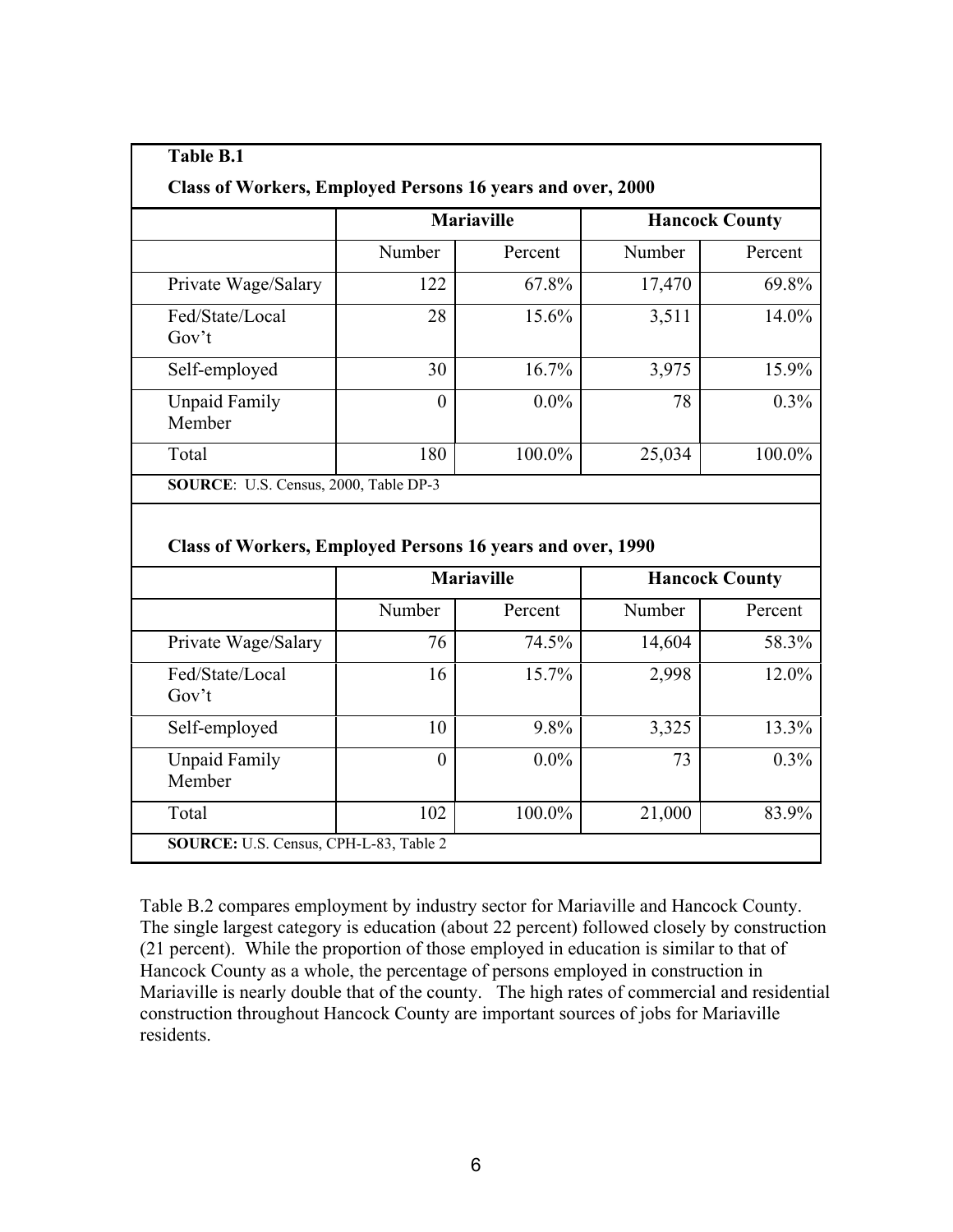**Table B.1**

**Class of Workers, Employed Persons 16 years and over, 2000**

| | Mariaville | | Hancock County | |
|---|---|---|---|---|
| | Number | Percent | Number | Percent |
| Private Wage/Salary | 122 | 67.8% | 17,470 | 69.8% |
| Fed/State/Local Gov't | 28 | 15.6% | 3,511 | 14.0% |
| Self-employed | 30 | 16.7% | 3,975 | 15.9% |
| Unpaid Family Member | 0 | 0.0% | 78 | 0.3% |
| Total | 180 | 100.0% | 25,034 | 100.0% |

**SOURCE**: U.S. Census, 2000, Table DP-3

**Class of Workers, Employed Persons 16 years and over, 1990**

| | Mariaville | | Hancock County | |
|---|---|---|---|---|
| | Number | Percent | Number | Percent |
| Private Wage/Salary | 76 | 74.5% | 14,604 | 58.3% |
| Fed/State/Local Gov't | 16 | 15.7% | 2,998 | 12.0% |
| Self-employed | 10 | 9.8% | 3,325 | 13.3% |
| Unpaid Family Member | 0 | 0.0% | 73 | 0.3% |
| Total | 102 | 100.0% | 21,000 | 83.9% |

**SOURCE:** U.S. Census, CPH-L-83, Table 2

Table B.2 compares employment by industry sector for Mariaville and Hancock County. The single largest category is education (about 22 percent) followed closely by construction (21 percent). While the proportion of those employed in education is similar to that of Hancock County as a whole, the percentage of persons employed in construction in Mariaville is nearly double that of the county. The high rates of commercial and residential construction throughout Hancock County are important sources of jobs for Mariaville residents.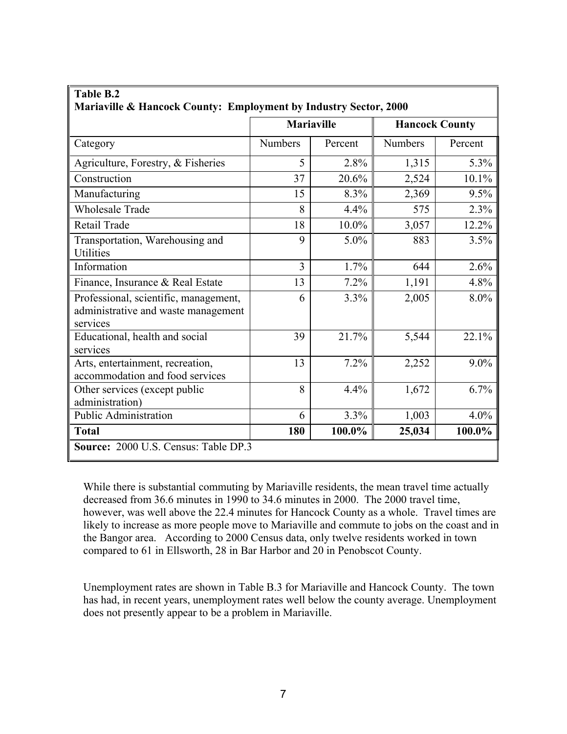**Table B.2**
**Mariaville & Hancock County: Employment by Industry Sector, 2000**

| | Mariaville | | Hancock County | |
|---|---|---|---|---|
| Category | Numbers | Percent | Numbers | Percent |
| Agriculture, Forestry, & Fisheries | 5 | 2.8% | 1,315 | 5.3% |
| Construction | 37 | 20.6% | 2,524 | 10.1% |
| Manufacturing | 15 | 8.3% | 2,369 | 9.5% |
| Wholesale Trade | 8 | 4.4% | 575 | 2.3% |
| Retail Trade | 18 | 10.0% | 3,057 | 12.2% |
| Transportation, Warehousing and Utilities | 9 | 5.0% | 883 | 3.5% |
| Information | 3 | 1.7% | 644 | 2.6% |
| Finance, Insurance & Real Estate | 13 | 7.2% | 1,191 | 4.8% |
| Professional, scientific, management, administrative and waste management services | 6 | 3.3% | 2,005 | 8.0% |
| Educational, health and social services | 39 | 21.7% | 5,544 | 22.1% |
| Arts, entertainment, recreation, accommodation and food services | 13 | 7.2% | 2,252 | 9.0% |
| Other services (except public administration) | 8 | 4.4% | 1,672 | 6.7% |
| Public Administration | 6 | 3.3% | 1,003 | 4.0% |
| **Total** | **180** | **100.0%** | **25,034** | **100.0%** |

**Source:** 2000 U.S. Census: Table DP.3

While there is substantial commuting by Mariaville residents, the mean travel time actually decreased from 36.6 minutes in 1990 to 34.6 minutes in 2000. The 2000 travel time, however, was well above the 22.4 minutes for Hancock County as a whole. Travel times are likely to increase as more people move to Mariaville and commute to jobs on the coast and in the Bangor area. According to 2000 Census data, only twelve residents worked in town compared to 61 in Ellsworth, 28 in Bar Harbor and 20 in Penobscot County.

Unemployment rates are shown in Table B.3 for Mariaville and Hancock County. The town has had, in recent years, unemployment rates well below the county average. Unemployment does not presently appear to be a problem in Mariaville.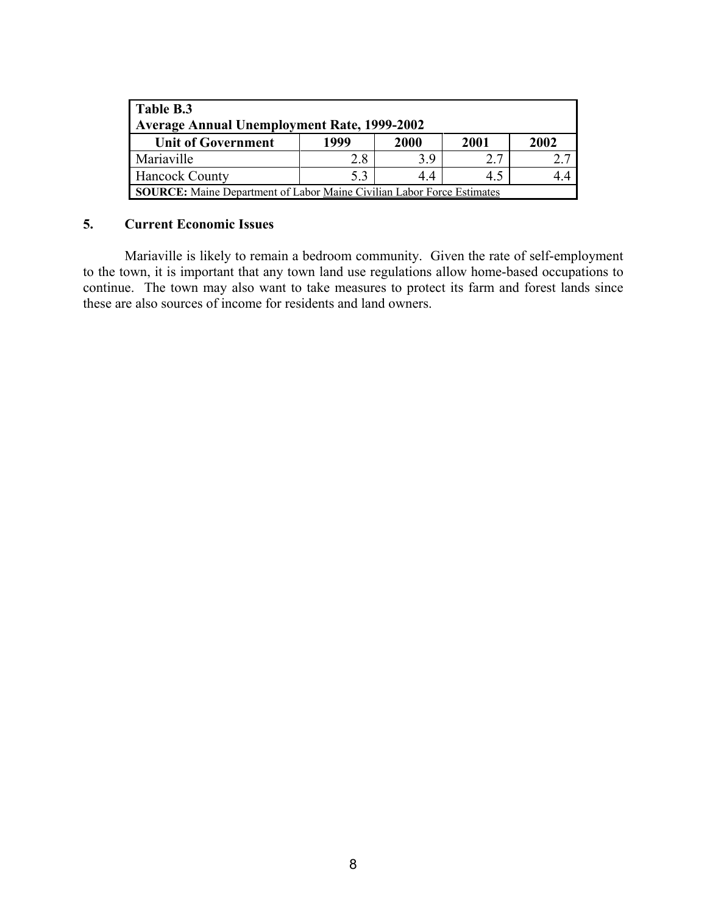**Table B.3**
**Average Annual Unemployment Rate, 1999-2002**

| Unit of Government | 1999 | 2000 | 2001 | 2002 |
|---|---|---|---|---|
| Mariaville | 2.8 | 3.9 | 2.7 | 2.7 |
| Hancock County | 5.3 | 4.4 | 4.5 | 4.4 |

**SOURCE:** Maine Department of Labor Maine Civilian Labor Force Estimates

### 5. Current Economic Issues

Mariaville is likely to remain a bedroom community. Given the rate of self-employment to the town, it is important that any town land use regulations allow home-based occupations to continue. The town may also want to take measures to protect its farm and forest lands since these are also sources of income for residents and land owners.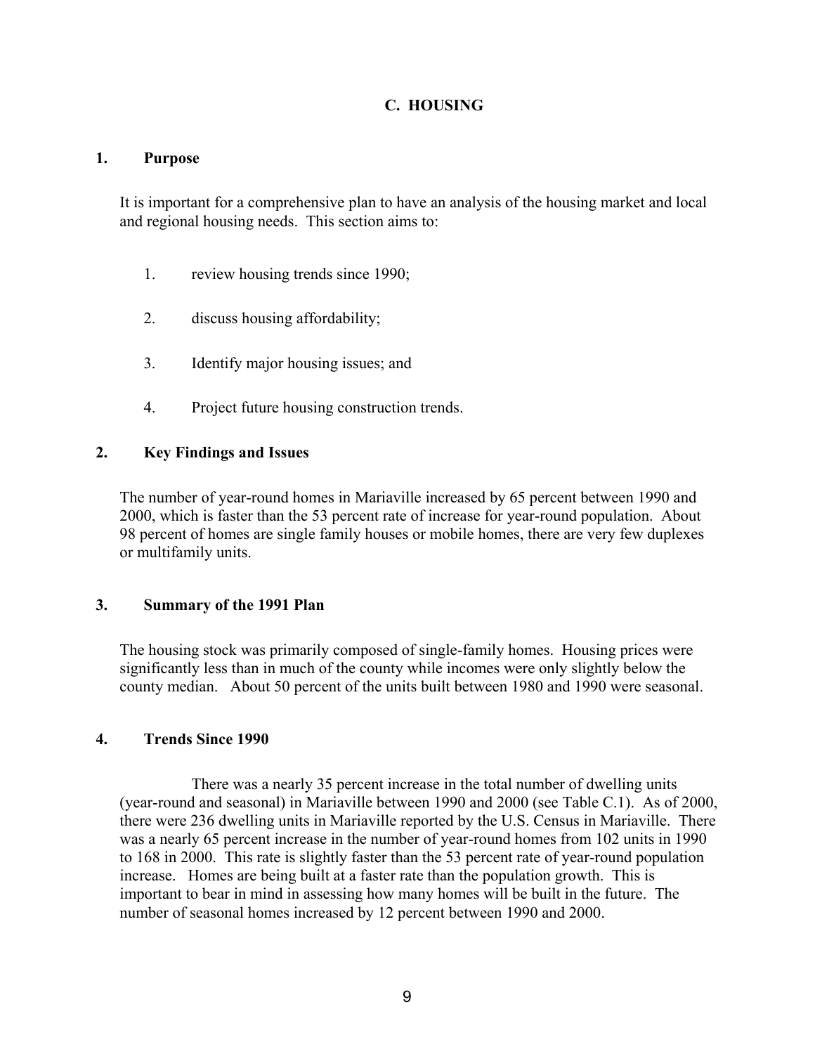## C. HOUSING

### 1. Purpose

It is important for a comprehensive plan to have an analysis of the housing market and local and regional housing needs. This section aims to:

1. review housing trends since 1990;
2. discuss housing affordability;
3. Identify major housing issues; and
4. Project future housing construction trends.

### 2. Key Findings and Issues

The number of year-round homes in Mariaville increased by 65 percent between 1990 and 2000, which is faster than the 53 percent rate of increase for year-round population. About 98 percent of homes are single family houses or mobile homes, there are very few duplexes or multifamily units.

### 3. Summary of the 1991 Plan

The housing stock was primarily composed of single-family homes. Housing prices were significantly less than in much of the county while incomes were only slightly below the county median. About 50 percent of the units built between 1980 and 1990 were seasonal.

### 4. Trends Since 1990

There was a nearly 35 percent increase in the total number of dwelling units (year-round and seasonal) in Mariaville between 1990 and 2000 (see Table C.1). As of 2000, there were 236 dwelling units in Mariaville reported by the U.S. Census in Mariaville. There was a nearly 65 percent increase in the number of year-round homes from 102 units in 1990 to 168 in 2000. This rate is slightly faster than the 53 percent rate of year-round population increase. Homes are being built at a faster rate than the population growth. This is important to bear in mind in assessing how many homes will be built in the future. The number of seasonal homes increased by 12 percent between 1990 and 2000.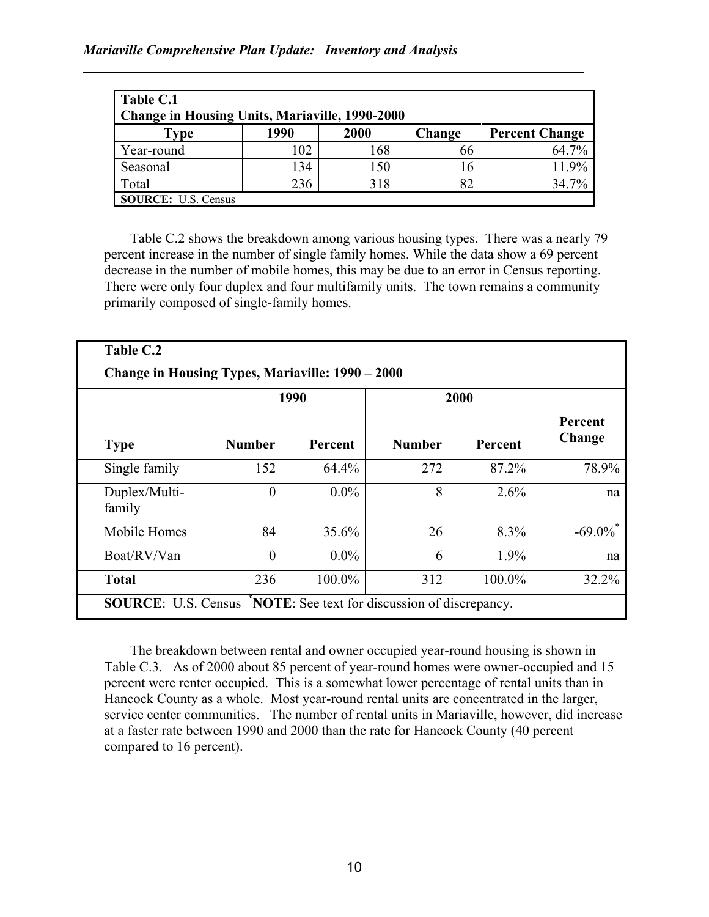| Table C.1<br>Change in Housing Units, Mariaville, 1990-2000 | | | | |
|---|---|---|---|---|
| **Type** | **1990** | **2000** | **Change** | **Percent Change** |
| Year-round | 102 | 168 | 66 | 64.7% |
| Seasonal | 134 | 150 | 16 | 11.9% |
| Total | 236 | 318 | 82 | 34.7% |
| **SOURCE:** U.S. Census | | | | |

Table C.2 shows the breakdown among various housing types. There was a nearly 79 percent increase in the number of single family homes. While the data show a 69 percent decrease in the number of mobile homes, this may be due to an error in Census reporting. There were only four duplex and four multifamily units. The town remains a community primarily composed of single-family homes.

| Table C.2<br>Change in Housing Types, Mariaville: 1990 – 2000 | | | | | |
|---|---|---|---|---|---|
| | **1990** | | **2000** | | |
| **Type** | **Number** | **Percent** | **Number** | **Percent** | **Percent Change** |
| Single family | 152 | 64.4% | 272 | 87.2% | 78.9% |
| Duplex/Multi-family | 0 | 0.0% | 8 | 2.6% | na |
| Mobile Homes | 84 | 35.6% | 26 | 8.3% | -69.0%* |
| Boat/RV/Van | 0 | 0.0% | 6 | 1.9% | na |
| **Total** | 236 | 100.0% | 312 | 100.0% | 32.2% |
| **SOURCE**: U.S. Census *NOTE: See text for discussion of discrepancy. | | | | | |

The breakdown between rental and owner occupied year-round housing is shown in Table C.3. As of 2000 about 85 percent of year-round homes were owner-occupied and 15 percent were renter occupied. This is a somewhat lower percentage of rental units than in Hancock County as a whole. Most year-round rental units are concentrated in the larger, service center communities. The number of rental units in Mariaville, however, did increase at a faster rate between 1990 and 2000 than the rate for Hancock County (40 percent compared to 16 percent).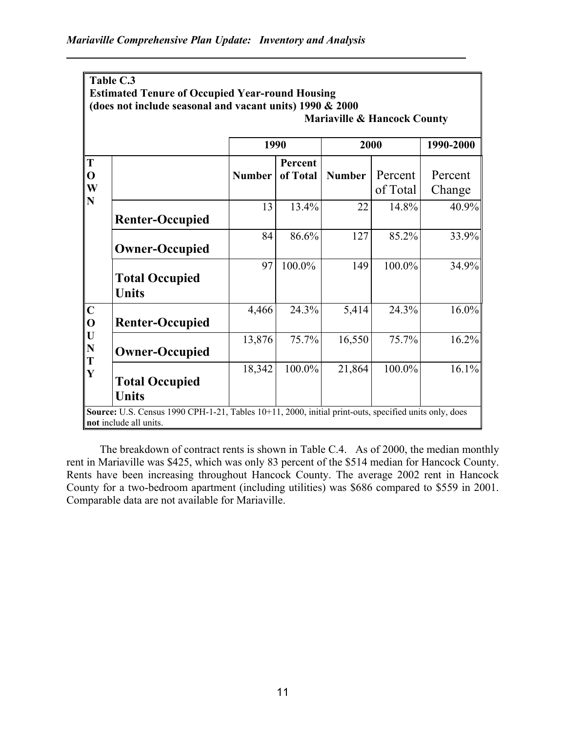**Table C.3**
**Estimated Tenure of Occupied Year-round Housing**
**(does not include seasonal and vacant units) 1990 & 2000**
**Mariaville & Hancock County**

| | | 1990 | | 2000 | | 1990-2000 |
|---|---|---|---|---|---|---|
| | | **Number** | **Percent of Total** | **Number** | Percent of Total | Percent Change |
| **TOWN** | **Renter-Occupied** | 13 | 13.4% | 22 | 14.8% | 40.9% |
| | **Owner-Occupied** | 84 | 86.6% | 127 | 85.2% | 33.9% |
| | **Total Occupied Units** | 97 | 100.0% | 149 | 100.0% | 34.9% |
| **COUNTY** | **Renter-Occupied** | 4,466 | 24.3% | 5,414 | 24.3% | 16.0% |
| | **Owner-Occupied** | 13,876 | 75.7% | 16,550 | 75.7% | 16.2% |
| | **Total Occupied Units** | 18,342 | 100.0% | 21,864 | 100.0% | 16.1% |

**Source:** U.S. Census 1990 CPH-1-21, Tables 10+11, 2000, initial print-outs, specified units only, does **not** include all units.

The breakdown of contract rents is shown in Table C.4. As of 2000, the median monthly rent in Mariaville was $425, which was only 83 percent of the $514 median for Hancock County. Rents have been increasing throughout Hancock County. The average 2002 rent in Hancock County for a two-bedroom apartment (including utilities) was $686 compared to $559 in 2001. Comparable data are not available for Mariaville.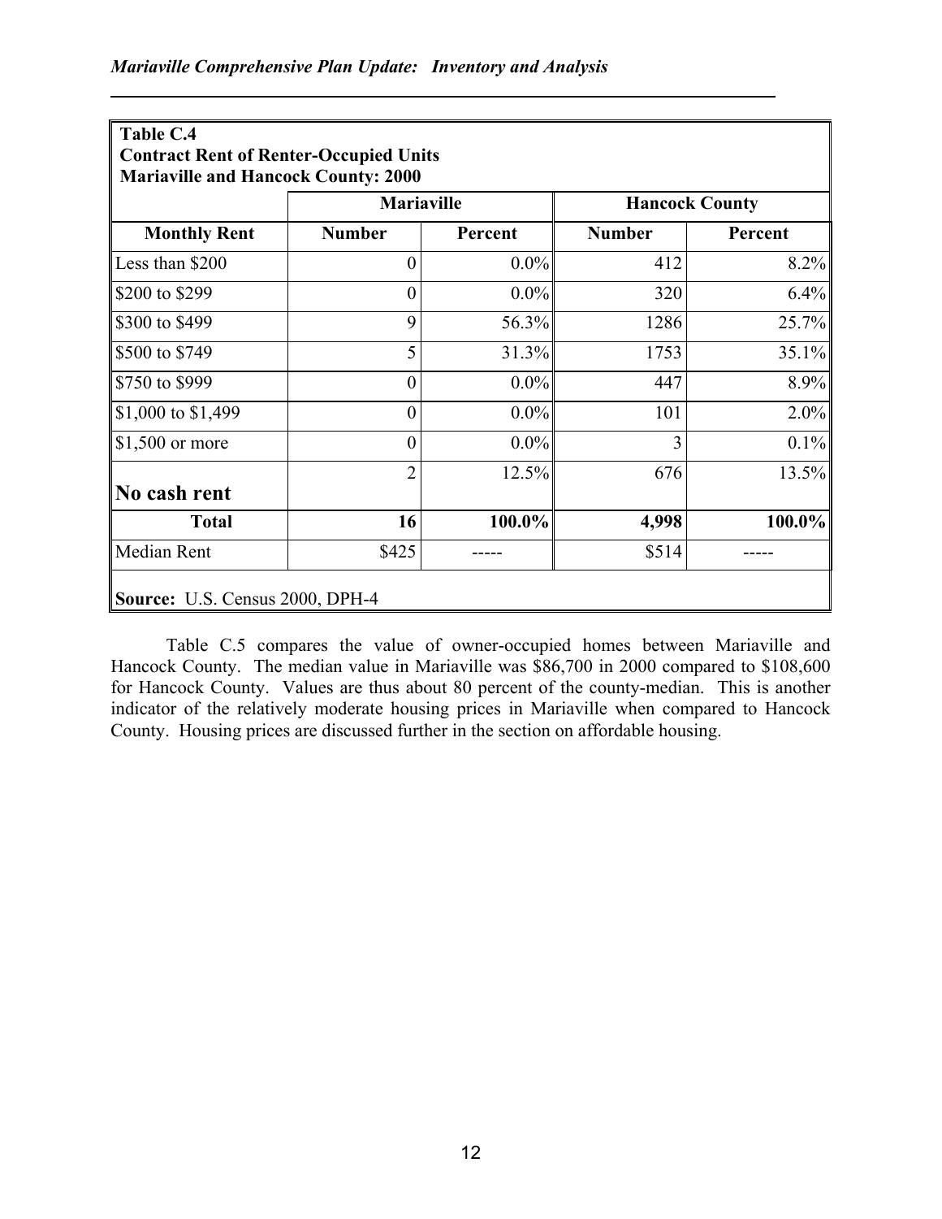**Table C.4**
**Contract Rent of Renter-Occupied Units**
**Mariaville and Hancock County: 2000**

| | Mariaville | | Hancock County | |
|---|---|---|---|---|
| **Monthly Rent** | **Number** | **Percent** | **Number** | **Percent** |
| Less than $200 | 0 | 0.0% | 412 | 8.2% |
| $200 to $299 | 0 | 0.0% | 320 | 6.4% |
| $300 to $499 | 9 | 56.3% | 1286 | 25.7% |
| $500 to $749 | 5 | 31.3% | 1753 | 35.1% |
| $750 to $999 | 0 | 0.0% | 447 | 8.9% |
| $1,000 to $1,499 | 0 | 0.0% | 101 | 2.0% |
| $1,500 or more | 0 | 0.0% | 3 | 0.1% |
| No cash rent | 2 | 12.5% | 676 | 13.5% |
| **Total** | **16** | **100.0%** | **4,998** | **100.0%** |
| Median Rent | $425 | ----- | $514 | ----- |

**Source:** U.S. Census 2000, DPH-4

Table C.5 compares the value of owner-occupied homes between Mariaville and Hancock County. The median value in Mariaville was $86,700 in 2000 compared to $108,600 for Hancock County. Values are thus about 80 percent of the county-median. This is another indicator of the relatively moderate housing prices in Mariaville when compared to Hancock County. Housing prices are discussed further in the section on affordable housing.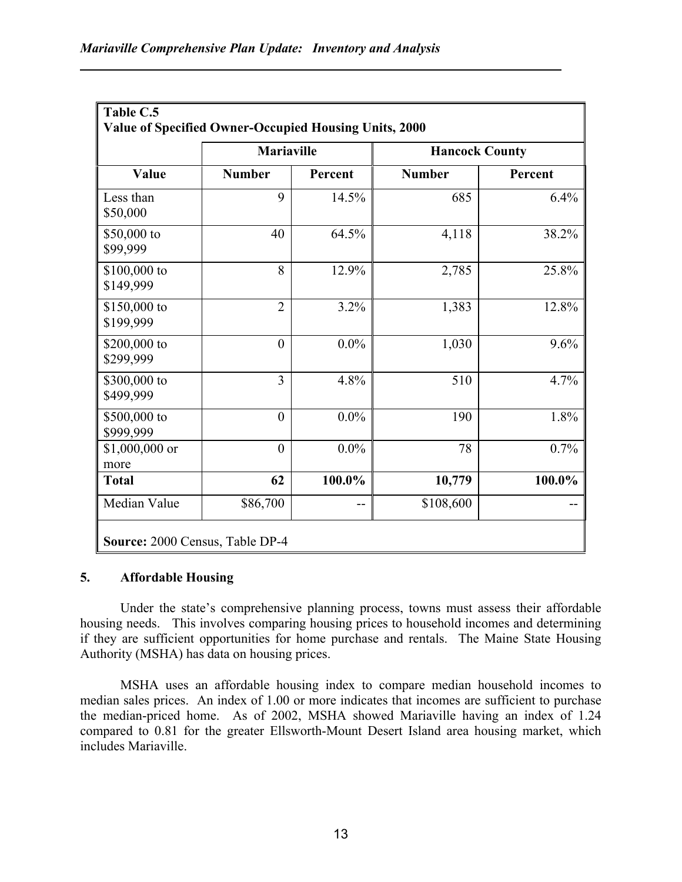**Table C.5**
**Value of Specified Owner-Occupied Housing Units, 2000**

| | Mariaville | | Hancock County | |
|---|---|---|---|---|
| **Value** | **Number** | **Percent** | **Number** | **Percent** |
| Less than $50,000 | 9 | 14.5% | 685 | 6.4% |
| $50,000 to $99,999 | 40 | 64.5% | 4,118 | 38.2% |
| $100,000 to $149,999 | 8 | 12.9% | 2,785 | 25.8% |
| $150,000 to $199,999 | 2 | 3.2% | 1,383 | 12.8% |
| $200,000 to $299,999 | 0 | 0.0% | 1,030 | 9.6% |
| $300,000 to $499,999 | 3 | 4.8% | 510 | 4.7% |
| $500,000 to $999,999 | 0 | 0.0% | 190 | 1.8% |
| $1,000,000 or more | 0 | 0.0% | 78 | 0.7% |
| **Total** | **62** | **100.0%** | **10,779** | **100.0%** |
| Median Value | $86,700 | -- | $108,600 | -- |

**Source:** 2000 Census, Table DP-4

### 5. Affordable Housing

Under the state's comprehensive planning process, towns must assess their affordable housing needs. This involves comparing housing prices to household incomes and determining if they are sufficient opportunities for home purchase and rentals. The Maine State Housing Authority (MSHA) has data on housing prices.

MSHA uses an affordable housing index to compare median household incomes to median sales prices. An index of 1.00 or more indicates that incomes are sufficient to purchase the median-priced home. As of 2002, MSHA showed Mariaville having an index of 1.24 compared to 0.81 for the greater Ellsworth-Mount Desert Island area housing market, which includes Mariaville.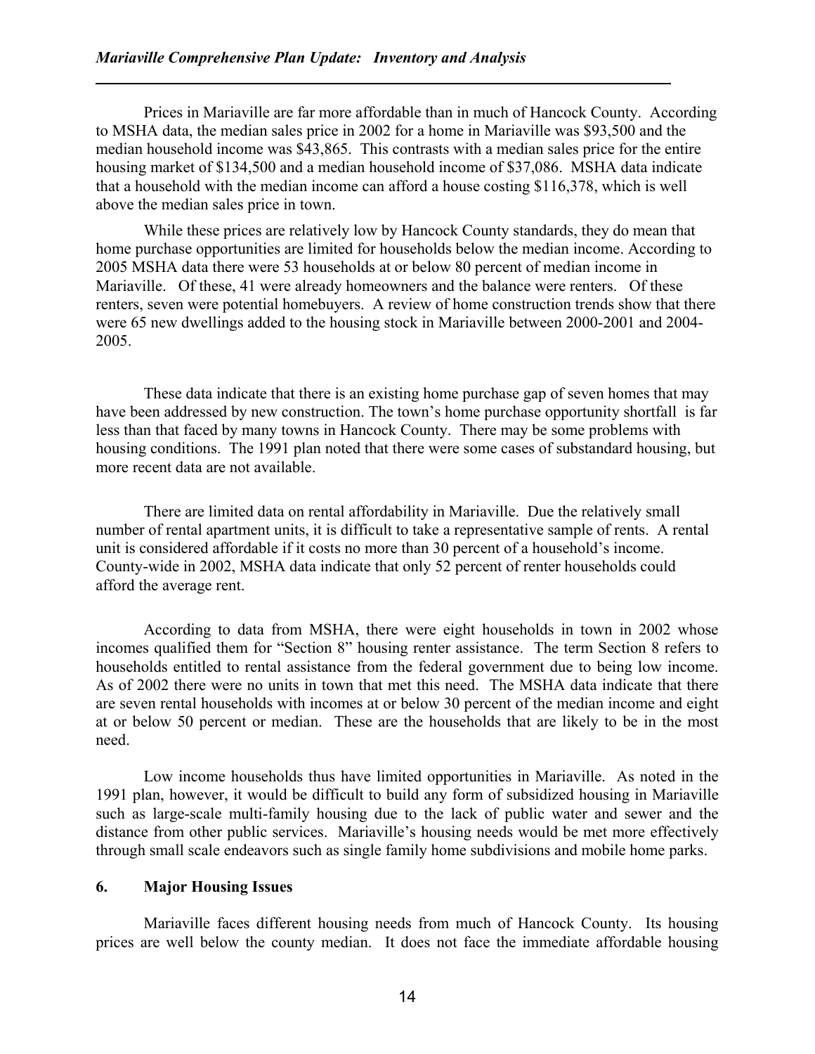Prices in Mariaville are far more affordable than in much of Hancock County. According to MSHA data, the median sales price in 2002 for a home in Mariaville was $93,500 and the median household income was $43,865. This contrasts with a median sales price for the entire housing market of $134,500 and a median household income of $37,086. MSHA data indicate that a household with the median income can afford a house costing $116,378, which is well above the median sales price in town.

While these prices are relatively low by Hancock County standards, they do mean that home purchase opportunities are limited for households below the median income. According to 2005 MSHA data there were 53 households at or below 80 percent of median income in Mariaville. Of these, 41 were already homeowners and the balance were renters. Of these renters, seven were potential homebuyers. A review of home construction trends show that there were 65 new dwellings added to the housing stock in Mariaville between 2000-2001 and 2004-2005.

These data indicate that there is an existing home purchase gap of seven homes that may have been addressed by new construction. The town's home purchase opportunity shortfall is far less than that faced by many towns in Hancock County. There may be some problems with housing conditions. The 1991 plan noted that there were some cases of substandard housing, but more recent data are not available.

There are limited data on rental affordability in Mariaville. Due the relatively small number of rental apartment units, it is difficult to take a representative sample of rents. A rental unit is considered affordable if it costs no more than 30 percent of a household's income. County-wide in 2002, MSHA data indicate that only 52 percent of renter households could afford the average rent.

According to data from MSHA, there were eight households in town in 2002 whose incomes qualified them for "Section 8" housing renter assistance. The term Section 8 refers to households entitled to rental assistance from the federal government due to being low income. As of 2002 there were no units in town that met this need. The MSHA data indicate that there are seven rental households with incomes at or below 30 percent of the median income and eight at or below 50 percent or median. These are the households that are likely to be in the most need.

Low income households thus have limited opportunities in Mariaville. As noted in the 1991 plan, however, it would be difficult to build any form of subsidized housing in Mariaville such as large-scale multi-family housing due to the lack of public water and sewer and the distance from other public services. Mariaville's housing needs would be met more effectively through small scale endeavors such as single family home subdivisions and mobile home parks.

**6. Major Housing Issues**

Mariaville faces different housing needs from much of Hancock County. Its housing prices are well below the county median. It does not face the immediate affordable housing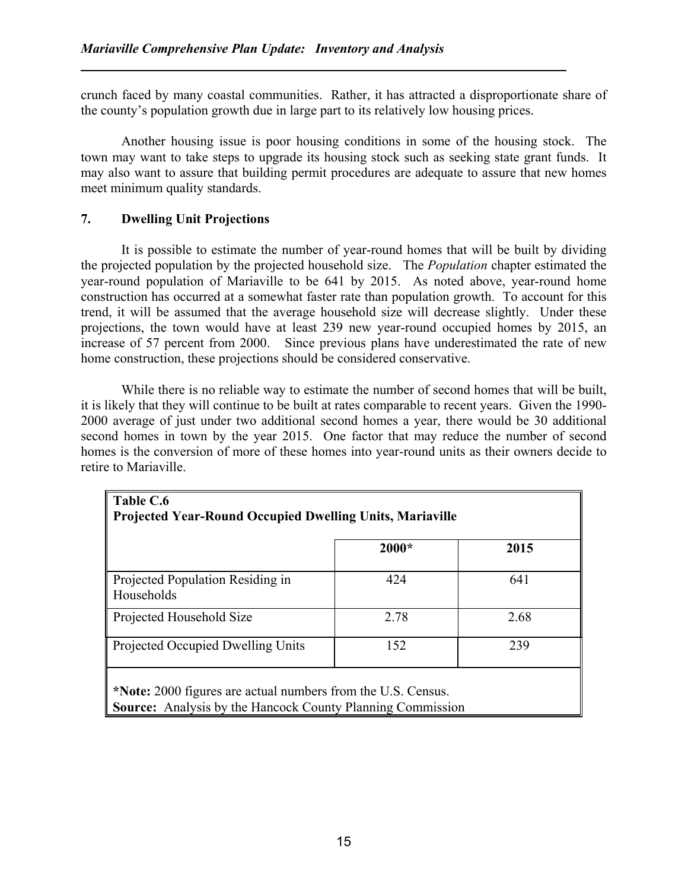crunch faced by many coastal communities. Rather, it has attracted a disproportionate share of the county's population growth due in large part to its relatively low housing prices.

Another housing issue is poor housing conditions in some of the housing stock. The town may want to take steps to upgrade its housing stock such as seeking state grant funds. It may also want to assure that building permit procedures are adequate to assure that new homes meet minimum quality standards.

### 7. Dwelling Unit Projections

It is possible to estimate the number of year-round homes that will be built by dividing the projected population by the projected household size. The *Population* chapter estimated the year-round population of Mariaville to be 641 by 2015. As noted above, year-round home construction has occurred at a somewhat faster rate than population growth. To account for this trend, it will be assumed that the average household size will decrease slightly. Under these projections, the town would have at least 239 new year-round occupied homes by 2015, an increase of 57 percent from 2000. Since previous plans have underestimated the rate of new home construction, these projections should be considered conservative.

While there is no reliable way to estimate the number of second homes that will be built, it is likely that they will continue to be built at rates comparable to recent years. Given the 1990-2000 average of just under two additional second homes a year, there would be 30 additional second homes in town by the year 2015. One factor that may reduce the number of second homes is the conversion of more of these homes into year-round units as their owners decide to retire to Mariaville.

**Table C.6**
**Projected Year-Round Occupied Dwelling Units, Mariaville**

| | 2000* | 2015 |
|---|---|---|
| Projected Population Residing in Households | 424 | 641 |
| Projected Household Size | 2.78 | 2.68 |
| Projected Occupied Dwelling Units | 152 | 239 |

**\*Note:** 2000 figures are actual numbers from the U.S. Census.
**Source:** Analysis by the Hancock County Planning Commission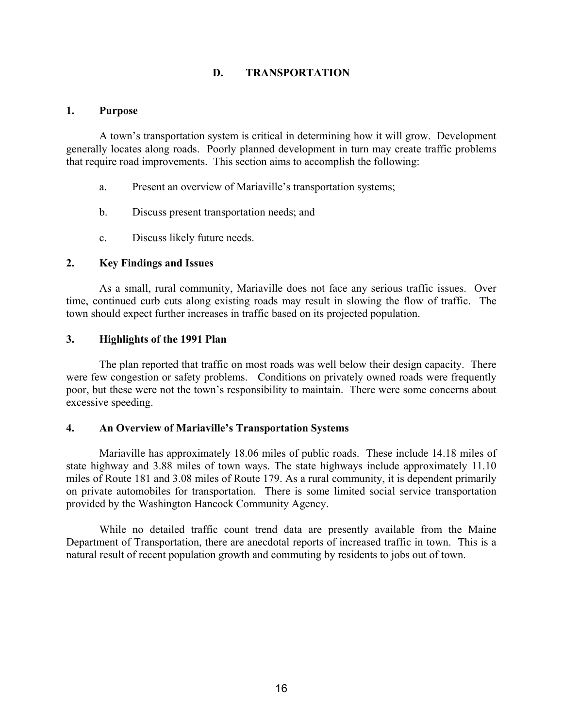## D. TRANSPORTATION

### 1. Purpose

A town's transportation system is critical in determining how it will grow. Development generally locates along roads. Poorly planned development in turn may create traffic problems that require road improvements. This section aims to accomplish the following:

a. Present an overview of Mariaville's transportation systems;

b. Discuss present transportation needs; and

c. Discuss likely future needs.

### 2. Key Findings and Issues

As a small, rural community, Mariaville does not face any serious traffic issues. Over time, continued curb cuts along existing roads may result in slowing the flow of traffic. The town should expect further increases in traffic based on its projected population.

### 3. Highlights of the 1991 Plan

The plan reported that traffic on most roads was well below their design capacity. There were few congestion or safety problems. Conditions on privately owned roads were frequently poor, but these were not the town's responsibility to maintain. There were some concerns about excessive speeding.

### 4. An Overview of Mariaville's Transportation Systems

Mariaville has approximately 18.06 miles of public roads. These include 14.18 miles of state highway and 3.88 miles of town ways. The state highways include approximately 11.10 miles of Route 181 and 3.08 miles of Route 179. As a rural community, it is dependent primarily on private automobiles for transportation. There is some limited social service transportation provided by the Washington Hancock Community Agency.

While no detailed traffic count trend data are presently available from the Maine Department of Transportation, there are anecdotal reports of increased traffic in town. This is a natural result of recent population growth and commuting by residents to jobs out of town.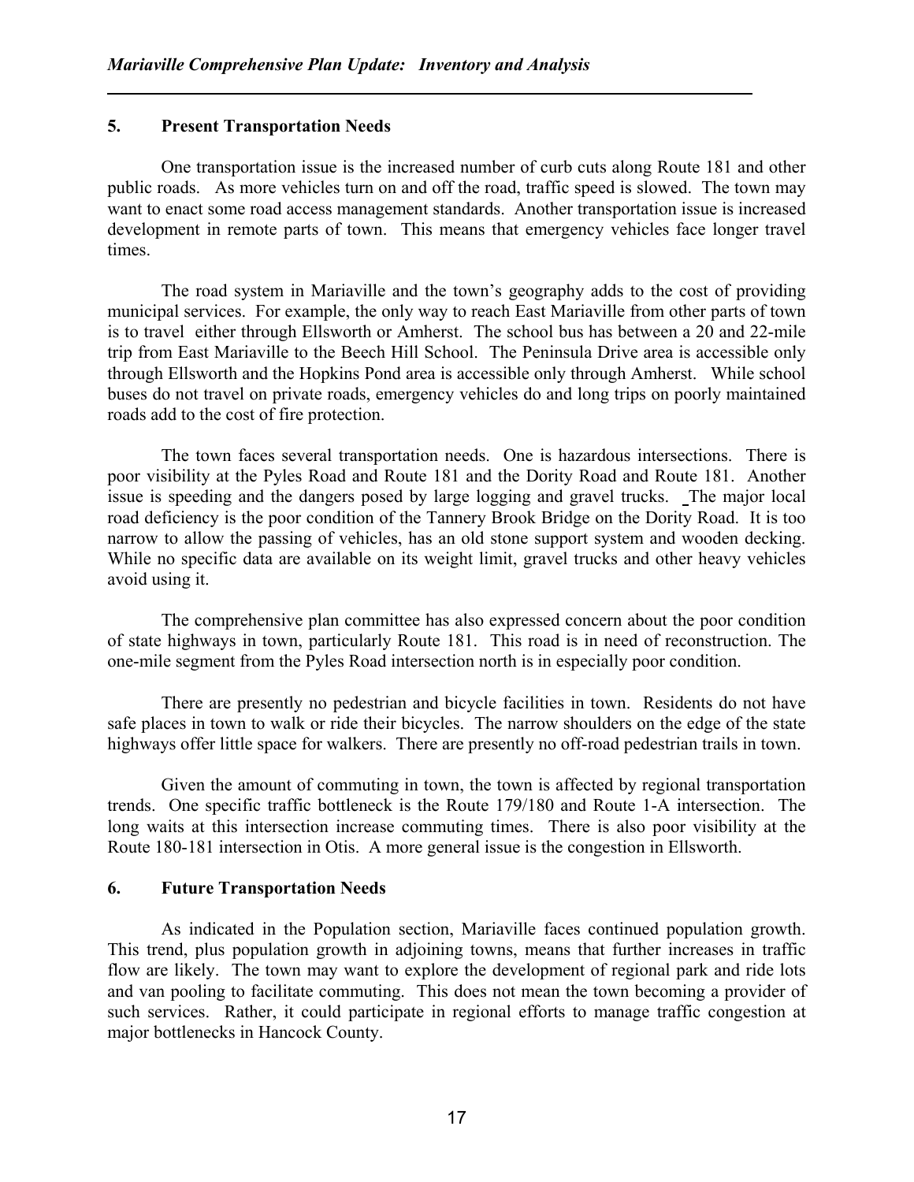## 5. Present Transportation Needs

One transportation issue is the increased number of curb cuts along Route 181 and other public roads. As more vehicles turn on and off the road, traffic speed is slowed. The town may want to enact some road access management standards. Another transportation issue is increased development in remote parts of town. This means that emergency vehicles face longer travel times.

The road system in Mariaville and the town's geography adds to the cost of providing municipal services. For example, the only way to reach East Mariaville from other parts of town is to travel either through Ellsworth or Amherst. The school bus has between a 20 and 22-mile trip from East Mariaville to the Beech Hill School. The Peninsula Drive area is accessible only through Ellsworth and the Hopkins Pond area is accessible only through Amherst. While school buses do not travel on private roads, emergency vehicles do and long trips on poorly maintained roads add to the cost of fire protection.

The town faces several transportation needs. One is hazardous intersections. There is poor visibility at the Pyles Road and Route 181 and the Dority Road and Route 181. Another issue is speeding and the dangers posed by large logging and gravel trucks. The major local road deficiency is the poor condition of the Tannery Brook Bridge on the Dority Road. It is too narrow to allow the passing of vehicles, has an old stone support system and wooden decking. While no specific data are available on its weight limit, gravel trucks and other heavy vehicles avoid using it.

The comprehensive plan committee has also expressed concern about the poor condition of state highways in town, particularly Route 181. This road is in need of reconstruction. The one-mile segment from the Pyles Road intersection north is in especially poor condition.

There are presently no pedestrian and bicycle facilities in town. Residents do not have safe places in town to walk or ride their bicycles. The narrow shoulders on the edge of the state highways offer little space for walkers. There are presently no off-road pedestrian trails in town.

Given the amount of commuting in town, the town is affected by regional transportation trends. One specific traffic bottleneck is the Route 179/180 and Route 1-A intersection. The long waits at this intersection increase commuting times. There is also poor visibility at the Route 180-181 intersection in Otis. A more general issue is the congestion in Ellsworth.

## 6. Future Transportation Needs

As indicated in the Population section, Mariaville faces continued population growth. This trend, plus population growth in adjoining towns, means that further increases in traffic flow are likely. The town may want to explore the development of regional park and ride lots and van pooling to facilitate commuting. This does not mean the town becoming a provider of such services. Rather, it could participate in regional efforts to manage traffic congestion at major bottlenecks in Hancock County.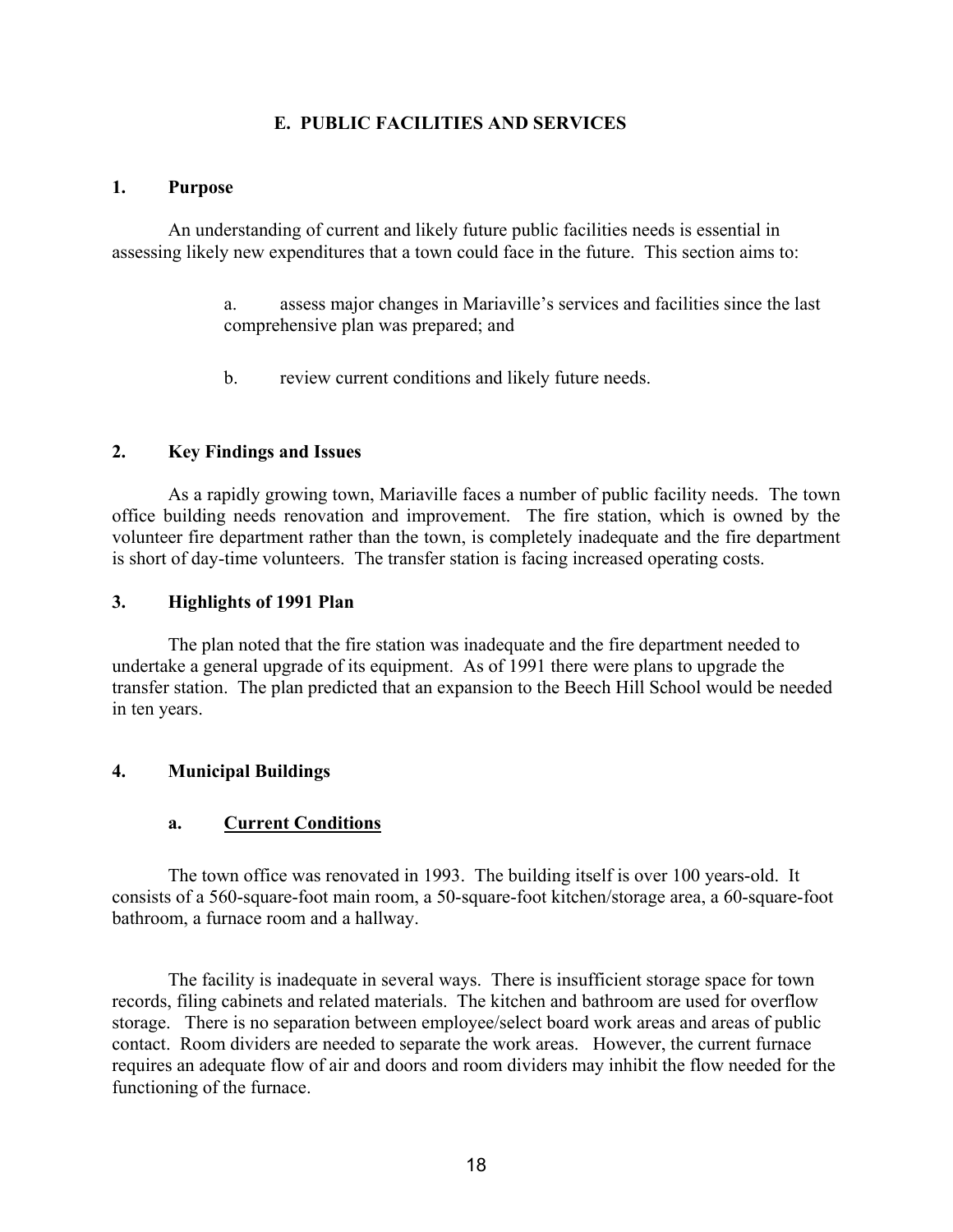## E. PUBLIC FACILITIES AND SERVICES

### 1. Purpose

An understanding of current and likely future public facilities needs is essential in assessing likely new expenditures that a town could face in the future. This section aims to:

a. assess major changes in Mariaville's services and facilities since the last comprehensive plan was prepared; and

b. review current conditions and likely future needs.

### 2. Key Findings and Issues

As a rapidly growing town, Mariaville faces a number of public facility needs. The town office building needs renovation and improvement. The fire station, which is owned by the volunteer fire department rather than the town, is completely inadequate and the fire department is short of day-time volunteers. The transfer station is facing increased operating costs.

### 3. Highlights of 1991 Plan

The plan noted that the fire station was inadequate and the fire department needed to undertake a general upgrade of its equipment. As of 1991 there were plans to upgrade the transfer station. The plan predicted that an expansion to the Beech Hill School would be needed in ten years.

### 4. Municipal Buildings

#### a. <u>Current Conditions</u>

The town office was renovated in 1993. The building itself is over 100 years-old. It consists of a 560-square-foot main room, a 50-square-foot kitchen/storage area, a 60-square-foot bathroom, a furnace room and a hallway.

The facility is inadequate in several ways. There is insufficient storage space for town records, filing cabinets and related materials. The kitchen and bathroom are used for overflow storage. There is no separation between employee/select board work areas and areas of public contact. Room dividers are needed to separate the work areas. However, the current furnace requires an adequate flow of air and doors and room dividers may inhibit the flow needed for the functioning of the furnace.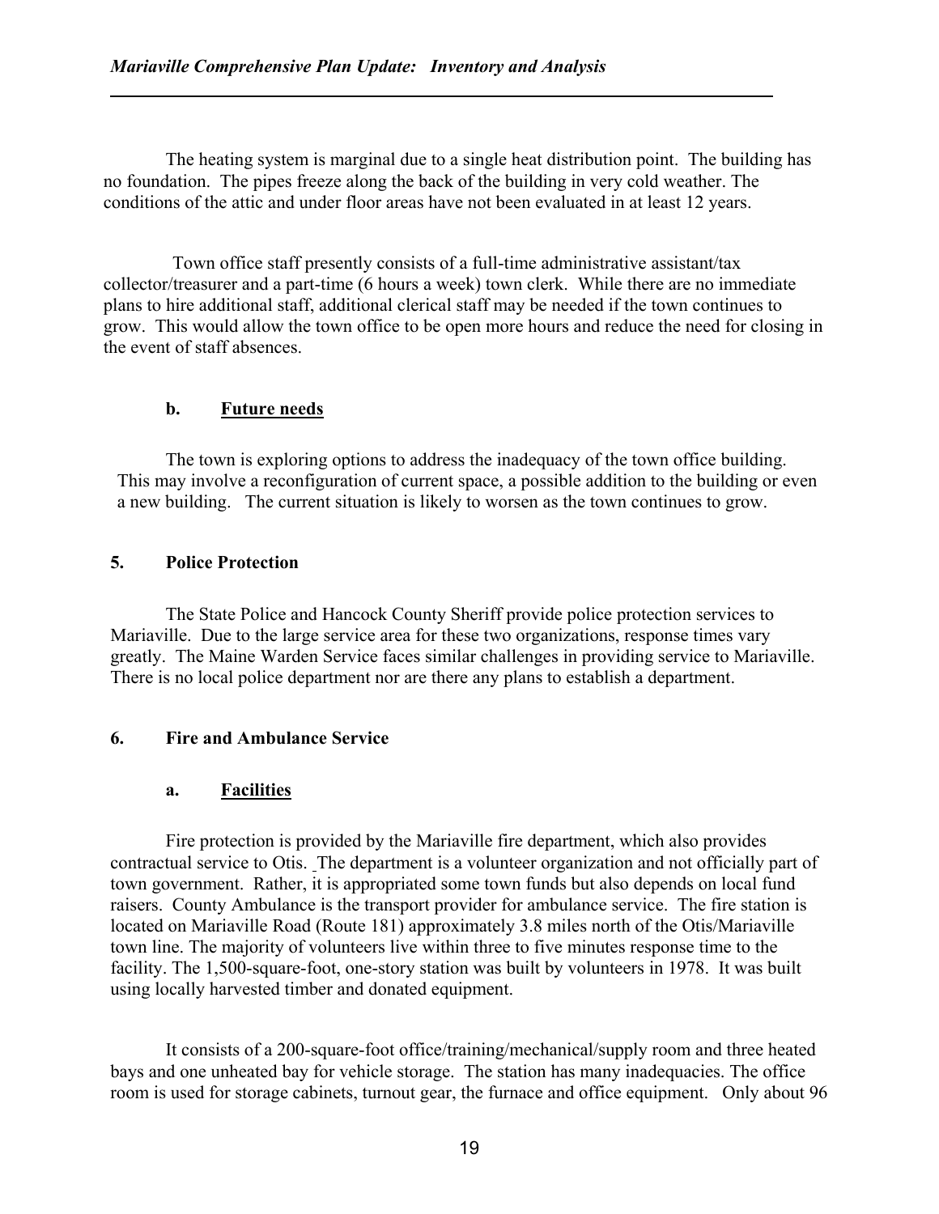The heating system is marginal due to a single heat distribution point. The building has no foundation. The pipes freeze along the back of the building in very cold weather. The conditions of the attic and under floor areas have not been evaluated in at least 12 years.

Town office staff presently consists of a full-time administrative assistant/tax collector/treasurer and a part-time (6 hours a week) town clerk. While there are no immediate plans to hire additional staff, additional clerical staff may be needed if the town continues to grow. This would allow the town office to be open more hours and reduce the need for closing in the event of staff absences.

#### b. Future needs

The town is exploring options to address the inadequacy of the town office building. This may involve a reconfiguration of current space, a possible addition to the building or even a new building. The current situation is likely to worsen as the town continues to grow.

### 5. Police Protection

The State Police and Hancock County Sheriff provide police protection services to Mariaville. Due to the large service area for these two organizations, response times vary greatly. The Maine Warden Service faces similar challenges in providing service to Mariaville. There is no local police department nor are there any plans to establish a department.

### 6. Fire and Ambulance Service

#### a. Facilities

Fire protection is provided by the Mariaville fire department, which also provides contractual service to Otis. The department is a volunteer organization and not officially part of town government. Rather, it is appropriated some town funds but also depends on local fund raisers. County Ambulance is the transport provider for ambulance service. The fire station is located on Mariaville Road (Route 181) approximately 3.8 miles north of the Otis/Mariaville town line. The majority of volunteers live within three to five minutes response time to the facility. The 1,500-square-foot, one-story station was built by volunteers in 1978. It was built using locally harvested timber and donated equipment.

It consists of a 200-square-foot office/training/mechanical/supply room and three heated bays and one unheated bay for vehicle storage. The station has many inadequacies. The office room is used for storage cabinets, turnout gear, the furnace and office equipment. Only about 96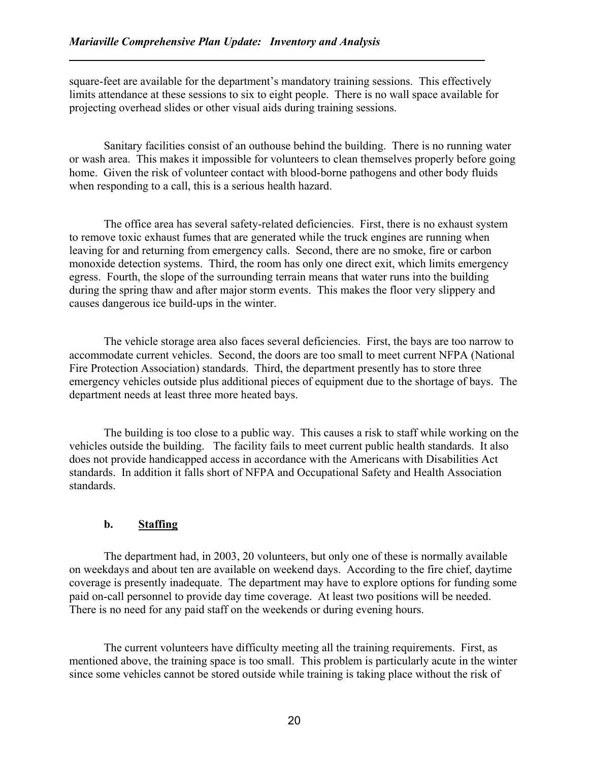square-feet are available for the department's mandatory training sessions. This effectively limits attendance at these sessions to six to eight people. There is no wall space available for projecting overhead slides or other visual aids during training sessions.

Sanitary facilities consist of an outhouse behind the building. There is no running water or wash area. This makes it impossible for volunteers to clean themselves properly before going home. Given the risk of volunteer contact with blood-borne pathogens and other body fluids when responding to a call, this is a serious health hazard.

The office area has several safety-related deficiencies. First, there is no exhaust system to remove toxic exhaust fumes that are generated while the truck engines are running when leaving for and returning from emergency calls. Second, there are no smoke, fire or carbon monoxide detection systems. Third, the room has only one direct exit, which limits emergency egress. Fourth, the slope of the surrounding terrain means that water runs into the building during the spring thaw and after major storm events. This makes the floor very slippery and causes dangerous ice build-ups in the winter.

The vehicle storage area also faces several deficiencies. First, the bays are too narrow to accommodate current vehicles. Second, the doors are too small to meet current NFPA (National Fire Protection Association) standards. Third, the department presently has to store three emergency vehicles outside plus additional pieces of equipment due to the shortage of bays. The department needs at least three more heated bays.

The building is too close to a public way. This causes a risk to staff while working on the vehicles outside the building. The facility fails to meet current public health standards. It also does not provide handicapped access in accordance with the Americans with Disabilities Act standards. In addition it falls short of NFPA and Occupational Safety and Health Association standards.

### b. Staffing

The department had, in 2003, 20 volunteers, but only one of these is normally available on weekdays and about ten are available on weekend days. According to the fire chief, daytime coverage is presently inadequate. The department may have to explore options for funding some paid on-call personnel to provide day time coverage. At least two positions will be needed. There is no need for any paid staff on the weekends or during evening hours.

The current volunteers have difficulty meeting all the training requirements. First, as mentioned above, the training space is too small. This problem is particularly acute in the winter since some vehicles cannot be stored outside while training is taking place without the risk of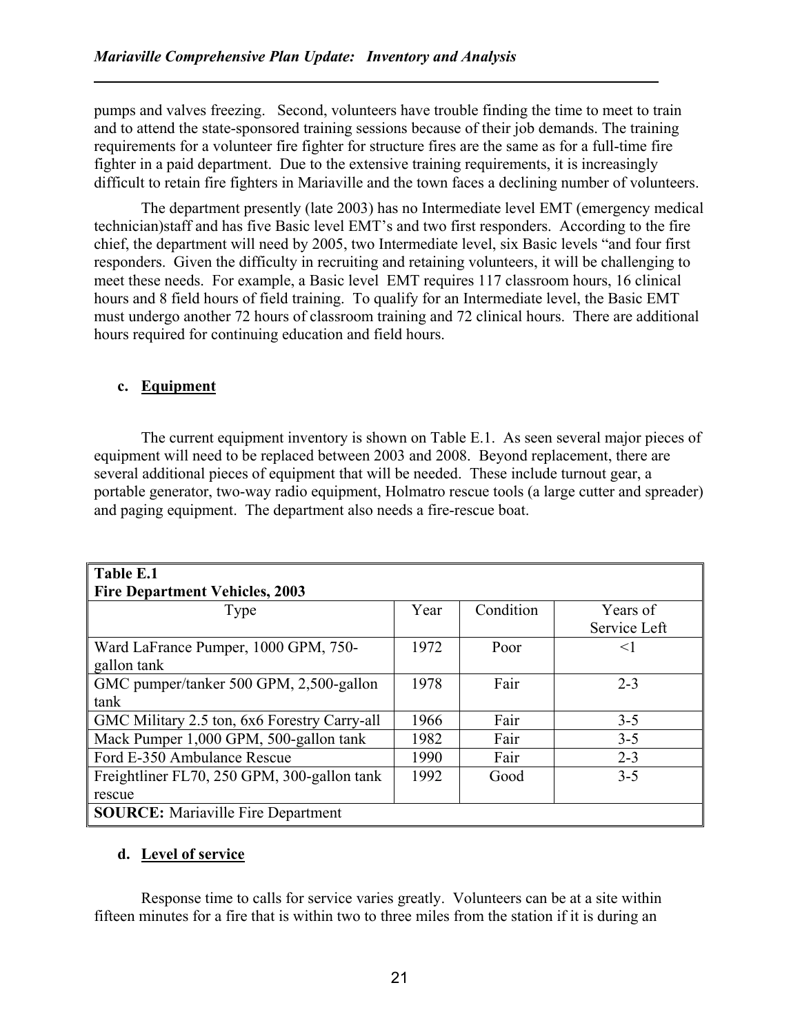pumps and valves freezing. Second, volunteers have trouble finding the time to meet to train and to attend the state-sponsored training sessions because of their job demands. The training requirements for a volunteer fire fighter for structure fires are the same as for a full-time fire fighter in a paid department. Due to the extensive training requirements, it is increasingly difficult to retain fire fighters in Mariaville and the town faces a declining number of volunteers.

The department presently (late 2003) has no Intermediate level EMT (emergency medical technician)staff and has five Basic level EMT's and two first responders. According to the fire chief, the department will need by 2005, two Intermediate level, six Basic levels "and four first responders. Given the difficulty in recruiting and retaining volunteers, it will be challenging to meet these needs. For example, a Basic level EMT requires 117 classroom hours, 16 clinical hours and 8 field hours of field training. To qualify for an Intermediate level, the Basic EMT must undergo another 72 hours of classroom training and 72 clinical hours. There are additional hours required for continuing education and field hours.

### c. Equipment

The current equipment inventory is shown on Table E.1. As seen several major pieces of equipment will need to be replaced between 2003 and 2008. Beyond replacement, there are several additional pieces of equipment that will be needed. These include turnout gear, a portable generator, two-way radio equipment, Holmatro rescue tools (a large cutter and spreader) and paging equipment. The department also needs a fire-rescue boat.

**Table E.1**
**Fire Department Vehicles, 2003**

| Type | Year | Condition | Years of Service Left |
|---|---|---|---|
| Ward LaFrance Pumper, 1000 GPM, 750-gallon tank | 1972 | Poor | <1 |
| GMC pumper/tanker 500 GPM, 2,500-gallon tank | 1978 | Fair | 2-3 |
| GMC Military 2.5 ton, 6x6 Forestry Carry-all | 1966 | Fair | 3-5 |
| Mack Pumper 1,000 GPM, 500-gallon tank | 1982 | Fair | 3-5 |
| Ford E-350 Ambulance Rescue | 1990 | Fair | 2-3 |
| Freightliner FL70, 250 GPM, 300-gallon tank rescue | 1992 | Good | 3-5 |

**SOURCE:** Mariaville Fire Department

### d. Level of service

Response time to calls for service varies greatly. Volunteers can be at a site within fifteen minutes for a fire that is within two to three miles from the station if it is during an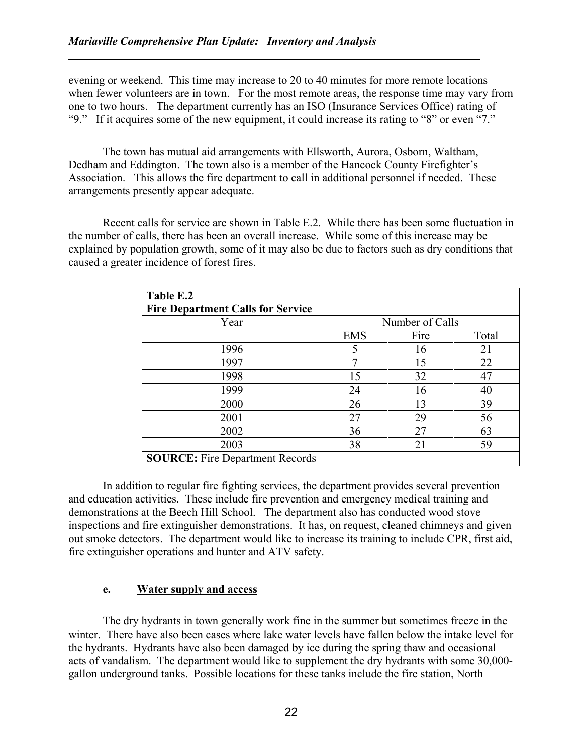evening or weekend. This time may increase to 20 to 40 minutes for more remote locations when fewer volunteers are in town. For the most remote areas, the response time may vary from one to two hours. The department currently has an ISO (Insurance Services Office) rating of "9." If it acquires some of the new equipment, it could increase its rating to "8" or even "7."

The town has mutual aid arrangements with Ellsworth, Aurora, Osborn, Waltham, Dedham and Eddington. The town also is a member of the Hancock County Firefighter's Association. This allows the fire department to call in additional personnel if needed. These arrangements presently appear adequate.

Recent calls for service are shown in Table E.2. While there has been some fluctuation in the number of calls, there has been an overall increase. While some of this increase may be explained by population growth, some of it may also be due to factors such as dry conditions that caused a greater incidence of forest fires.

**Table E.2**
**Fire Department Calls for Service**

| Year | Number of Calls | | |
|---|---|---|---|
| | EMS | Fire | Total |
| 1996 | 5 | 16 | 21 |
| 1997 | 7 | 15 | 22 |
| 1998 | 15 | 32 | 47 |
| 1999 | 24 | 16 | 40 |
| 2000 | 26 | 13 | 39 |
| 2001 | 27 | 29 | 56 |
| 2002 | 36 | 27 | 63 |
| 2003 | 38 | 21 | 59 |

**SOURCE:** Fire Department Records

In addition to regular fire fighting services, the department provides several prevention and education activities. These include fire prevention and emergency medical training and demonstrations at the Beech Hill School. The department also has conducted wood stove inspections and fire extinguisher demonstrations. It has, on request, cleaned chimneys and given out smoke detectors. The department would like to increase its training to include CPR, first aid, fire extinguisher operations and hunter and ATV safety.

#### e. Water supply and access

The dry hydrants in town generally work fine in the summer but sometimes freeze in the winter. There have also been cases where lake water levels have fallen below the intake level for the hydrants. Hydrants have also been damaged by ice during the spring thaw and occasional acts of vandalism. The department would like to supplement the dry hydrants with some 30,000-gallon underground tanks. Possible locations for these tanks include the fire station, North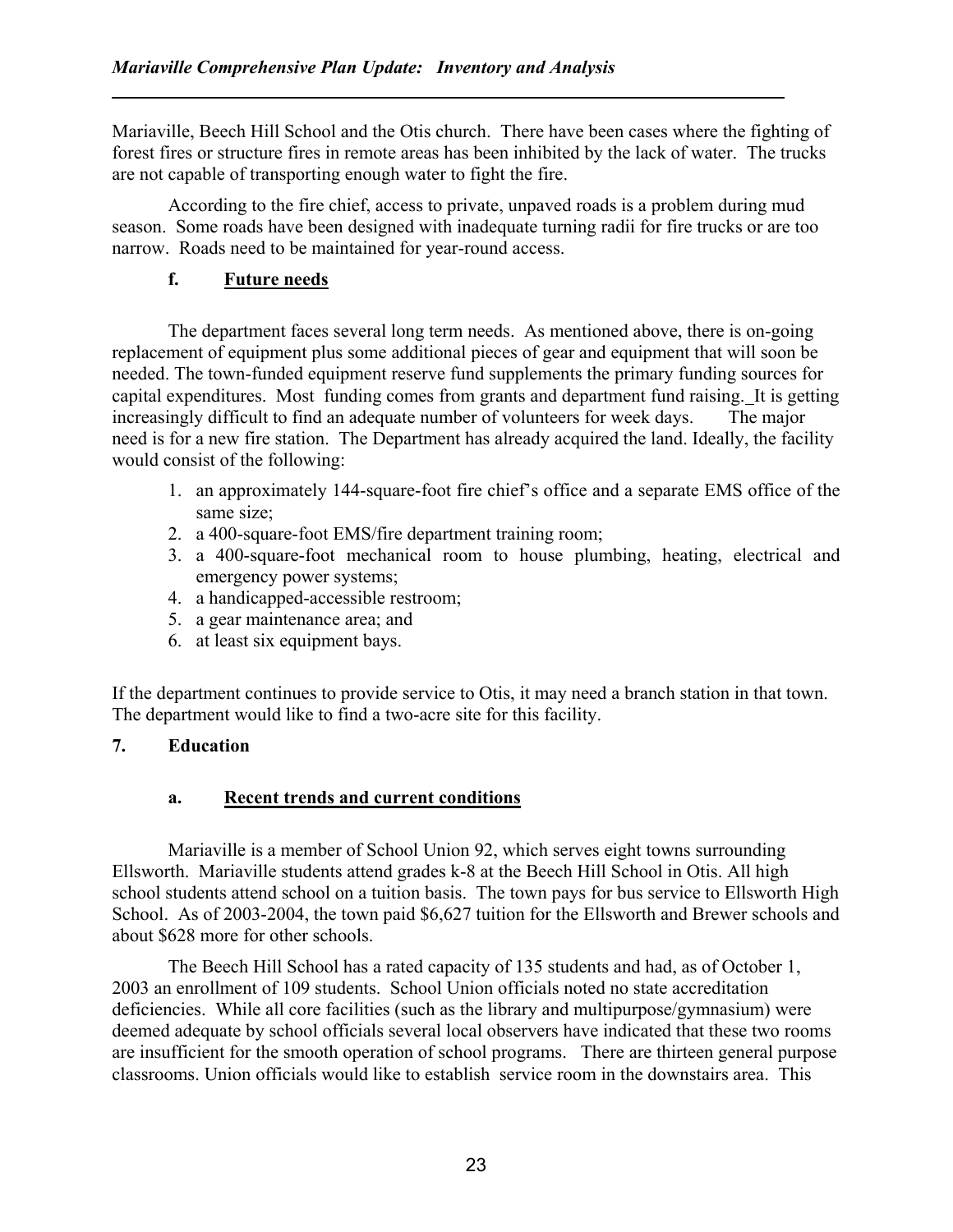Mariaville, Beech Hill School and the Otis church. There have been cases where the fighting of forest fires or structure fires in remote areas has been inhibited by the lack of water. The trucks are not capable of transporting enough water to fight the fire.

According to the fire chief, access to private, unpaved roads is a problem during mud season. Some roads have been designed with inadequate turning radii for fire trucks or are too narrow. Roads need to be maintained for year-round access.

### f. Future needs

The department faces several long term needs. As mentioned above, there is on-going replacement of equipment plus some additional pieces of gear and equipment that will soon be needed. The town-funded equipment reserve fund supplements the primary funding sources for capital expenditures. Most funding comes from grants and department fund raising. It is getting increasingly difficult to find an adequate number of volunteers for week days. The major need is for a new fire station. The Department has already acquired the land. Ideally, the facility would consist of the following:

1. an approximately 144-square-foot fire chief's office and a separate EMS office of the same size;
2. a 400-square-foot EMS/fire department training room;
3. a 400-square-foot mechanical room to house plumbing, heating, electrical and emergency power systems;
4. a handicapped-accessible restroom;
5. a gear maintenance area; and
6. at least six equipment bays.

If the department continues to provide service to Otis, it may need a branch station in that town. The department would like to find a two-acre site for this facility.

## 7. Education

### a. Recent trends and current conditions

Mariaville is a member of School Union 92, which serves eight towns surrounding Ellsworth. Mariaville students attend grades k-8 at the Beech Hill School in Otis. All high school students attend school on a tuition basis. The town pays for bus service to Ellsworth High School. As of 2003-2004, the town paid $6,627 tuition for the Ellsworth and Brewer schools and about $628 more for other schools.

The Beech Hill School has a rated capacity of 135 students and had, as of October 1, 2003 an enrollment of 109 students. School Union officials noted no state accreditation deficiencies. While all core facilities (such as the library and multipurpose/gymnasium) were deemed adequate by school officials several local observers have indicated that these two rooms are insufficient for the smooth operation of school programs. There are thirteen general purpose classrooms. Union officials would like to establish service room in the downstairs area. This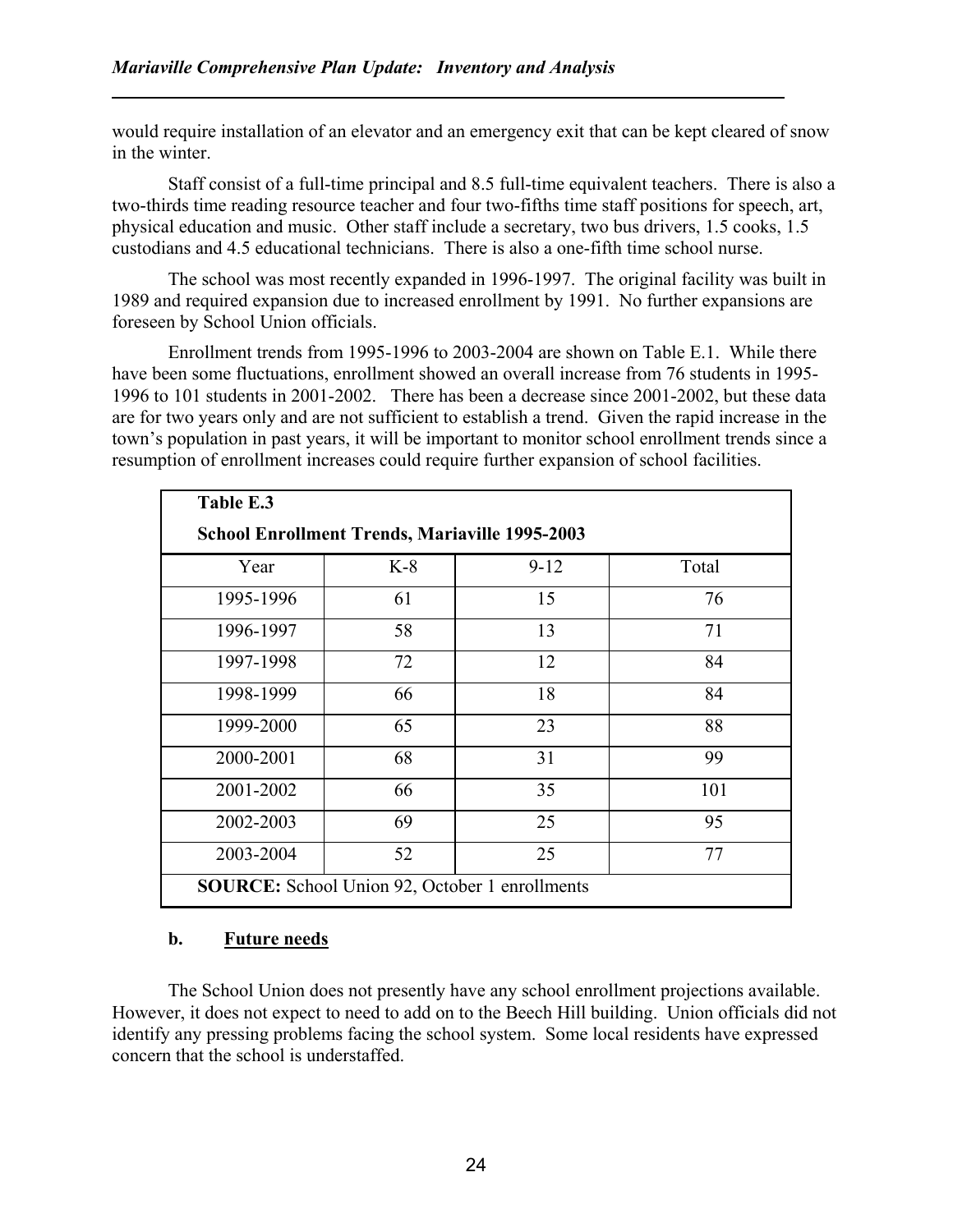would require installation of an elevator and an emergency exit that can be kept cleared of snow in the winter.

Staff consist of a full-time principal and 8.5 full-time equivalent teachers. There is also a two-thirds time reading resource teacher and four two-fifths time staff positions for speech, art, physical education and music. Other staff include a secretary, two bus drivers, 1.5 cooks, 1.5 custodians and 4.5 educational technicians. There is also a one-fifth time school nurse.

The school was most recently expanded in 1996-1997. The original facility was built in 1989 and required expansion due to increased enrollment by 1991. No further expansions are foreseen by School Union officials.

Enrollment trends from 1995-1996 to 2003-2004 are shown on Table E.1. While there have been some fluctuations, enrollment showed an overall increase from 76 students in 1995-1996 to 101 students in 2001-2002. There has been a decrease since 2001-2002, but these data are for two years only and are not sufficient to establish a trend. Given the rapid increase in the town's population in past years, it will be important to monitor school enrollment trends since a resumption of enrollment increases could require further expansion of school facilities.

**Table E.3**

**School Enrollment Trends, Mariaville 1995-2003**

| Year | K-8 | 9-12 | Total |
|---|---|---|---|
| 1995-1996 | 61 | 15 | 76 |
| 1996-1997 | 58 | 13 | 71 |
| 1997-1998 | 72 | 12 | 84 |
| 1998-1999 | 66 | 18 | 84 |
| 1999-2000 | 65 | 23 | 88 |
| 2000-2001 | 68 | 31 | 99 |
| 2001-2002 | 66 | 35 | 101 |
| 2002-2003 | 69 | 25 | 95 |
| 2003-2004 | 52 | 25 | 77 |

**SOURCE:** School Union 92, October 1 enrollments

### b. Future needs

The School Union does not presently have any school enrollment projections available. However, it does not expect to need to add on to the Beech Hill building. Union officials did not identify any pressing problems facing the school system. Some local residents have expressed concern that the school is understaffed.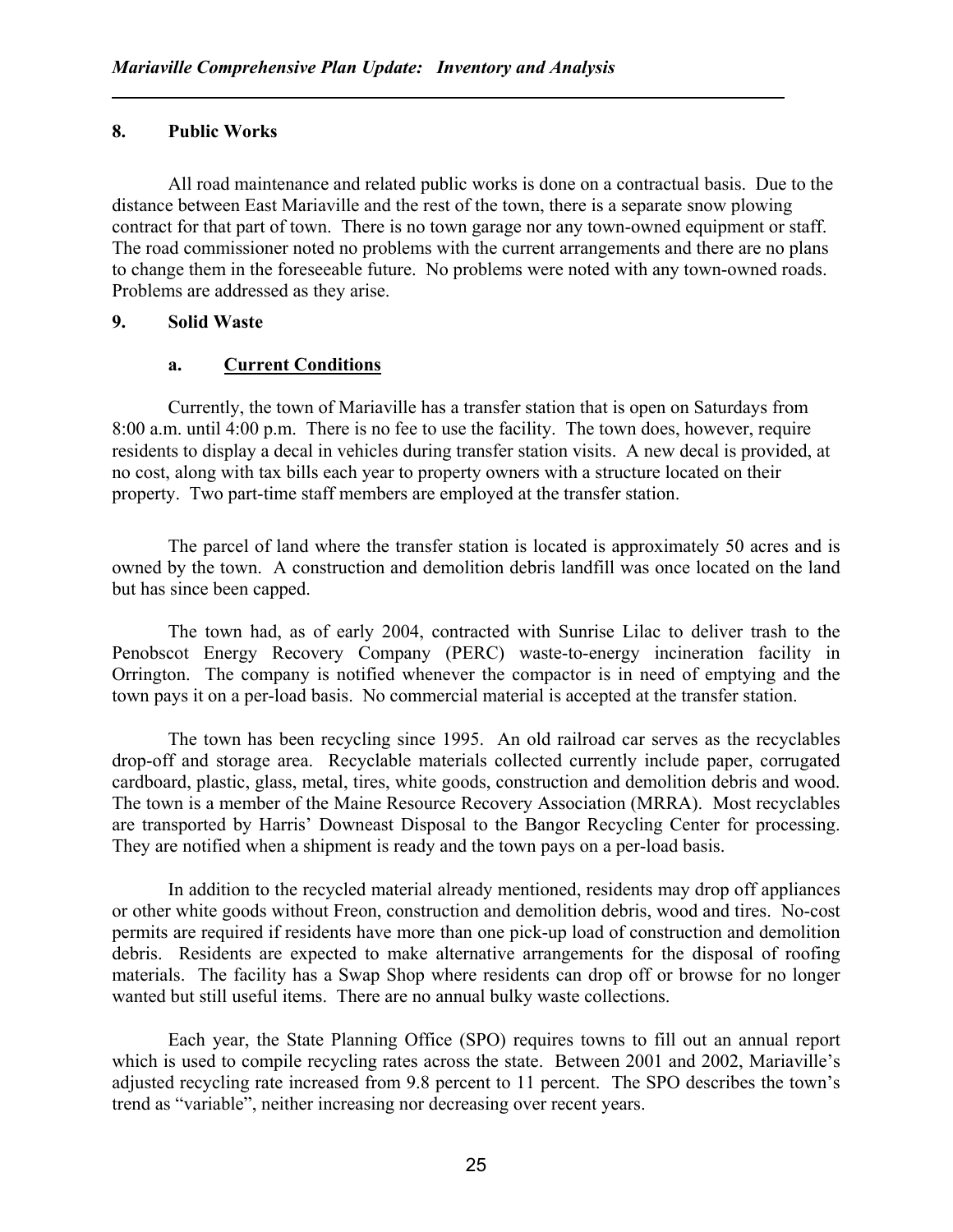## 8. Public Works

All road maintenance and related public works is done on a contractual basis. Due to the distance between East Mariaville and the rest of the town, there is a separate snow plowing contract for that part of town. There is no town garage nor any town-owned equipment or staff. The road commissioner noted no problems with the current arrangements and there are no plans to change them in the foreseeable future. No problems were noted with any town-owned roads. Problems are addressed as they arise.

## 9. Solid Waste

### a. <u>Current Conditions</u>

Currently, the town of Mariaville has a transfer station that is open on Saturdays from 8:00 a.m. until 4:00 p.m. There is no fee to use the facility. The town does, however, require residents to display a decal in vehicles during transfer station visits. A new decal is provided, at no cost, along with tax bills each year to property owners with a structure located on their property. Two part-time staff members are employed at the transfer station.

The parcel of land where the transfer station is located is approximately 50 acres and is owned by the town. A construction and demolition debris landfill was once located on the land but has since been capped.

The town had, as of early 2004, contracted with Sunrise Lilac to deliver trash to the Penobscot Energy Recovery Company (PERC) waste-to-energy incineration facility in Orrington. The company is notified whenever the compactor is in need of emptying and the town pays it on a per-load basis. No commercial material is accepted at the transfer station.

The town has been recycling since 1995. An old railroad car serves as the recyclables drop-off and storage area. Recyclable materials collected currently include paper, corrugated cardboard, plastic, glass, metal, tires, white goods, construction and demolition debris and wood. The town is a member of the Maine Resource Recovery Association (MRRA). Most recyclables are transported by Harris' Downeast Disposal to the Bangor Recycling Center for processing. They are notified when a shipment is ready and the town pays on a per-load basis.

In addition to the recycled material already mentioned, residents may drop off appliances or other white goods without Freon, construction and demolition debris, wood and tires. No-cost permits are required if residents have more than one pick-up load of construction and demolition debris. Residents are expected to make alternative arrangements for the disposal of roofing materials. The facility has a Swap Shop where residents can drop off or browse for no longer wanted but still useful items. There are no annual bulky waste collections.

Each year, the State Planning Office (SPO) requires towns to fill out an annual report which is used to compile recycling rates across the state. Between 2001 and 2002, Mariaville's adjusted recycling rate increased from 9.8 percent to 11 percent. The SPO describes the town's trend as "variable", neither increasing nor decreasing over recent years.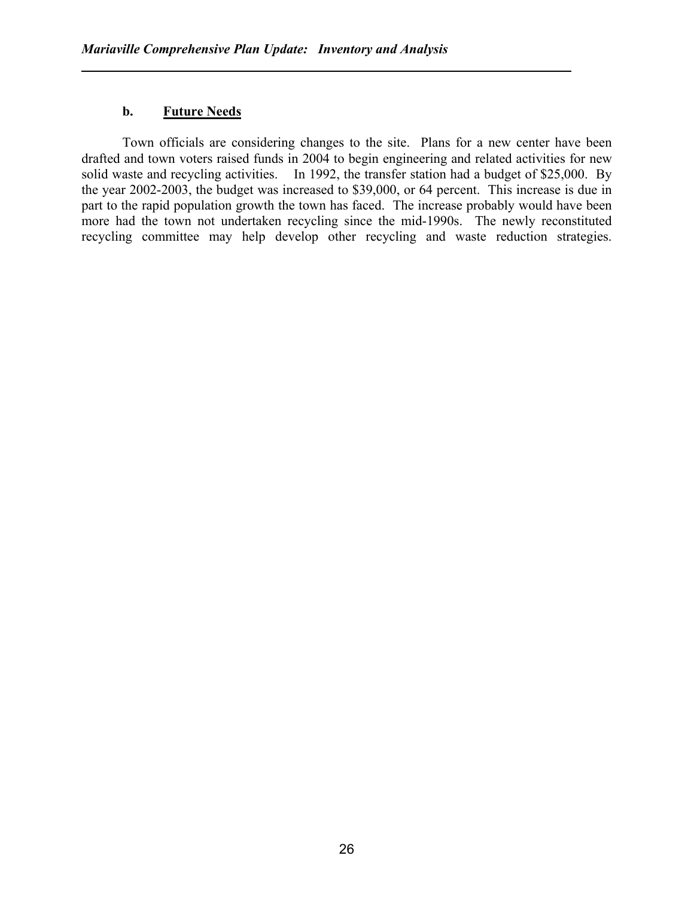### b. Future Needs

Town officials are considering changes to the site. Plans for a new center have been drafted and town voters raised funds in 2004 to begin engineering and related activities for new solid waste and recycling activities. In 1992, the transfer station had a budget of $25,000. By the year 2002-2003, the budget was increased to $39,000, or 64 percent. This increase is due in part to the rapid population growth the town has faced. The increase probably would have been more had the town not undertaken recycling since the mid-1990s. The newly reconstituted recycling committee may help develop other recycling and waste reduction strategies.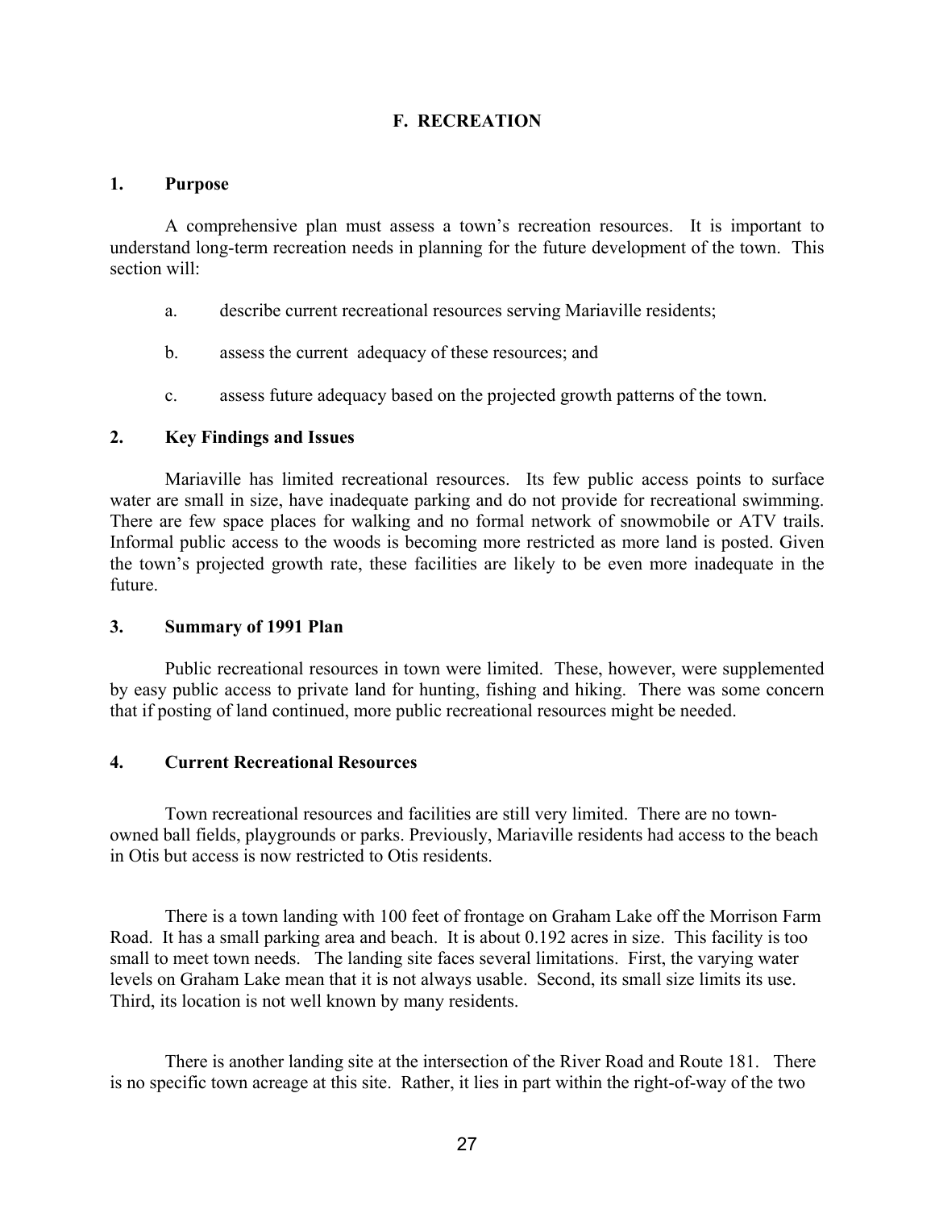## F. RECREATION

### 1. Purpose

A comprehensive plan must assess a town's recreation resources. It is important to understand long-term recreation needs in planning for the future development of the town. This section will:

a. describe current recreational resources serving Mariaville residents;

b. assess the current adequacy of these resources; and

c. assess future adequacy based on the projected growth patterns of the town.

### 2. Key Findings and Issues

Mariaville has limited recreational resources. Its few public access points to surface water are small in size, have inadequate parking and do not provide for recreational swimming. There are few space places for walking and no formal network of snowmobile or ATV trails. Informal public access to the woods is becoming more restricted as more land is posted. Given the town's projected growth rate, these facilities are likely to be even more inadequate in the future.

### 3. Summary of 1991 Plan

Public recreational resources in town were limited. These, however, were supplemented by easy public access to private land for hunting, fishing and hiking. There was some concern that if posting of land continued, more public recreational resources might be needed.

### 4. Current Recreational Resources

Town recreational resources and facilities are still very limited. There are no town-owned ball fields, playgrounds or parks. Previously, Mariaville residents had access to the beach in Otis but access is now restricted to Otis residents.

There is a town landing with 100 feet of frontage on Graham Lake off the Morrison Farm Road. It has a small parking area and beach. It is about 0.192 acres in size. This facility is too small to meet town needs. The landing site faces several limitations. First, the varying water levels on Graham Lake mean that it is not always usable. Second, its small size limits its use. Third, its location is not well known by many residents.

There is another landing site at the intersection of the River Road and Route 181. There is no specific town acreage at this site. Rather, it lies in part within the right-of-way of the two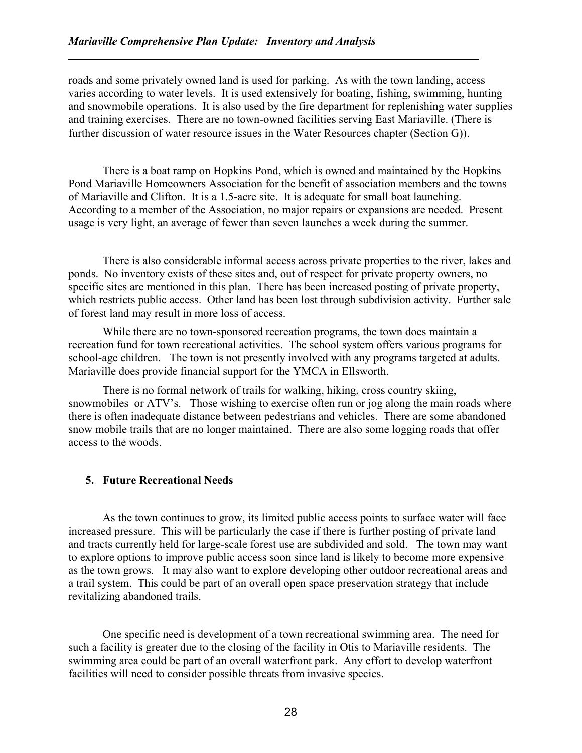roads and some privately owned land is used for parking. As with the town landing, access varies according to water levels. It is used extensively for boating, fishing, swimming, hunting and snowmobile operations. It is also used by the fire department for replenishing water supplies and training exercises. There are no town-owned facilities serving East Mariaville. (There is further discussion of water resource issues in the Water Resources chapter (Section G)).

There is a boat ramp on Hopkins Pond, which is owned and maintained by the Hopkins Pond Mariaville Homeowners Association for the benefit of association members and the towns of Mariaville and Clifton. It is a 1.5-acre site. It is adequate for small boat launching. According to a member of the Association, no major repairs or expansions are needed. Present usage is very light, an average of fewer than seven launches a week during the summer.

There is also considerable informal access across private properties to the river, lakes and ponds. No inventory exists of these sites and, out of respect for private property owners, no specific sites are mentioned in this plan. There has been increased posting of private property, which restricts public access. Other land has been lost through subdivision activity. Further sale of forest land may result in more loss of access.

While there are no town-sponsored recreation programs, the town does maintain a recreation fund for town recreational activities. The school system offers various programs for school-age children. The town is not presently involved with any programs targeted at adults. Mariaville does provide financial support for the YMCA in Ellsworth.

There is no formal network of trails for walking, hiking, cross country skiing, snowmobiles or ATV's. Those wishing to exercise often run or jog along the main roads where there is often inadequate distance between pedestrians and vehicles. There are some abandoned snow mobile trails that are no longer maintained. There are also some logging roads that offer access to the woods.

### 5. Future Recreational Needs

As the town continues to grow, its limited public access points to surface water will face increased pressure. This will be particularly the case if there is further posting of private land and tracts currently held for large-scale forest use are subdivided and sold. The town may want to explore options to improve public access soon since land is likely to become more expensive as the town grows. It may also want to explore developing other outdoor recreational areas and a trail system. This could be part of an overall open space preservation strategy that include revitalizing abandoned trails.

One specific need is development of a town recreational swimming area. The need for such a facility is greater due to the closing of the facility in Otis to Mariaville residents. The swimming area could be part of an overall waterfront park. Any effort to develop waterfront facilities will need to consider possible threats from invasive species.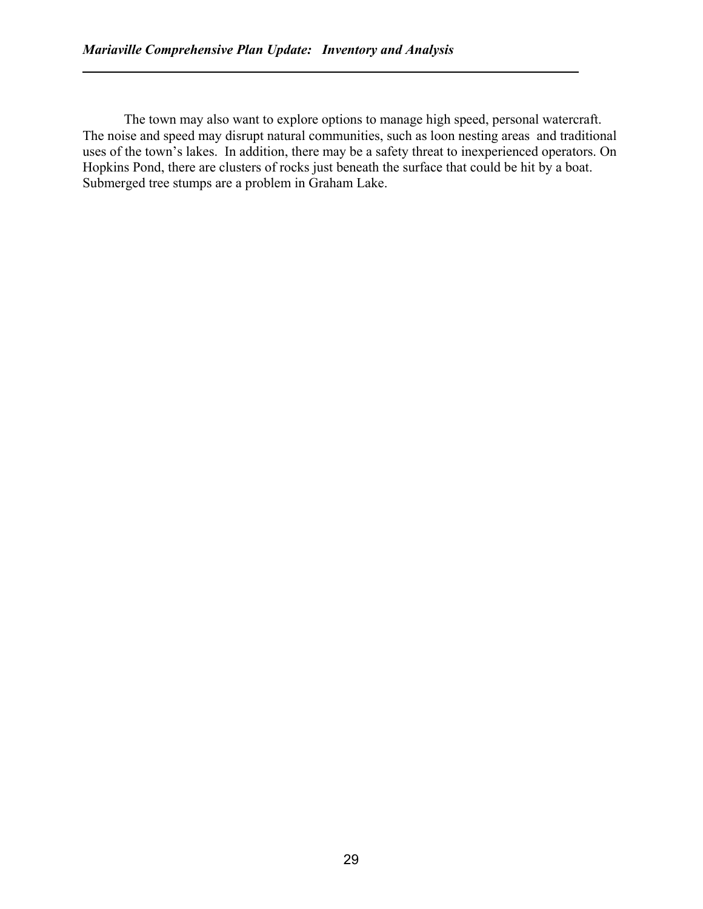The town may also want to explore options to manage high speed, personal watercraft. The noise and speed may disrupt natural communities, such as loon nesting areas and traditional uses of the town's lakes. In addition, there may be a safety threat to inexperienced operators. On Hopkins Pond, there are clusters of rocks just beneath the surface that could be hit by a boat. Submerged tree stumps are a problem in Graham Lake.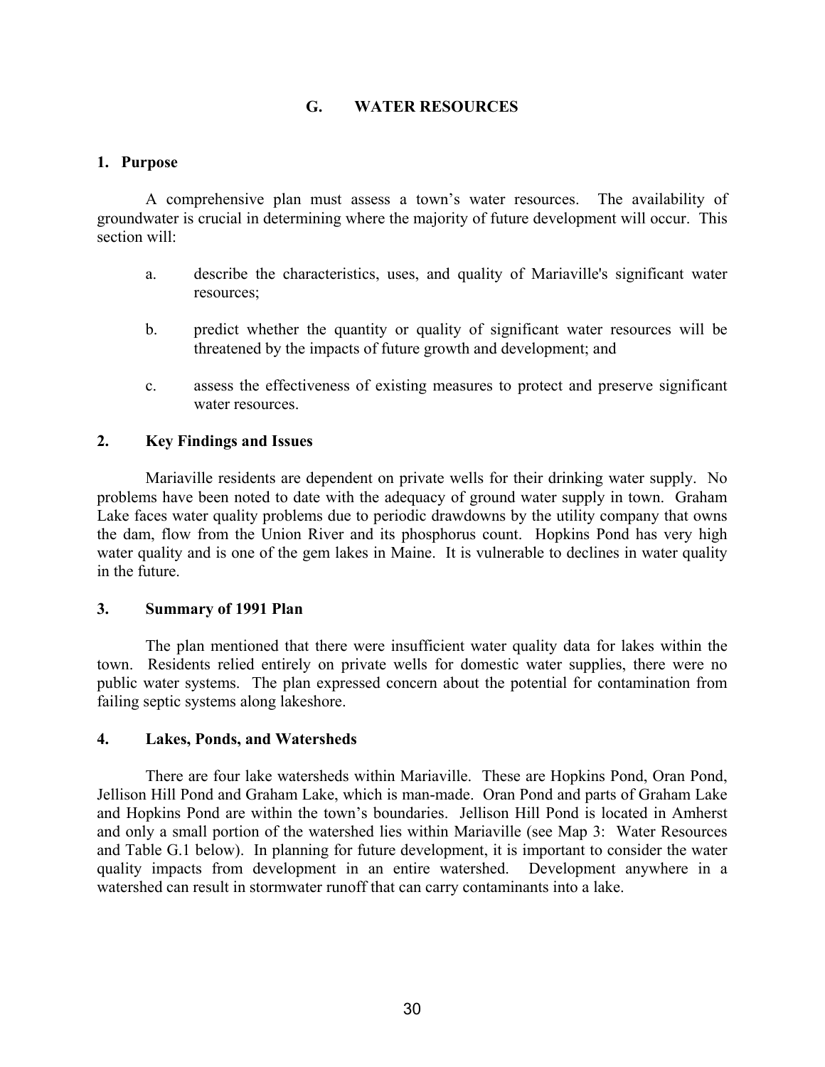# G. WATER RESOURCES

## 1. Purpose

A comprehensive plan must assess a town's water resources. The availability of groundwater is crucial in determining where the majority of future development will occur. This section will:

a. describe the characteristics, uses, and quality of Mariaville's significant water resources;

b. predict whether the quantity or quality of significant water resources will be threatened by the impacts of future growth and development; and

c. assess the effectiveness of existing measures to protect and preserve significant water resources.

## 2. Key Findings and Issues

Mariaville residents are dependent on private wells for their drinking water supply. No problems have been noted to date with the adequacy of ground water supply in town. Graham Lake faces water quality problems due to periodic drawdowns by the utility company that owns the dam, flow from the Union River and its phosphorus count. Hopkins Pond has very high water quality and is one of the gem lakes in Maine. It is vulnerable to declines in water quality in the future.

## 3. Summary of 1991 Plan

The plan mentioned that there were insufficient water quality data for lakes within the town. Residents relied entirely on private wells for domestic water supplies, there were no public water systems. The plan expressed concern about the potential for contamination from failing septic systems along lakeshore.

## 4. Lakes, Ponds, and Watersheds

There are four lake watersheds within Mariaville. These are Hopkins Pond, Oran Pond, Jellison Hill Pond and Graham Lake, which is man-made. Oran Pond and parts of Graham Lake and Hopkins Pond are within the town's boundaries. Jellison Hill Pond is located in Amherst and only a small portion of the watershed lies within Mariaville (see Map 3: Water Resources and Table G.1 below). In planning for future development, it is important to consider the water quality impacts from development in an entire watershed. Development anywhere in a watershed can result in stormwater runoff that can carry contaminants into a lake.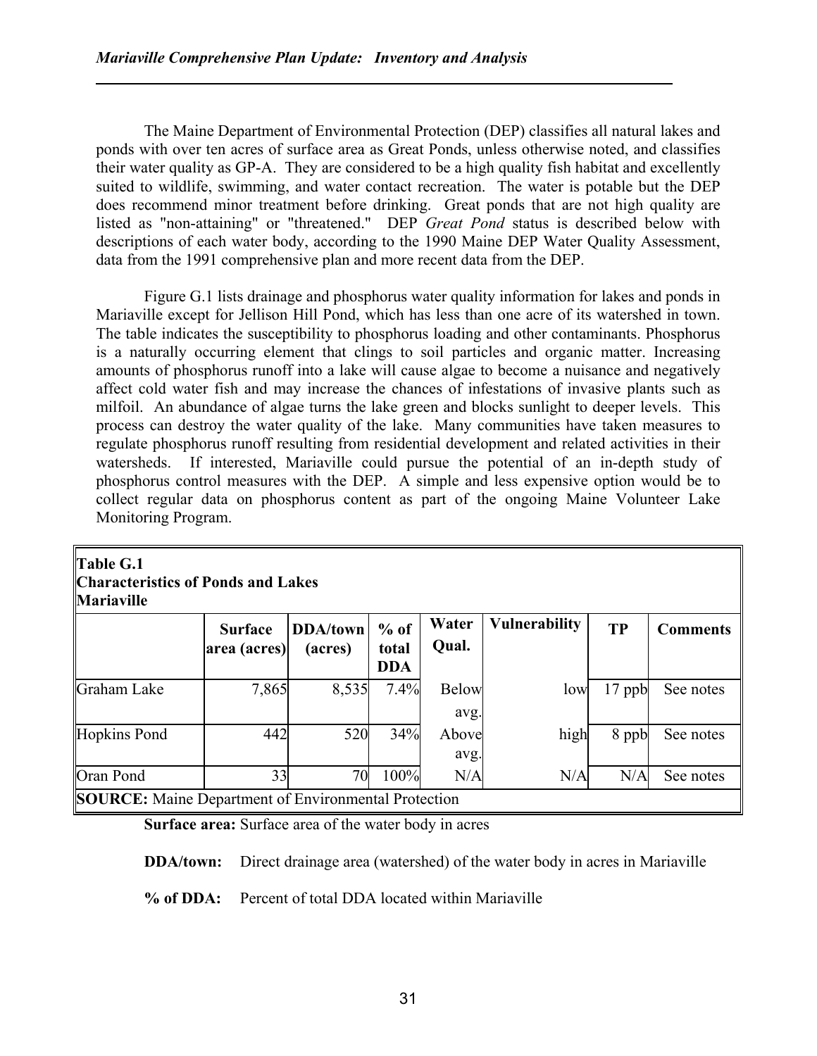The Maine Department of Environmental Protection (DEP) classifies all natural lakes and ponds with over ten acres of surface area as Great Ponds, unless otherwise noted, and classifies their water quality as GP-A. They are considered to be a high quality fish habitat and excellently suited to wildlife, swimming, and water contact recreation. The water is potable but the DEP does recommend minor treatment before drinking. Great ponds that are not high quality are listed as "non-attaining" or "threatened." DEP *Great Pond* status is described below with descriptions of each water body, according to the 1990 Maine DEP Water Quality Assessment, data from the 1991 comprehensive plan and more recent data from the DEP.

Figure G.1 lists drainage and phosphorus water quality information for lakes and ponds in Mariaville except for Jellison Hill Pond, which has less than one acre of its watershed in town. The table indicates the susceptibility to phosphorus loading and other contaminants. Phosphorus is a naturally occurring element that clings to soil particles and organic matter. Increasing amounts of phosphorus runoff into a lake will cause algae to become a nuisance and negatively affect cold water fish and may increase the chances of infestations of invasive plants such as milfoil. An abundance of algae turns the lake green and blocks sunlight to deeper levels. This process can destroy the water quality of the lake. Many communities have taken measures to regulate phosphorus runoff resulting from residential development and related activities in their watersheds. If interested, Mariaville could pursue the potential of an in-depth study of phosphorus control measures with the DEP. A simple and less expensive option would be to collect regular data on phosphorus content as part of the ongoing Maine Volunteer Lake Monitoring Program.

**Table G.1**
**Characteristics of Ponds and Lakes**
**Mariaville**

| | Surface area (acres) | DDA/town (acres) | % of total DDA | Water Qual. | Vulnerability | TP | Comments |
|---|---|---|---|---|---|---|---|
| Graham Lake | 7,865 | 8,535 | 7.4% | Below avg. | low | 17 ppb | See notes |
| Hopkins Pond | 442 | 520 | 34% | Above avg. | high | 8 ppb | See notes |
| Oran Pond | 33 | 70 | 100% | N/A | N/A | N/A | See notes |

**SOURCE:** Maine Department of Environmental Protection

**Surface area:** Surface area of the water body in acres

**DDA/town:** Direct drainage area (watershed) of the water body in acres in Mariaville

**% of DDA:** Percent of total DDA located within Mariaville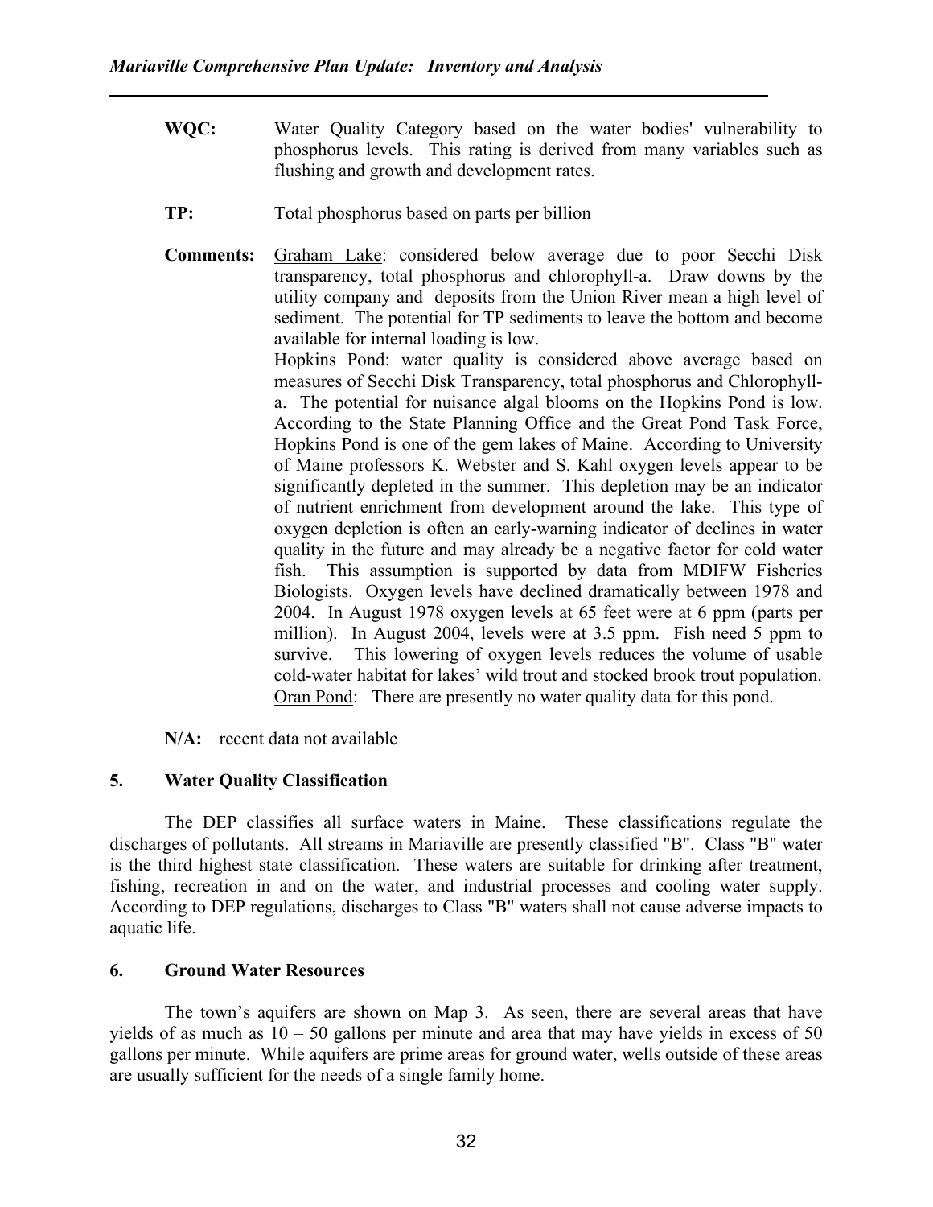**WQC:** Water Quality Category based on the water bodies' vulnerability to phosphorus levels. This rating is derived from many variables such as flushing and growth and development rates.

**TP:** Total phosphorus based on parts per billion

**Comments:** Graham Lake: considered below average due to poor Secchi Disk transparency, total phosphorus and chlorophyll-a. Draw downs by the utility company and deposits from the Union River mean a high level of sediment. The potential for TP sediments to leave the bottom and become available for internal loading is low.

Hopkins Pond: water quality is considered above average based on measures of Secchi Disk Transparency, total phosphorus and Chlorophyll-a. The potential for nuisance algal blooms on the Hopkins Pond is low. According to the State Planning Office and the Great Pond Task Force, Hopkins Pond is one of the gem lakes of Maine. According to University of Maine professors K. Webster and S. Kahl oxygen levels appear to be significantly depleted in the summer. This depletion may be an indicator of nutrient enrichment from development around the lake. This type of oxygen depletion is often an early-warning indicator of declines in water quality in the future and may already be a negative factor for cold water fish. This assumption is supported by data from MDIFW Fisheries Biologists. Oxygen levels have declined dramatically between 1978 and 2004. In August 1978 oxygen levels at 65 feet were at 6 ppm (parts per million). In August 2004, levels were at 3.5 ppm. Fish need 5 ppm to survive. This lowering of oxygen levels reduces the volume of usable cold-water habitat for lakes' wild trout and stocked brook trout population.

Oran Pond: There are presently no water quality data for this pond.

**N/A:** recent data not available

## 5. Water Quality Classification

The DEP classifies all surface waters in Maine. These classifications regulate the discharges of pollutants. All streams in Mariaville are presently classified "B". Class "B" water is the third highest state classification. These waters are suitable for drinking after treatment, fishing, recreation in and on the water, and industrial processes and cooling water supply. According to DEP regulations, discharges to Class "B" waters shall not cause adverse impacts to aquatic life.

## 6. Ground Water Resources

The town's aquifers are shown on Map 3. As seen, there are several areas that have yields of as much as 10 – 50 gallons per minute and area that may have yields in excess of 50 gallons per minute. While aquifers are prime areas for ground water, wells outside of these areas are usually sufficient for the needs of a single family home.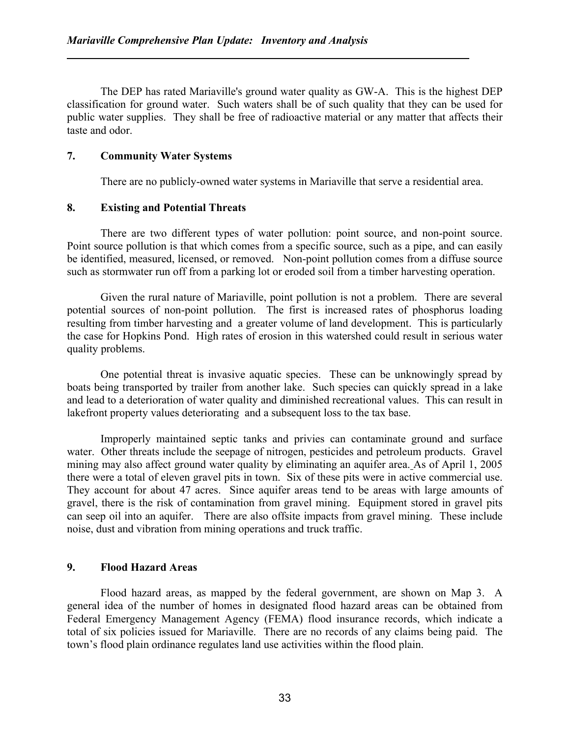The DEP has rated Mariaville's ground water quality as GW-A. This is the highest DEP classification for ground water. Such waters shall be of such quality that they can be used for public water supplies. They shall be free of radioactive material or any matter that affects their taste and odor.

### 7. Community Water Systems

There are no publicly-owned water systems in Mariaville that serve a residential area.

### 8. Existing and Potential Threats

There are two different types of water pollution: point source, and non-point source. Point source pollution is that which comes from a specific source, such as a pipe, and can easily be identified, measured, licensed, or removed. Non-point pollution comes from a diffuse source such as stormwater run off from a parking lot or eroded soil from a timber harvesting operation.

Given the rural nature of Mariaville, point pollution is not a problem. There are several potential sources of non-point pollution. The first is increased rates of phosphorus loading resulting from timber harvesting and a greater volume of land development. This is particularly the case for Hopkins Pond. High rates of erosion in this watershed could result in serious water quality problems.

One potential threat is invasive aquatic species. These can be unknowingly spread by boats being transported by trailer from another lake. Such species can quickly spread in a lake and lead to a deterioration of water quality and diminished recreational values. This can result in lakefront property values deteriorating and a subsequent loss to the tax base.

Improperly maintained septic tanks and privies can contaminate ground and surface water. Other threats include the seepage of nitrogen, pesticides and petroleum products. Gravel mining may also affect ground water quality by eliminating an aquifer area. As of April 1, 2005 there were a total of eleven gravel pits in town. Six of these pits were in active commercial use. They account for about 47 acres. Since aquifer areas tend to be areas with large amounts of gravel, there is the risk of contamination from gravel mining. Equipment stored in gravel pits can seep oil into an aquifer. There are also offsite impacts from gravel mining. These include noise, dust and vibration from mining operations and truck traffic.

### 9. Flood Hazard Areas

Flood hazard areas, as mapped by the federal government, are shown on Map 3. A general idea of the number of homes in designated flood hazard areas can be obtained from Federal Emergency Management Agency (FEMA) flood insurance records, which indicate a total of six policies issued for Mariaville. There are no records of any claims being paid. The town's flood plain ordinance regulates land use activities within the flood plain.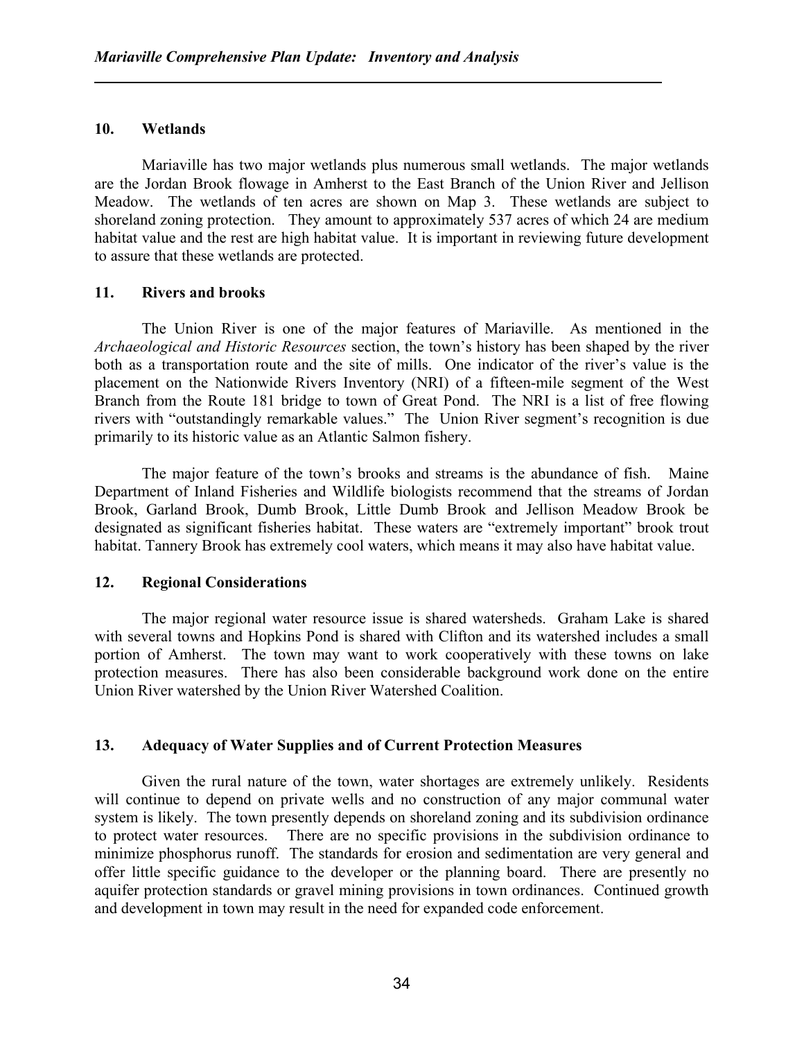## 10. Wetlands

Mariaville has two major wetlands plus numerous small wetlands. The major wetlands are the Jordan Brook flowage in Amherst to the East Branch of the Union River and Jellison Meadow. The wetlands of ten acres are shown on Map 3. These wetlands are subject to shoreland zoning protection. They amount to approximately 537 acres of which 24 are medium habitat value and the rest are high habitat value. It is important in reviewing future development to assure that these wetlands are protected.

## 11. Rivers and brooks

The Union River is one of the major features of Mariaville. As mentioned in the *Archaeological and Historic Resources* section, the town's history has been shaped by the river both as a transportation route and the site of mills. One indicator of the river's value is the placement on the Nationwide Rivers Inventory (NRI) of a fifteen-mile segment of the West Branch from the Route 181 bridge to town of Great Pond. The NRI is a list of free flowing rivers with "outstandingly remarkable values." The Union River segment's recognition is due primarily to its historic value as an Atlantic Salmon fishery.

The major feature of the town's brooks and streams is the abundance of fish. Maine Department of Inland Fisheries and Wildlife biologists recommend that the streams of Jordan Brook, Garland Brook, Dumb Brook, Little Dumb Brook and Jellison Meadow Brook be designated as significant fisheries habitat. These waters are "extremely important" brook trout habitat. Tannery Brook has extremely cool waters, which means it may also have habitat value.

## 12. Regional Considerations

The major regional water resource issue is shared watersheds. Graham Lake is shared with several towns and Hopkins Pond is shared with Clifton and its watershed includes a small portion of Amherst. The town may want to work cooperatively with these towns on lake protection measures. There has also been considerable background work done on the entire Union River watershed by the Union River Watershed Coalition.

## 13. Adequacy of Water Supplies and of Current Protection Measures

Given the rural nature of the town, water shortages are extremely unlikely. Residents will continue to depend on private wells and no construction of any major communal water system is likely. The town presently depends on shoreland zoning and its subdivision ordinance to protect water resources. There are no specific provisions in the subdivision ordinance to minimize phosphorus runoff. The standards for erosion and sedimentation are very general and offer little specific guidance to the developer or the planning board. There are presently no aquifer protection standards or gravel mining provisions in town ordinances. Continued growth and development in town may result in the need for expanded code enforcement.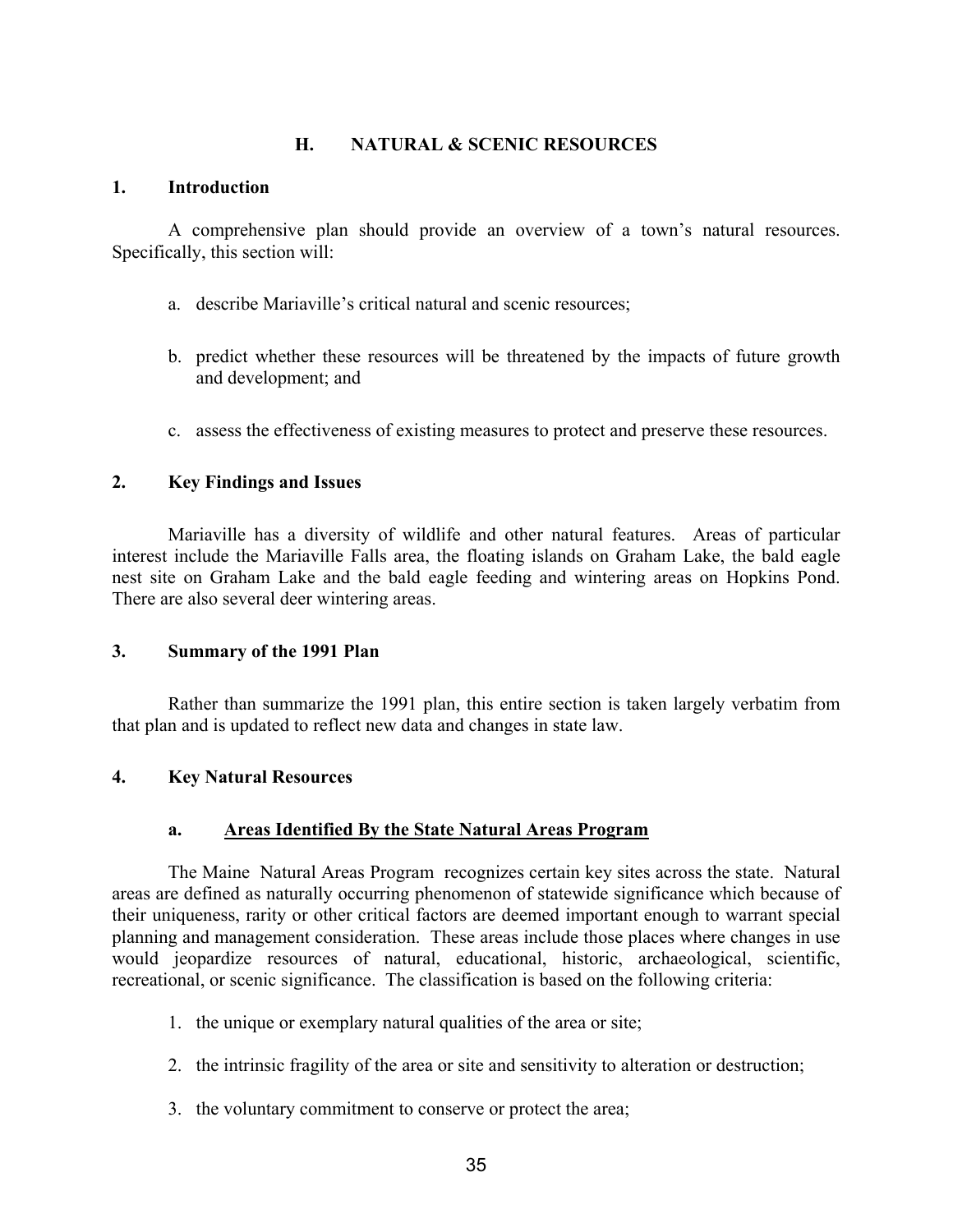## H. NATURAL & SCENIC RESOURCES

### 1. Introduction

A comprehensive plan should provide an overview of a town's natural resources. Specifically, this section will:

a. describe Mariaville's critical natural and scenic resources;

b. predict whether these resources will be threatened by the impacts of future growth and development; and

c. assess the effectiveness of existing measures to protect and preserve these resources.

### 2. Key Findings and Issues

Mariaville has a diversity of wildlife and other natural features. Areas of particular interest include the Mariaville Falls area, the floating islands on Graham Lake, the bald eagle nest site on Graham Lake and the bald eagle feeding and wintering areas on Hopkins Pond. There are also several deer wintering areas.

### 3. Summary of the 1991 Plan

Rather than summarize the 1991 plan, this entire section is taken largely verbatim from that plan and is updated to reflect new data and changes in state law.

### 4. Key Natural Resources

#### a. Areas Identified By the State Natural Areas Program

The Maine Natural Areas Program recognizes certain key sites across the state. Natural areas are defined as naturally occurring phenomenon of statewide significance which because of their uniqueness, rarity or other critical factors are deemed important enough to warrant special planning and management consideration. These areas include those places where changes in use would jeopardize resources of natural, educational, historic, archaeological, scientific, recreational, or scenic significance. The classification is based on the following criteria:

1. the unique or exemplary natural qualities of the area or site;
2. the intrinsic fragility of the area or site and sensitivity to alteration or destruction;
3. the voluntary commitment to conserve or protect the area;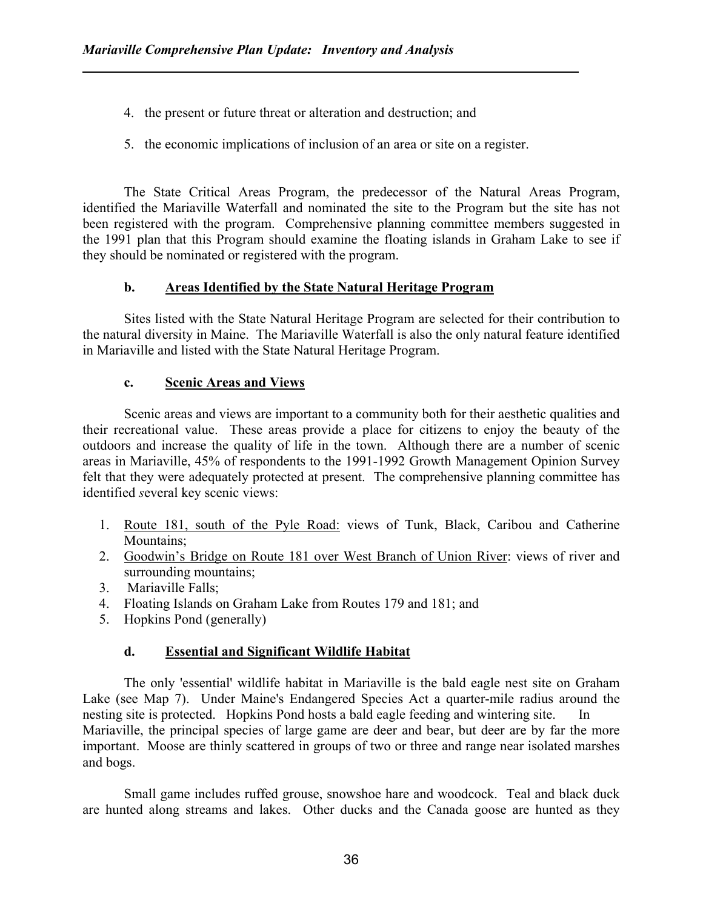4. the present or future threat or alteration and destruction; and

5. the economic implications of inclusion of an area or site on a register.

The State Critical Areas Program, the predecessor of the Natural Areas Program, identified the Mariaville Waterfall and nominated the site to the Program but the site has not been registered with the program. Comprehensive planning committee members suggested in the 1991 plan that this Program should examine the floating islands in Graham Lake to see if they should be nominated or registered with the program.

#### b. Areas Identified by the State Natural Heritage Program

Sites listed with the State Natural Heritage Program are selected for their contribution to the natural diversity in Maine. The Mariaville Waterfall is also the only natural feature identified in Mariaville and listed with the State Natural Heritage Program.

#### c. Scenic Areas and Views

Scenic areas and views are important to a community both for their aesthetic qualities and their recreational value. These areas provide a place for citizens to enjoy the beauty of the outdoors and increase the quality of life in the town. Although there are a number of scenic areas in Mariaville, 45% of respondents to the 1991-1992 Growth Management Opinion Survey felt that they were adequately protected at present. The comprehensive planning committee has identified several key scenic views:

1. Route 181, south of the Pyle Road: views of Tunk, Black, Caribou and Catherine Mountains;
2. Goodwin's Bridge on Route 181 over West Branch of Union River: views of river and surrounding mountains;
3. Mariaville Falls;
4. Floating Islands on Graham Lake from Routes 179 and 181; and
5. Hopkins Pond (generally)

#### d. Essential and Significant Wildlife Habitat

The only 'essential' wildlife habitat in Mariaville is the bald eagle nest site on Graham Lake (see Map 7). Under Maine's Endangered Species Act a quarter-mile radius around the nesting site is protected. Hopkins Pond hosts a bald eagle feeding and wintering site. In Mariaville, the principal species of large game are deer and bear, but deer are by far the more important. Moose are thinly scattered in groups of two or three and range near isolated marshes and bogs.

Small game includes ruffed grouse, snowshoe hare and woodcock. Teal and black duck are hunted along streams and lakes. Other ducks and the Canada goose are hunted as they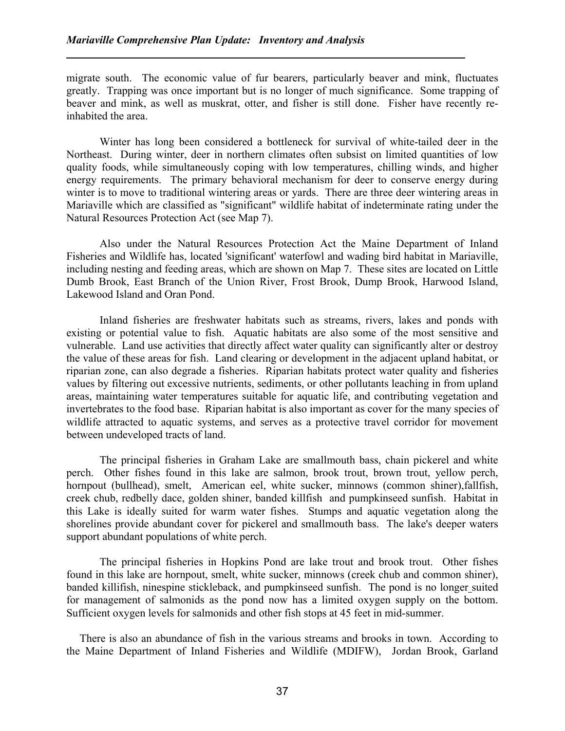migrate south. The economic value of fur bearers, particularly beaver and mink, fluctuates greatly. Trapping was once important but is no longer of much significance. Some trapping of beaver and mink, as well as muskrat, otter, and fisher is still done. Fisher have recently re-inhabited the area.

Winter has long been considered a bottleneck for survival of white-tailed deer in the Northeast. During winter, deer in northern climates often subsist on limited quantities of low quality foods, while simultaneously coping with low temperatures, chilling winds, and higher energy requirements. The primary behavioral mechanism for deer to conserve energy during winter is to move to traditional wintering areas or yards. There are three deer wintering areas in Mariaville which are classified as "significant" wildlife habitat of indeterminate rating under the Natural Resources Protection Act (see Map 7).

Also under the Natural Resources Protection Act the Maine Department of Inland Fisheries and Wildlife has, located 'significant' waterfowl and wading bird habitat in Mariaville, including nesting and feeding areas, which are shown on Map 7. These sites are located on Little Dumb Brook, East Branch of the Union River, Frost Brook, Dump Brook, Harwood Island, Lakewood Island and Oran Pond.

Inland fisheries are freshwater habitats such as streams, rivers, lakes and ponds with existing or potential value to fish. Aquatic habitats are also some of the most sensitive and vulnerable. Land use activities that directly affect water quality can significantly alter or destroy the value of these areas for fish. Land clearing or development in the adjacent upland habitat, or riparian zone, can also degrade a fisheries. Riparian habitats protect water quality and fisheries values by filtering out excessive nutrients, sediments, or other pollutants leaching in from upland areas, maintaining water temperatures suitable for aquatic life, and contributing vegetation and invertebrates to the food base. Riparian habitat is also important as cover for the many species of wildlife attracted to aquatic systems, and serves as a protective travel corridor for movement between undeveloped tracts of land.

The principal fisheries in Graham Lake are smallmouth bass, chain pickerel and white perch. Other fishes found in this lake are salmon, brook trout, brown trout, yellow perch, hornpout (bullhead), smelt, American eel, white sucker, minnows (common shiner),fallfish, creek chub, redbelly dace, golden shiner, banded killfish and pumpkinseed sunfish. Habitat in this Lake is ideally suited for warm water fishes. Stumps and aquatic vegetation along the shorelines provide abundant cover for pickerel and smallmouth bass. The lake's deeper waters support abundant populations of white perch.

The principal fisheries in Hopkins Pond are lake trout and brook trout. Other fishes found in this lake are hornpout, smelt, white sucker, minnows (creek chub and common shiner), banded killifish, ninespine stickleback, and pumpkinseed sunfish. The pond is no longer suited for management of salmonids as the pond now has a limited oxygen supply on the bottom. Sufficient oxygen levels for salmonids and other fish stops at 45 feet in mid-summer.

There is also an abundance of fish in the various streams and brooks in town. According to the Maine Department of Inland Fisheries and Wildlife (MDIFW), Jordan Brook, Garland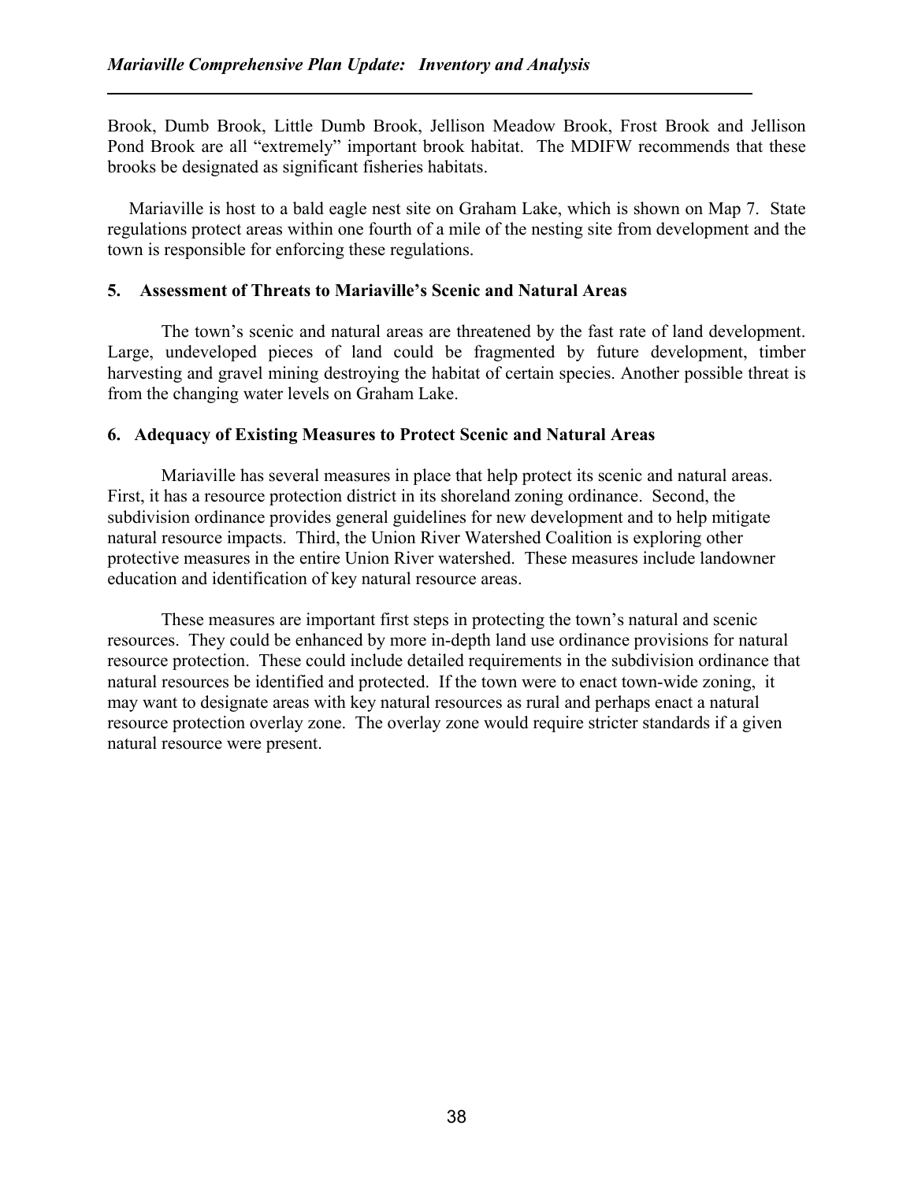Brook, Dumb Brook, Little Dumb Brook, Jellison Meadow Brook, Frost Brook and Jellison Pond Brook are all "extremely" important brook habitat. The MDIFW recommends that these brooks be designated as significant fisheries habitats.

Mariaville is host to a bald eagle nest site on Graham Lake, which is shown on Map 7. State regulations protect areas within one fourth of a mile of the nesting site from development and the town is responsible for enforcing these regulations.

### 5. Assessment of Threats to Mariaville's Scenic and Natural Areas

The town's scenic and natural areas are threatened by the fast rate of land development. Large, undeveloped pieces of land could be fragmented by future development, timber harvesting and gravel mining destroying the habitat of certain species. Another possible threat is from the changing water levels on Graham Lake.

### 6. Adequacy of Existing Measures to Protect Scenic and Natural Areas

Mariaville has several measures in place that help protect its scenic and natural areas. First, it has a resource protection district in its shoreland zoning ordinance. Second, the subdivision ordinance provides general guidelines for new development and to help mitigate natural resource impacts. Third, the Union River Watershed Coalition is exploring other protective measures in the entire Union River watershed. These measures include landowner education and identification of key natural resource areas.

These measures are important first steps in protecting the town's natural and scenic resources. They could be enhanced by more in-depth land use ordinance provisions for natural resource protection. These could include detailed requirements in the subdivision ordinance that natural resources be identified and protected. If the town were to enact town-wide zoning, it may want to designate areas with key natural resources as rural and perhaps enact a natural resource protection overlay zone. The overlay zone would require stricter standards if a given natural resource were present.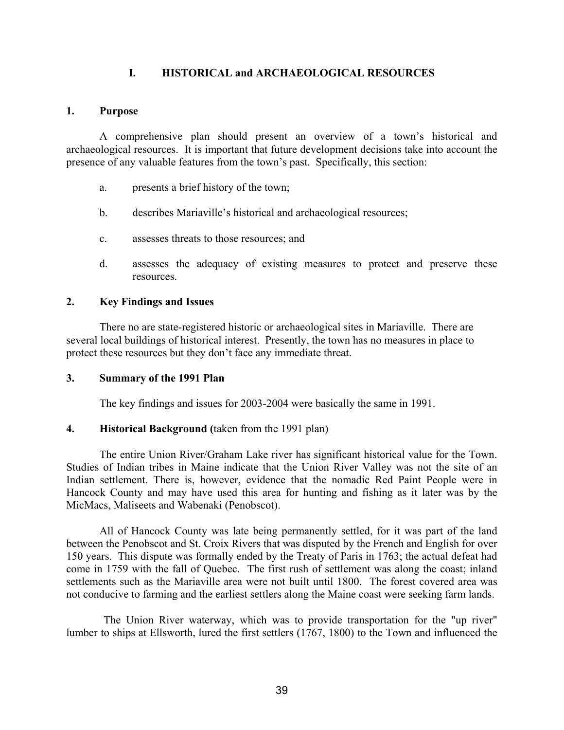# I. HISTORICAL and ARCHAEOLOGICAL RESOURCES

## 1. Purpose

A comprehensive plan should present an overview of a town's historical and archaeological resources. It is important that future development decisions take into account the presence of any valuable features from the town's past. Specifically, this section:

a. presents a brief history of the town;

b. describes Mariaville's historical and archaeological resources;

c. assesses threats to those resources; and

d. assesses the adequacy of existing measures to protect and preserve these resources.

## 2. Key Findings and Issues

There no are state-registered historic or archaeological sites in Mariaville. There are several local buildings of historical interest. Presently, the town has no measures in place to protect these resources but they don't face any immediate threat.

## 3. Summary of the 1991 Plan

The key findings and issues for 2003-2004 were basically the same in 1991.

## 4. Historical Background (taken from the 1991 plan)

The entire Union River/Graham Lake river has significant historical value for the Town. Studies of Indian tribes in Maine indicate that the Union River Valley was not the site of an Indian settlement. There is, however, evidence that the nomadic Red Paint People were in Hancock County and may have used this area for hunting and fishing as it later was by the MicMacs, Maliseets and Wabenaki (Penobscot).

All of Hancock County was late being permanently settled, for it was part of the land between the Penobscot and St. Croix Rivers that was disputed by the French and English for over 150 years. This dispute was formally ended by the Treaty of Paris in 1763; the actual defeat had come in 1759 with the fall of Quebec. The first rush of settlement was along the coast; inland settlements such as the Mariaville area were not built until 1800. The forest covered area was not conducive to farming and the earliest settlers along the Maine coast were seeking farm lands.

The Union River waterway, which was to provide transportation for the "up river" lumber to ships at Ellsworth, lured the first settlers (1767, 1800) to the Town and influenced the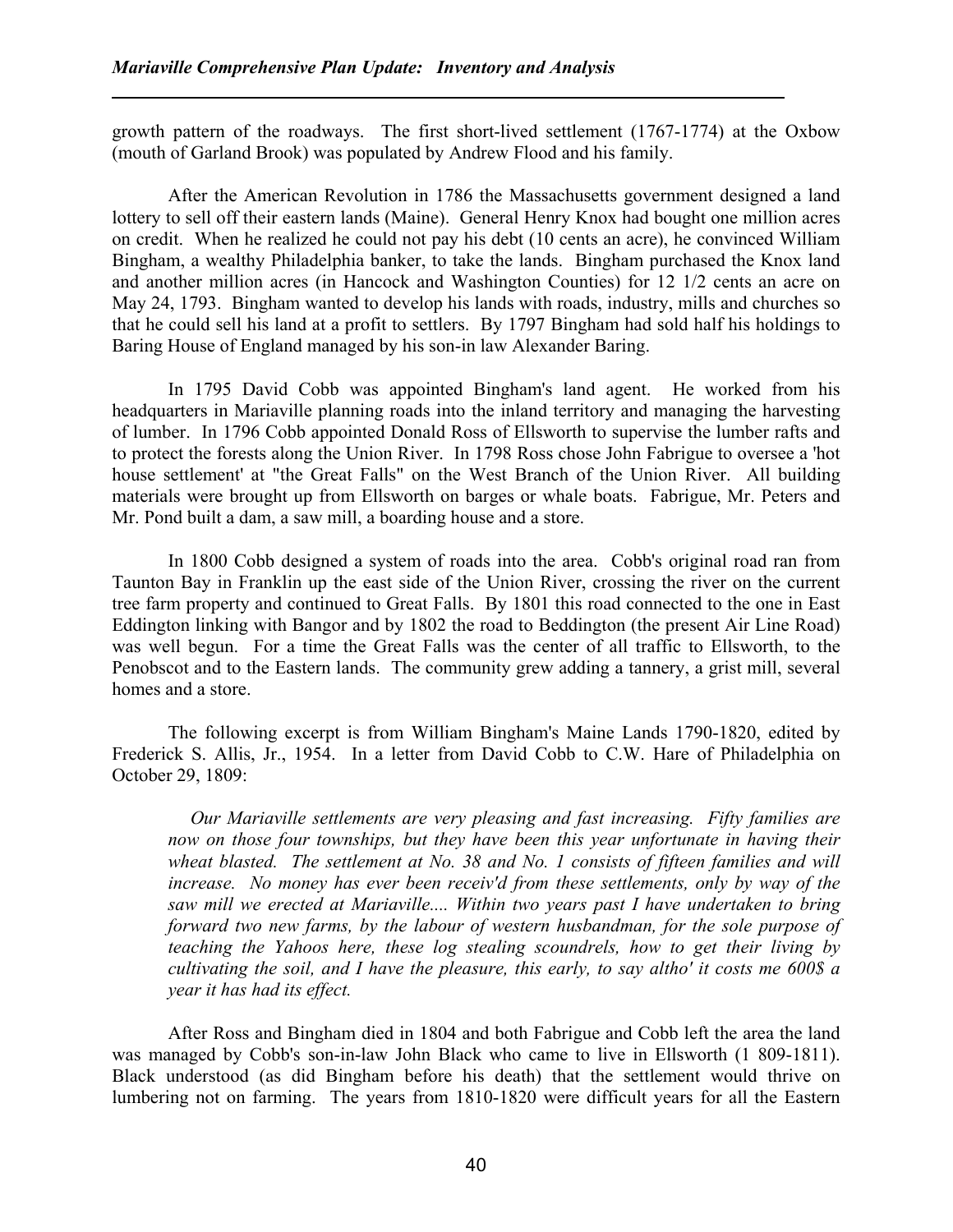growth pattern of the roadways. The first short-lived settlement (1767-1774) at the Oxbow (mouth of Garland Brook) was populated by Andrew Flood and his family.

After the American Revolution in 1786 the Massachusetts government designed a land lottery to sell off their eastern lands (Maine). General Henry Knox had bought one million acres on credit. When he realized he could not pay his debt (10 cents an acre), he convinced William Bingham, a wealthy Philadelphia banker, to take the lands. Bingham purchased the Knox land and another million acres (in Hancock and Washington Counties) for 12 1/2 cents an acre on May 24, 1793. Bingham wanted to develop his lands with roads, industry, mills and churches so that he could sell his land at a profit to settlers. By 1797 Bingham had sold half his holdings to Baring House of England managed by his son-in law Alexander Baring.

In 1795 David Cobb was appointed Bingham's land agent. He worked from his headquarters in Mariaville planning roads into the inland territory and managing the harvesting of lumber. In 1796 Cobb appointed Donald Ross of Ellsworth to supervise the lumber rafts and to protect the forests along the Union River. In 1798 Ross chose John Fabrigue to oversee a 'hot house settlement' at "the Great Falls" on the West Branch of the Union River. All building materials were brought up from Ellsworth on barges or whale boats. Fabrigue, Mr. Peters and Mr. Pond built a dam, a saw mill, a boarding house and a store.

In 1800 Cobb designed a system of roads into the area. Cobb's original road ran from Taunton Bay in Franklin up the east side of the Union River, crossing the river on the current tree farm property and continued to Great Falls. By 1801 this road connected to the one in East Eddington linking with Bangor and by 1802 the road to Beddington (the present Air Line Road) was well begun. For a time the Great Falls was the center of all traffic to Ellsworth, to the Penobscot and to the Eastern lands. The community grew adding a tannery, a grist mill, several homes and a store.

The following excerpt is from William Bingham's Maine Lands 1790-1820, edited by Frederick S. Allis, Jr., 1954. In a letter from David Cobb to C.W. Hare of Philadelphia on October 29, 1809:

> *Our Mariaville settlements are very pleasing and fast increasing. Fifty families are now on those four townships, but they have been this year unfortunate in having their wheat blasted. The settlement at No. 38 and No. 1 consists of fifteen families and will increase. No money has ever been receiv'd from these settlements, only by way of the saw mill we erected at Mariaville.... Within two years past I have undertaken to bring forward two new farms, by the labour of western husbandman, for the sole purpose of teaching the Yahoos here, these log stealing scoundrels, how to get their living by cultivating the soil, and I have the pleasure, this early, to say altho' it costs me 600$ a year it has had its effect.*

After Ross and Bingham died in 1804 and both Fabrigue and Cobb left the area the land was managed by Cobb's son-in-law John Black who came to live in Ellsworth (1 809-1811). Black understood (as did Bingham before his death) that the settlement would thrive on lumbering not on farming. The years from 1810-1820 were difficult years for all the Eastern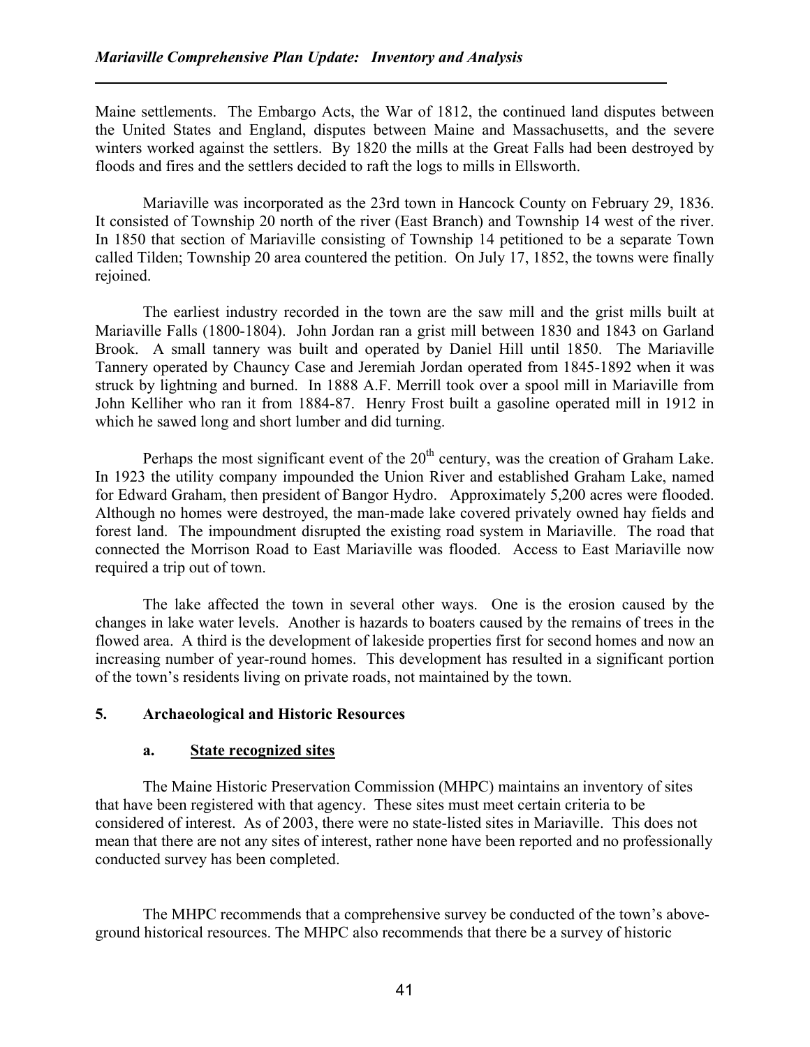Maine settlements. The Embargo Acts, the War of 1812, the continued land disputes between the United States and England, disputes between Maine and Massachusetts, and the severe winters worked against the settlers. By 1820 the mills at the Great Falls had been destroyed by floods and fires and the settlers decided to raft the logs to mills in Ellsworth.

Mariaville was incorporated as the 23rd town in Hancock County on February 29, 1836. It consisted of Township 20 north of the river (East Branch) and Township 14 west of the river. In 1850 that section of Mariaville consisting of Township 14 petitioned to be a separate Town called Tilden; Township 20 area countered the petition. On July 17, 1852, the towns were finally rejoined.

The earliest industry recorded in the town are the saw mill and the grist mills built at Mariaville Falls (1800-1804). John Jordan ran a grist mill between 1830 and 1843 on Garland Brook. A small tannery was built and operated by Daniel Hill until 1850. The Mariaville Tannery operated by Chauncy Case and Jeremiah Jordan operated from 1845-1892 when it was struck by lightning and burned. In 1888 A.F. Merrill took over a spool mill in Mariaville from John Kelliher who ran it from 1884-87. Henry Frost built a gasoline operated mill in 1912 in which he sawed long and short lumber and did turning.

Perhaps the most significant event of the 20th century, was the creation of Graham Lake. In 1923 the utility company impounded the Union River and established Graham Lake, named for Edward Graham, then president of Bangor Hydro. Approximately 5,200 acres were flooded. Although no homes were destroyed, the man-made lake covered privately owned hay fields and forest land. The impoundment disrupted the existing road system in Mariaville. The road that connected the Morrison Road to East Mariaville was flooded. Access to East Mariaville now required a trip out of town.

The lake affected the town in several other ways. One is the erosion caused by the changes in lake water levels. Another is hazards to boaters caused by the remains of trees in the flowed area. A third is the development of lakeside properties first for second homes and now an increasing number of year-round homes. This development has resulted in a significant portion of the town's residents living on private roads, not maintained by the town.

## 5. Archaeological and Historic Resources

### a. State recognized sites

The Maine Historic Preservation Commission (MHPC) maintains an inventory of sites that have been registered with that agency. These sites must meet certain criteria to be considered of interest. As of 2003, there were no state-listed sites in Mariaville. This does not mean that there are not any sites of interest, rather none have been reported and no professionally conducted survey has been completed.

The MHPC recommends that a comprehensive survey be conducted of the town's above-ground historical resources. The MHPC also recommends that there be a survey of historic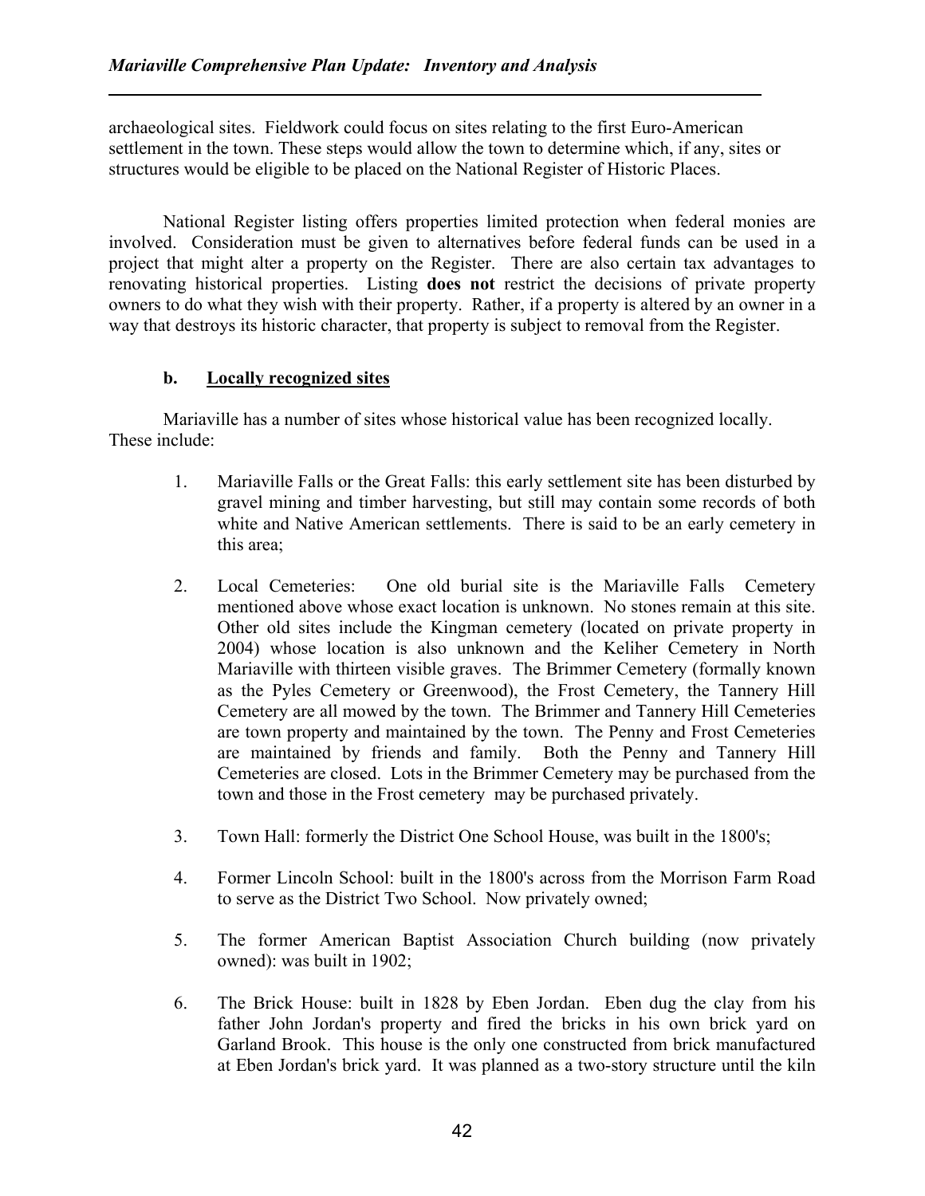archaeological sites. Fieldwork could focus on sites relating to the first Euro-American settlement in the town. These steps would allow the town to determine which, if any, sites or structures would be eligible to be placed on the National Register of Historic Places.

National Register listing offers properties limited protection when federal monies are involved. Consideration must be given to alternatives before federal funds can be used in a project that might alter a property on the Register. There are also certain tax advantages to renovating historical properties. Listing **does not** restrict the decisions of private property owners to do what they wish with their property. Rather, if a property is altered by an owner in a way that destroys its historic character, that property is subject to removal from the Register.

#### b. Locally recognized sites

Mariaville has a number of sites whose historical value has been recognized locally. These include:

1. Mariaville Falls or the Great Falls: this early settlement site has been disturbed by gravel mining and timber harvesting, but still may contain some records of both white and Native American settlements. There is said to be an early cemetery in this area;

2. Local Cemeteries: One old burial site is the Mariaville Falls Cemetery mentioned above whose exact location is unknown. No stones remain at this site. Other old sites include the Kingman cemetery (located on private property in 2004) whose location is also unknown and the Keliher Cemetery in North Mariaville with thirteen visible graves. The Brimmer Cemetery (formally known as the Pyles Cemetery or Greenwood), the Frost Cemetery, the Tannery Hill Cemetery are all mowed by the town. The Brimmer and Tannery Hill Cemeteries are town property and maintained by the town. The Penny and Frost Cemeteries are maintained by friends and family. Both the Penny and Tannery Hill Cemeteries are closed. Lots in the Brimmer Cemetery may be purchased from the town and those in the Frost cemetery may be purchased privately.

3. Town Hall: formerly the District One School House, was built in the 1800's;

4. Former Lincoln School: built in the 1800's across from the Morrison Farm Road to serve as the District Two School. Now privately owned;

5. The former American Baptist Association Church building (now privately owned): was built in 1902;

6. The Brick House: built in 1828 by Eben Jordan. Eben dug the clay from his father John Jordan's property and fired the bricks in his own brick yard on Garland Brook. This house is the only one constructed from brick manufactured at Eben Jordan's brick yard. It was planned as a two-story structure until the kiln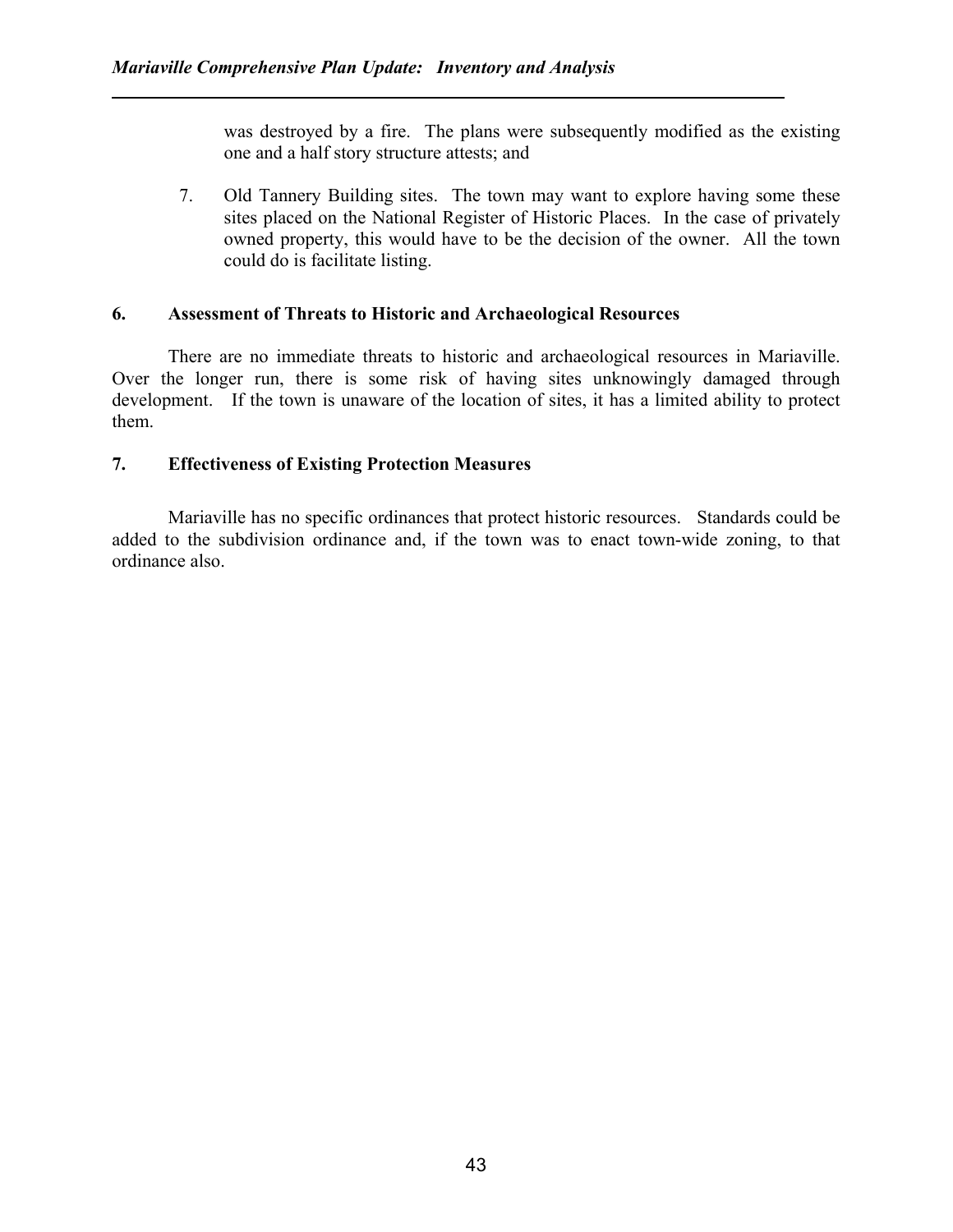was destroyed by a fire. The plans were subsequently modified as the existing one and a half story structure attests; and

7. Old Tannery Building sites. The town may want to explore having some these sites placed on the National Register of Historic Places. In the case of privately owned property, this would have to be the decision of the owner. All the town could do is facilitate listing.

## 6. Assessment of Threats to Historic and Archaeological Resources

There are no immediate threats to historic and archaeological resources in Mariaville. Over the longer run, there is some risk of having sites unknowingly damaged through development. If the town is unaware of the location of sites, it has a limited ability to protect them.

## 7. Effectiveness of Existing Protection Measures

Mariaville has no specific ordinances that protect historic resources. Standards could be added to the subdivision ordinance and, if the town was to enact town-wide zoning, to that ordinance also.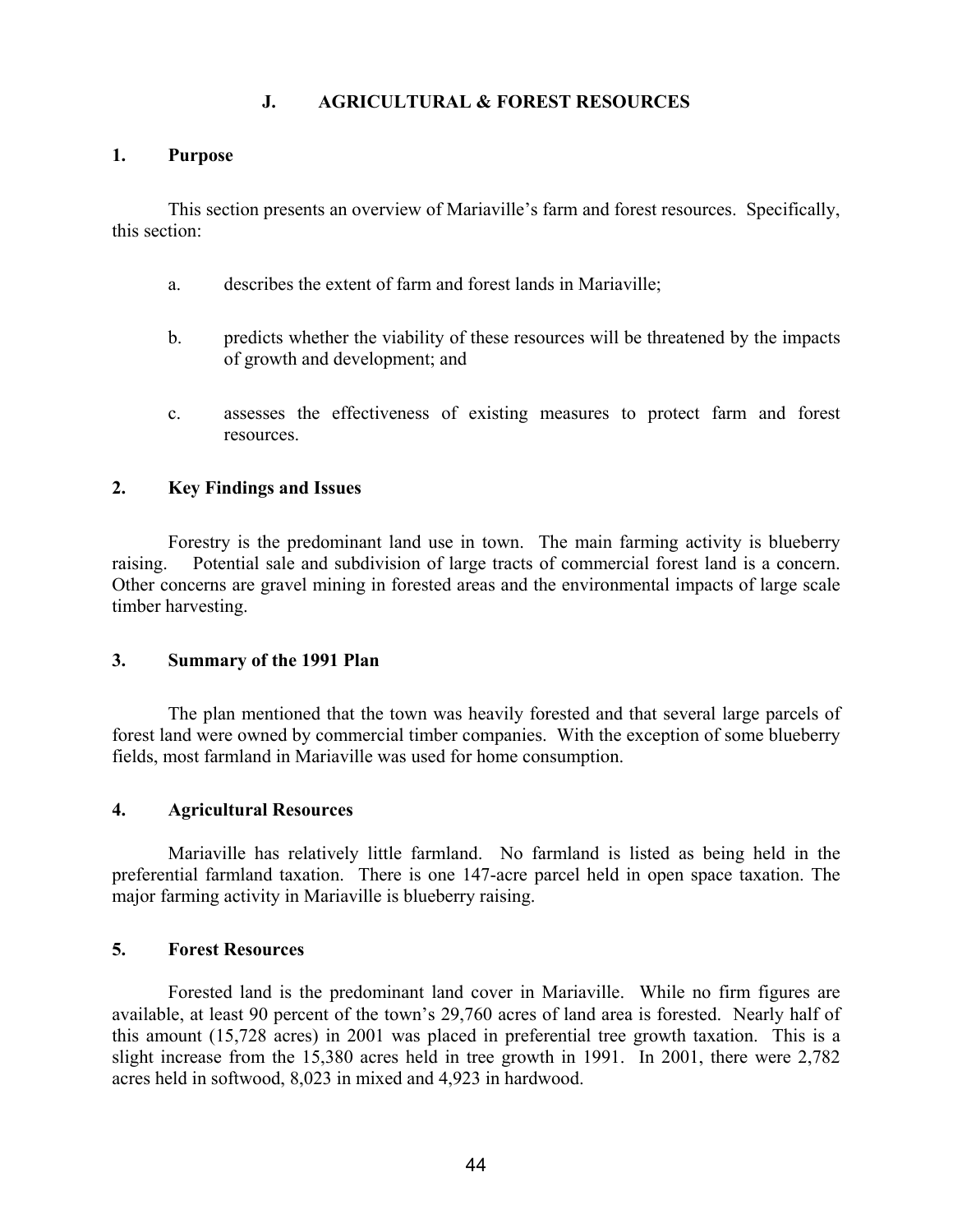## J. AGRICULTURAL & FOREST RESOURCES

### 1. Purpose

This section presents an overview of Mariaville's farm and forest resources. Specifically, this section:

a. describes the extent of farm and forest lands in Mariaville;

b. predicts whether the viability of these resources will be threatened by the impacts of growth and development; and

c. assesses the effectiveness of existing measures to protect farm and forest resources.

### 2. Key Findings and Issues

Forestry is the predominant land use in town. The main farming activity is blueberry raising. Potential sale and subdivision of large tracts of commercial forest land is a concern. Other concerns are gravel mining in forested areas and the environmental impacts of large scale timber harvesting.

### 3. Summary of the 1991 Plan

The plan mentioned that the town was heavily forested and that several large parcels of forest land were owned by commercial timber companies. With the exception of some blueberry fields, most farmland in Mariaville was used for home consumption.

### 4. Agricultural Resources

Mariaville has relatively little farmland. No farmland is listed as being held in the preferential farmland taxation. There is one 147-acre parcel held in open space taxation. The major farming activity in Mariaville is blueberry raising.

### 5. Forest Resources

Forested land is the predominant land cover in Mariaville. While no firm figures are available, at least 90 percent of the town's 29,760 acres of land area is forested. Nearly half of this amount (15,728 acres) in 2001 was placed in preferential tree growth taxation. This is a slight increase from the 15,380 acres held in tree growth in 1991. In 2001, there were 2,782 acres held in softwood, 8,023 in mixed and 4,923 in hardwood.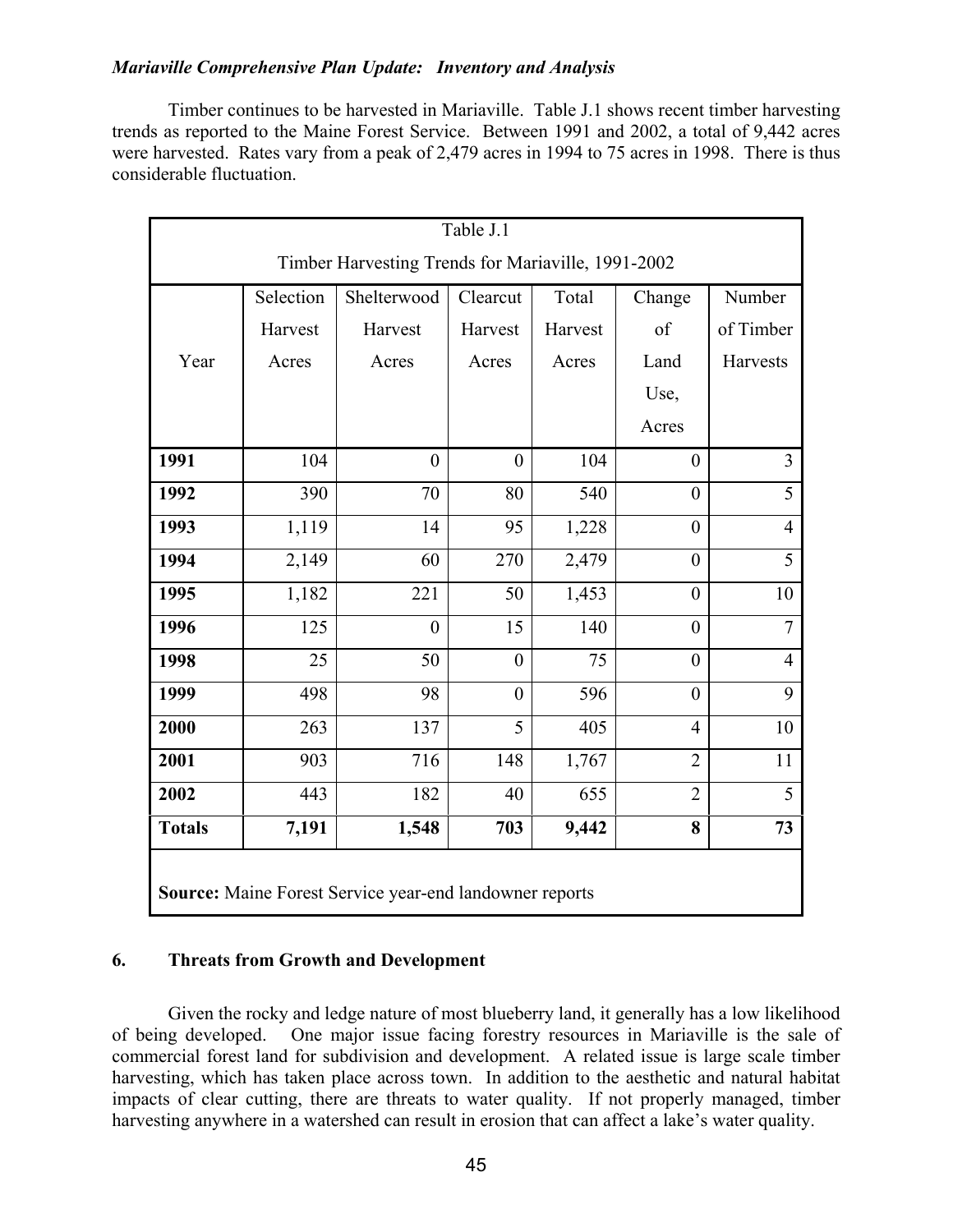Timber continues to be harvested in Mariaville. Table J.1 shows recent timber harvesting trends as reported to the Maine Forest Service. Between 1991 and 2002, a total of 9,442 acres were harvested. Rates vary from a peak of 2,479 acres in 1994 to 75 acres in 1998. There is thus considerable fluctuation.

Table J.1

Timber Harvesting Trends for Mariaville, 1991-2002

| Year | Selection Harvest Acres | Shelterwood Harvest Acres | Clearcut Harvest Acres | Total Harvest Acres | Change of Land Use, Acres | Number of Timber Harvests |
|---|---|---|---|---|---|---|
| **1991** | 104 | 0 | 0 | 104 | 0 | 3 |
| **1992** | 390 | 70 | 80 | 540 | 0 | 5 |
| **1993** | 1,119 | 14 | 95 | 1,228 | 0 | 4 |
| **1994** | 2,149 | 60 | 270 | 2,479 | 0 | 5 |
| **1995** | 1,182 | 221 | 50 | 1,453 | 0 | 10 |
| **1996** | 125 | 0 | 15 | 140 | 0 | 7 |
| **1998** | 25 | 50 | 0 | 75 | 0 | 4 |
| **1999** | 498 | 98 | 0 | 596 | 0 | 9 |
| **2000** | 263 | 137 | 5 | 405 | 4 | 10 |
| **2001** | 903 | 716 | 148 | 1,767 | 2 | 11 |
| **2002** | 443 | 182 | 40 | 655 | 2 | 5 |
| **Totals** | **7,191** | **1,548** | **703** | **9,442** | **8** | **73** |

**Source:** Maine Forest Service year-end landowner reports

## 6. Threats from Growth and Development

Given the rocky and ledge nature of most blueberry land, it generally has a low likelihood of being developed. One major issue facing forestry resources in Mariaville is the sale of commercial forest land for subdivision and development. A related issue is large scale timber harvesting, which has taken place across town. In addition to the aesthetic and natural habitat impacts of clear cutting, there are threats to water quality. If not properly managed, timber harvesting anywhere in a watershed can result in erosion that can affect a lake's water quality.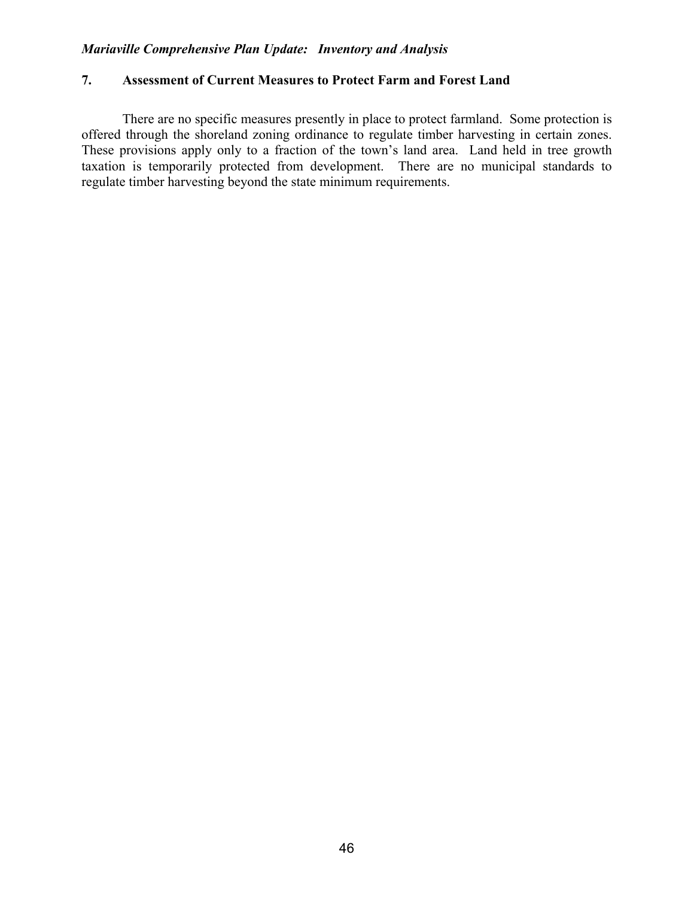## 7. Assessment of Current Measures to Protect Farm and Forest Land

There are no specific measures presently in place to protect farmland. Some protection is offered through the shoreland zoning ordinance to regulate timber harvesting in certain zones. These provisions apply only to a fraction of the town's land area. Land held in tree growth taxation is temporarily protected from development. There are no municipal standards to regulate timber harvesting beyond the state minimum requirements.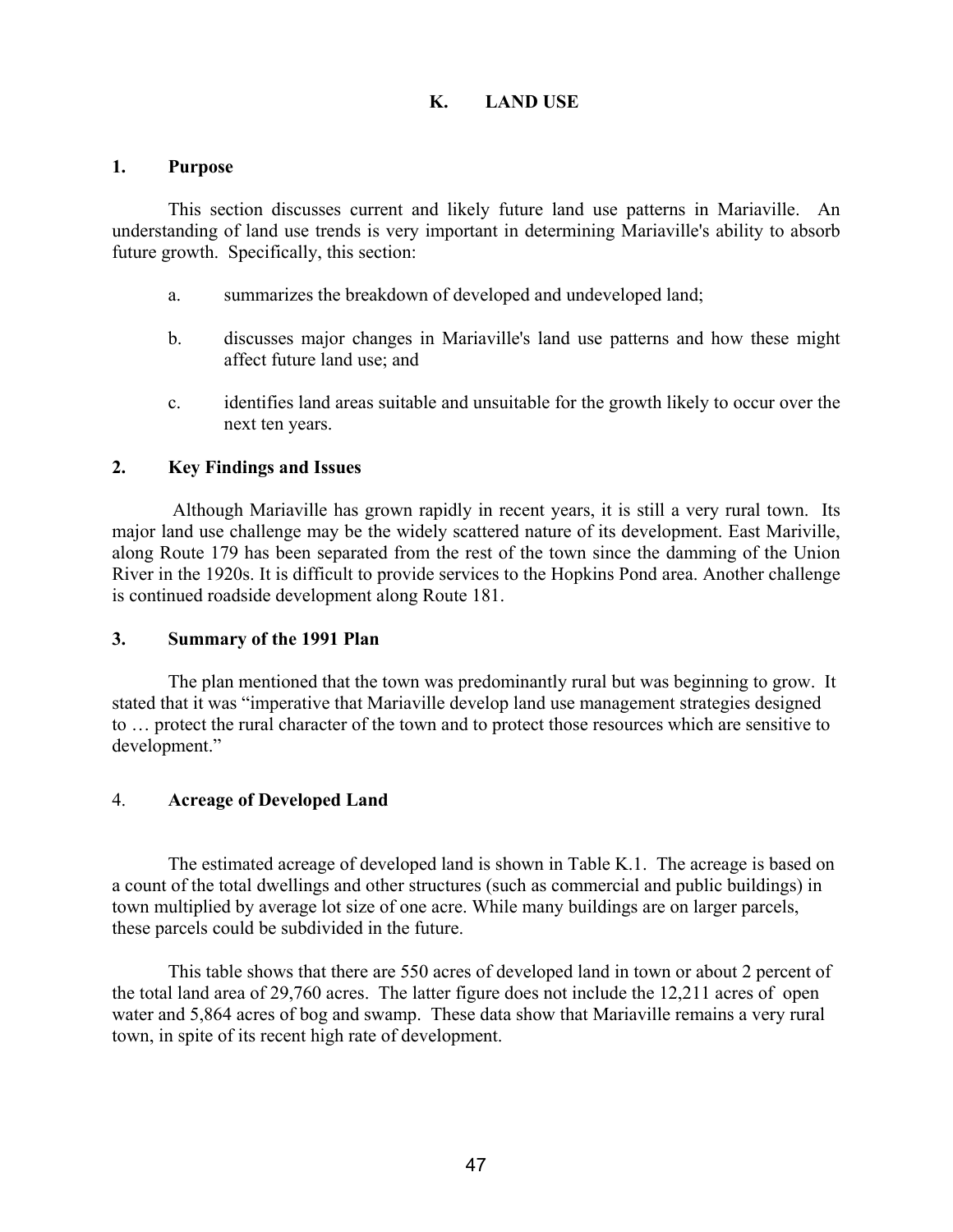# K. LAND USE

## 1. Purpose

This section discusses current and likely future land use patterns in Mariaville. An understanding of land use trends is very important in determining Mariaville's ability to absorb future growth. Specifically, this section:

a. summarizes the breakdown of developed and undeveloped land;

b. discusses major changes in Mariaville's land use patterns and how these might affect future land use; and

c. identifies land areas suitable and unsuitable for the growth likely to occur over the next ten years.

## 2. Key Findings and Issues

Although Mariaville has grown rapidly in recent years, it is still a very rural town. Its major land use challenge may be the widely scattered nature of its development. East Mariville, along Route 179 has been separated from the rest of the town since the damming of the Union River in the 1920s. It is difficult to provide services to the Hopkins Pond area. Another challenge is continued roadside development along Route 181.

## 3. Summary of the 1991 Plan

The plan mentioned that the town was predominantly rural but was beginning to grow. It stated that it was "imperative that Mariaville develop land use management strategies designed to … protect the rural character of the town and to protect those resources which are sensitive to development."

## 4. Acreage of Developed Land

The estimated acreage of developed land is shown in Table K.1. The acreage is based on a count of the total dwellings and other structures (such as commercial and public buildings) in town multiplied by average lot size of one acre. While many buildings are on larger parcels, these parcels could be subdivided in the future.

This table shows that there are 550 acres of developed land in town or about 2 percent of the total land area of 29,760 acres. The latter figure does not include the 12,211 acres of open water and 5,864 acres of bog and swamp. These data show that Mariaville remains a very rural town, in spite of its recent high rate of development.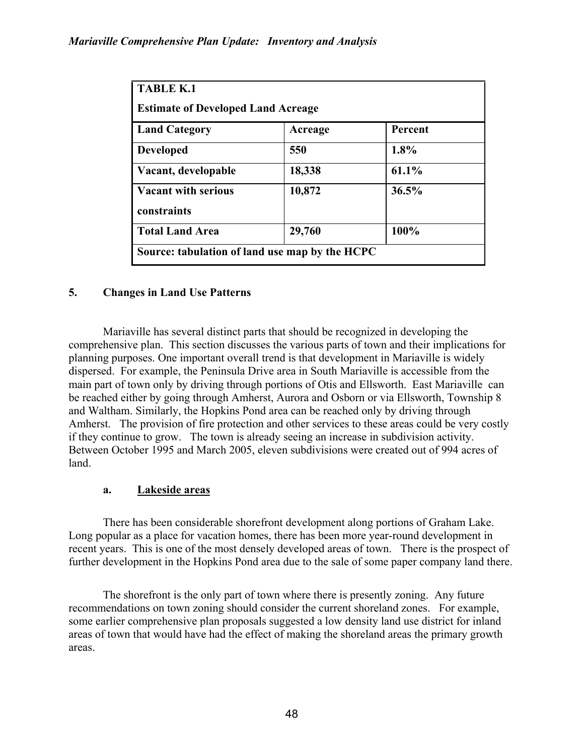| TABLE K.1 Estimate of Developed Land Acreage | | |
|---|---|---|
| **Land Category** | **Acreage** | **Percent** |
| **Developed** | **550** | **1.8%** |
| **Vacant, developable** | **18,338** | **61.1%** |
| **Vacant with serious constraints** | **10,872** | **36.5%** |
| **Total Land Area** | **29,760** | **100%** |
| **Source: tabulation of land use map by the HCPC** | | |

### 5. Changes in Land Use Patterns

Mariaville has several distinct parts that should be recognized in developing the comprehensive plan. This section discusses the various parts of town and their implications for planning purposes. One important overall trend is that development in Mariaville is widely dispersed. For example, the Peninsula Drive area in South Mariaville is accessible from the main part of town only by driving through portions of Otis and Ellsworth. East Mariaville can be reached either by going through Amherst, Aurora and Osborn or via Ellsworth, Township 8 and Waltham. Similarly, the Hopkins Pond area can be reached only by driving through Amherst. The provision of fire protection and other services to these areas could be very costly if they continue to grow. The town is already seeing an increase in subdivision activity. Between October 1995 and March 2005, eleven subdivisions were created out of 994 acres of land.

#### a. Lakeside areas

There has been considerable shorefront development along portions of Graham Lake. Long popular as a place for vacation homes, there has been more year-round development in recent years. This is one of the most densely developed areas of town. There is the prospect of further development in the Hopkins Pond area due to the sale of some paper company land there.

The shorefront is the only part of town where there is presently zoning. Any future recommendations on town zoning should consider the current shoreland zones. For example, some earlier comprehensive plan proposals suggested a low density land use district for inland areas of town that would have had the effect of making the shoreland areas the primary growth areas.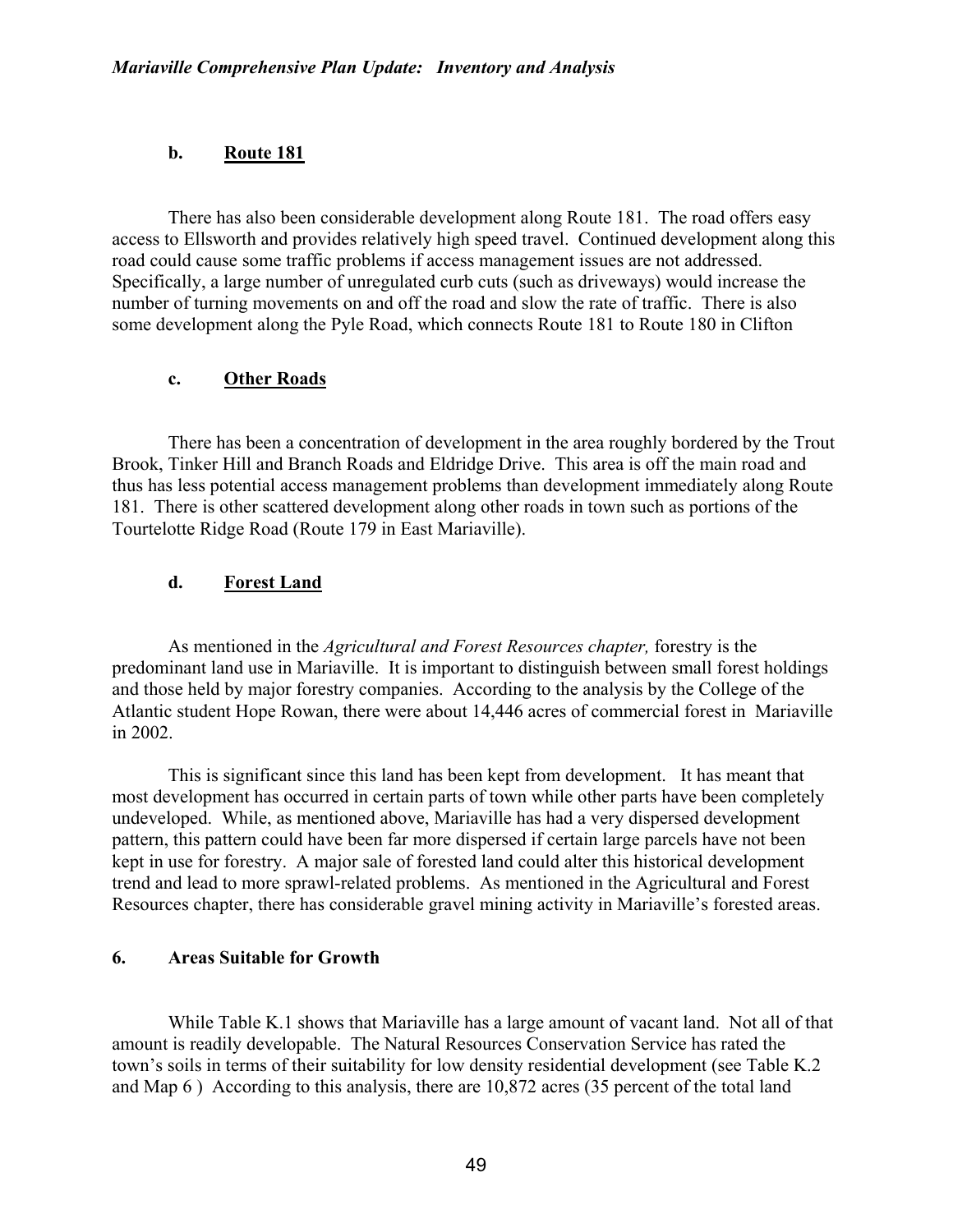### b. Route 181

There has also been considerable development along Route 181. The road offers easy access to Ellsworth and provides relatively high speed travel. Continued development along this road could cause some traffic problems if access management issues are not addressed. Specifically, a large number of unregulated curb cuts (such as driveways) would increase the number of turning movements on and off the road and slow the rate of traffic. There is also some development along the Pyle Road, which connects Route 181 to Route 180 in Clifton

### c. Other Roads

There has been a concentration of development in the area roughly bordered by the Trout Brook, Tinker Hill and Branch Roads and Eldridge Drive. This area is off the main road and thus has less potential access management problems than development immediately along Route 181. There is other scattered development along other roads in town such as portions of the Tourtelotte Ridge Road (Route 179 in East Mariaville).

### d. Forest Land

As mentioned in the *Agricultural and Forest Resources chapter,* forestry is the predominant land use in Mariaville. It is important to distinguish between small forest holdings and those held by major forestry companies. According to the analysis by the College of the Atlantic student Hope Rowan, there were about 14,446 acres of commercial forest in Mariaville in 2002.

This is significant since this land has been kept from development. It has meant that most development has occurred in certain parts of town while other parts have been completely undeveloped. While, as mentioned above, Mariaville has had a very dispersed development pattern, this pattern could have been far more dispersed if certain large parcels have not been kept in use for forestry. A major sale of forested land could alter this historical development trend and lead to more sprawl-related problems. As mentioned in the Agricultural and Forest Resources chapter, there has considerable gravel mining activity in Mariaville's forested areas.

## 6. Areas Suitable for Growth

While Table K.1 shows that Mariaville has a large amount of vacant land. Not all of that amount is readily developable. The Natural Resources Conservation Service has rated the town's soils in terms of their suitability for low density residential development (see Table K.2 and Map 6 ) According to this analysis, there are 10,872 acres (35 percent of the total land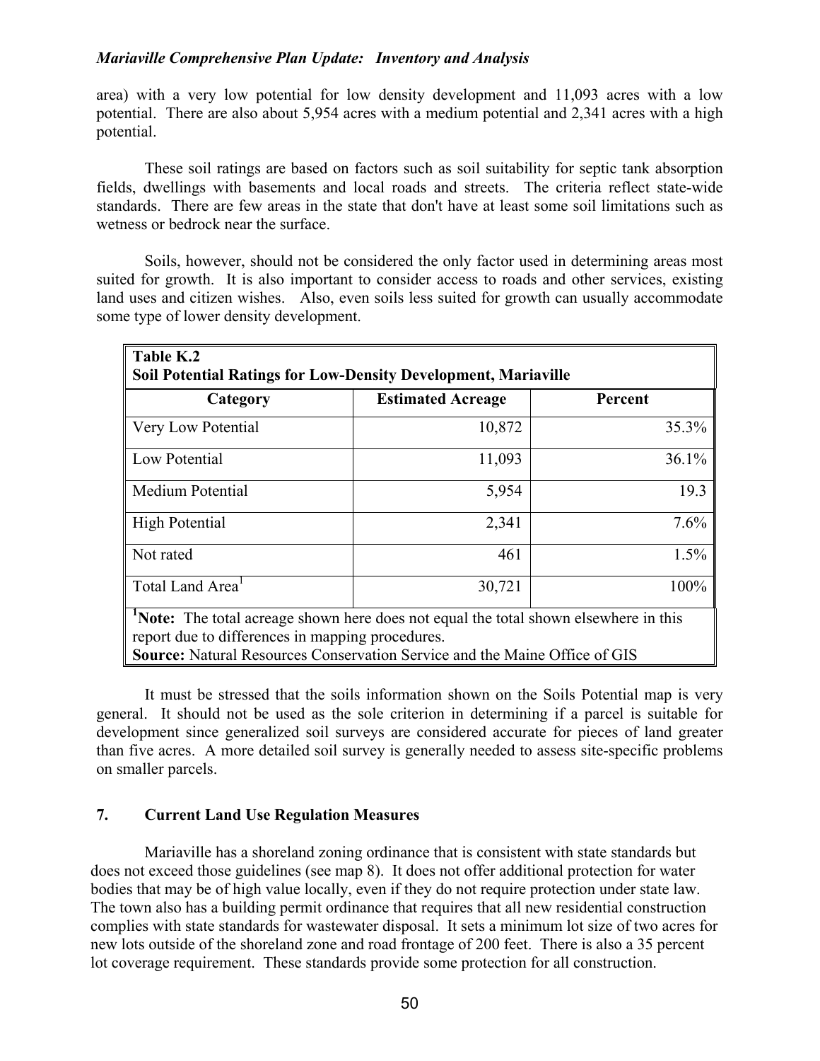area) with a very low potential for low density development and 11,093 acres with a low potential. There are also about 5,954 acres with a medium potential and 2,341 acres with a high potential.

These soil ratings are based on factors such as soil suitability for septic tank absorption fields, dwellings with basements and local roads and streets. The criteria reflect state-wide standards. There are few areas in the state that don't have at least some soil limitations such as wetness or bedrock near the surface.

Soils, however, should not be considered the only factor used in determining areas most suited for growth. It is also important to consider access to roads and other services, existing land uses and citizen wishes. Also, even soils less suited for growth can usually accommodate some type of lower density development.

**Table K.2**
**Soil Potential Ratings for Low-Density Development, Mariaville**

| Category | Estimated Acreage | Percent |
|---|---|---|
| Very Low Potential | 10,872 | 35.3% |
| Low Potential | 11,093 | 36.1% |
| Medium Potential | 5,954 | 19.3 |
| High Potential | 2,341 | 7.6% |
| Not rated | 461 | 1.5% |
| Total Land Area[1] | 30,721 | 100% |

[1]**Note:** The total acreage shown here does not equal the total shown elsewhere in this report due to differences in mapping procedures.
**Source:** Natural Resources Conservation Service and the Maine Office of GIS

It must be stressed that the soils information shown on the Soils Potential map is very general. It should not be used as the sole criterion in determining if a parcel is suitable for development since generalized soil surveys are considered accurate for pieces of land greater than five acres. A more detailed soil survey is generally needed to assess site-specific problems on smaller parcels.

## 7. Current Land Use Regulation Measures

Mariaville has a shoreland zoning ordinance that is consistent with state standards but does not exceed those guidelines (see map 8). It does not offer additional protection for water bodies that may be of high value locally, even if they do not require protection under state law. The town also has a building permit ordinance that requires that all new residential construction complies with state standards for wastewater disposal. It sets a minimum lot size of two acres for new lots outside of the shoreland zone and road frontage of 200 feet. There is also a 35 percent lot coverage requirement. These standards provide some protection for all construction.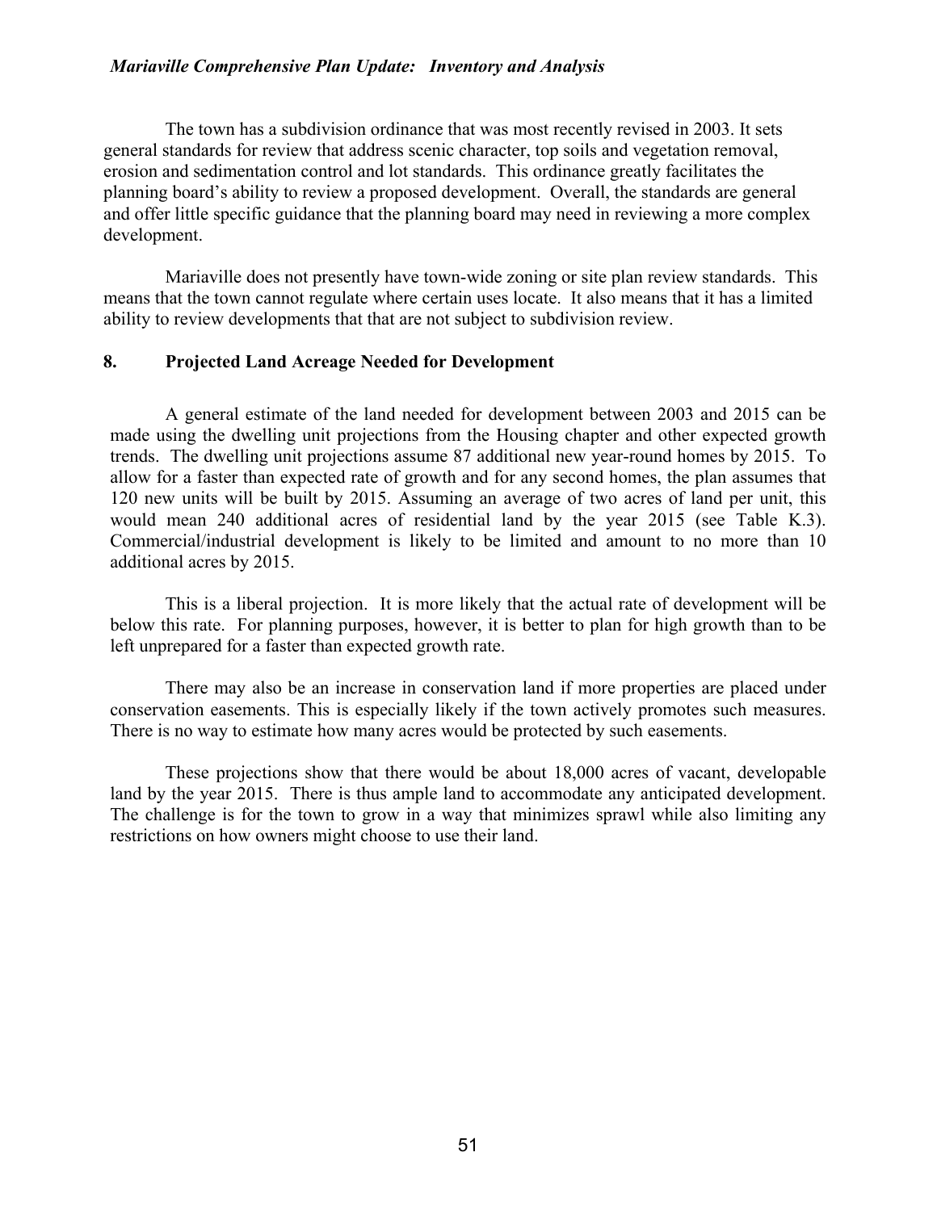The town has a subdivision ordinance that was most recently revised in 2003. It sets general standards for review that address scenic character, top soils and vegetation removal, erosion and sedimentation control and lot standards. This ordinance greatly facilitates the planning board's ability to review a proposed development. Overall, the standards are general and offer little specific guidance that the planning board may need in reviewing a more complex development.

Mariaville does not presently have town-wide zoning or site plan review standards. This means that the town cannot regulate where certain uses locate. It also means that it has a limited ability to review developments that that are not subject to subdivision review.

## 8. Projected Land Acreage Needed for Development

A general estimate of the land needed for development between 2003 and 2015 can be made using the dwelling unit projections from the Housing chapter and other expected growth trends. The dwelling unit projections assume 87 additional new year-round homes by 2015. To allow for a faster than expected rate of growth and for any second homes, the plan assumes that 120 new units will be built by 2015. Assuming an average of two acres of land per unit, this would mean 240 additional acres of residential land by the year 2015 (see Table K.3). Commercial/industrial development is likely to be limited and amount to no more than 10 additional acres by 2015.

This is a liberal projection. It is more likely that the actual rate of development will be below this rate. For planning purposes, however, it is better to plan for high growth than to be left unprepared for a faster than expected growth rate.

There may also be an increase in conservation land if more properties are placed under conservation easements. This is especially likely if the town actively promotes such measures. There is no way to estimate how many acres would be protected by such easements.

These projections show that there would be about 18,000 acres of vacant, developable land by the year 2015. There is thus ample land to accommodate any anticipated development. The challenge is for the town to grow in a way that minimizes sprawl while also limiting any restrictions on how owners might choose to use their land.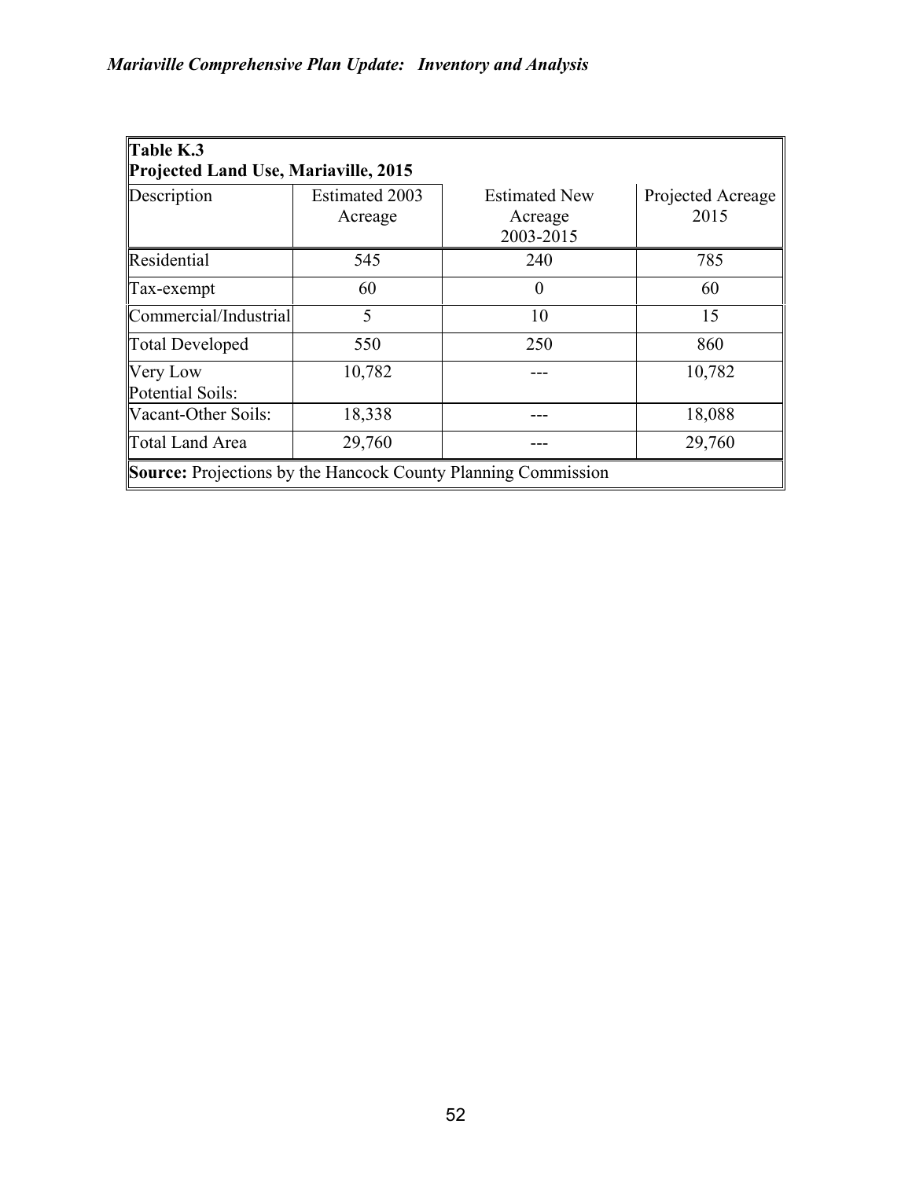**Table K.3**
**Projected Land Use, Mariaville, 2015**

| Description | Estimated 2003 Acreage | Estimated New Acreage 2003-2015 | Projected Acreage 2015 |
|---|---|---|---|
| Residential | 545 | 240 | 785 |
| Tax-exempt | 60 | 0 | 60 |
| Commercial/Industrial | 5 | 10 | 15 |
| Total Developed | 550 | 250 | 860 |
| Very Low Potential Soils: | 10,782 | --- | 10,782 |
| Vacant-Other Soils: | 18,338 | --- | 18,088 |
| Total Land Area | 29,760 | --- | 29,760 |

**Source:** Projections by the Hancock County Planning Commission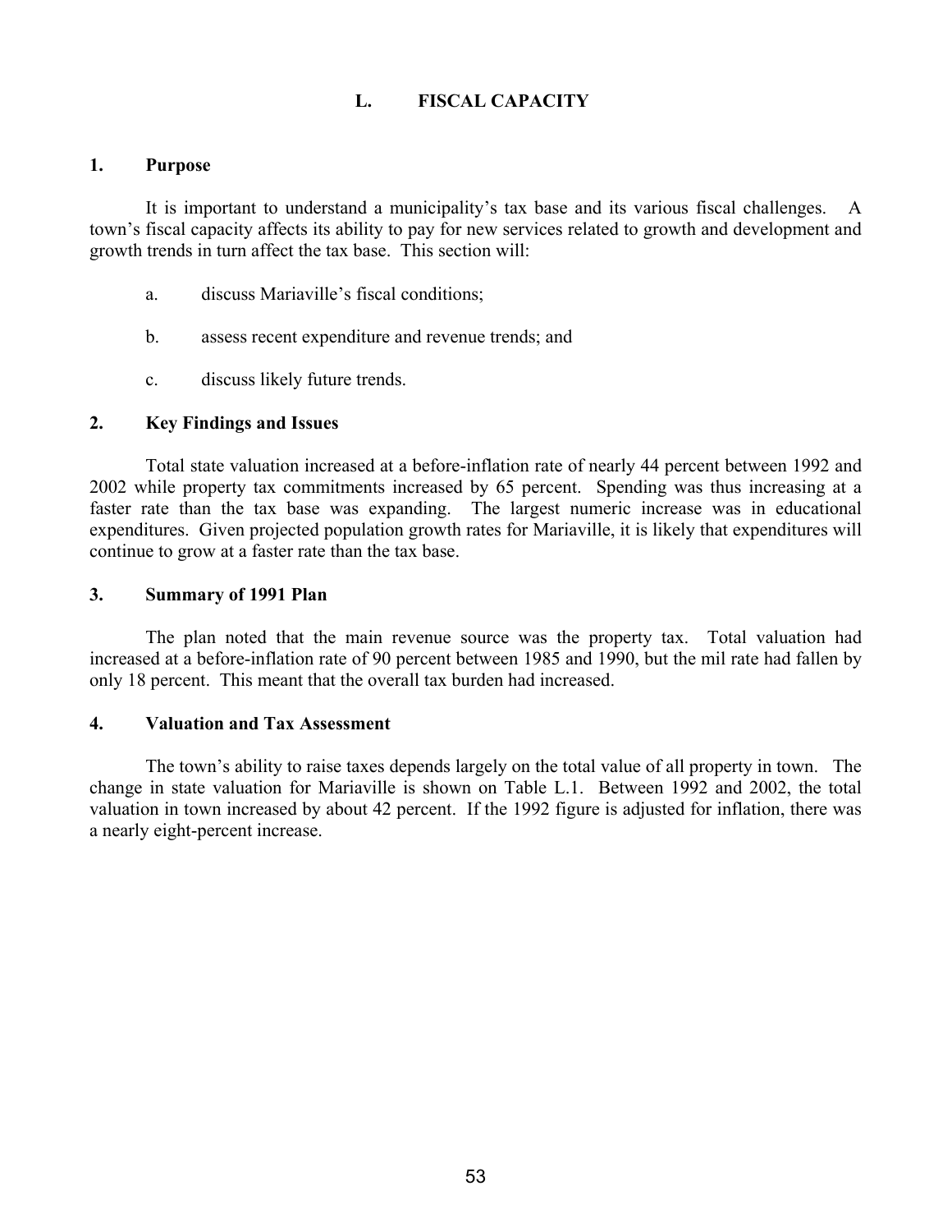# L. FISCAL CAPACITY

## 1. Purpose

It is important to understand a municipality's tax base and its various fiscal challenges. A town's fiscal capacity affects its ability to pay for new services related to growth and development and growth trends in turn affect the tax base. This section will:

a. discuss Mariaville's fiscal conditions;

b. assess recent expenditure and revenue trends; and

c. discuss likely future trends.

## 2. Key Findings and Issues

Total state valuation increased at a before-inflation rate of nearly 44 percent between 1992 and 2002 while property tax commitments increased by 65 percent. Spending was thus increasing at a faster rate than the tax base was expanding. The largest numeric increase was in educational expenditures. Given projected population growth rates for Mariaville, it is likely that expenditures will continue to grow at a faster rate than the tax base.

## 3. Summary of 1991 Plan

The plan noted that the main revenue source was the property tax. Total valuation had increased at a before-inflation rate of 90 percent between 1985 and 1990, but the mil rate had fallen by only 18 percent. This meant that the overall tax burden had increased.

## 4. Valuation and Tax Assessment

The town's ability to raise taxes depends largely on the total value of all property in town. The change in state valuation for Mariaville is shown on Table L.1. Between 1992 and 2002, the total valuation in town increased by about 42 percent. If the 1992 figure is adjusted for inflation, there was a nearly eight-percent increase.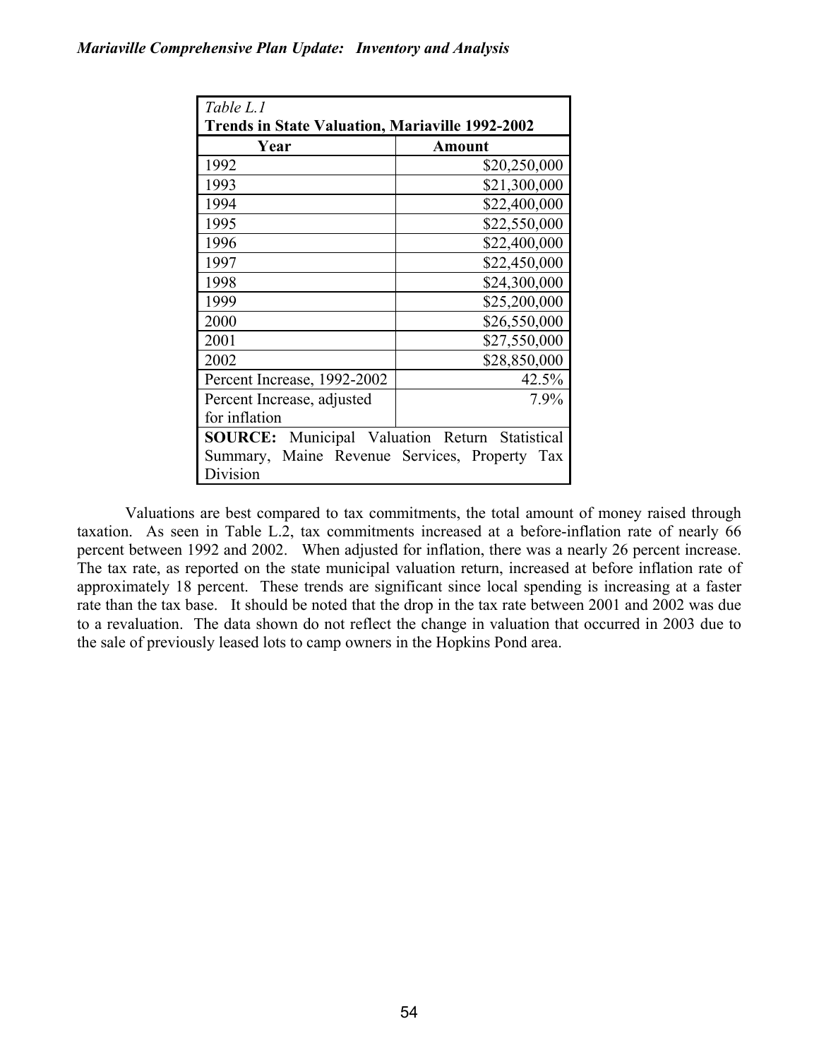*Table L.1*

**Trends in State Valuation, Mariaville 1992-2002**

| Year | Amount |
|---|---|
| 1992 | \$20,250,000 |
| 1993 | \$21,300,000 |
| 1994 | \$22,400,000 |
| 1995 | \$22,550,000 |
| 1996 | \$22,400,000 |
| 1997 | \$22,450,000 |
| 1998 | \$24,300,000 |
| 1999 | \$25,200,000 |
| 2000 | \$26,550,000 |
| 2001 | \$27,550,000 |
| 2002 | \$28,850,000 |
| Percent Increase, 1992-2002 | 42.5% |
| Percent Increase, adjusted for inflation | 7.9% |

**SOURCE:** Municipal Valuation Return Statistical Summary, Maine Revenue Services, Property Tax Division

Valuations are best compared to tax commitments, the total amount of money raised through taxation. As seen in Table L.2, tax commitments increased at a before-inflation rate of nearly 66 percent between 1992 and 2002. When adjusted for inflation, there was a nearly 26 percent increase. The tax rate, as reported on the state municipal valuation return, increased at before inflation rate of approximately 18 percent. These trends are significant since local spending is increasing at a faster rate than the tax base. It should be noted that the drop in the tax rate between 2001 and 2002 was due to a revaluation. The data shown do not reflect the change in valuation that occurred in 2003 due to the sale of previously leased lots to camp owners in the Hopkins Pond area.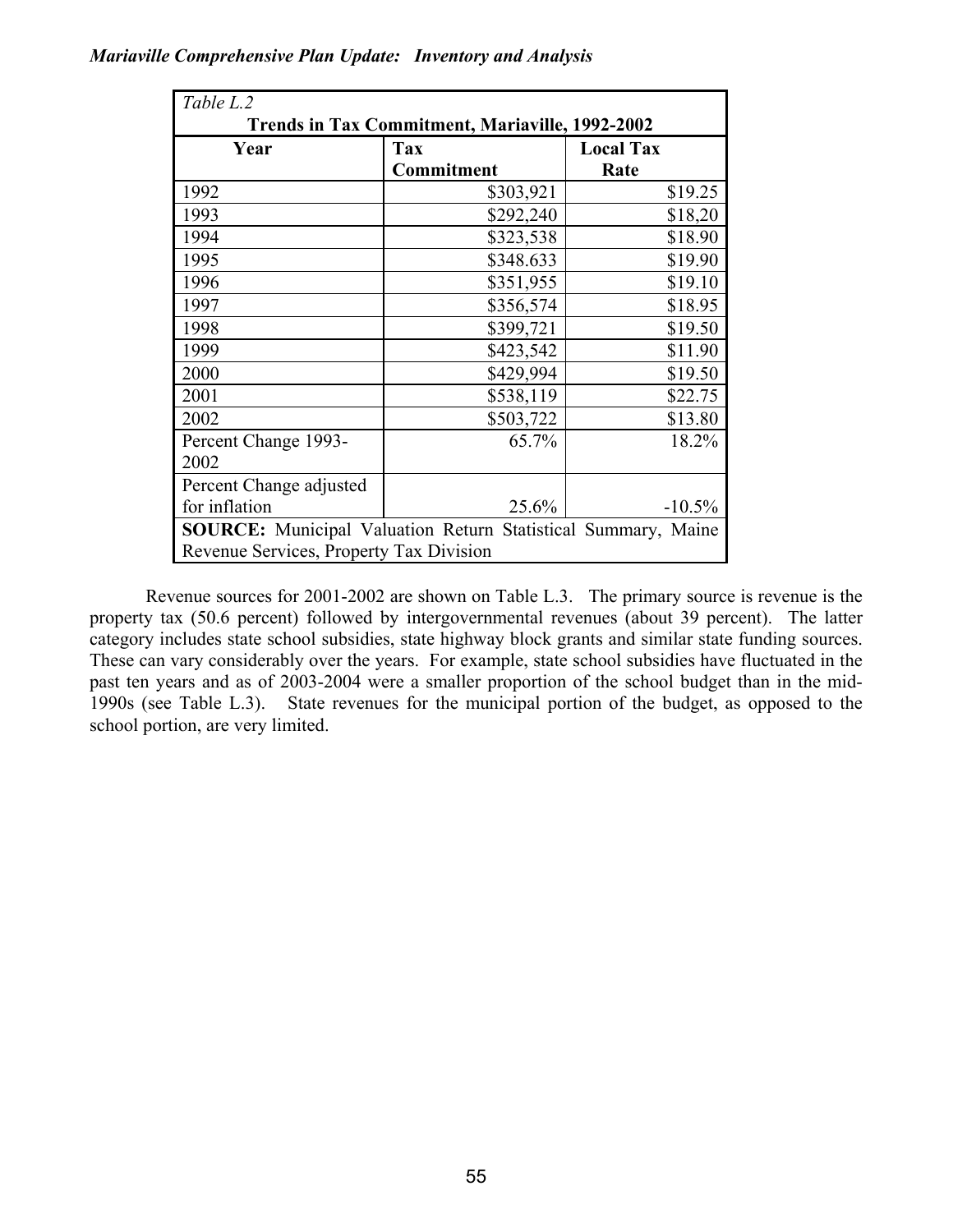*Table L.2*

**Trends in Tax Commitment, Mariaville, 1992-2002**

| Year | Tax Commitment | Local Tax Rate |
|---|---|---|
| 1992 | $303,921 | $19.25 |
| 1993 | $292,240 | $18,20 |
| 1994 | $323,538 | $18.90 |
| 1995 | $348.633 | $19.90 |
| 1996 | $351,955 | $19.10 |
| 1997 | $356,574 | $18.95 |
| 1998 | $399,721 | $19.50 |
| 1999 | $423,542 | $11.90 |
| 2000 | $429,994 | $19.50 |
| 2001 | $538,119 | $22.75 |
| 2002 | $503,722 | $13.80 |
| Percent Change 1993-2002 | 65.7% | 18.2% |
| Percent Change adjusted for inflation | 25.6% | -10.5% |

**SOURCE:** Municipal Valuation Return Statistical Summary, Maine Revenue Services, Property Tax Division

Revenue sources for 2001-2002 are shown on Table L.3. The primary source is revenue is the property tax (50.6 percent) followed by intergovernmental revenues (about 39 percent). The latter category includes state school subsidies, state highway block grants and similar state funding sources. These can vary considerably over the years. For example, state school subsidies have fluctuated in the past ten years and as of 2003-2004 were a smaller proportion of the school budget than in the mid-1990s (see Table L.3). State revenues for the municipal portion of the budget, as opposed to the school portion, are very limited.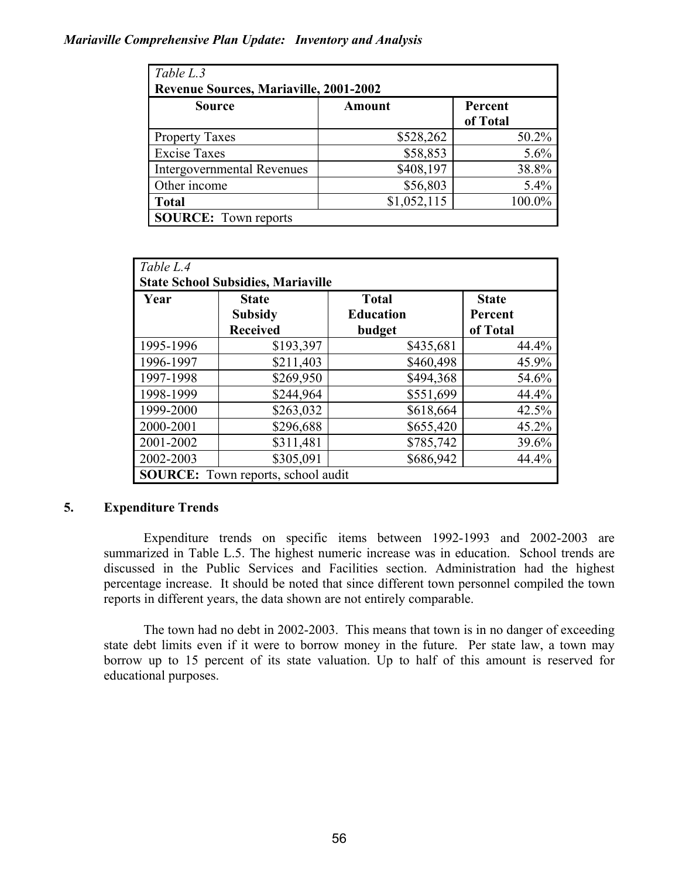*Table L.3*

**Revenue Sources, Mariaville, 2001-2002**

| Source | Amount | Percent of Total |
|---|---|---|
| Property Taxes | $528,262 | 50.2% |
| Excise Taxes | $58,853 | 5.6% |
| Intergovernmental Revenues | $408,197 | 38.8% |
| Other income | $56,803 | 5.4% |
| **Total** | $1,052,115 | 100.0% |

**SOURCE:** Town reports

*Table L.4*

**State School Subsidies, Mariaville**

| Year | State Subsidy Received | Total Education budget | State Percent of Total |
|---|---|---|---|
| 1995-1996 | $193,397 | $435,681 | 44.4% |
| 1996-1997 | $211,403 | $460,498 | 45.9% |
| 1997-1998 | $269,950 | $494,368 | 54.6% |
| 1998-1999 | $244,964 | $551,699 | 44.4% |
| 1999-2000 | $263,032 | $618,664 | 42.5% |
| 2000-2001 | $296,688 | $655,420 | 45.2% |
| 2001-2002 | $311,481 | $785,742 | 39.6% |
| 2002-2003 | $305,091 | $686,942 | 44.4% |

**SOURCE:** Town reports, school audit

## 5. Expenditure Trends

Expenditure trends on specific items between 1992-1993 and 2002-2003 are summarized in Table L.5. The highest numeric increase was in education. School trends are discussed in the Public Services and Facilities section. Administration had the highest percentage increase. It should be noted that since different town personnel compiled the town reports in different years, the data shown are not entirely comparable.

The town had no debt in 2002-2003. This means that town is in no danger of exceeding state debt limits even if it were to borrow money in the future. Per state law, a town may borrow up to 15 percent of its state valuation. Up to half of this amount is reserved for educational purposes.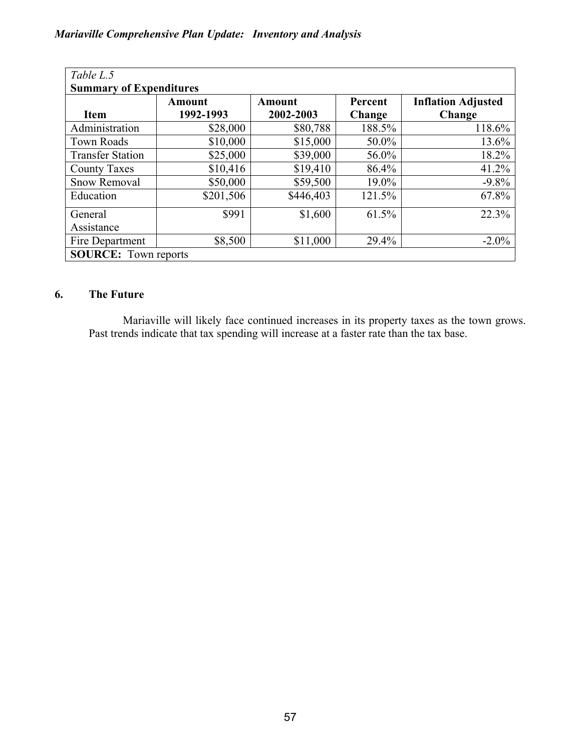*Table L.5*

**Summary of Expenditures**

| Item | Amount 1992-1993 | Amount 2002-2003 | Percent Change | Inflation Adjusted Change |
|---|---|---|---|---|
| Administration | $28,000 | $80,788 | 188.5% | 118.6% |
| Town Roads | $10,000 | $15,000 | 50.0% | 13.6% |
| Transfer Station | $25,000 | $39,000 | 56.0% | 18.2% |
| County Taxes | $10,416 | $19,410 | 86.4% | 41.2% |
| Snow Removal | $50,000 | $59,500 | 19.0% | -9.8% |
| Education | $201,506 | $446,403 | 121.5% | 67.8% |
| General Assistance | $991 | $1,600 | 61.5% | 22.3% |
| Fire Department | $8,500 | $11,000 | 29.4% | -2.0% |

**SOURCE:** Town reports

## 6. The Future

Mariaville will likely face continued increases in its property taxes as the town grows. Past trends indicate that tax spending will increase at a faster rate than the tax base.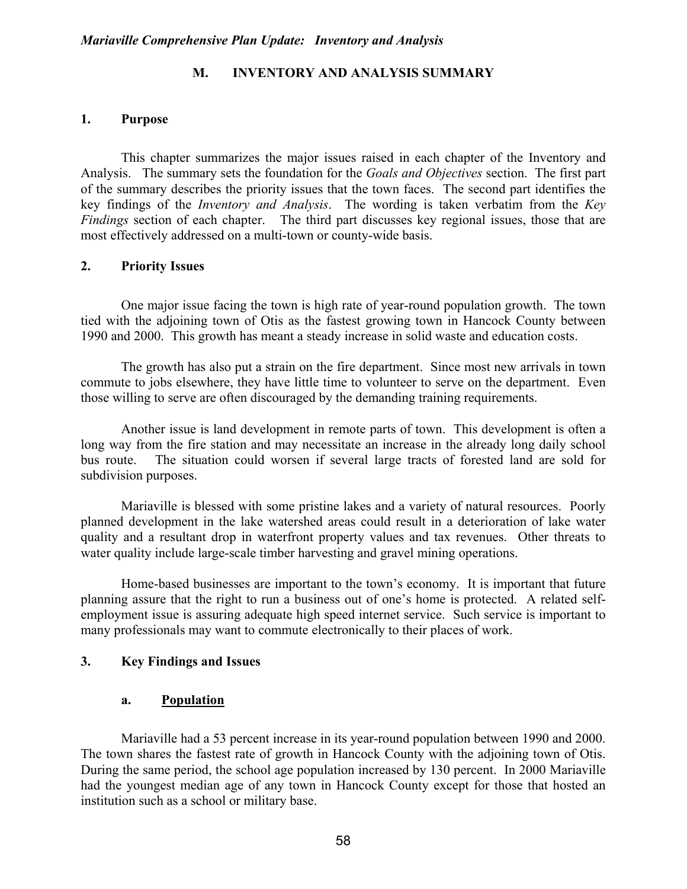## M. INVENTORY AND ANALYSIS SUMMARY

### 1. Purpose

This chapter summarizes the major issues raised in each chapter of the Inventory and Analysis. The summary sets the foundation for the *Goals and Objectives* section. The first part of the summary describes the priority issues that the town faces. The second part identifies the key findings of the *Inventory and Analysis*. The wording is taken verbatim from the *Key Findings* section of each chapter. The third part discusses key regional issues, those that are most effectively addressed on a multi-town or county-wide basis.

### 2. Priority Issues

One major issue facing the town is high rate of year-round population growth. The town tied with the adjoining town of Otis as the fastest growing town in Hancock County between 1990 and 2000. This growth has meant a steady increase in solid waste and education costs.

The growth has also put a strain on the fire department. Since most new arrivals in town commute to jobs elsewhere, they have little time to volunteer to serve on the department. Even those willing to serve are often discouraged by the demanding training requirements.

Another issue is land development in remote parts of town. This development is often a long way from the fire station and may necessitate an increase in the already long daily school bus route. The situation could worsen if several large tracts of forested land are sold for subdivision purposes.

Mariaville is blessed with some pristine lakes and a variety of natural resources. Poorly planned development in the lake watershed areas could result in a deterioration of lake water quality and a resultant drop in waterfront property values and tax revenues. Other threats to water quality include large-scale timber harvesting and gravel mining operations.

Home-based businesses are important to the town's economy. It is important that future planning assure that the right to run a business out of one's home is protected. A related self-employment issue is assuring adequate high speed internet service. Such service is important to many professionals may want to commute electronically to their places of work.

### 3. Key Findings and Issues

#### a. Population

Mariaville had a 53 percent increase in its year-round population between 1990 and 2000. The town shares the fastest rate of growth in Hancock County with the adjoining town of Otis. During the same period, the school age population increased by 130 percent. In 2000 Mariaville had the youngest median age of any town in Hancock County except for those that hosted an institution such as a school or military base.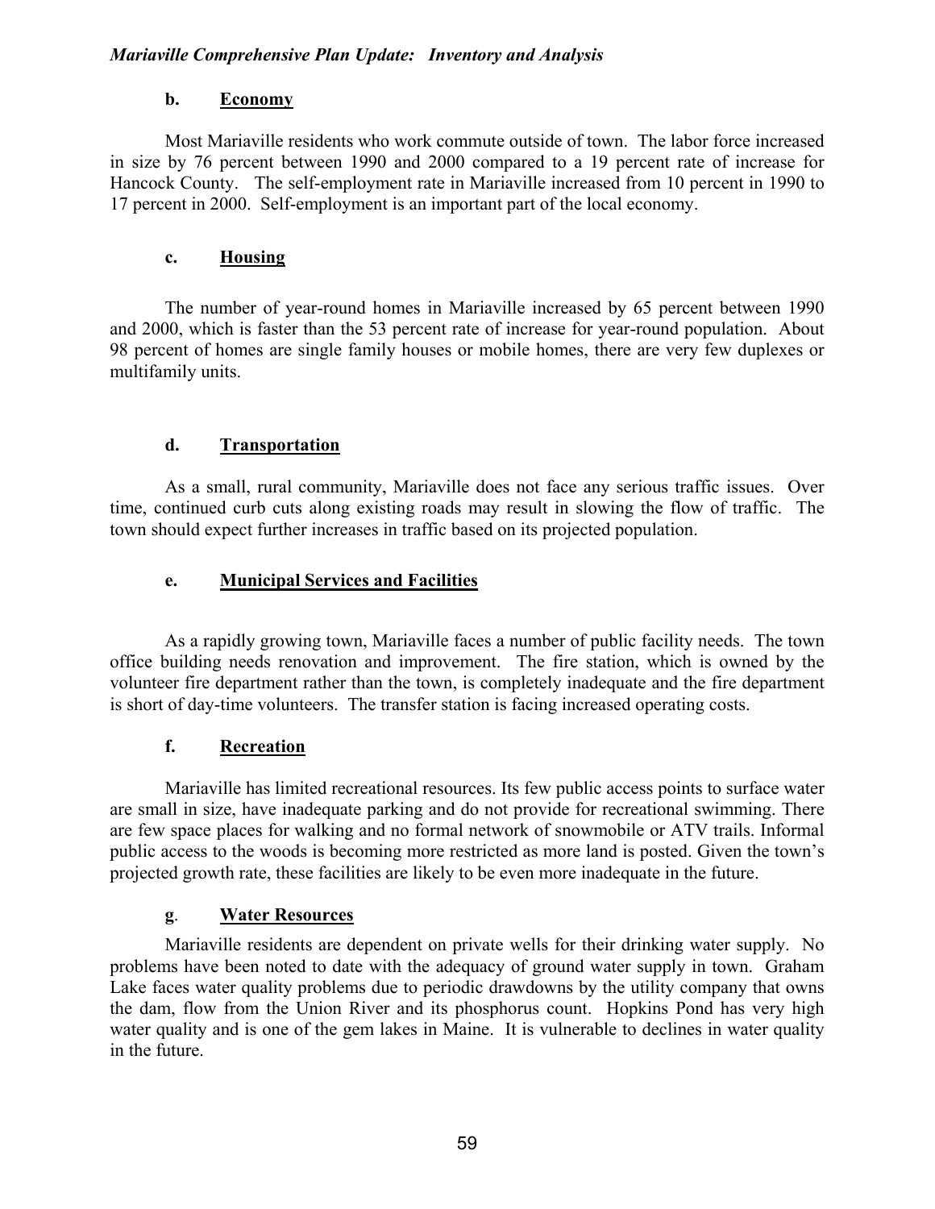#### b. Economy

Most Mariaville residents who work commute outside of town. The labor force increased in size by 76 percent between 1990 and 2000 compared to a 19 percent rate of increase for Hancock County. The self-employment rate in Mariaville increased from 10 percent in 1990 to 17 percent in 2000. Self-employment is an important part of the local economy.

#### c. Housing

The number of year-round homes in Mariaville increased by 65 percent between 1990 and 2000, which is faster than the 53 percent rate of increase for year-round population. About 98 percent of homes are single family houses or mobile homes, there are very few duplexes or multifamily units.

#### d. Transportation

As a small, rural community, Mariaville does not face any serious traffic issues. Over time, continued curb cuts along existing roads may result in slowing the flow of traffic. The town should expect further increases in traffic based on its projected population.

#### e. Municipal Services and Facilities

As a rapidly growing town, Mariaville faces a number of public facility needs. The town office building needs renovation and improvement. The fire station, which is owned by the volunteer fire department rather than the town, is completely inadequate and the fire department is short of day-time volunteers. The transfer station is facing increased operating costs.

#### f. Recreation

Mariaville has limited recreational resources. Its few public access points to surface water are small in size, have inadequate parking and do not provide for recreational swimming. There are few space places for walking and no formal network of snowmobile or ATV trails. Informal public access to the woods is becoming more restricted as more land is posted. Given the town's projected growth rate, these facilities are likely to be even more inadequate in the future.

#### g. Water Resources

Mariaville residents are dependent on private wells for their drinking water supply. No problems have been noted to date with the adequacy of ground water supply in town. Graham Lake faces water quality problems due to periodic drawdowns by the utility company that owns the dam, flow from the Union River and its phosphorus count. Hopkins Pond has very high water quality and is one of the gem lakes in Maine. It is vulnerable to declines in water quality in the future.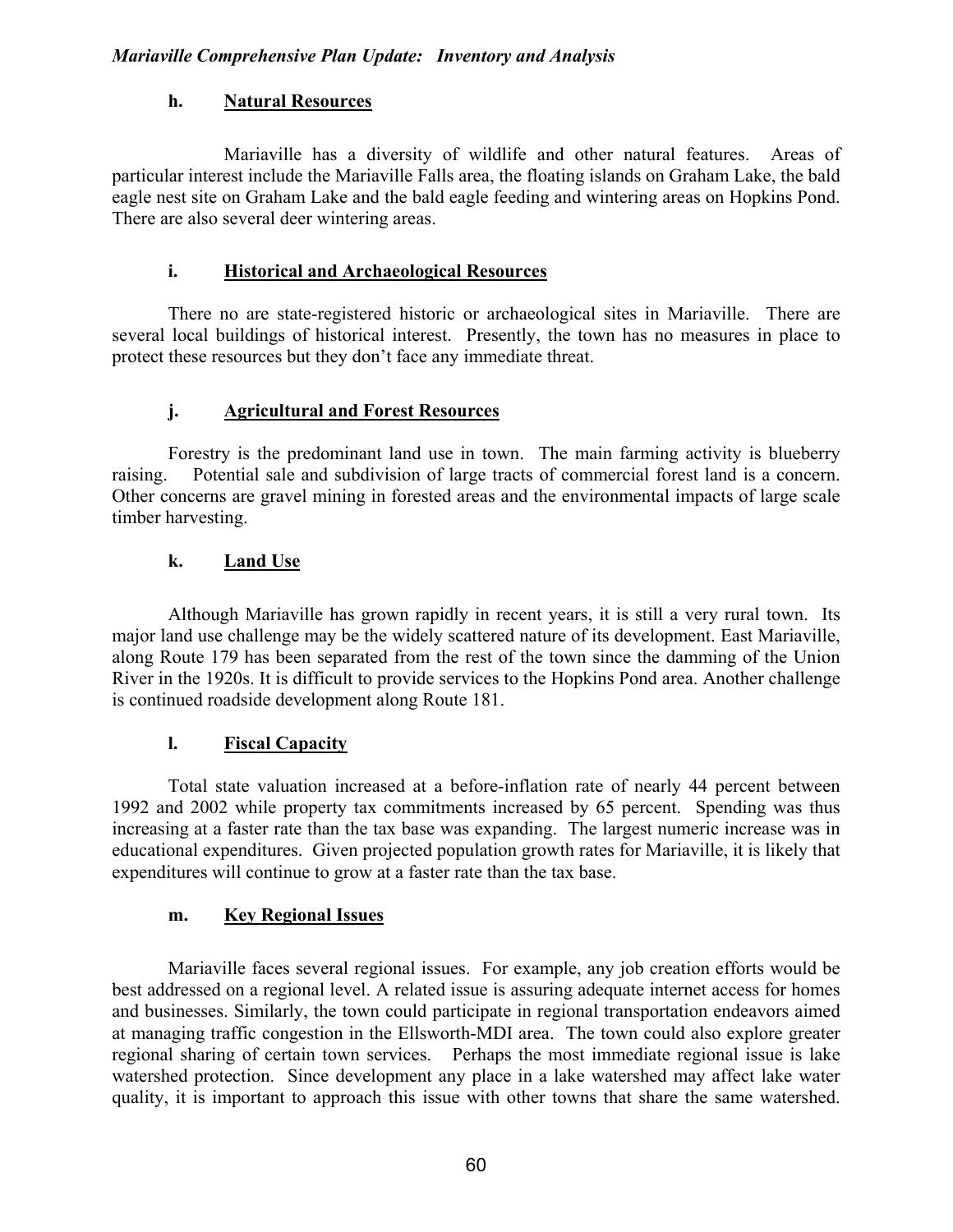### h. Natural Resources

Mariaville has a diversity of wildlife and other natural features. Areas of particular interest include the Mariaville Falls area, the floating islands on Graham Lake, the bald eagle nest site on Graham Lake and the bald eagle feeding and wintering areas on Hopkins Pond. There are also several deer wintering areas.

### i. Historical and Archaeological Resources

There no are state-registered historic or archaeological sites in Mariaville. There are several local buildings of historical interest. Presently, the town has no measures in place to protect these resources but they don't face any immediate threat.

### j. Agricultural and Forest Resources

Forestry is the predominant land use in town. The main farming activity is blueberry raising. Potential sale and subdivision of large tracts of commercial forest land is a concern. Other concerns are gravel mining in forested areas and the environmental impacts of large scale timber harvesting.

### k. Land Use

Although Mariaville has grown rapidly in recent years, it is still a very rural town. Its major land use challenge may be the widely scattered nature of its development. East Mariaville, along Route 179 has been separated from the rest of the town since the damming of the Union River in the 1920s. It is difficult to provide services to the Hopkins Pond area. Another challenge is continued roadside development along Route 181.

### l. Fiscal Capacity

Total state valuation increased at a before-inflation rate of nearly 44 percent between 1992 and 2002 while property tax commitments increased by 65 percent. Spending was thus increasing at a faster rate than the tax base was expanding. The largest numeric increase was in educational expenditures. Given projected population growth rates for Mariaville, it is likely that expenditures will continue to grow at a faster rate than the tax base.

### m. Key Regional Issues

Mariaville faces several regional issues. For example, any job creation efforts would be best addressed on a regional level. A related issue is assuring adequate internet access for homes and businesses. Similarly, the town could participate in regional transportation endeavors aimed at managing traffic congestion in the Ellsworth-MDI area. The town could also explore greater regional sharing of certain town services. Perhaps the most immediate regional issue is lake watershed protection. Since development any place in a lake watershed may affect lake water quality, it is important to approach this issue with other towns that share the same watershed.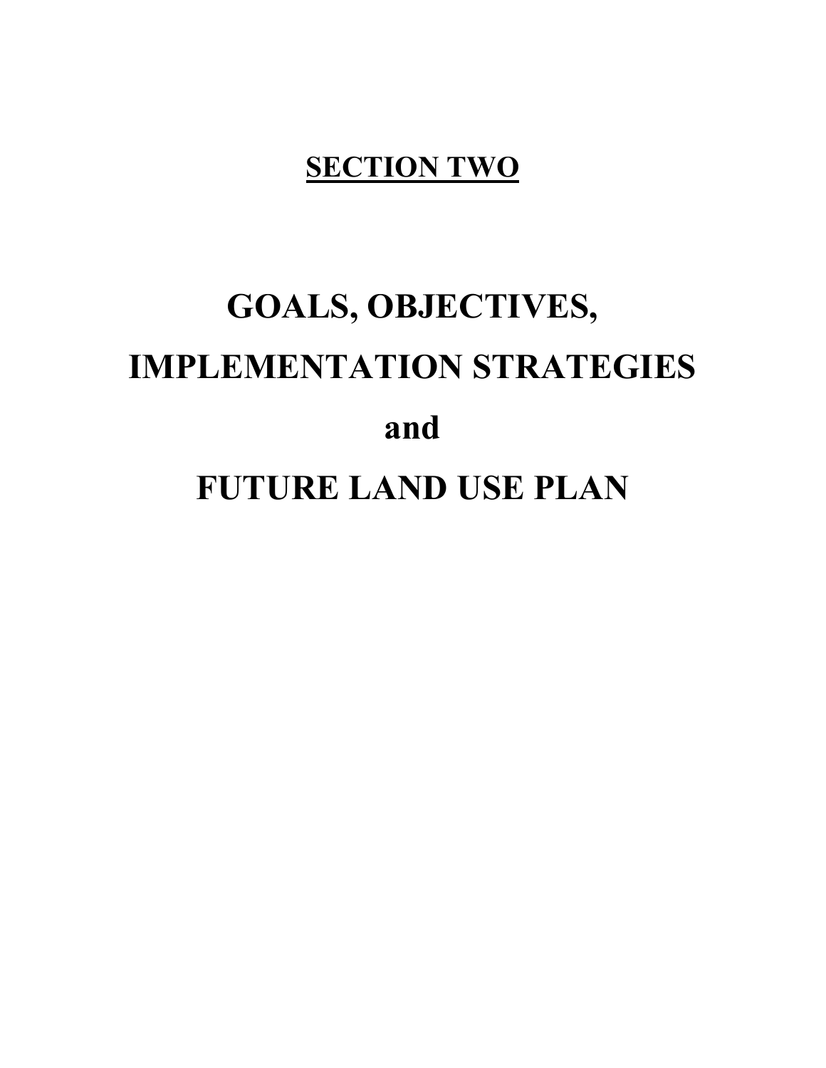# SECTION TWO

# GOALS, OBJECTIVES, IMPLEMENTATION STRATEGIES and FUTURE LAND USE PLAN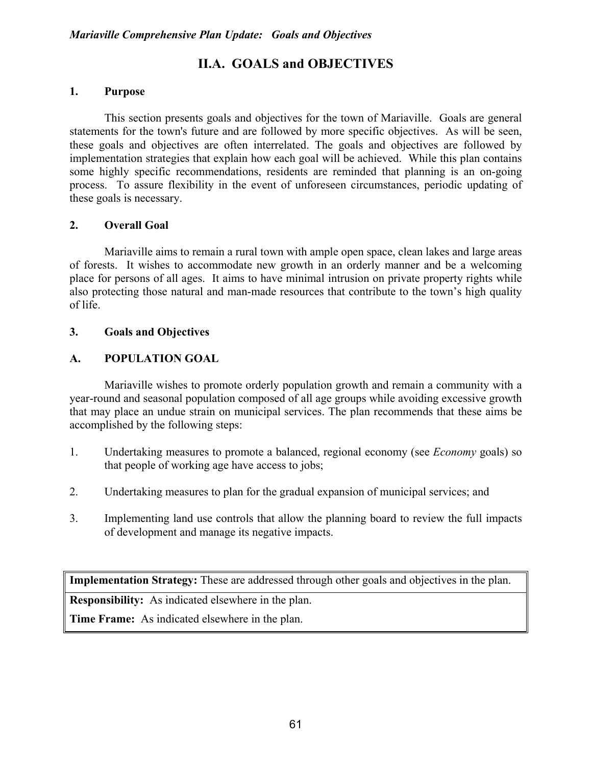# II.A. GOALS and OBJECTIVES

## 1. Purpose

This section presents goals and objectives for the town of Mariaville. Goals are general statements for the town's future and are followed by more specific objectives. As will be seen, these goals and objectives are often interrelated. The goals and objectives are followed by implementation strategies that explain how each goal will be achieved. While this plan contains some highly specific recommendations, residents are reminded that planning is an on-going process. To assure flexibility in the event of unforeseen circumstances, periodic updating of these goals is necessary.

## 2. Overall Goal

Mariaville aims to remain a rural town with ample open space, clean lakes and large areas of forests. It wishes to accommodate new growth in an orderly manner and be a welcoming place for persons of all ages. It aims to have minimal intrusion on private property rights while also protecting those natural and man-made resources that contribute to the town's high quality of life.

## 3. Goals and Objectives

### A. POPULATION GOAL

Mariaville wishes to promote orderly population growth and remain a community with a year-round and seasonal population composed of all age groups while avoiding excessive growth that may place an undue strain on municipal services. The plan recommends that these aims be accomplished by the following steps:

1. Undertaking measures to promote a balanced, regional economy (see *Economy* goals) so that people of working age have access to jobs;
2. Undertaking measures to plan for the gradual expansion of municipal services; and
3. Implementing land use controls that allow the planning board to review the full impacts of development and manage its negative impacts.

**Implementation Strategy:** These are addressed through other goals and objectives in the plan.

**Responsibility:** As indicated elsewhere in the plan.

**Time Frame:** As indicated elsewhere in the plan.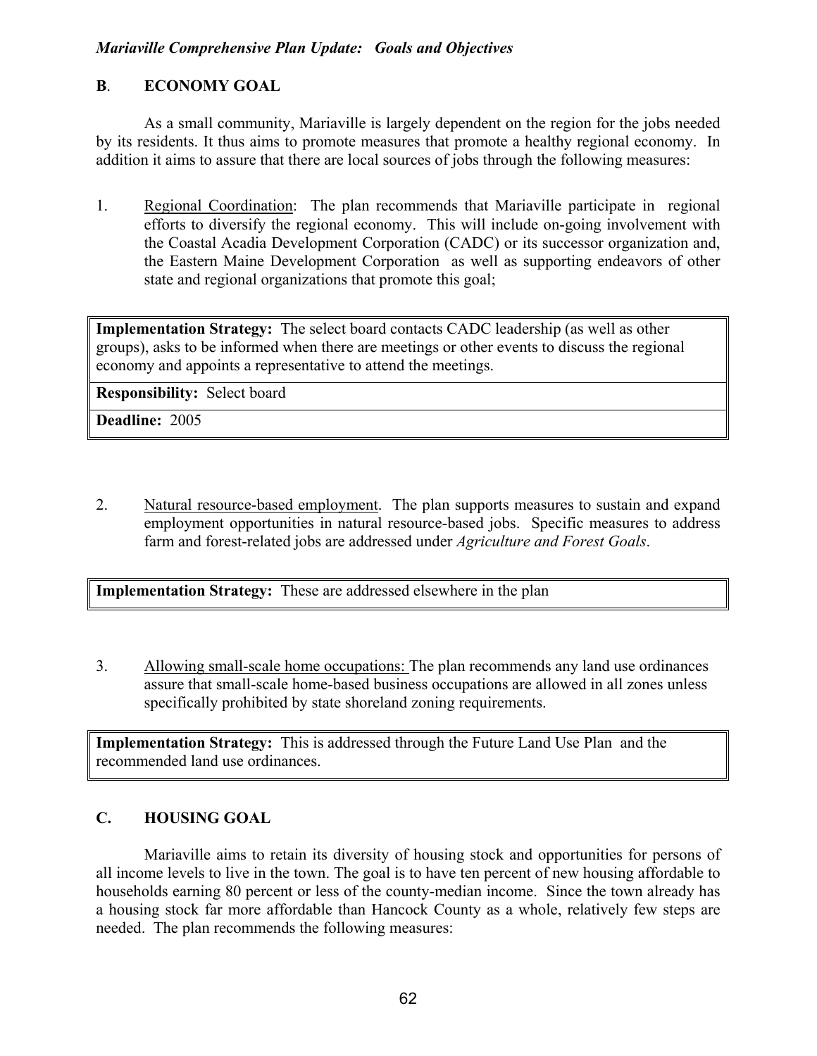## B. ECONOMY GOAL

As a small community, Mariaville is largely dependent on the region for the jobs needed by its residents. It thus aims to promote measures that promote a healthy regional economy. In addition it aims to assure that there are local sources of jobs through the following measures:

1. Regional Coordination: The plan recommends that Mariaville participate in regional efforts to diversify the regional economy. This will include on-going involvement with the Coastal Acadia Development Corporation (CADC) or its successor organization and, the Eastern Maine Development Corporation as well as supporting endeavors of other state and regional organizations that promote this goal;

| **Implementation Strategy:** The select board contacts CADC leadership (as well as other groups), asks to be informed when there are meetings or other events to discuss the regional economy and appoints a representative to attend the meetings. |
|---|
| **Responsibility:** Select board |
| **Deadline:** 2005 |

2. Natural resource-based employment. The plan supports measures to sustain and expand employment opportunities in natural resource-based jobs. Specific measures to address farm and forest-related jobs are addressed under *Agriculture and Forest Goals*.

| **Implementation Strategy:** These are addressed elsewhere in the plan |
|---|

3. Allowing small-scale home occupations: The plan recommends any land use ordinances assure that small-scale home-based business occupations are allowed in all zones unless specifically prohibited by state shoreland zoning requirements.

| **Implementation Strategy:** This is addressed through the Future Land Use Plan and the recommended land use ordinances. |
|---|

## C. HOUSING GOAL

Mariaville aims to retain its diversity of housing stock and opportunities for persons of all income levels to live in the town. The goal is to have ten percent of new housing affordable to households earning 80 percent or less of the county-median income. Since the town already has a housing stock far more affordable than Hancock County as a whole, relatively few steps are needed. The plan recommends the following measures: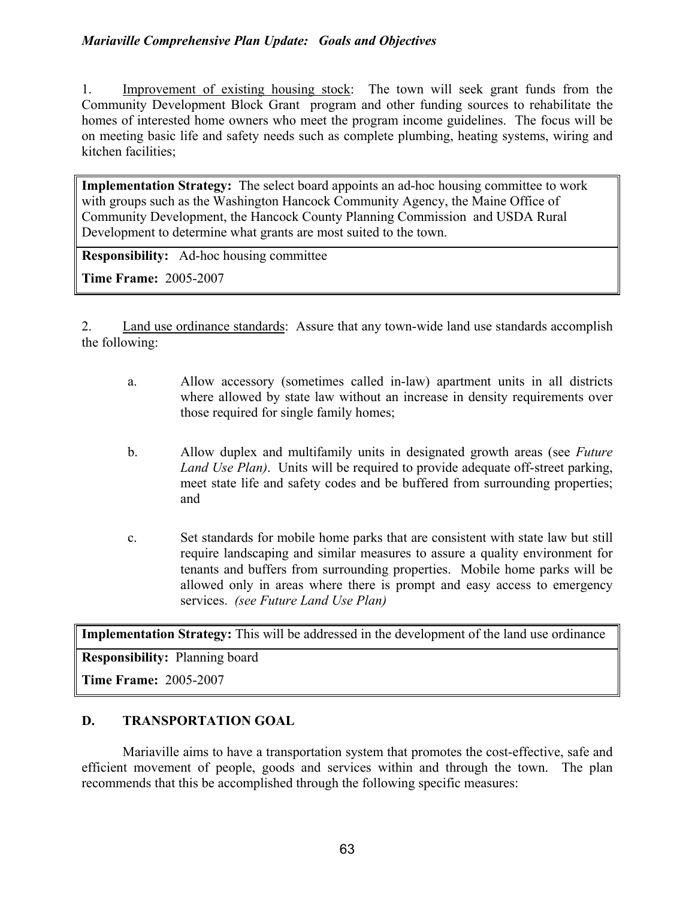1. Improvement of existing housing stock: The town will seek grant funds from the Community Development Block Grant program and other funding sources to rehabilitate the homes of interested home owners who meet the program income guidelines. The focus will be on meeting basic life and safety needs such as complete plumbing, heating systems, wiring and kitchen facilities;

| **Implementation Strategy:** The select board appoints an ad-hoc housing committee to work with groups such as the Washington Hancock Community Agency, the Maine Office of Community Development, the Hancock County Planning Commission and USDA Rural Development to determine what grants are most suited to the town. |
|---|
| **Responsibility:** Ad-hoc housing committee<br>**Time Frame:** 2005-2007 |

2. Land use ordinance standards: Assure that any town-wide land use standards accomplish the following:

   a. Allow accessory (sometimes called in-law) apartment units in all districts where allowed by state law without an increase in density requirements over those required for single family homes;

   b. Allow duplex and multifamily units in designated growth areas (see *Future Land Use Plan)*. Units will be required to provide adequate off-street parking, meet state life and safety codes and be buffered from surrounding properties; and

   c. Set standards for mobile home parks that are consistent with state law but still require landscaping and similar measures to assure a quality environment for tenants and buffers from surrounding properties. Mobile home parks will be allowed only in areas where there is prompt and easy access to emergency services. *(see Future Land Use Plan)*

| **Implementation Strategy:** This will be addressed in the development of the land use ordinance |
|---|
| **Responsibility:** Planning board<br>**Time Frame:** 2005-2007 |

## D. TRANSPORTATION GOAL

Mariaville aims to have a transportation system that promotes the cost-effective, safe and efficient movement of people, goods and services within and through the town. The plan recommends that this be accomplished through the following specific measures: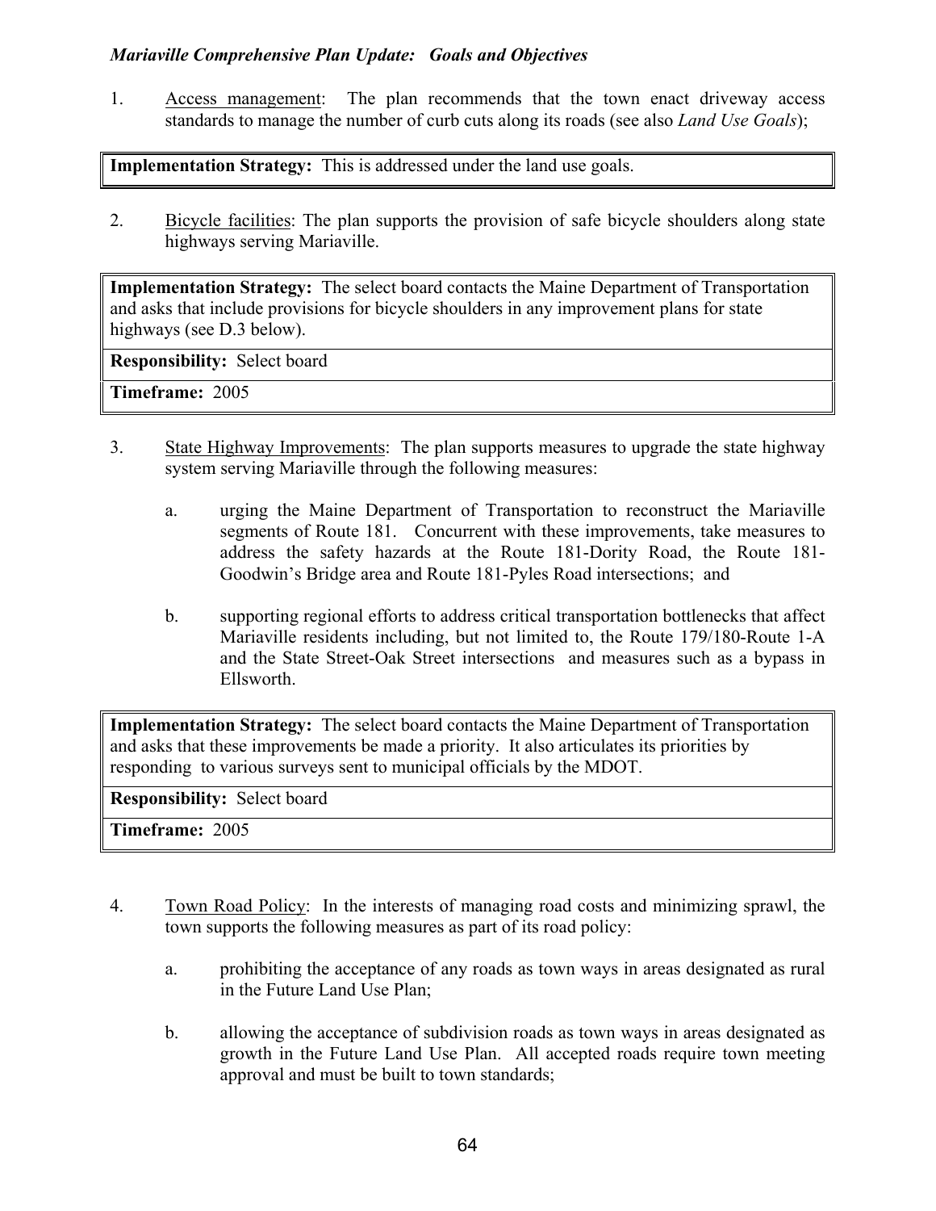1. Access management: The plan recommends that the town enact driveway access standards to manage the number of curb cuts along its roads (see also *Land Use Goals*);

| **Implementation Strategy:** This is addressed under the land use goals. |
|---|

2. Bicycle facilities: The plan supports the provision of safe bicycle shoulders along state highways serving Mariaville.

| **Implementation Strategy:** The select board contacts the Maine Department of Transportation and asks that include provisions for bicycle shoulders in any improvement plans for state highways (see D.3 below). |
|---|
| **Responsibility:** Select board |
| **Timeframe:** 2005 |

3. State Highway Improvements: The plan supports measures to upgrade the state highway system serving Mariaville through the following measures:

   a. urging the Maine Department of Transportation to reconstruct the Mariaville segments of Route 181. Concurrent with these improvements, take measures to address the safety hazards at the Route 181-Dority Road, the Route 181-Goodwin's Bridge area and Route 181-Pyles Road intersections; and

   b. supporting regional efforts to address critical transportation bottlenecks that affect Mariaville residents including, but not limited to, the Route 179/180-Route 1-A and the State Street-Oak Street intersections and measures such as a bypass in Ellsworth.

| **Implementation Strategy:** The select board contacts the Maine Department of Transportation and asks that these improvements be made a priority. It also articulates its priorities by responding to various surveys sent to municipal officials by the MDOT. |
|---|
| **Responsibility:** Select board |
| **Timeframe:** 2005 |

4. Town Road Policy: In the interests of managing road costs and minimizing sprawl, the town supports the following measures as part of its road policy:

   a. prohibiting the acceptance of any roads as town ways in areas designated as rural in the Future Land Use Plan;

   b. allowing the acceptance of subdivision roads as town ways in areas designated as growth in the Future Land Use Plan. All accepted roads require town meeting approval and must be built to town standards;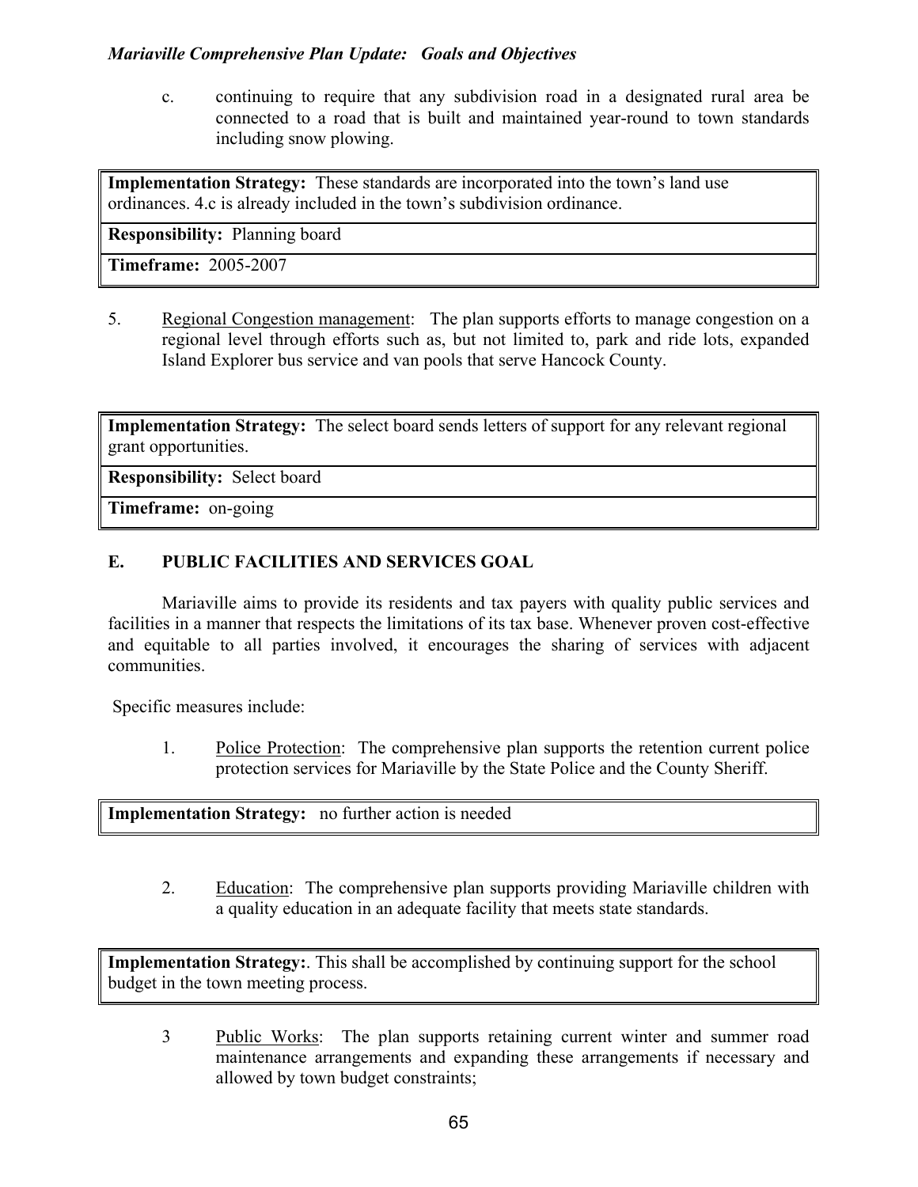c. continuing to require that any subdivision road in a designated rural area be connected to a road that is built and maintained year-round to town standards including snow plowing.

| **Implementation Strategy:** These standards are incorporated into the town's land use ordinances. 4.c is already included in the town's subdivision ordinance. |
|---|
| **Responsibility:** Planning board |
| **Timeframe:** 2005-2007 |

5. Regional Congestion management: The plan supports efforts to manage congestion on a regional level through efforts such as, but not limited to, park and ride lots, expanded Island Explorer bus service and van pools that serve Hancock County.

| **Implementation Strategy:** The select board sends letters of support for any relevant regional grant opportunities. |
|---|
| **Responsibility:** Select board |
| **Timeframe:** on-going |

## E. PUBLIC FACILITIES AND SERVICES GOAL

Mariaville aims to provide its residents and tax payers with quality public services and facilities in a manner that respects the limitations of its tax base. Whenever proven cost-effective and equitable to all parties involved, it encourages the sharing of services with adjacent communities.

Specific measures include:

1. Police Protection: The comprehensive plan supports the retention current police protection services for Mariaville by the State Police and the County Sheriff.

| **Implementation Strategy:** no further action is needed |
|---|

2. Education: The comprehensive plan supports providing Mariaville children with a quality education in an adequate facility that meets state standards.

| **Implementation Strategy:**. This shall be accomplished by continuing support for the school budget in the town meeting process. |
|---|

3 Public Works: The plan supports retaining current winter and summer road maintenance arrangements and expanding these arrangements if necessary and allowed by town budget constraints;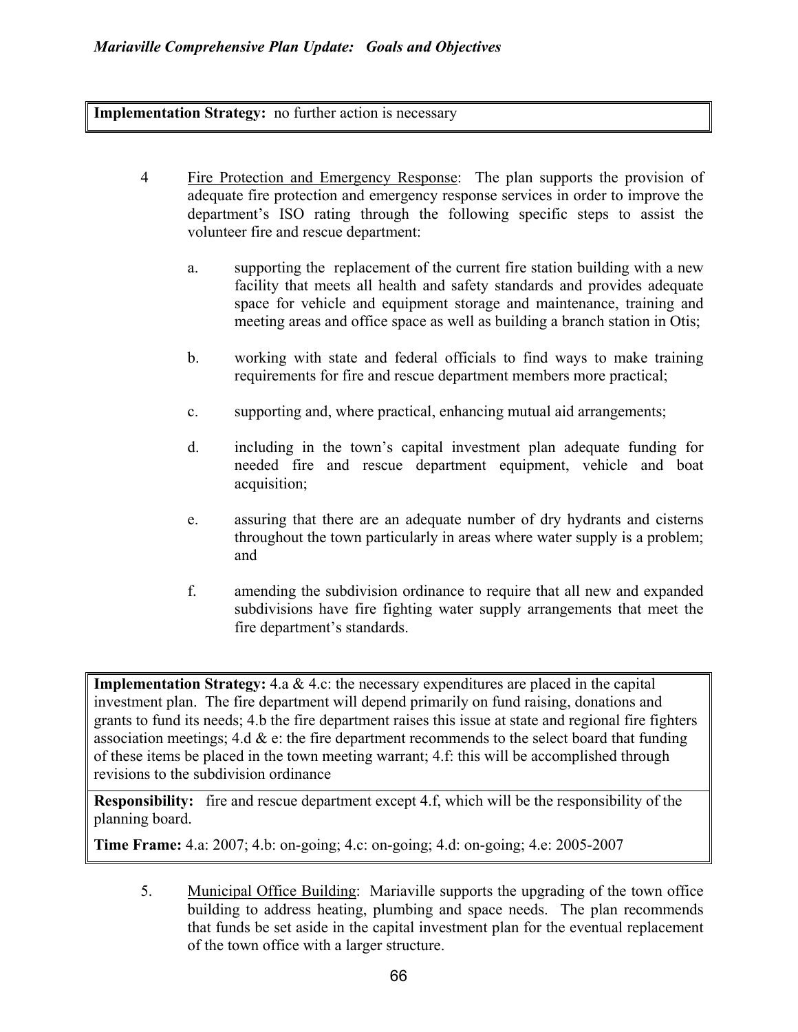**Implementation Strategy:** no further action is necessary

4 Fire Protection and Emergency Response: The plan supports the provision of adequate fire protection and emergency response services in order to improve the department's ISO rating through the following specific steps to assist the volunteer fire and rescue department:

   a. supporting the replacement of the current fire station building with a new facility that meets all health and safety standards and provides adequate space for vehicle and equipment storage and maintenance, training and meeting areas and office space as well as building a branch station in Otis;

   b. working with state and federal officials to find ways to make training requirements for fire and rescue department members more practical;

   c. supporting and, where practical, enhancing mutual aid arrangements;

   d. including in the town's capital investment plan adequate funding for needed fire and rescue department equipment, vehicle and boat acquisition;

   e. assuring that there are an adequate number of dry hydrants and cisterns throughout the town particularly in areas where water supply is a problem; and

   f. amending the subdivision ordinance to require that all new and expanded subdivisions have fire fighting water supply arrangements that meet the fire department's standards.

**Implementation Strategy:** 4.a & 4.c: the necessary expenditures are placed in the capital investment plan. The fire department will depend primarily on fund raising, donations and grants to fund its needs; 4.b the fire department raises this issue at state and regional fire fighters association meetings; 4.d & e: the fire department recommends to the select board that funding of these items be placed in the town meeting warrant; 4.f: this will be accomplished through revisions to the subdivision ordinance

**Responsibility:** fire and rescue department except 4.f, which will be the responsibility of the planning board.

**Time Frame:** 4.a: 2007; 4.b: on-going; 4.c: on-going; 4.d: on-going; 4.e: 2005-2007

5. Municipal Office Building: Mariaville supports the upgrading of the town office building to address heating, plumbing and space needs. The plan recommends that funds be set aside in the capital investment plan for the eventual replacement of the town office with a larger structure.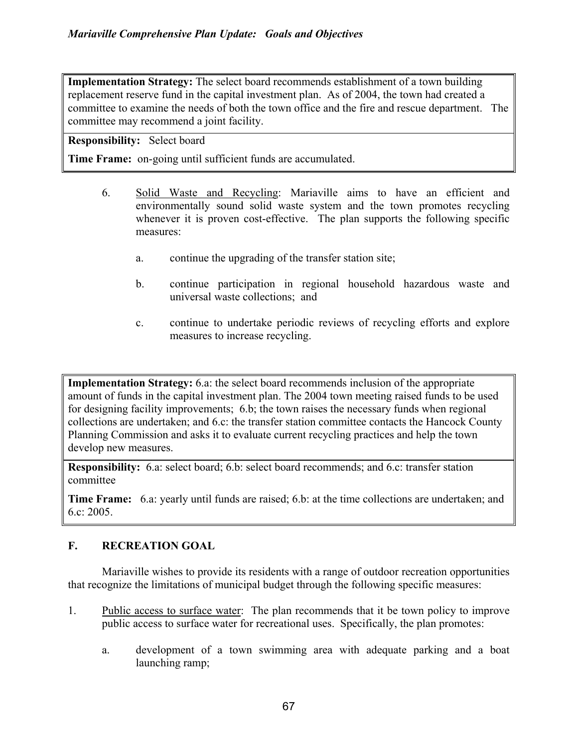**Implementation Strategy:** The select board recommends establishment of a town building replacement reserve fund in the capital investment plan. As of 2004, the town had created a committee to examine the needs of both the town office and the fire and rescue department. The committee may recommend a joint facility.

**Responsibility:** Select board

**Time Frame:** on-going until sufficient funds are accumulated.

6. Solid Waste and Recycling: Mariaville aims to have an efficient and environmentally sound solid waste system and the town promotes recycling whenever it is proven cost-effective. The plan supports the following specific measures:

   a. continue the upgrading of the transfer station site;

   b. continue participation in regional household hazardous waste and universal waste collections; and

   c. continue to undertake periodic reviews of recycling efforts and explore measures to increase recycling.

**Implementation Strategy:** 6.a: the select board recommends inclusion of the appropriate amount of funds in the capital investment plan. The 2004 town meeting raised funds to be used for designing facility improvements; 6.b; the town raises the necessary funds when regional collections are undertaken; and 6.c: the transfer station committee contacts the Hancock County Planning Commission and asks it to evaluate current recycling practices and help the town develop new measures.

**Responsibility:** 6.a: select board; 6.b: select board recommends; and 6.c: transfer station committee

**Time Frame:** 6.a: yearly until funds are raised; 6.b: at the time collections are undertaken; and 6.c: 2005.

## F. RECREATION GOAL

Mariaville wishes to provide its residents with a range of outdoor recreation opportunities that recognize the limitations of municipal budget through the following specific measures:

1. Public access to surface water: The plan recommends that it be town policy to improve public access to surface water for recreational uses. Specifically, the plan promotes:

   a. development of a town swimming area with adequate parking and a boat launching ramp;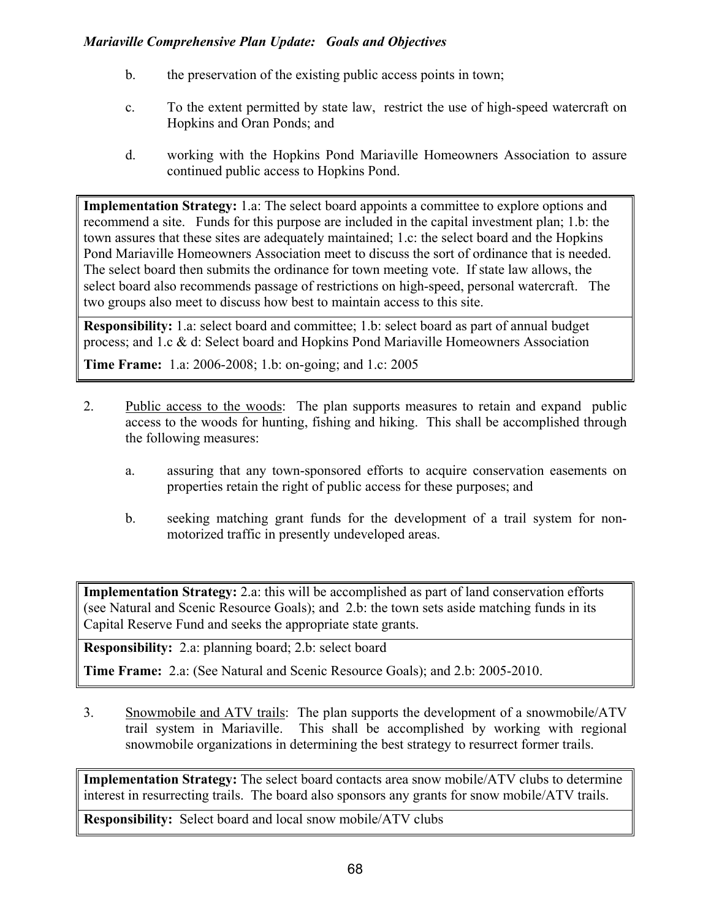b. the preservation of the existing public access points in town;

c. To the extent permitted by state law, restrict the use of high-speed watercraft on Hopkins and Oran Ponds; and

d. working with the Hopkins Pond Mariaville Homeowners Association to assure continued public access to Hopkins Pond.

| **Implementation Strategy:** 1.a: The select board appoints a committee to explore options and recommend a site. Funds for this purpose are included in the capital investment plan; 1.b: the town assures that these sites are adequately maintained; 1.c: the select board and the Hopkins Pond Mariaville Homeowners Association meet to discuss the sort of ordinance that is needed. The select board then submits the ordinance for town meeting vote. If state law allows, the select board also recommends passage of restrictions on high-speed, personal watercraft. The two groups also meet to discuss how best to maintain access to this site. |
|---|
| **Responsibility:** 1.a: select board and committee; 1.b: select board as part of annual budget process; and 1.c & d: Select board and Hopkins Pond Mariaville Homeowners Association<br><br>**Time Frame:** 1.a: 2006-2008; 1.b: on-going; and 1.c: 2005 |

2. Public access to the woods: The plan supports measures to retain and expand public access to the woods for hunting, fishing and hiking. This shall be accomplished through the following measures:

   a. assuring that any town-sponsored efforts to acquire conservation easements on properties retain the right of public access for these purposes; and

   b. seeking matching grant funds for the development of a trail system for non-motorized traffic in presently undeveloped areas.

| **Implementation Strategy:** 2.a: this will be accomplished as part of land conservation efforts (see Natural and Scenic Resource Goals); and 2.b: the town sets aside matching funds in its Capital Reserve Fund and seeks the appropriate state grants. |
|---|
| **Responsibility:** 2.a: planning board; 2.b: select board<br><br>**Time Frame:** 2.a: (See Natural and Scenic Resource Goals); and 2.b: 2005-2010. |

3. Snowmobile and ATV trails: The plan supports the development of a snowmobile/ATV trail system in Mariaville. This shall be accomplished by working with regional snowmobile organizations in determining the best strategy to resurrect former trails.

| **Implementation Strategy:** The select board contacts area snow mobile/ATV clubs to determine interest in resurrecting trails. The board also sponsors any grants for snow mobile/ATV trails. |
|---|
| **Responsibility:** Select board and local snow mobile/ATV clubs |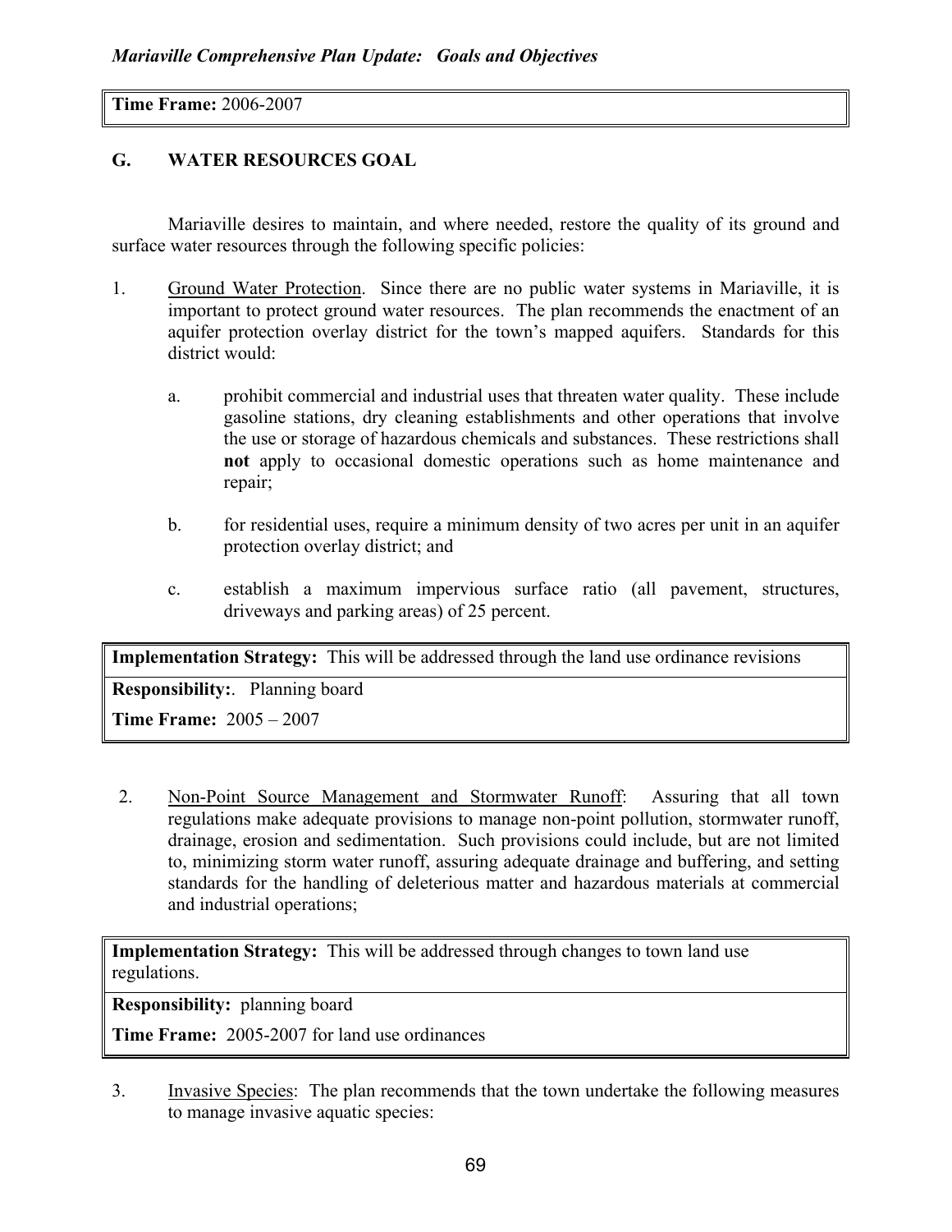**Time Frame:** 2006-2007

## G. WATER RESOURCES GOAL

Mariaville desires to maintain, and where needed, restore the quality of its ground and surface water resources through the following specific policies:

1. Ground Water Protection. Since there are no public water systems in Mariaville, it is important to protect ground water resources. The plan recommends the enactment of an aquifer protection overlay district for the town's mapped aquifers. Standards for this district would:

   a. prohibit commercial and industrial uses that threaten water quality. These include gasoline stations, dry cleaning establishments and other operations that involve the use or storage of hazardous chemicals and substances. These restrictions shall **not** apply to occasional domestic operations such as home maintenance and repair;

   b. for residential uses, require a minimum density of two acres per unit in an aquifer protection overlay district; and

   c. establish a maximum impervious surface ratio (all pavement, structures, driveways and parking areas) of 25 percent.

**Implementation Strategy:** This will be addressed through the land use ordinance revisions

**Responsibility:**. Planning board

**Time Frame:** 2005 – 2007

2. Non-Point Source Management and Stormwater Runoff: Assuring that all town regulations make adequate provisions to manage non-point pollution, stormwater runoff, drainage, erosion and sedimentation. Such provisions could include, but are not limited to, minimizing storm water runoff, assuring adequate drainage and buffering, and setting standards for the handling of deleterious matter and hazardous materials at commercial and industrial operations;

**Implementation Strategy:** This will be addressed through changes to town land use regulations.

**Responsibility:** planning board

**Time Frame:** 2005-2007 for land use ordinances

3. Invasive Species: The plan recommends that the town undertake the following measures to manage invasive aquatic species: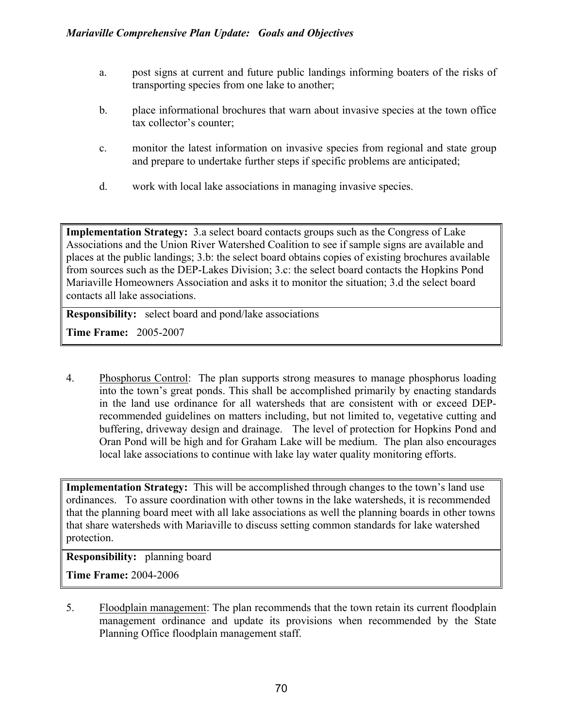a. post signs at current and future public landings informing boaters of the risks of transporting species from one lake to another;

b. place informational brochures that warn about invasive species at the town office tax collector's counter;

c. monitor the latest information on invasive species from regional and state group and prepare to undertake further steps if specific problems are anticipated;

d. work with local lake associations in managing invasive species.

| **Implementation Strategy:** 3.a select board contacts groups such as the Congress of Lake Associations and the Union River Watershed Coalition to see if sample signs are available and places at the public landings; 3.b: the select board obtains copies of existing brochures available from sources such as the DEP-Lakes Division; 3.c: the select board contacts the Hopkins Pond Mariaville Homeowners Association and asks it to monitor the situation; 3.d the select board contacts all lake associations. |
|---|
| **Responsibility:** select board and pond/lake associations<br>**Time Frame:** 2005-2007 |

4. Phosphorus Control: The plan supports strong measures to manage phosphorus loading into the town's great ponds. This shall be accomplished primarily by enacting standards in the land use ordinance for all watersheds that are consistent with or exceed DEP-recommended guidelines on matters including, but not limited to, vegetative cutting and buffering, driveway design and drainage. The level of protection for Hopkins Pond and Oran Pond will be high and for Graham Lake will be medium. The plan also encourages local lake associations to continue with lake lay water quality monitoring efforts.

| **Implementation Strategy:** This will be accomplished through changes to the town's land use ordinances. To assure coordination with other towns in the lake watersheds, it is recommended that the planning board meet with all lake associations as well the planning boards in other towns that share watersheds with Mariaville to discuss setting common standards for lake watershed protection. |
|---|
| **Responsibility:** planning board<br>**Time Frame:** 2004-2006 |

5. Floodplain management: The plan recommends that the town retain its current floodplain management ordinance and update its provisions when recommended by the State Planning Office floodplain management staff.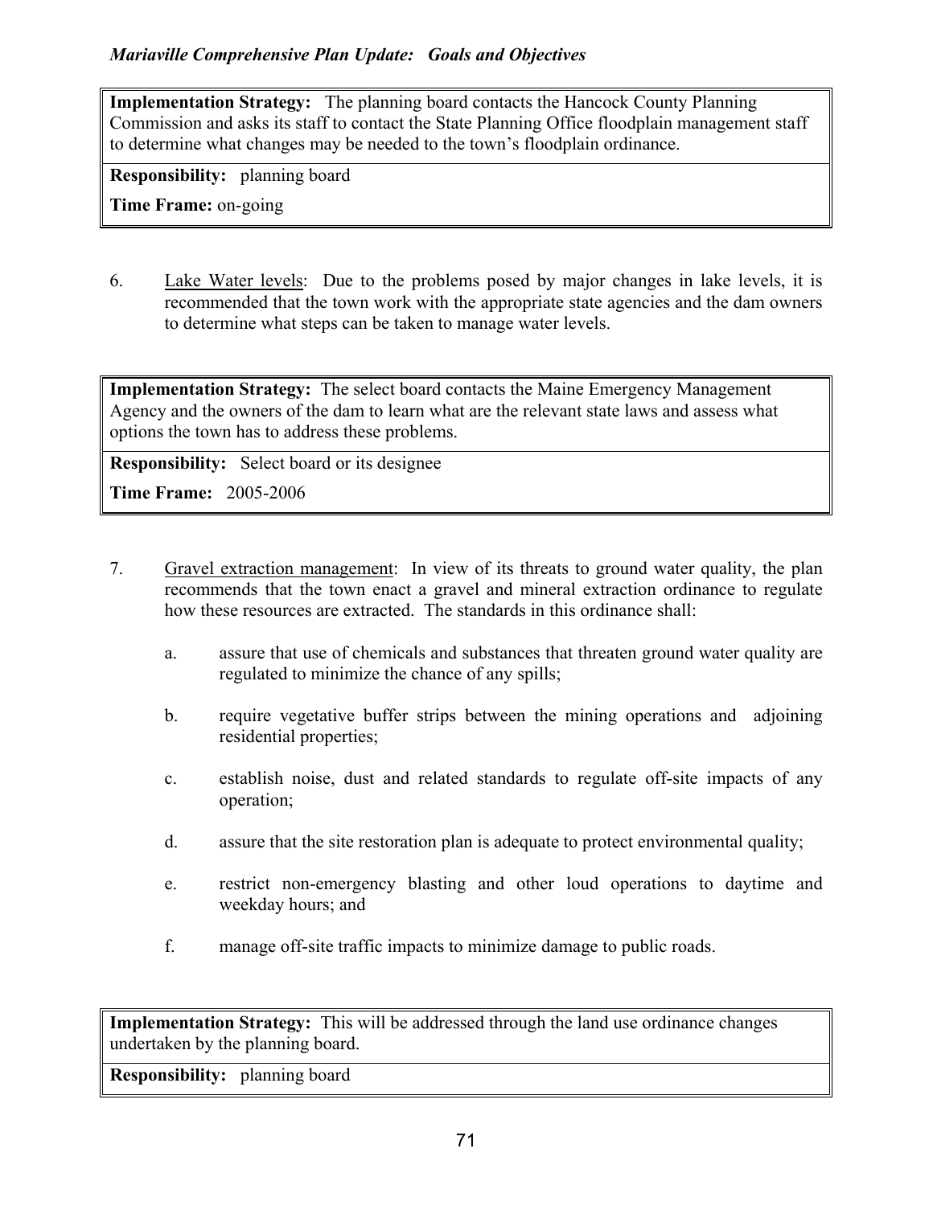**Implementation Strategy:** The planning board contacts the Hancock County Planning Commission and asks its staff to contact the State Planning Office floodplain management staff to determine what changes may be needed to the town's floodplain ordinance.

**Responsibility:** planning board

**Time Frame:** on-going

6. Lake Water levels: Due to the problems posed by major changes in lake levels, it is recommended that the town work with the appropriate state agencies and the dam owners to determine what steps can be taken to manage water levels.

**Implementation Strategy:** The select board contacts the Maine Emergency Management Agency and the owners of the dam to learn what are the relevant state laws and assess what options the town has to address these problems.

**Responsibility:** Select board or its designee

**Time Frame:** 2005-2006

7. Gravel extraction management: In view of its threats to ground water quality, the plan recommends that the town enact a gravel and mineral extraction ordinance to regulate how these resources are extracted. The standards in this ordinance shall:

   a. assure that use of chemicals and substances that threaten ground water quality are regulated to minimize the chance of any spills;

   b. require vegetative buffer strips between the mining operations and adjoining residential properties;

   c. establish noise, dust and related standards to regulate off-site impacts of any operation;

   d. assure that the site restoration plan is adequate to protect environmental quality;

   e. restrict non-emergency blasting and other loud operations to daytime and weekday hours; and

   f. manage off-site traffic impacts to minimize damage to public roads.

**Implementation Strategy:** This will be addressed through the land use ordinance changes undertaken by the planning board.

**Responsibility:** planning board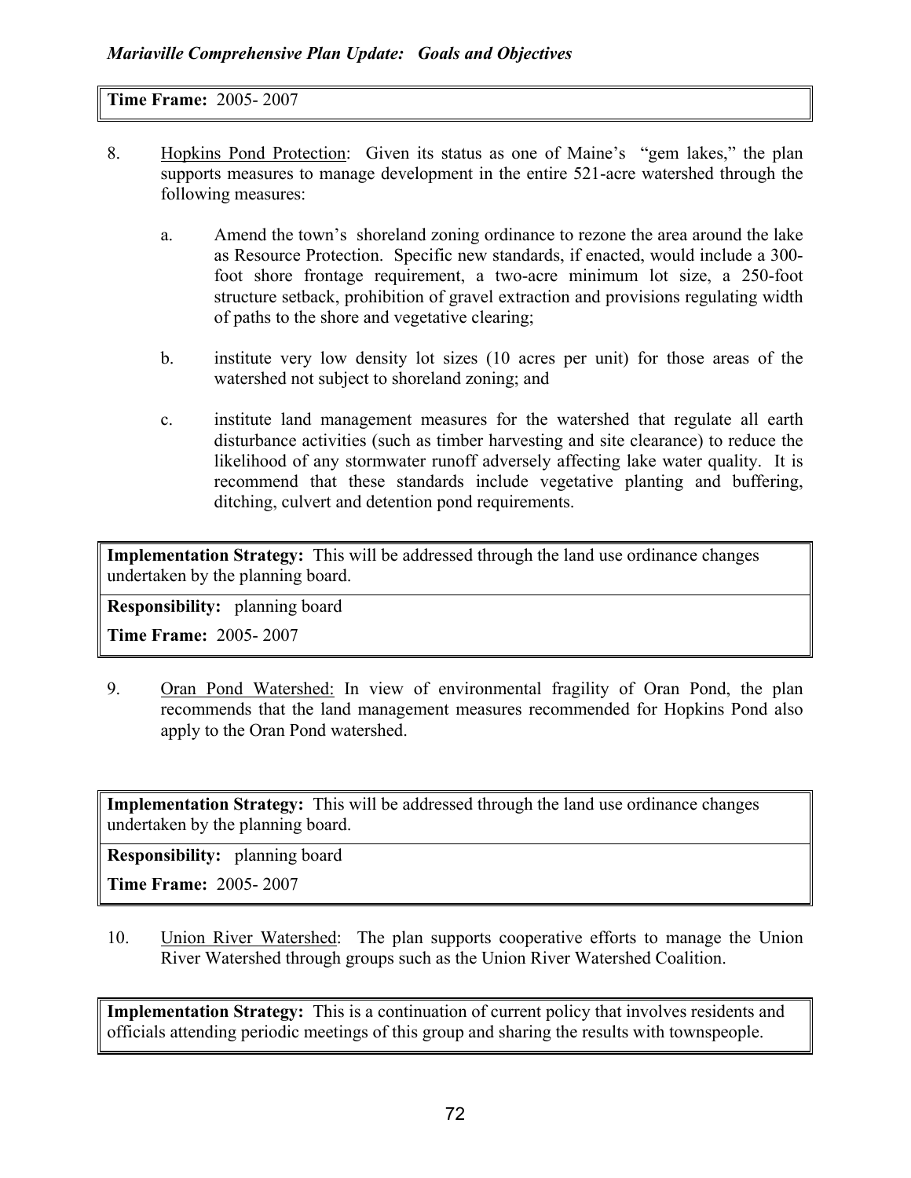**Time Frame:** 2005- 2007

8. Hopkins Pond Protection: Given its status as one of Maine's "gem lakes," the plan supports measures to manage development in the entire 521-acre watershed through the following measures:

   a. Amend the town's shoreland zoning ordinance to rezone the area around the lake as Resource Protection. Specific new standards, if enacted, would include a 300-foot shore frontage requirement, a two-acre minimum lot size, a 250-foot structure setback, prohibition of gravel extraction and provisions regulating width of paths to the shore and vegetative clearing;

   b. institute very low density lot sizes (10 acres per unit) for those areas of the watershed not subject to shoreland zoning; and

   c. institute land management measures for the watershed that regulate all earth disturbance activities (such as timber harvesting and site clearance) to reduce the likelihood of any stormwater runoff adversely affecting lake water quality. It is recommend that these standards include vegetative planting and buffering, ditching, culvert and detention pond requirements.

**Implementation Strategy:** This will be addressed through the land use ordinance changes undertaken by the planning board.

**Responsibility:** planning board

**Time Frame:** 2005- 2007

9. Oran Pond Watershed: In view of environmental fragility of Oran Pond, the plan recommends that the land management measures recommended for Hopkins Pond also apply to the Oran Pond watershed.

**Implementation Strategy:** This will be addressed through the land use ordinance changes undertaken by the planning board.

**Responsibility:** planning board

**Time Frame:** 2005- 2007

10. Union River Watershed: The plan supports cooperative efforts to manage the Union River Watershed through groups such as the Union River Watershed Coalition.

**Implementation Strategy:** This is a continuation of current policy that involves residents and officials attending periodic meetings of this group and sharing the results with townspeople.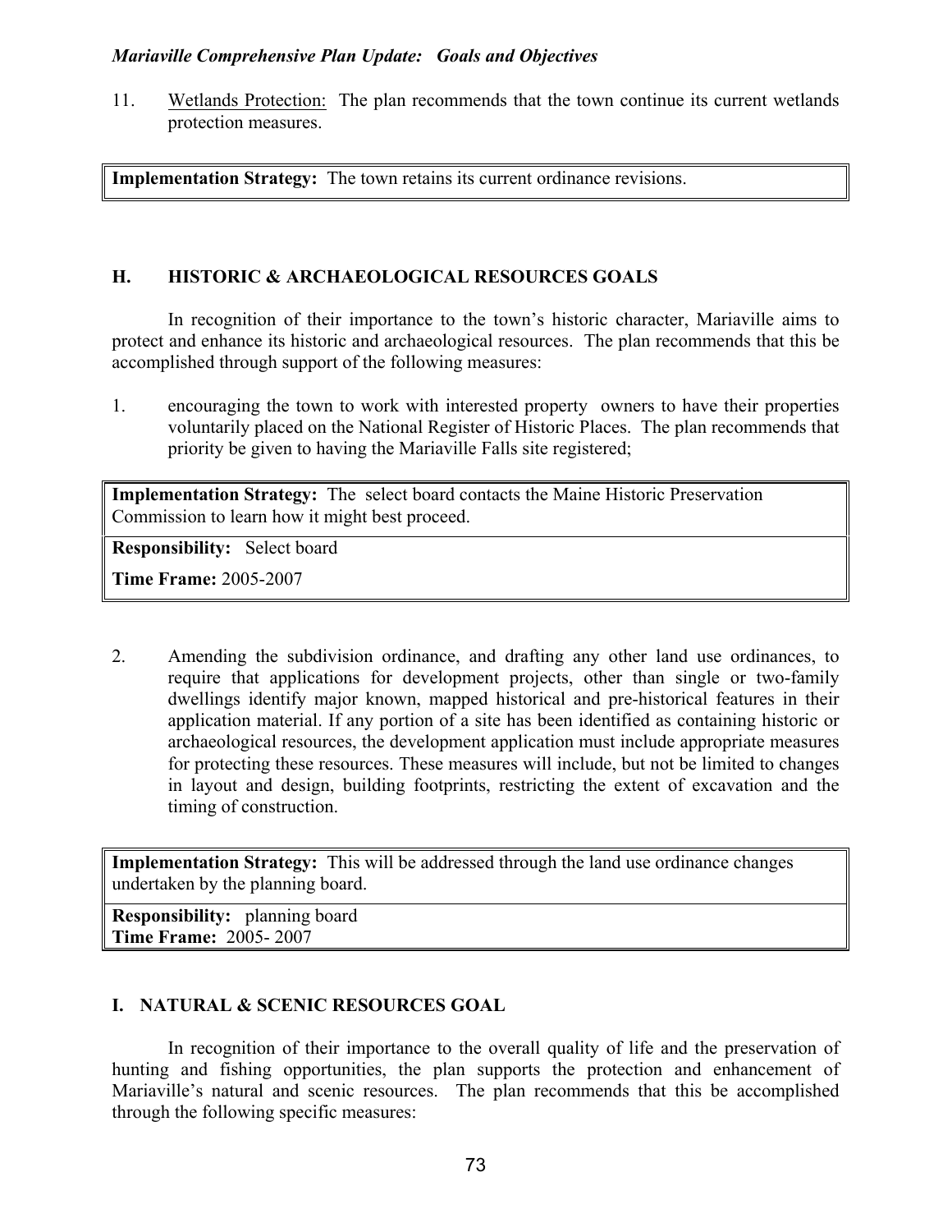11. Wetlands Protection: The plan recommends that the town continue its current wetlands protection measures.

| **Implementation Strategy:** The town retains its current ordinance revisions. |
|---|

## H. HISTORIC & ARCHAEOLOGICAL RESOURCES GOALS

In recognition of their importance to the town's historic character, Mariaville aims to protect and enhance its historic and archaeological resources. The plan recommends that this be accomplished through support of the following measures:

1. encouraging the town to work with interested property owners to have their properties voluntarily placed on the National Register of Historic Places. The plan recommends that priority be given to having the Mariaville Falls site registered;

| **Implementation Strategy:** The select board contacts the Maine Historic Preservation Commission to learn how it might best proceed. |
|---|
| **Responsibility:** Select board<br>**Time Frame:** 2005-2007 |

2. Amending the subdivision ordinance, and drafting any other land use ordinances, to require that applications for development projects, other than single or two-family dwellings identify major known, mapped historical and pre-historical features in their application material. If any portion of a site has been identified as containing historic or archaeological resources, the development application must include appropriate measures for protecting these resources. These measures will include, but not be limited to changes in layout and design, building footprints, restricting the extent of excavation and the timing of construction.

| **Implementation Strategy:** This will be addressed through the land use ordinance changes undertaken by the planning board. |
|---|
| **Responsibility:** planning board<br>**Time Frame:** 2005- 2007 |

## I. NATURAL & SCENIC RESOURCES GOAL

In recognition of their importance to the overall quality of life and the preservation of hunting and fishing opportunities, the plan supports the protection and enhancement of Mariaville's natural and scenic resources. The plan recommends that this be accomplished through the following specific measures: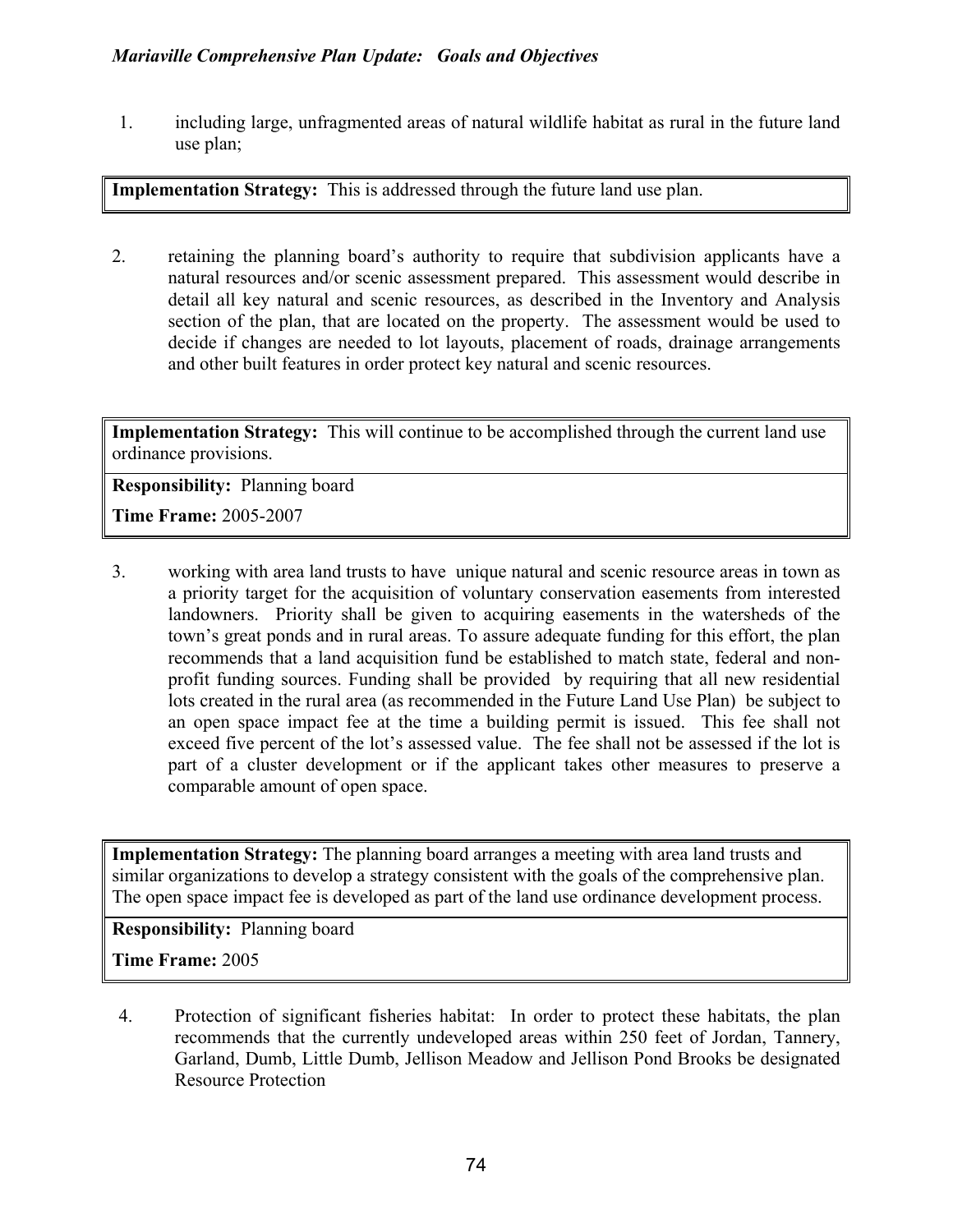1. including large, unfragmented areas of natural wildlife habitat as rural in the future land use plan;

| **Implementation Strategy:** This is addressed through the future land use plan. |
|---|

2. retaining the planning board's authority to require that subdivision applicants have a natural resources and/or scenic assessment prepared. This assessment would describe in detail all key natural and scenic resources, as described in the Inventory and Analysis section of the plan, that are located on the property. The assessment would be used to decide if changes are needed to lot layouts, placement of roads, drainage arrangements and other built features in order protect key natural and scenic resources.

| **Implementation Strategy:** This will continue to be accomplished through the current land use ordinance provisions. |
|---|
| **Responsibility:** Planning board<br>**Time Frame:** 2005-2007 |

3. working with area land trusts to have unique natural and scenic resource areas in town as a priority target for the acquisition of voluntary conservation easements from interested landowners. Priority shall be given to acquiring easements in the watersheds of the town's great ponds and in rural areas. To assure adequate funding for this effort, the plan recommends that a land acquisition fund be established to match state, federal and non-profit funding sources. Funding shall be provided by requiring that all new residential lots created in the rural area (as recommended in the Future Land Use Plan) be subject to an open space impact fee at the time a building permit is issued. This fee shall not exceed five percent of the lot's assessed value. The fee shall not be assessed if the lot is part of a cluster development or if the applicant takes other measures to preserve a comparable amount of open space.

| **Implementation Strategy:** The planning board arranges a meeting with area land trusts and similar organizations to develop a strategy consistent with the goals of the comprehensive plan. The open space impact fee is developed as part of the land use ordinance development process. |
|---|
| **Responsibility:** Planning board<br>**Time Frame:** 2005 |

4. Protection of significant fisheries habitat: In order to protect these habitats, the plan recommends that the currently undeveloped areas within 250 feet of Jordan, Tannery, Garland, Dumb, Little Dumb, Jellison Meadow and Jellison Pond Brooks be designated Resource Protection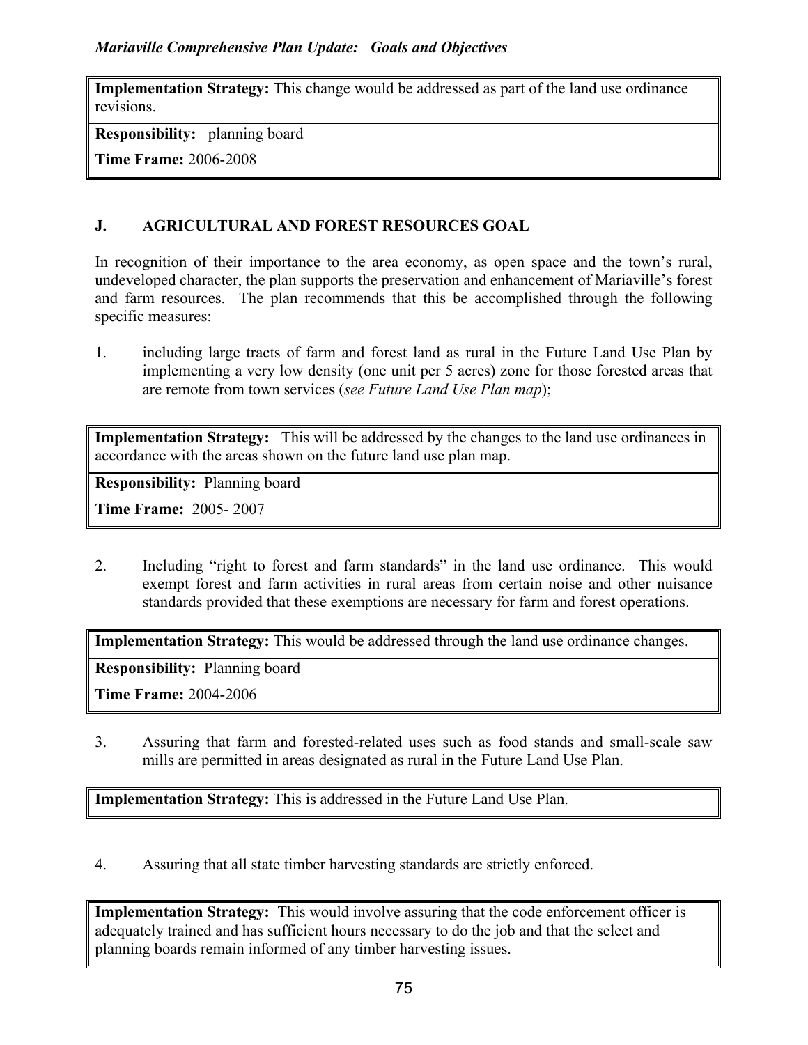**Implementation Strategy:** This change would be addressed as part of the land use ordinance revisions.

**Responsibility:** planning board

**Time Frame:** 2006-2008

## J. AGRICULTURAL AND FOREST RESOURCES GOAL

In recognition of their importance to the area economy, as open space and the town's rural, undeveloped character, the plan supports the preservation and enhancement of Mariaville's forest and farm resources. The plan recommends that this be accomplished through the following specific measures:

1. including large tracts of farm and forest land as rural in the Future Land Use Plan by implementing a very low density (one unit per 5 acres) zone for those forested areas that are remote from town services (*see Future Land Use Plan map*);

**Implementation Strategy:** This will be addressed by the changes to the land use ordinances in accordance with the areas shown on the future land use plan map.

**Responsibility:** Planning board

**Time Frame:** 2005- 2007

2. Including "right to forest and farm standards" in the land use ordinance. This would exempt forest and farm activities in rural areas from certain noise and other nuisance standards provided that these exemptions are necessary for farm and forest operations.

**Implementation Strategy:** This would be addressed through the land use ordinance changes.

**Responsibility:** Planning board

**Time Frame:** 2004-2006

3. Assuring that farm and forested-related uses such as food stands and small-scale saw mills are permitted in areas designated as rural in the Future Land Use Plan.

**Implementation Strategy:** This is addressed in the Future Land Use Plan.

4. Assuring that all state timber harvesting standards are strictly enforced.

**Implementation Strategy:** This would involve assuring that the code enforcement officer is adequately trained and has sufficient hours necessary to do the job and that the select and planning boards remain informed of any timber harvesting issues.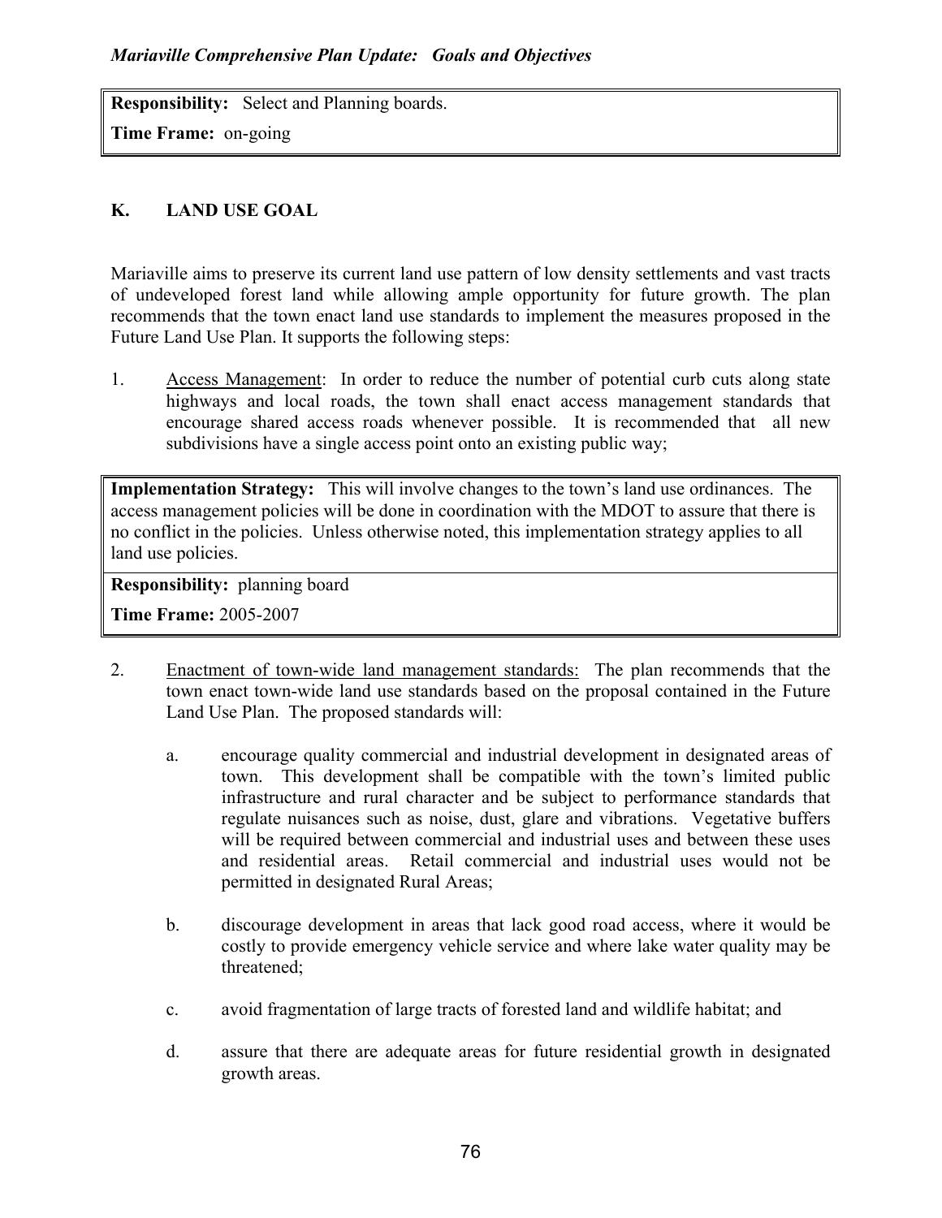**Responsibility:** Select and Planning boards.

**Time Frame:** on-going

## K. LAND USE GOAL

Mariaville aims to preserve its current land use pattern of low density settlements and vast tracts of undeveloped forest land while allowing ample opportunity for future growth. The plan recommends that the town enact land use standards to implement the measures proposed in the Future Land Use Plan. It supports the following steps:

1. Access Management: In order to reduce the number of potential curb cuts along state highways and local roads, the town shall enact access management standards that encourage shared access roads whenever possible. It is recommended that all new subdivisions have a single access point onto an existing public way;

**Implementation Strategy:** This will involve changes to the town's land use ordinances. The access management policies will be done in coordination with the MDOT to assure that there is no conflict in the policies. Unless otherwise noted, this implementation strategy applies to all land use policies.

**Responsibility:** planning board

**Time Frame:** 2005-2007

2. Enactment of town-wide land management standards: The plan recommends that the town enact town-wide land use standards based on the proposal contained in the Future Land Use Plan. The proposed standards will:

   a. encourage quality commercial and industrial development in designated areas of town. This development shall be compatible with the town's limited public infrastructure and rural character and be subject to performance standards that regulate nuisances such as noise, dust, glare and vibrations. Vegetative buffers will be required between commercial and industrial uses and between these uses and residential areas. Retail commercial and industrial uses would not be permitted in designated Rural Areas;

   b. discourage development in areas that lack good road access, where it would be costly to provide emergency vehicle service and where lake water quality may be threatened;

   c. avoid fragmentation of large tracts of forested land and wildlife habitat; and

   d. assure that there are adequate areas for future residential growth in designated growth areas.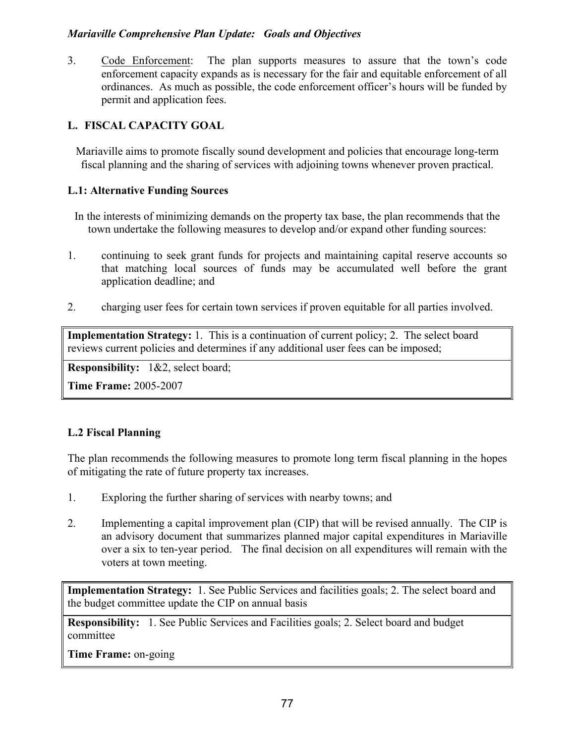3. Code Enforcement: The plan supports measures to assure that the town's code enforcement capacity expands as is necessary for the fair and equitable enforcement of all ordinances. As much as possible, the code enforcement officer's hours will be funded by permit and application fees.

## L. FISCAL CAPACITY GOAL

Mariaville aims to promote fiscally sound development and policies that encourage long-term fiscal planning and the sharing of services with adjoining towns whenever proven practical.

### L.1: Alternative Funding Sources

In the interests of minimizing demands on the property tax base, the plan recommends that the town undertake the following measures to develop and/or expand other funding sources:

1. continuing to seek grant funds for projects and maintaining capital reserve accounts so that matching local sources of funds may be accumulated well before the grant application deadline; and

2. charging user fees for certain town services if proven equitable for all parties involved.

| **Implementation Strategy:** 1. This is a continuation of current policy; 2. The select board reviews current policies and determines if any additional user fees can be imposed; |
|---|
| **Responsibility:** 1&2, select board;<br>**Time Frame:** 2005-2007 |

### L.2 Fiscal Planning

The plan recommends the following measures to promote long term fiscal planning in the hopes of mitigating the rate of future property tax increases.

1. Exploring the further sharing of services with nearby towns; and

2. Implementing a capital improvement plan (CIP) that will be revised annually. The CIP is an advisory document that summarizes planned major capital expenditures in Mariaville over a six to ten-year period. The final decision on all expenditures will remain with the voters at town meeting.

| **Implementation Strategy:** 1. See Public Services and facilities goals; 2. The select board and the budget committee update the CIP on annual basis |
|---|
| **Responsibility:** 1. See Public Services and Facilities goals; 2. Select board and budget committee<br>**Time Frame:** on-going |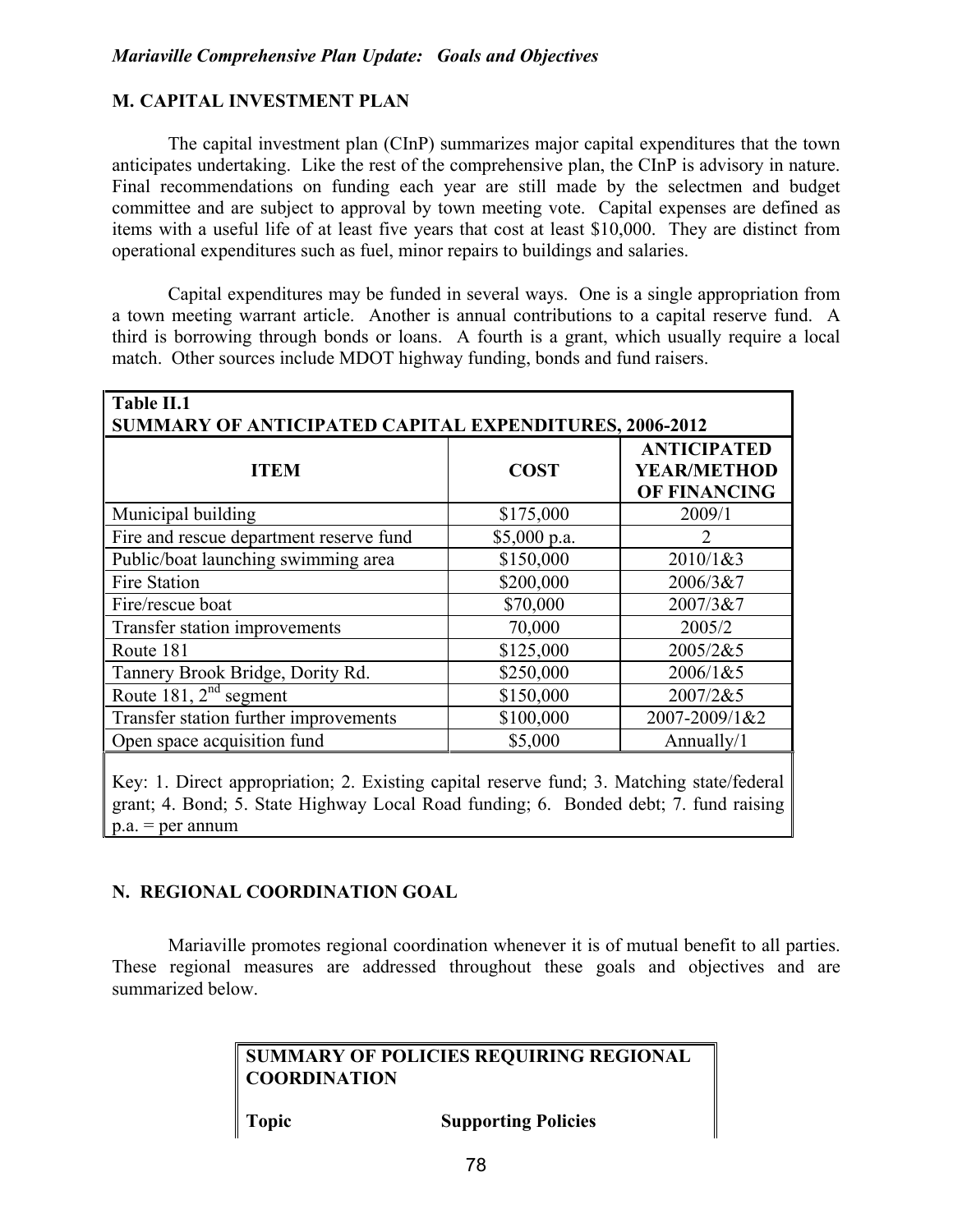## M. CAPITAL INVESTMENT PLAN

The capital investment plan (CInP) summarizes major capital expenditures that the town anticipates undertaking. Like the rest of the comprehensive plan, the CInP is advisory in nature. Final recommendations on funding each year are still made by the selectmen and budget committee and are subject to approval by town meeting vote. Capital expenses are defined as items with a useful life of at least five years that cost at least $10,000. They are distinct from operational expenditures such as fuel, minor repairs to buildings and salaries.

Capital expenditures may be funded in several ways. One is a single appropriation from a town meeting warrant article. Another is annual contributions to a capital reserve fund. A third is borrowing through bonds or loans. A fourth is a grant, which usually require a local match. Other sources include MDOT highway funding, bonds and fund raisers.

**Table II.1**
**SUMMARY OF ANTICIPATED CAPITAL EXPENDITURES, 2006-2012**

| ITEM | COST | ANTICIPATED YEAR/METHOD OF FINANCING |
|---|---|---|
| Municipal building | $175,000 | 2009/1 |
| Fire and rescue department reserve fund | $5,000 p.a. | 2 |
| Public/boat launching swimming area | $150,000 | 2010/1&3 |
| Fire Station | $200,000 | 2006/3&7 |
| Fire/rescue boat | $70,000 | 2007/3&7 |
| Transfer station improvements | 70,000 | 2005/2 |
| Route 181 | $125,000 | 2005/2&5 |
| Tannery Brook Bridge, Dority Rd. | $250,000 | 2006/1&5 |
| Route 181, 2nd segment | $150,000 | 2007/2&5 |
| Transfer station further improvements | $100,000 | 2007-2009/1&2 |
| Open space acquisition fund | $5,000 | Annually/1 |

Key: 1. Direct appropriation; 2. Existing capital reserve fund; 3. Matching state/federal grant; 4. Bond; 5. State Highway Local Road funding; 6. Bonded debt; 7. fund raising
p.a. = per annum

## N. REGIONAL COORDINATION GOAL

Mariaville promotes regional coordination whenever it is of mutual benefit to all parties. These regional measures are addressed throughout these goals and objectives and are summarized below.

**SUMMARY OF POLICIES REQUIRING REGIONAL COORDINATION**

| Topic | Supporting Policies |
|---|---|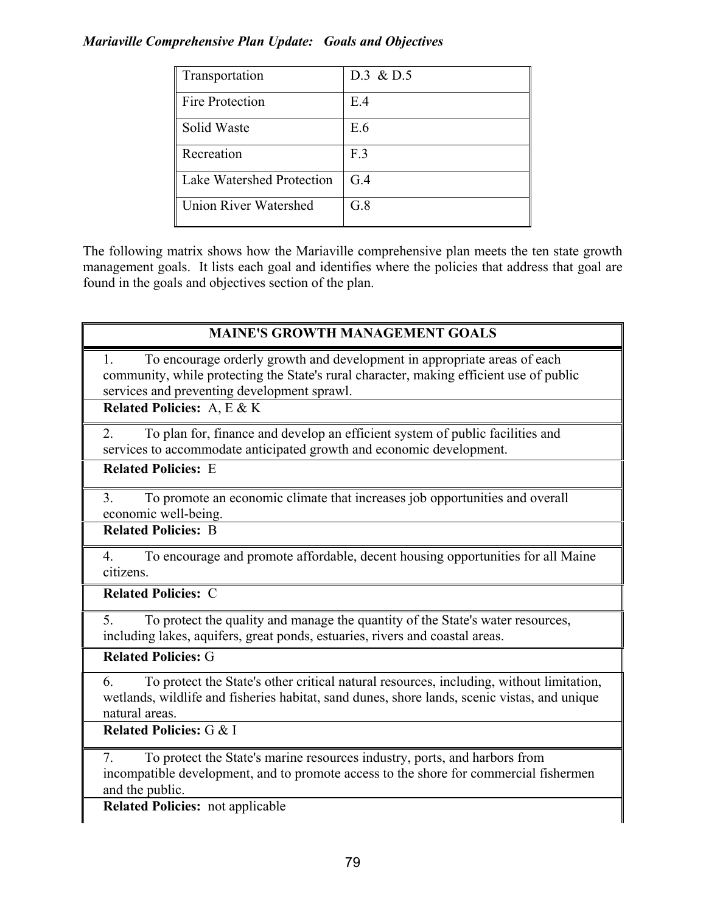| Transportation | D.3 & D.5 |
|---|---|
| Fire Protection | E.4 |
| Solid Waste | E.6 |
| Recreation | F.3 |
| Lake Watershed Protection | G.4 |
| Union River Watershed | G.8 |

The following matrix shows how the Mariaville comprehensive plan meets the ten state growth management goals. It lists each goal and identifies where the policies that address that goal are found in the goals and objectives section of the plan.

| MAINE'S GROWTH MANAGEMENT GOALS |
|---|
| 1. To encourage orderly growth and development in appropriate areas of each community, while protecting the State's rural character, making efficient use of public services and preventing development sprawl. |
| **Related Policies:** A, E & K |
| 2. To plan for, finance and develop an efficient system of public facilities and services to accommodate anticipated growth and economic development. |
| **Related Policies:** E |
| 3. To promote an economic climate that increases job opportunities and overall economic well-being. |
| **Related Policies:** B |
| 4. To encourage and promote affordable, decent housing opportunities for all Maine citizens. |
| **Related Policies:** C |
| 5. To protect the quality and manage the quantity of the State's water resources, including lakes, aquifers, great ponds, estuaries, rivers and coastal areas. |
| **Related Policies:** G |
| 6. To protect the State's other critical natural resources, including, without limitation, wetlands, wildlife and fisheries habitat, sand dunes, shore lands, scenic vistas, and unique natural areas. |
| **Related Policies:** G & I |
| 7. To protect the State's marine resources industry, ports, and harbors from incompatible development, and to promote access to the shore for commercial fishermen and the public. |
| **Related Policies:** not applicable |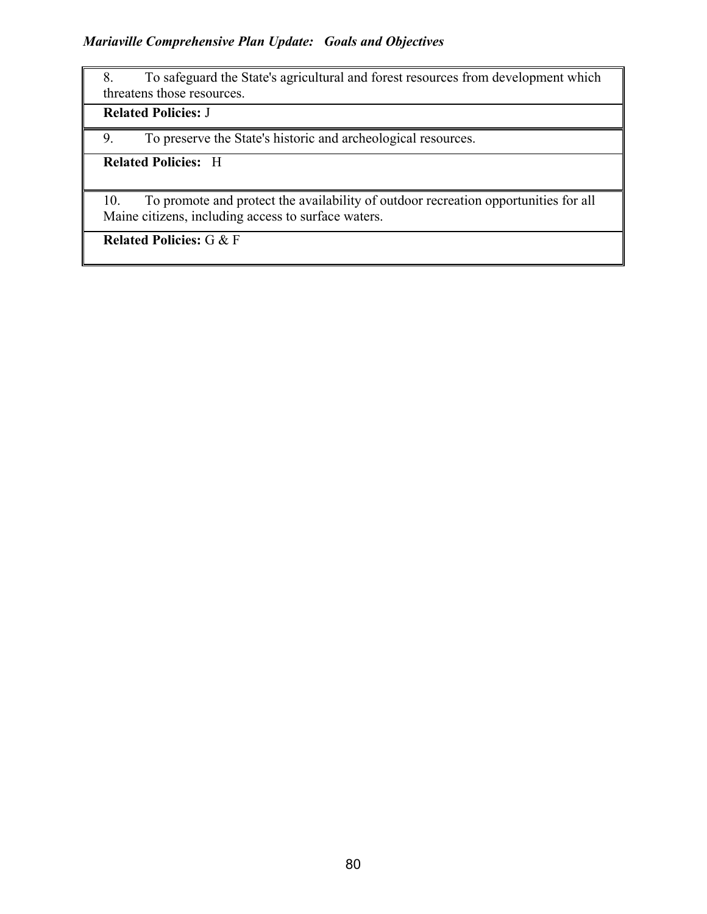| 8. To safeguard the State's agricultural and forest resources from development which threatens those resources. |
|---|
| **Related Policies:** J |
| 9. To preserve the State's historic and archeological resources. |
| **Related Policies:** H |
| 10. To promote and protect the availability of outdoor recreation opportunities for all Maine citizens, including access to surface waters. |
| **Related Policies:** G & F |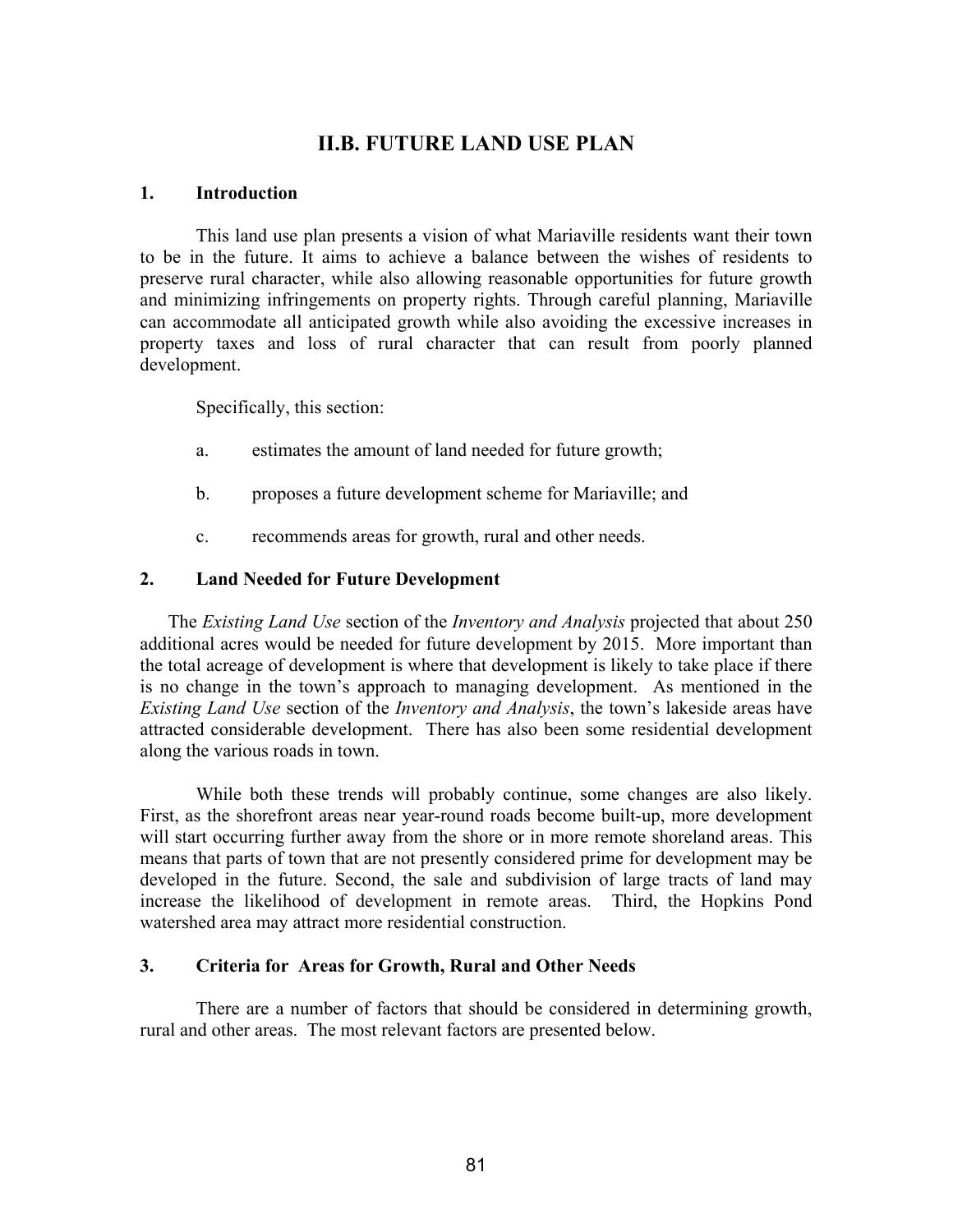## II.B. FUTURE LAND USE PLAN

### 1. Introduction

This land use plan presents a vision of what Mariaville residents want their town to be in the future. It aims to achieve a balance between the wishes of residents to preserve rural character, while also allowing reasonable opportunities for future growth and minimizing infringements on property rights. Through careful planning, Mariaville can accommodate all anticipated growth while also avoiding the excessive increases in property taxes and loss of rural character that can result from poorly planned development.

Specifically, this section:

a. estimates the amount of land needed for future growth;

b. proposes a future development scheme for Mariaville; and

c. recommends areas for growth, rural and other needs.

### 2. Land Needed for Future Development

The *Existing Land Use* section of the *Inventory and Analysis* projected that about 250 additional acres would be needed for future development by 2015. More important than the total acreage of development is where that development is likely to take place if there is no change in the town's approach to managing development. As mentioned in the *Existing Land Use* section of the *Inventory and Analysis*, the town's lakeside areas have attracted considerable development. There has also been some residential development along the various roads in town.

While both these trends will probably continue, some changes are also likely. First, as the shorefront areas near year-round roads become built-up, more development will start occurring further away from the shore or in more remote shoreland areas. This means that parts of town that are not presently considered prime for development may be developed in the future. Second, the sale and subdivision of large tracts of land may increase the likelihood of development in remote areas. Third, the Hopkins Pond watershed area may attract more residential construction.

### 3. Criteria for Areas for Growth, Rural and Other Needs

There are a number of factors that should be considered in determining growth, rural and other areas. The most relevant factors are presented below.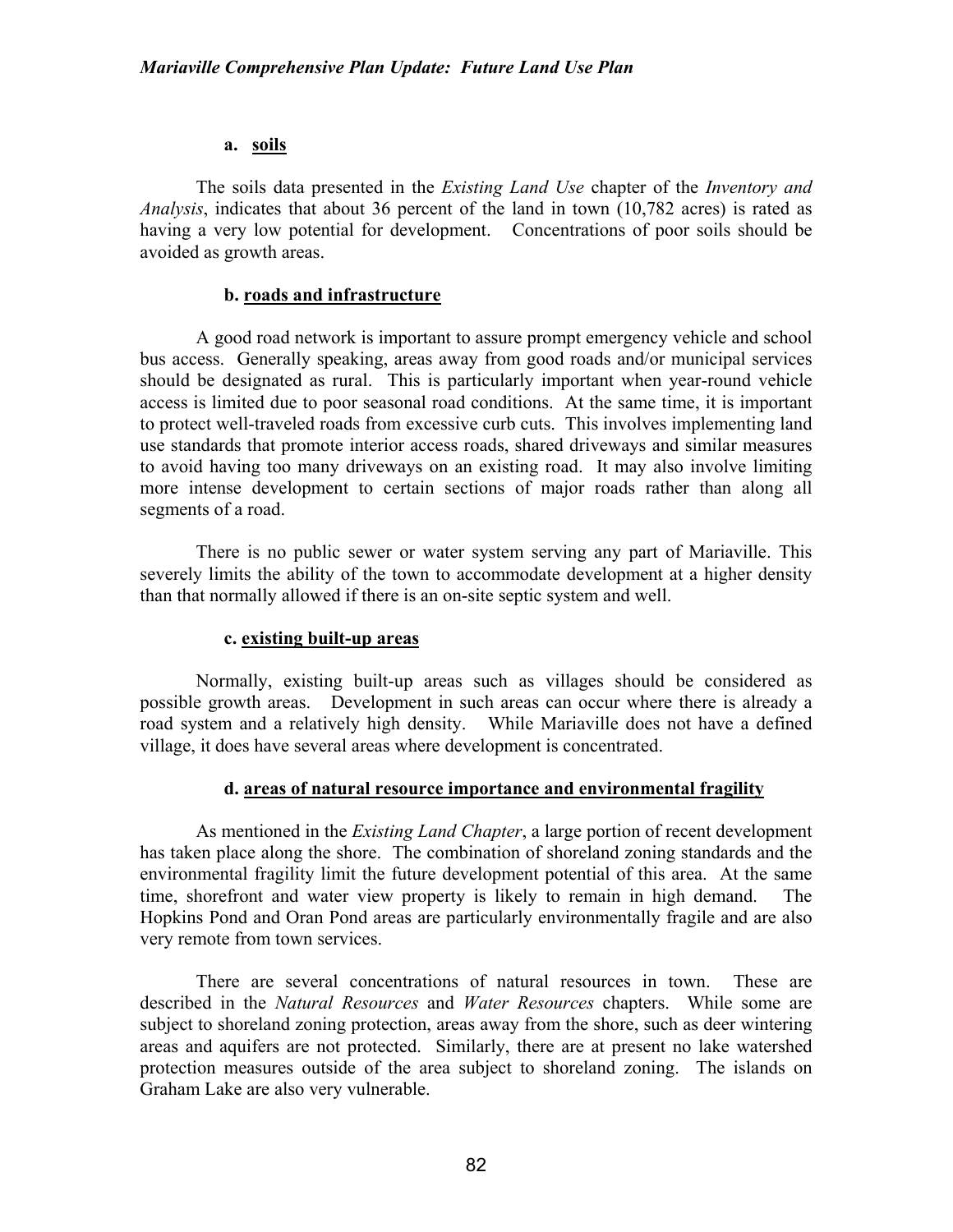**a. soils**

The soils data presented in the *Existing Land Use* chapter of the *Inventory and Analysis*, indicates that about 36 percent of the land in town (10,782 acres) is rated as having a very low potential for development. Concentrations of poor soils should be avoided as growth areas.

**b. roads and infrastructure**

A good road network is important to assure prompt emergency vehicle and school bus access. Generally speaking, areas away from good roads and/or municipal services should be designated as rural. This is particularly important when year-round vehicle access is limited due to poor seasonal road conditions. At the same time, it is important to protect well-traveled roads from excessive curb cuts. This involves implementing land use standards that promote interior access roads, shared driveways and similar measures to avoid having too many driveways on an existing road. It may also involve limiting more intense development to certain sections of major roads rather than along all segments of a road.

There is no public sewer or water system serving any part of Mariaville. This severely limits the ability of the town to accommodate development at a higher density than that normally allowed if there is an on-site septic system and well.

**c. existing built-up areas**

Normally, existing built-up areas such as villages should be considered as possible growth areas. Development in such areas can occur where there is already a road system and a relatively high density. While Mariaville does not have a defined village, it does have several areas where development is concentrated.

**d. areas of natural resource importance and environmental fragility**

As mentioned in the *Existing Land Chapter*, a large portion of recent development has taken place along the shore. The combination of shoreland zoning standards and the environmental fragility limit the future development potential of this area. At the same time, shorefront and water view property is likely to remain in high demand. The Hopkins Pond and Oran Pond areas are particularly environmentally fragile and are also very remote from town services.

There are several concentrations of natural resources in town. These are described in the *Natural Resources* and *Water Resources* chapters. While some are subject to shoreland zoning protection, areas away from the shore, such as deer wintering areas and aquifers are not protected. Similarly, there are at present no lake watershed protection measures outside of the area subject to shoreland zoning. The islands on Graham Lake are also very vulnerable.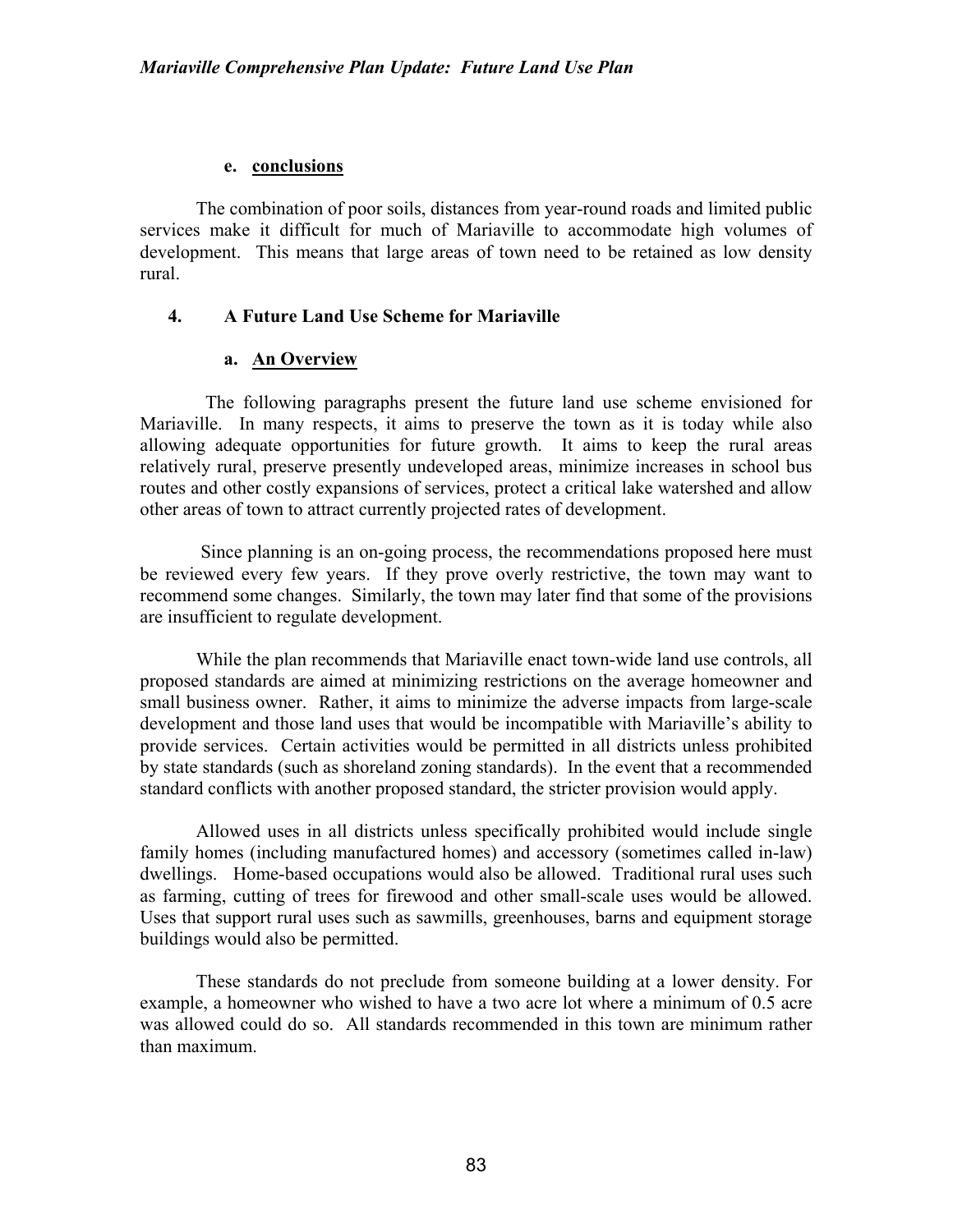**e. conclusions**

The combination of poor soils, distances from year-round roads and limited public services make it difficult for much of Mariaville to accommodate high volumes of development. This means that large areas of town need to be retained as low density rural.

### 4. A Future Land Use Scheme for Mariaville

**a. An Overview**

The following paragraphs present the future land use scheme envisioned for Mariaville. In many respects, it aims to preserve the town as it is today while also allowing adequate opportunities for future growth. It aims to keep the rural areas relatively rural, preserve presently undeveloped areas, minimize increases in school bus routes and other costly expansions of services, protect a critical lake watershed and allow other areas of town to attract currently projected rates of development.

Since planning is an on-going process, the recommendations proposed here must be reviewed every few years. If they prove overly restrictive, the town may want to recommend some changes. Similarly, the town may later find that some of the provisions are insufficient to regulate development.

While the plan recommends that Mariaville enact town-wide land use controls, all proposed standards are aimed at minimizing restrictions on the average homeowner and small business owner. Rather, it aims to minimize the adverse impacts from large-scale development and those land uses that would be incompatible with Mariaville's ability to provide services. Certain activities would be permitted in all districts unless prohibited by state standards (such as shoreland zoning standards). In the event that a recommended standard conflicts with another proposed standard, the stricter provision would apply.

Allowed uses in all districts unless specifically prohibited would include single family homes (including manufactured homes) and accessory (sometimes called in-law) dwellings. Home-based occupations would also be allowed. Traditional rural uses such as farming, cutting of trees for firewood and other small-scale uses would be allowed. Uses that support rural uses such as sawmills, greenhouses, barns and equipment storage buildings would also be permitted.

These standards do not preclude from someone building at a lower density. For example, a homeowner who wished to have a two acre lot where a minimum of 0.5 acre was allowed could do so. All standards recommended in this town are minimum rather than maximum.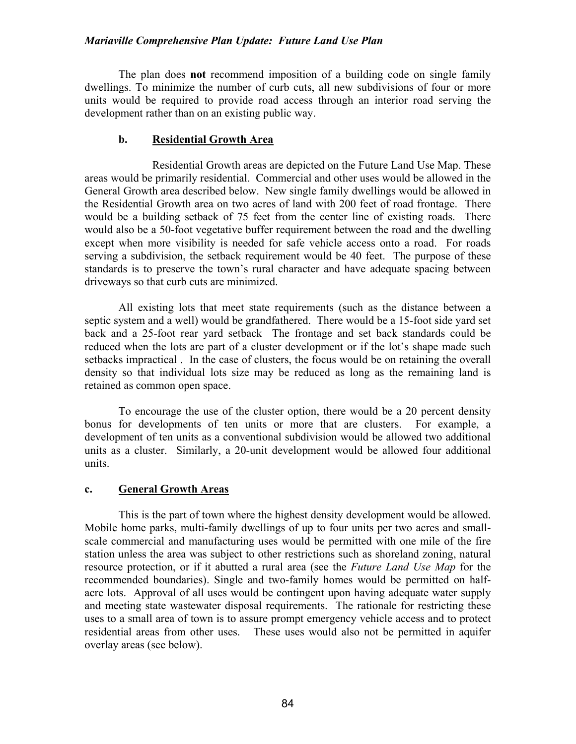The plan does **not** recommend imposition of a building code on single family dwellings. To minimize the number of curb cuts, all new subdivisions of four or more units would be required to provide road access through an interior road serving the development rather than on an existing public way.

### b. Residential Growth Area

Residential Growth areas are depicted on the Future Land Use Map. These areas would be primarily residential. Commercial and other uses would be allowed in the General Growth area described below. New single family dwellings would be allowed in the Residential Growth area on two acres of land with 200 feet of road frontage. There would be a building setback of 75 feet from the center line of existing roads. There would also be a 50-foot vegetative buffer requirement between the road and the dwelling except when more visibility is needed for safe vehicle access onto a road. For roads serving a subdivision, the setback requirement would be 40 feet. The purpose of these standards is to preserve the town's rural character and have adequate spacing between driveways so that curb cuts are minimized.

All existing lots that meet state requirements (such as the distance between a septic system and a well) would be grandfathered. There would be a 15-foot side yard set back and a 25-foot rear yard setback The frontage and set back standards could be reduced when the lots are part of a cluster development or if the lot's shape made such setbacks impractical . In the case of clusters, the focus would be on retaining the overall density so that individual lots size may be reduced as long as the remaining land is retained as common open space.

To encourage the use of the cluster option, there would be a 20 percent density bonus for developments of ten units or more that are clusters. For example, a development of ten units as a conventional subdivision would be allowed two additional units as a cluster. Similarly, a 20-unit development would be allowed four additional units.

### c. General Growth Areas

This is the part of town where the highest density development would be allowed. Mobile home parks, multi-family dwellings of up to four units per two acres and small-scale commercial and manufacturing uses would be permitted with one mile of the fire station unless the area was subject to other restrictions such as shoreland zoning, natural resource protection, or if it abutted a rural area (see the *Future Land Use Map* for the recommended boundaries). Single and two-family homes would be permitted on half-acre lots. Approval of all uses would be contingent upon having adequate water supply and meeting state wastewater disposal requirements. The rationale for restricting these uses to a small area of town is to assure prompt emergency vehicle access and to protect residential areas from other uses. These uses would also not be permitted in aquifer overlay areas (see below).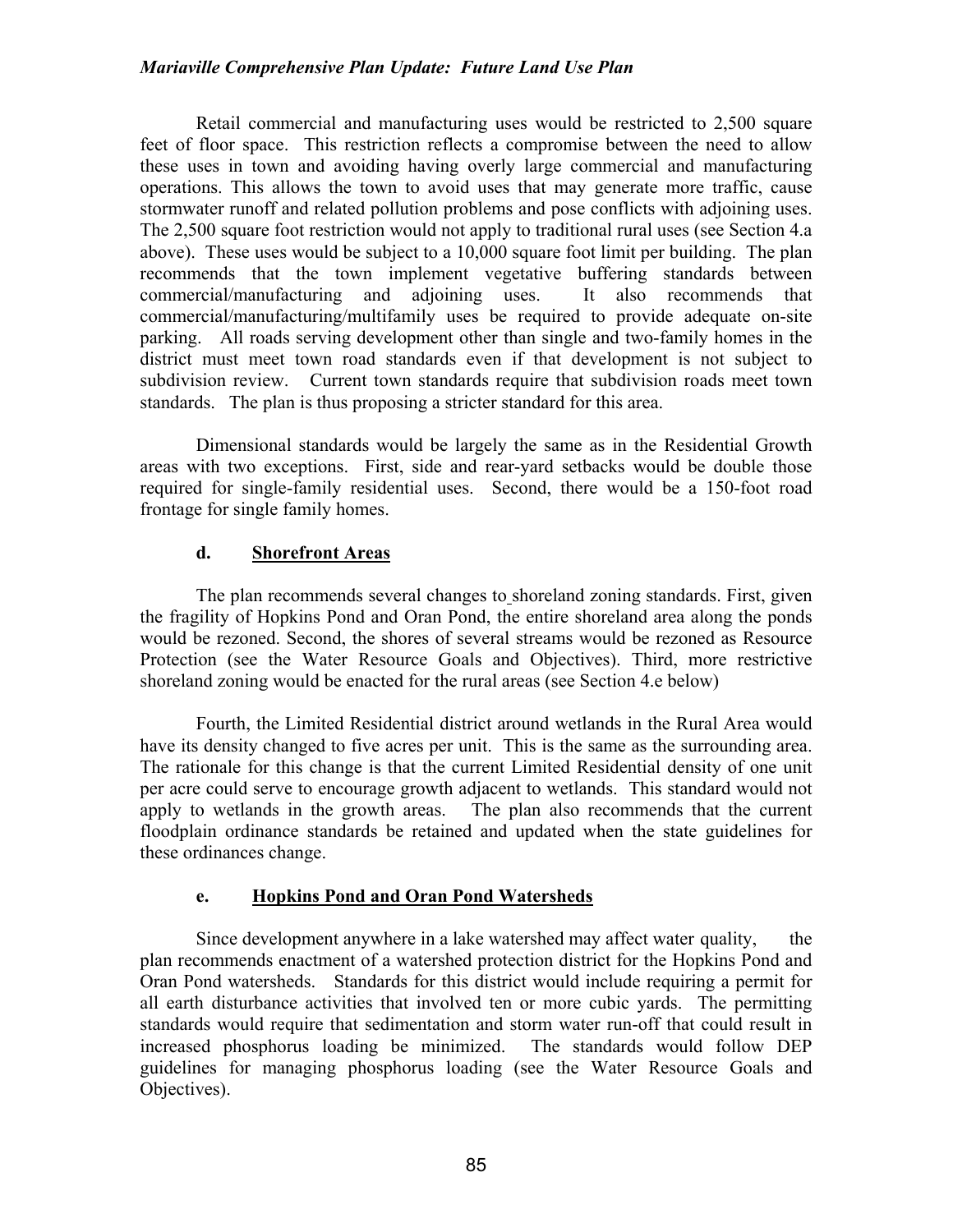Retail commercial and manufacturing uses would be restricted to 2,500 square feet of floor space. This restriction reflects a compromise between the need to allow these uses in town and avoiding having overly large commercial and manufacturing operations. This allows the town to avoid uses that may generate more traffic, cause stormwater runoff and related pollution problems and pose conflicts with adjoining uses. The 2,500 square foot restriction would not apply to traditional rural uses (see Section 4.a above). These uses would be subject to a 10,000 square foot limit per building. The plan recommends that the town implement vegetative buffering standards between commercial/manufacturing and adjoining uses. It also recommends that commercial/manufacturing/multifamily uses be required to provide adequate on-site parking. All roads serving development other than single and two-family homes in the district must meet town road standards even if that development is not subject to subdivision review. Current town standards require that subdivision roads meet town standards. The plan is thus proposing a stricter standard for this area.

Dimensional standards would be largely the same as in the Residential Growth areas with two exceptions. First, side and rear-yard setbacks would be double those required for single-family residential uses. Second, there would be a 150-foot road frontage for single family homes.

### d. Shorefront Areas

The plan recommends several changes to shoreland zoning standards. First, given the fragility of Hopkins Pond and Oran Pond, the entire shoreland area along the ponds would be rezoned. Second, the shores of several streams would be rezoned as Resource Protection (see the Water Resource Goals and Objectives). Third, more restrictive shoreland zoning would be enacted for the rural areas (see Section 4.e below)

Fourth, the Limited Residential district around wetlands in the Rural Area would have its density changed to five acres per unit. This is the same as the surrounding area. The rationale for this change is that the current Limited Residential density of one unit per acre could serve to encourage growth adjacent to wetlands. This standard would not apply to wetlands in the growth areas. The plan also recommends that the current floodplain ordinance standards be retained and updated when the state guidelines for these ordinances change.

### e. Hopkins Pond and Oran Pond Watersheds

Since development anywhere in a lake watershed may affect water quality, the plan recommends enactment of a watershed protection district for the Hopkins Pond and Oran Pond watersheds. Standards for this district would include requiring a permit for all earth disturbance activities that involved ten or more cubic yards. The permitting standards would require that sedimentation and storm water run-off that could result in increased phosphorus loading be minimized. The standards would follow DEP guidelines for managing phosphorus loading (see the Water Resource Goals and Objectives).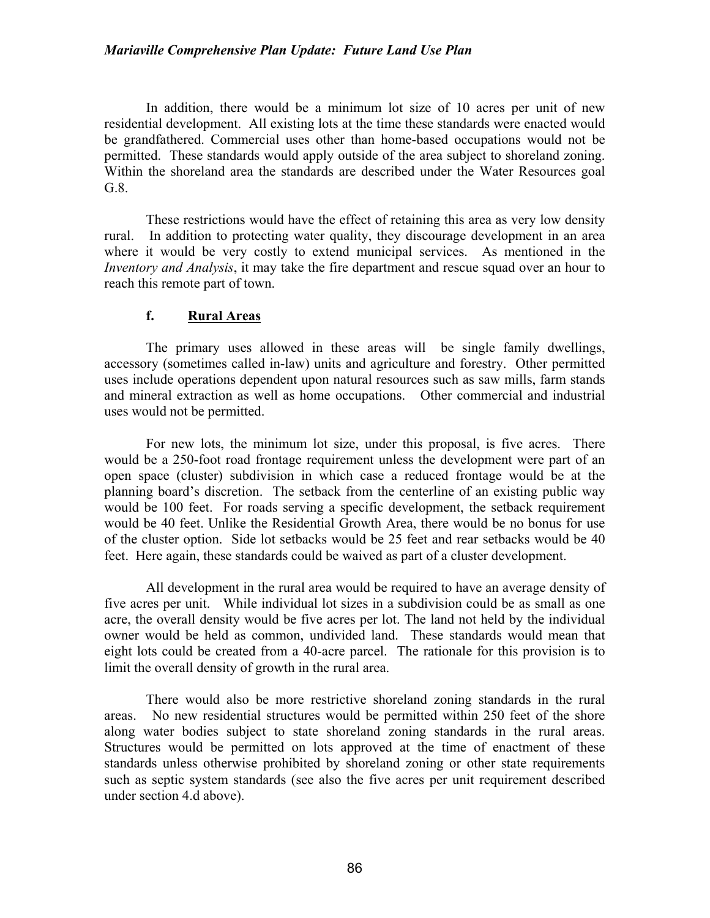In addition, there would be a minimum lot size of 10 acres per unit of new residential development. All existing lots at the time these standards were enacted would be grandfathered. Commercial uses other than home-based occupations would not be permitted. These standards would apply outside of the area subject to shoreland zoning. Within the shoreland area the standards are described under the Water Resources goal G.8.

These restrictions would have the effect of retaining this area as very low density rural. In addition to protecting water quality, they discourage development in an area where it would be very costly to extend municipal services. As mentioned in the *Inventory and Analysis*, it may take the fire department and rescue squad over an hour to reach this remote part of town.

### f. <u>Rural Areas</u>

The primary uses allowed in these areas will be single family dwellings, accessory (sometimes called in-law) units and agriculture and forestry. Other permitted uses include operations dependent upon natural resources such as saw mills, farm stands and mineral extraction as well as home occupations. Other commercial and industrial uses would not be permitted.

For new lots, the minimum lot size, under this proposal, is five acres. There would be a 250-foot road frontage requirement unless the development were part of an open space (cluster) subdivision in which case a reduced frontage would be at the planning board's discretion. The setback from the centerline of an existing public way would be 100 feet. For roads serving a specific development, the setback requirement would be 40 feet. Unlike the Residential Growth Area, there would be no bonus for use of the cluster option. Side lot setbacks would be 25 feet and rear setbacks would be 40 feet. Here again, these standards could be waived as part of a cluster development.

All development in the rural area would be required to have an average density of five acres per unit. While individual lot sizes in a subdivision could be as small as one acre, the overall density would be five acres per lot. The land not held by the individual owner would be held as common, undivided land. These standards would mean that eight lots could be created from a 40-acre parcel. The rationale for this provision is to limit the overall density of growth in the rural area.

There would also be more restrictive shoreland zoning standards in the rural areas. No new residential structures would be permitted within 250 feet of the shore along water bodies subject to state shoreland zoning standards in the rural areas. Structures would be permitted on lots approved at the time of enactment of these standards unless otherwise prohibited by shoreland zoning or other state requirements such as septic system standards (see also the five acres per unit requirement described under section 4.d above).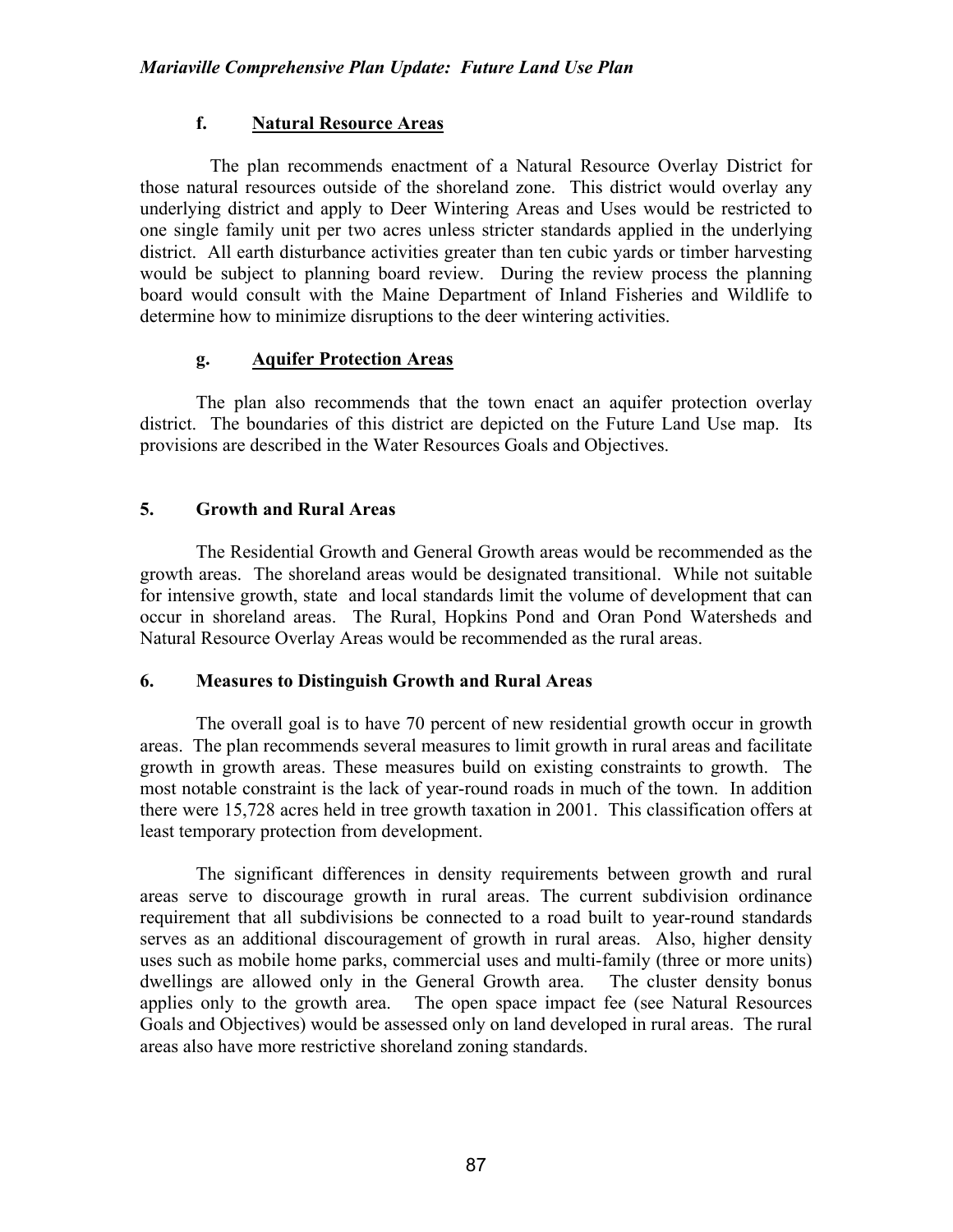#### f. Natural Resource Areas

The plan recommends enactment of a Natural Resource Overlay District for those natural resources outside of the shoreland zone. This district would overlay any underlying district and apply to Deer Wintering Areas and Uses would be restricted to one single family unit per two acres unless stricter standards applied in the underlying district. All earth disturbance activities greater than ten cubic yards or timber harvesting would be subject to planning board review. During the review process the planning board would consult with the Maine Department of Inland Fisheries and Wildlife to determine how to minimize disruptions to the deer wintering activities.

#### g. Aquifer Protection Areas

The plan also recommends that the town enact an aquifer protection overlay district. The boundaries of this district are depicted on the Future Land Use map. Its provisions are described in the Water Resources Goals and Objectives.

### 5. Growth and Rural Areas

The Residential Growth and General Growth areas would be recommended as the growth areas. The shoreland areas would be designated transitional. While not suitable for intensive growth, state and local standards limit the volume of development that can occur in shoreland areas. The Rural, Hopkins Pond and Oran Pond Watersheds and Natural Resource Overlay Areas would be recommended as the rural areas.

### 6. Measures to Distinguish Growth and Rural Areas

The overall goal is to have 70 percent of new residential growth occur in growth areas. The plan recommends several measures to limit growth in rural areas and facilitate growth in growth areas. These measures build on existing constraints to growth. The most notable constraint is the lack of year-round roads in much of the town. In addition there were 15,728 acres held in tree growth taxation in 2001. This classification offers at least temporary protection from development.

The significant differences in density requirements between growth and rural areas serve to discourage growth in rural areas. The current subdivision ordinance requirement that all subdivisions be connected to a road built to year-round standards serves as an additional discouragement of growth in rural areas. Also, higher density uses such as mobile home parks, commercial uses and multi-family (three or more units) dwellings are allowed only in the General Growth area. The cluster density bonus applies only to the growth area. The open space impact fee (see Natural Resources Goals and Objectives) would be assessed only on land developed in rural areas. The rural areas also have more restrictive shoreland zoning standards.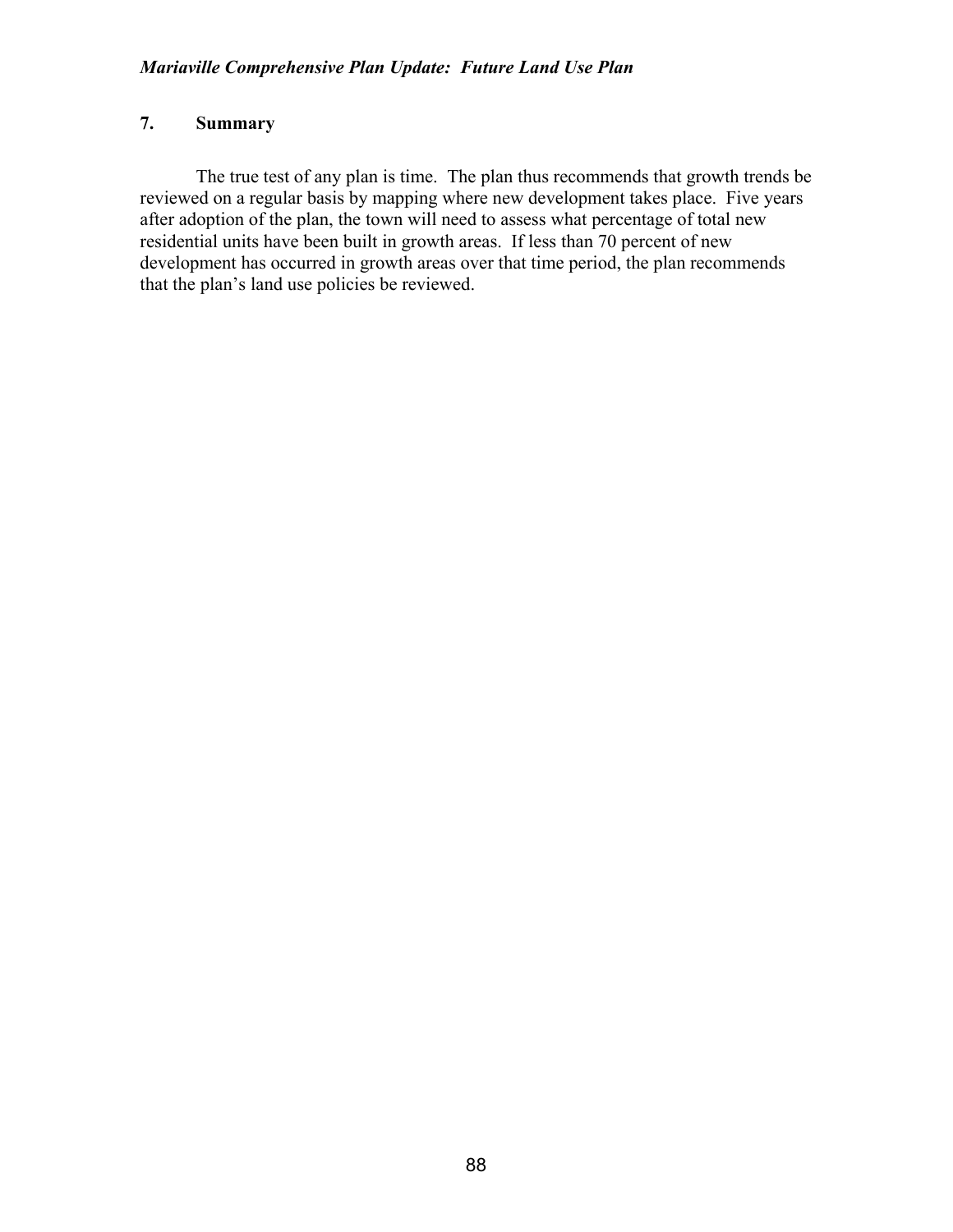## 7. Summary

The true test of any plan is time. The plan thus recommends that growth trends be reviewed on a regular basis by mapping where new development takes place. Five years after adoption of the plan, the town will need to assess what percentage of total new residential units have been built in growth areas. If less than 70 percent of new development has occurred in growth areas over that time period, the plan recommends that the plan's land use policies be reviewed.